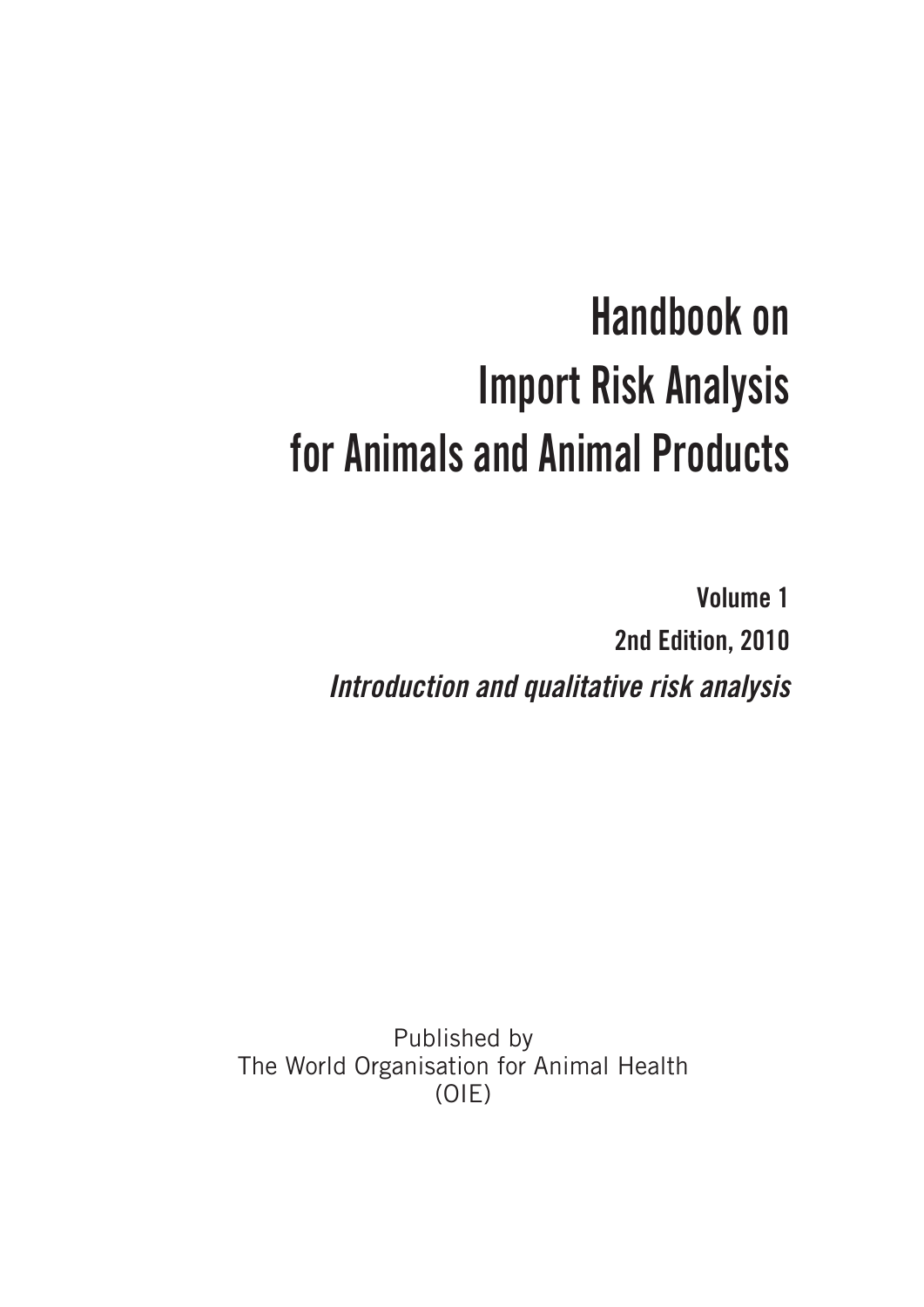# Handbook on Import Risk Analysis for Animals and Animal Products

**Volume 1**

**2nd Edition, 2010**

***Introduction and qualitative risk analysis***

Published by
The World Organisation for Animal Health
(OIE)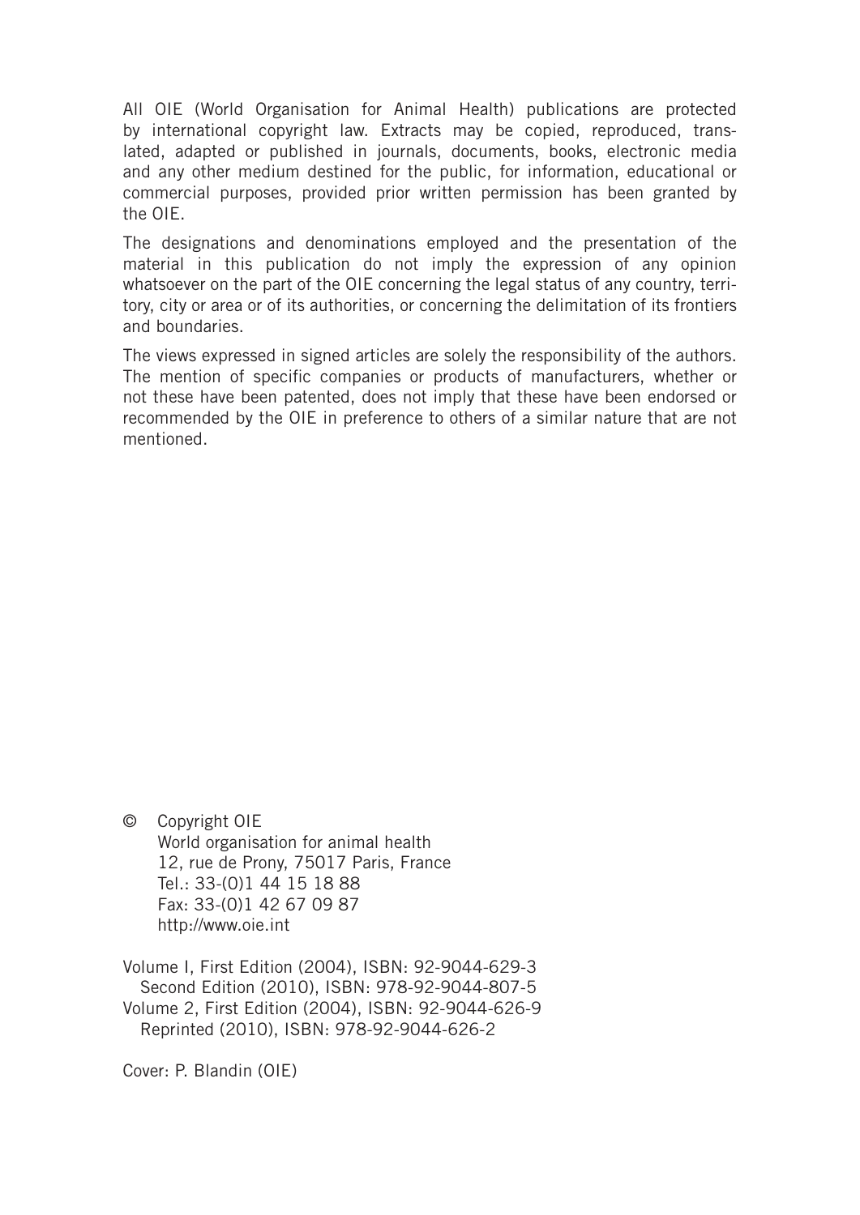All OIE (World Organisation for Animal Health) publications are protected by international copyright law. Extracts may be copied, reproduced, translated, adapted or published in journals, documents, books, electronic media and any other medium destined for the public, for information, educational or commercial purposes, provided prior written permission has been granted by the OIE.

The designations and denominations employed and the presentation of the material in this publication do not imply the expression of any opinion whatsoever on the part of the OIE concerning the legal status of any country, territory, city or area or of its authorities, or concerning the delimitation of its frontiers and boundaries.

The views expressed in signed articles are solely the responsibility of the authors. The mention of specific companies or products of manufacturers, whether or not these have been patented, does not imply that these have been endorsed or recommended by the OIE in preference to others of a similar nature that are not mentioned.

© Copyright OIE
World organisation for animal health
12, rue de Prony, 75017 Paris, France
Tel.: 33-(0)1 44 15 18 88
Fax: 33-(0)1 42 67 09 87
http://www.oie.int

Volume I, First Edition (2004), ISBN: 92-9044-629-3
Second Edition (2010), ISBN: 978-92-9044-807-5
Volume 2, First Edition (2004), ISBN: 92-9044-626-9
Reprinted (2010), ISBN: 978-92-9044-626-2

Cover: P. Blandin (OIE)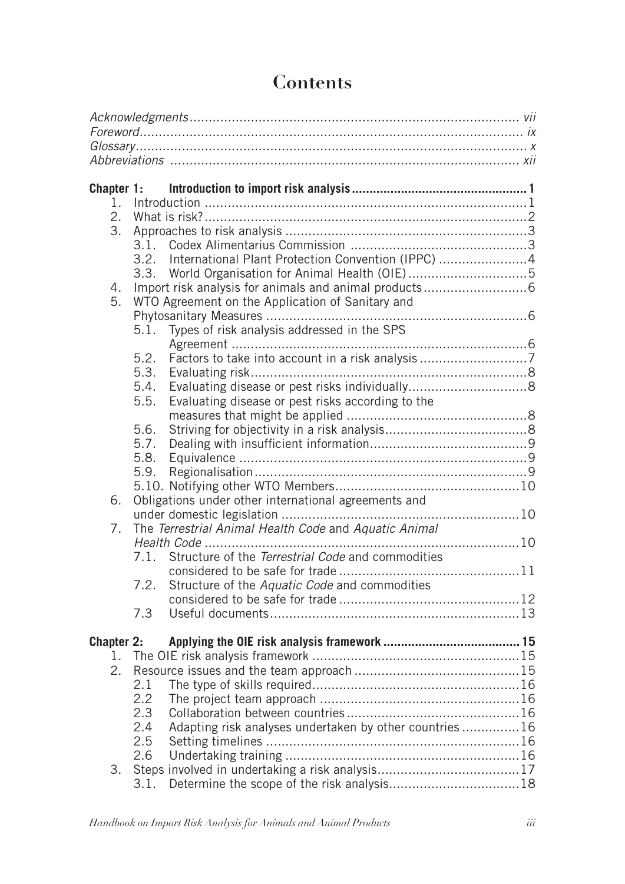# Contents

*Acknowledgments* ..... vii
*Foreword* ..... ix
*Glossary* ..... x
*Abbreviations* ..... xii

**Chapter 1: Introduction to import risk analysis ..... 1**

1. Introduction ..... 1
2. What is risk? ..... 2
3. Approaches to risk analysis ..... 3
   - 3.1. Codex Alimentarius Commission ..... 3
   - 3.2. International Plant Protection Convention (IPPC) ..... 4
   - 3.3. World Organisation for Animal Health (OIE) ..... 5
4. Import risk analysis for animals and animal products ..... 6
5. WTO Agreement on the Application of Sanitary and Phytosanitary Measures ..... 6
   - 5.1. Types of risk analysis addressed in the SPS Agreement ..... 6
   - 5.2. Factors to take into account in a risk analysis ..... 7
   - 5.3. Evaluating risk ..... 8
   - 5.4. Evaluating disease or pest risks individually ..... 8
   - 5.5. Evaluating disease or pest risks according to the measures that might be applied ..... 8
   - 5.6. Striving for objectivity in a risk analysis ..... 8
   - 5.7. Dealing with insufficient information ..... 9
   - 5.8. Equivalence ..... 9
   - 5.9. Regionalisation ..... 9
   - 5.10. Notifying other WTO Members ..... 10
6. Obligations under other international agreements and under domestic legislation ..... 10
7. The *Terrestrial Animal Health Code* and *Aquatic Animal Health Code* ..... 10
   - 7.1. Structure of the *Terrestrial Code* and commodities considered to be safe for trade ..... 11
   - 7.2. Structure of the *Aquatic Code* and commodities considered to be safe for trade ..... 12
   - 7.3 Useful documents ..... 13

**Chapter 2: Applying the OIE risk analysis framework ..... 15**

1. The OIE risk analysis framework ..... 15
2. Resource issues and the team approach ..... 15
   - 2.1 The type of skills required ..... 16
   - 2.2 The project team approach ..... 16
   - 2.3 Collaboration between countries ..... 16
   - 2.4 Adapting risk analyses undertaken by other countries ..... 16
   - 2.5 Setting timelines ..... 16
   - 2.6 Undertaking training ..... 16
3. Steps involved in undertaking a risk analysis ..... 17
   - 3.1. Determine the scope of the risk analysis ..... 18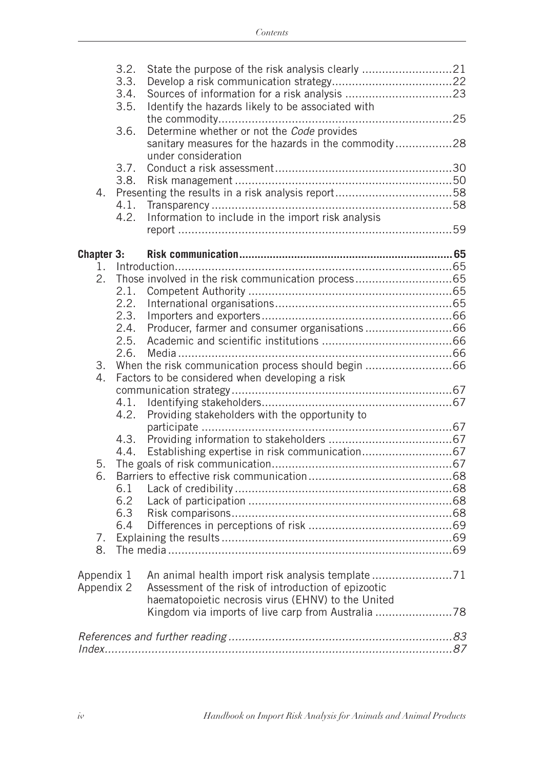- 3.2. State the purpose of the risk analysis clearly ...........................21
- 3.3. Develop a risk communication strategy....................................22
- 3.4. Sources of information for a risk analysis ................................23
- 3.5. Identify the hazards likely to be associated with the commodity......................................................................25
- 3.6. Determine whether or not the *Code* provides sanitary measures for the hazards in the commodity under consideration.................28
- 3.7. Conduct a risk assessment.....................................................30
- 3.8. Risk management .................................................................50

4. Presenting the results in a risk analysis report...................................58
   - 4.1. Transparency ........................................................................58
   - 4.2. Information to include in the import risk analysis report ..................................................................................59

**Chapter 3: Risk communication.....................................................................65**

1. Introduction...................................................................................65
2. Those involved in the risk communication process............................65
   - 2.1. Competent Authority .............................................................65
   - 2.2. International organisations.....................................................65
   - 2.3. Importers and exporters.........................................................66
   - 2.4. Producer, farmer and consumer organisations ..........................66
   - 2.5. Academic and scientific institutions .......................................66
   - 2.6. Media ..................................................................................66
3. When the risk communication process should begin ..........................66
4. Factors to be considered when developing a risk communication strategy..................................................................67
   - 4.1. Identifying stakeholders.........................................................67
   - 4.2. Providing stakeholders with the opportunity to participate ...........................................................................67
   - 4.3. Providing information to stakeholders .....................................67
   - 4.4. Establishing expertise in risk communication...........................67
5. The goals of risk communication......................................................67
6. Barriers to effective risk communication...........................................68
   - 6.1 Lack of credibility .................................................................68
   - 6.2 Lack of participation .............................................................68
   - 6.3 Risk comparisons..................................................................68
   - 6.4 Differences in perceptions of risk ...........................................69
7. Explaining the results.....................................................................69
8. The media .....................................................................................69

Appendix 1 An animal health import risk analysis template ........................71

Appendix 2 Assessment of the risk of introduction of epizootic haematopoietic necrosis virus (EHNV) to the United Kingdom via imports of live carp from Australia .......................78

*References and further reading ...................................................................83*

*Index.........................................................................................................87*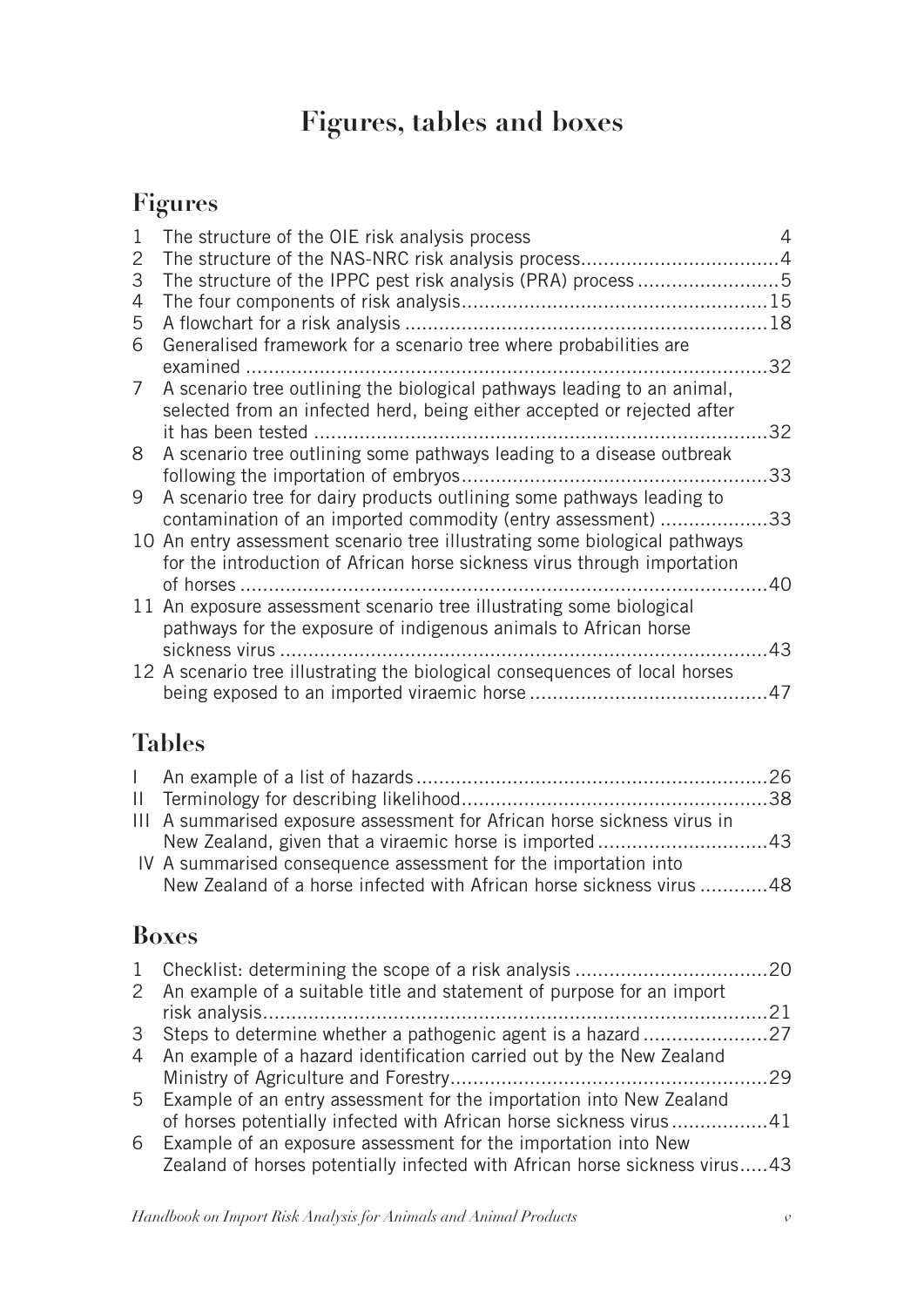# Figures, tables and boxes

## Figures

1 The structure of the OIE risk analysis process 4
2 The structure of the NAS-NRC risk analysis process....................................4
3 The structure of the IPPC pest risk analysis (PRA) process ..........................5
4 The four components of risk analysis......................................................15
5 A flowchart for a risk analysis ................................................................18
6 Generalised framework for a scenario tree where probabilities are examined ..........................................................................................32
7 A scenario tree outlining the biological pathways leading to an animal, selected from an infected herd, being either accepted or rejected after it has been tested ..................................................................................32
8 A scenario tree outlining some pathways leading to a disease outbreak following the importation of embryos......................................................33
9 A scenario tree for dairy products outlining some pathways leading to contamination of an imported commodity (entry assessment) ...................33
10 An entry assessment scenario tree illustrating some biological pathways for the introduction of African horse sickness virus through importation of horses ..............................................................................................40
11 An exposure assessment scenario tree illustrating some biological pathways for the exposure of indigenous animals to African horse sickness virus .......................................................................................43
12 A scenario tree illustrating the biological consequences of local horses being exposed to an imported viraemic horse ..........................................47

## Tables

I An example of a list of hazards..............................................................26
II Terminology for describing likelihood......................................................38
III A summarised exposure assessment for African horse sickness virus in New Zealand, given that a viraemic horse is imported ..............................43
IV A summarised consequence assessment for the importation into New Zealand of a horse infected with African horse sickness virus ............48

## Boxes

1 Checklist: determining the scope of a risk analysis ..................................20
2 An example of a suitable title and statement of purpose for an import risk analysis..........................................................................................21
3 Steps to determine whether a pathogenic agent is a hazard ......................27
4 An example of a hazard identification carried out by the New Zealand Ministry of Agriculture and Forestry........................................................29
5 Example of an entry assessment for the importation into New Zealand of horses potentially infected with African horse sickness virus .................41
6 Example of an exposure assessment for the importation into New Zealand of horses potentially infected with African horse sickness virus.....43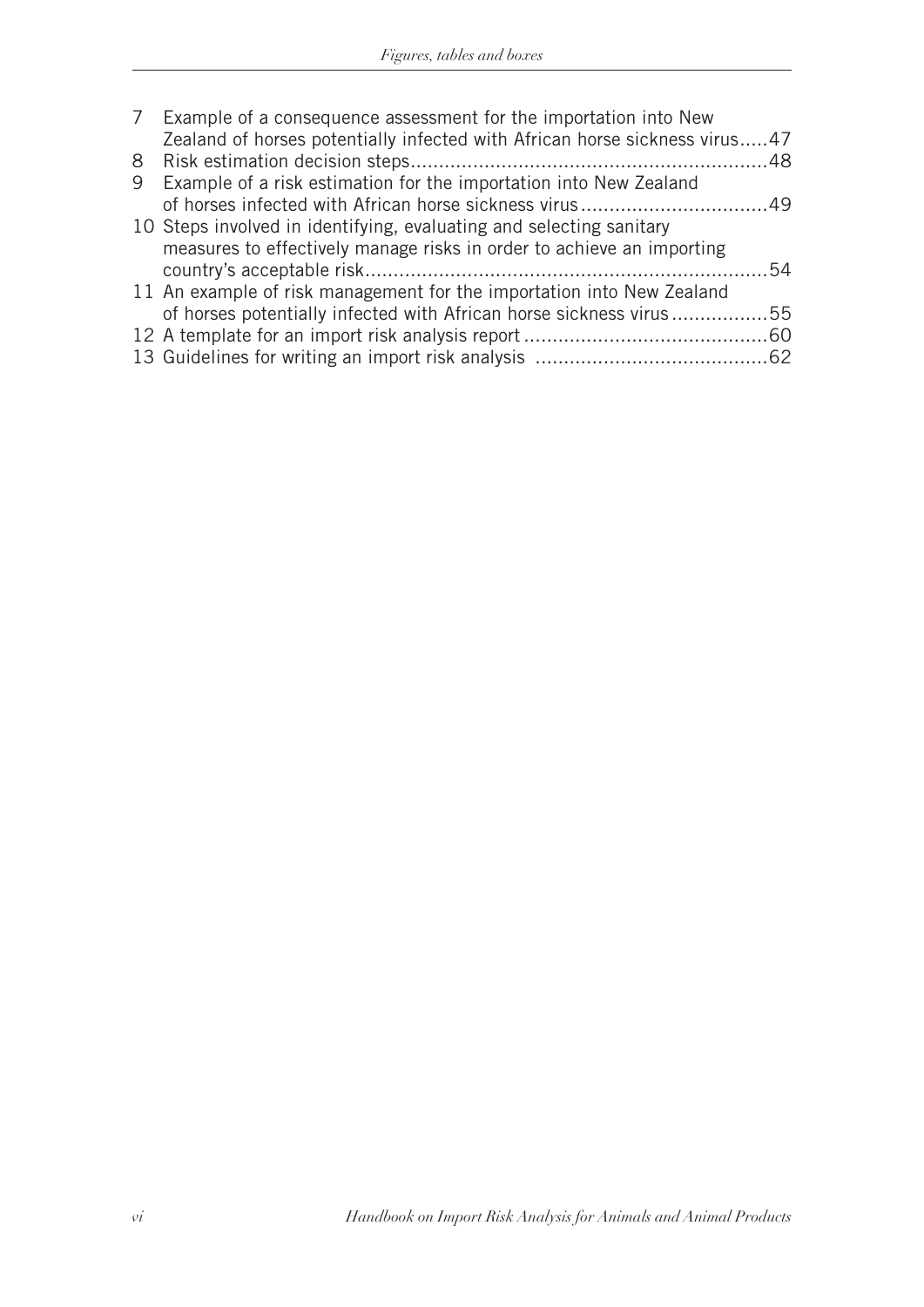7 Example of a consequence assessment for the importation into New Zealand of horses potentially infected with African horse sickness virus.....47
8 Risk estimation decision steps.............................................................48
9 Example of a risk estimation for the importation into New Zealand of horses infected with African horse sickness virus................................49
10 Steps involved in identifying, evaluating and selecting sanitary measures to effectively manage risks in order to achieve an importing country's acceptable risk.......................................................................54
11 An example of risk management for the importation into New Zealand of horses potentially infected with African horse sickness virus................55
12 A template for an import risk analysis report...........................................60
13 Guidelines for writing an import risk analysis .........................................62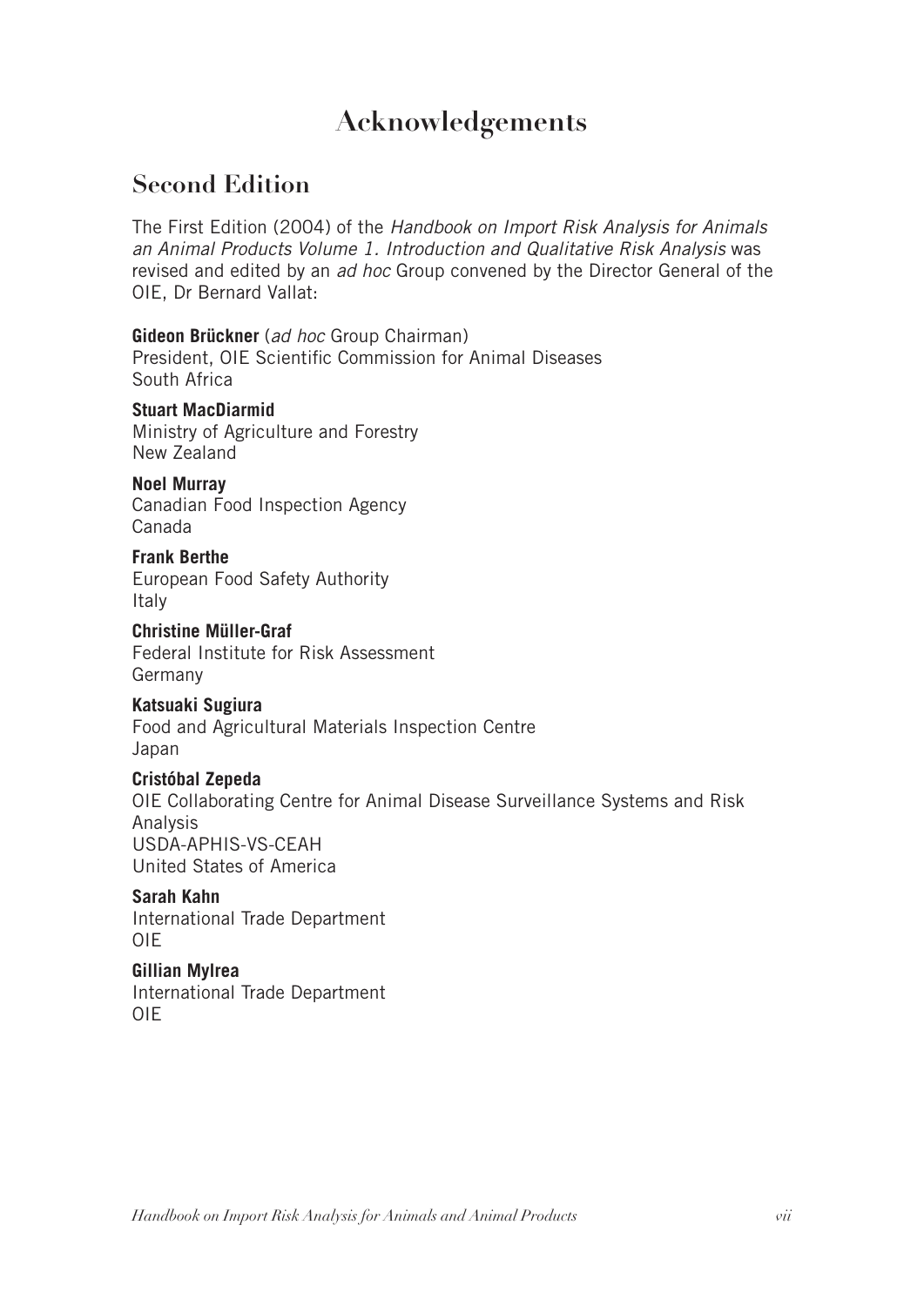# Acknowledgements

## Second Edition

The First Edition (2004) of the *Handbook on Import Risk Analysis for Animals an Animal Products Volume 1. Introduction and Qualitative Risk Analysis* was revised and edited by an *ad hoc* Group convened by the Director General of the OIE, Dr Bernard Vallat:

**Gideon Brückner** (*ad hoc* Group Chairman)
President, OIE Scientific Commission for Animal Diseases
South Africa

**Stuart MacDiarmid**
Ministry of Agriculture and Forestry
New Zealand

**Noel Murray**
Canadian Food Inspection Agency
Canada

**Frank Berthe**
European Food Safety Authority
Italy

**Christine Müller-Graf**
Federal Institute for Risk Assessment
Germany

**Katsuaki Sugiura**
Food and Agricultural Materials Inspection Centre
Japan

**Cristóbal Zepeda**
OIE Collaborating Centre for Animal Disease Surveillance Systems and Risk Analysis
USDA-APHIS-VS-CEAH
United States of America

**Sarah Kahn**
International Trade Department
OIE

**Gillian Mylrea**
International Trade Department
OIE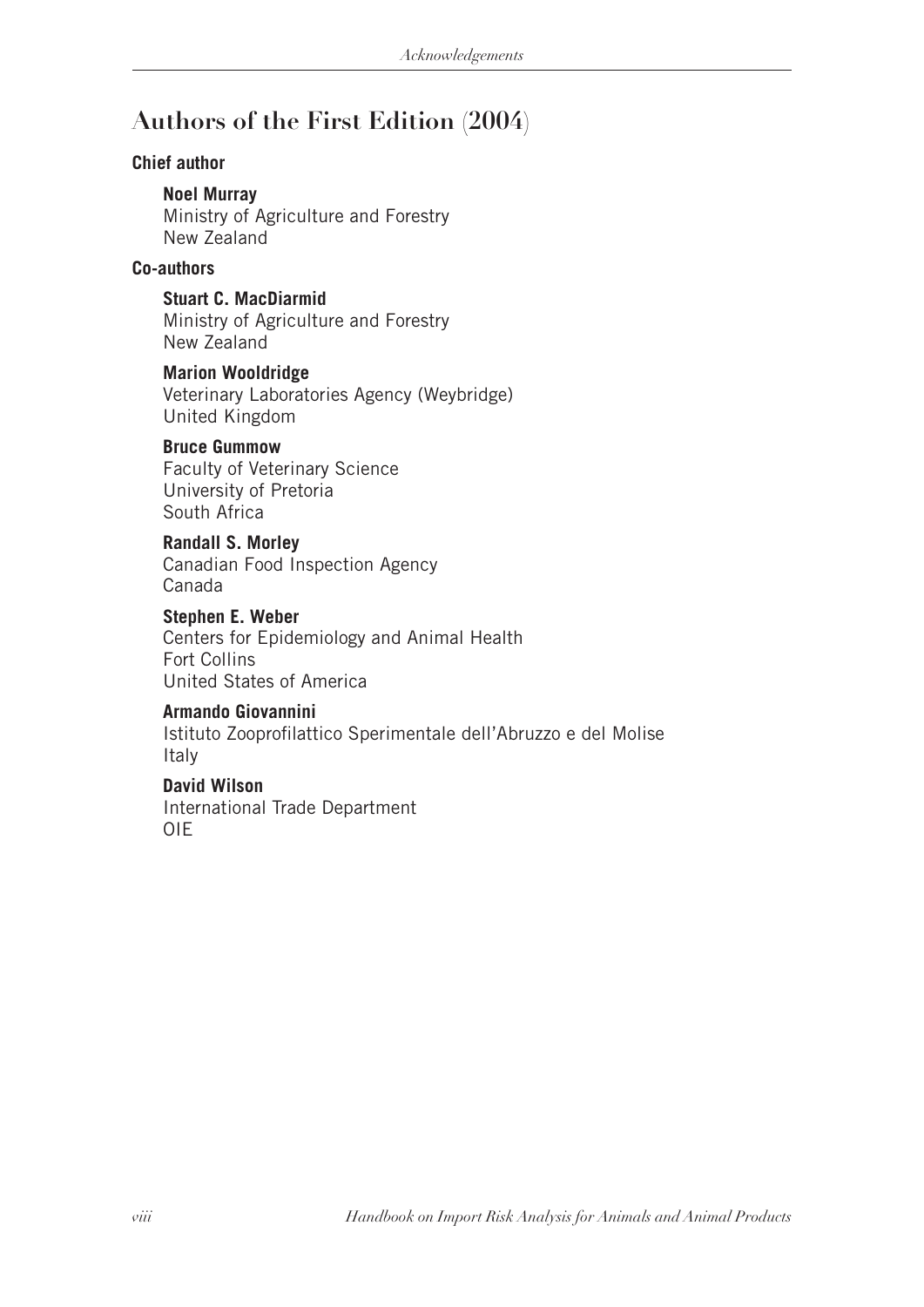## Authors of the First Edition (2004)

**Chief author**

**Noel Murray**
Ministry of Agriculture and Forestry
New Zealand

**Co-authors**

**Stuart C. MacDiarmid**
Ministry of Agriculture and Forestry
New Zealand

**Marion Wooldridge**
Veterinary Laboratories Agency (Weybridge)
United Kingdom

**Bruce Gummow**
Faculty of Veterinary Science
University of Pretoria
South Africa

**Randall S. Morley**
Canadian Food Inspection Agency
Canada

**Stephen E. Weber**
Centers for Epidemiology and Animal Health
Fort Collins
United States of America

**Armando Giovannini**
Istituto Zooprofilattico Sperimentale dell'Abruzzo e del Molise
Italy

**David Wilson**
International Trade Department
OIE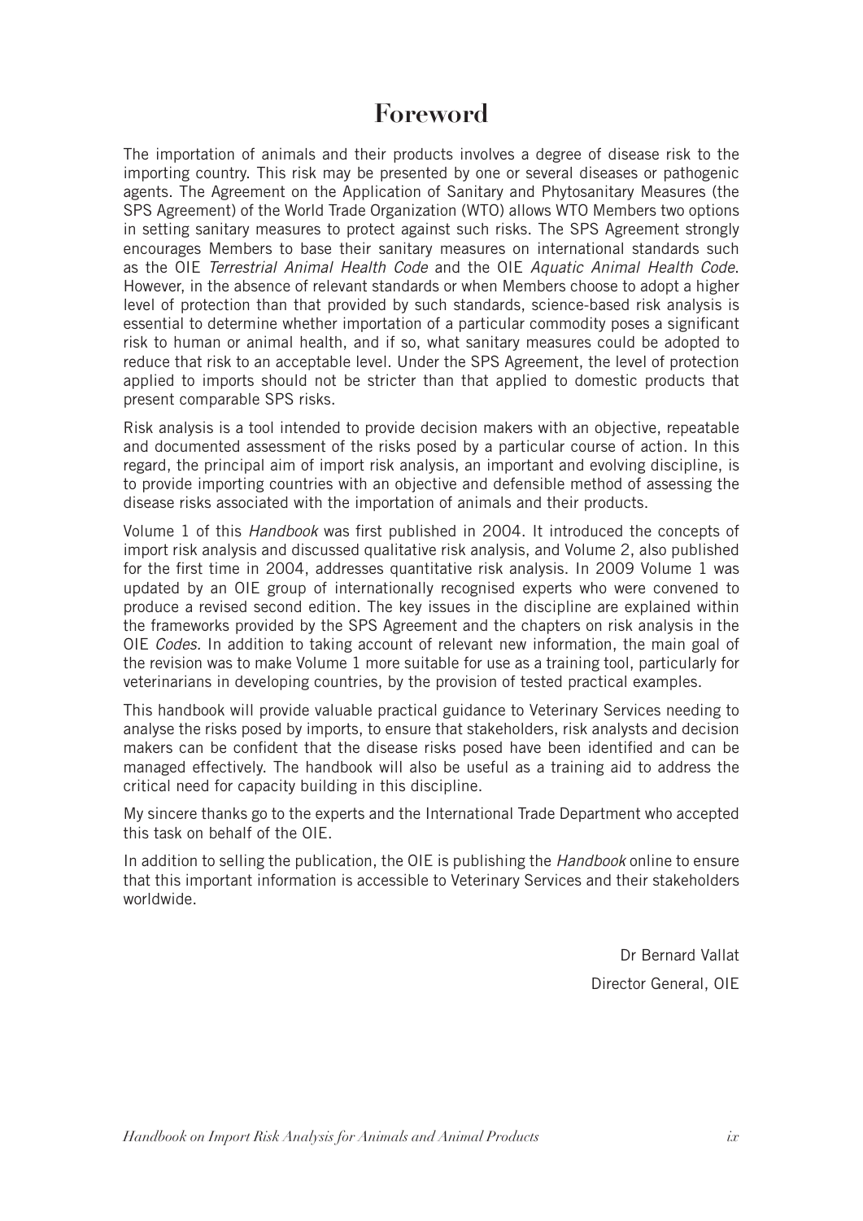# Foreword

The importation of animals and their products involves a degree of disease risk to the importing country. This risk may be presented by one or several diseases or pathogenic agents. The Agreement on the Application of Sanitary and Phytosanitary Measures (the SPS Agreement) of the World Trade Organization (WTO) allows WTO Members two options in setting sanitary measures to protect against such risks. The SPS Agreement strongly encourages Members to base their sanitary measures on international standards such as the OIE *Terrestrial Animal Health Code* and the OIE *Aquatic Animal Health Code*. However, in the absence of relevant standards or when Members choose to adopt a higher level of protection than that provided by such standards, science-based risk analysis is essential to determine whether importation of a particular commodity poses a significant risk to human or animal health, and if so, what sanitary measures could be adopted to reduce that risk to an acceptable level. Under the SPS Agreement, the level of protection applied to imports should not be stricter than that applied to domestic products that present comparable SPS risks.

Risk analysis is a tool intended to provide decision makers with an objective, repeatable and documented assessment of the risks posed by a particular course of action. In this regard, the principal aim of import risk analysis, an important and evolving discipline, is to provide importing countries with an objective and defensible method of assessing the disease risks associated with the importation of animals and their products.

Volume 1 of this *Handbook* was first published in 2004. It introduced the concepts of import risk analysis and discussed qualitative risk analysis, and Volume 2, also published for the first time in 2004, addresses quantitative risk analysis. In 2009 Volume 1 was updated by an OIE group of internationally recognised experts who were convened to produce a revised second edition. The key issues in the discipline are explained within the frameworks provided by the SPS Agreement and the chapters on risk analysis in the OIE *Codes*. In addition to taking account of relevant new information, the main goal of the revision was to make Volume 1 more suitable for use as a training tool, particularly for veterinarians in developing countries, by the provision of tested practical examples.

This handbook will provide valuable practical guidance to Veterinary Services needing to analyse the risks posed by imports, to ensure that stakeholders, risk analysts and decision makers can be confident that the disease risks posed have been identified and can be managed effectively. The handbook will also be useful as a training aid to address the critical need for capacity building in this discipline.

My sincere thanks go to the experts and the International Trade Department who accepted this task on behalf of the OIE.

In addition to selling the publication, the OIE is publishing the *Handbook* online to ensure that this important information is accessible to Veterinary Services and their stakeholders worldwide.

Dr Bernard Vallat

Director General, OIE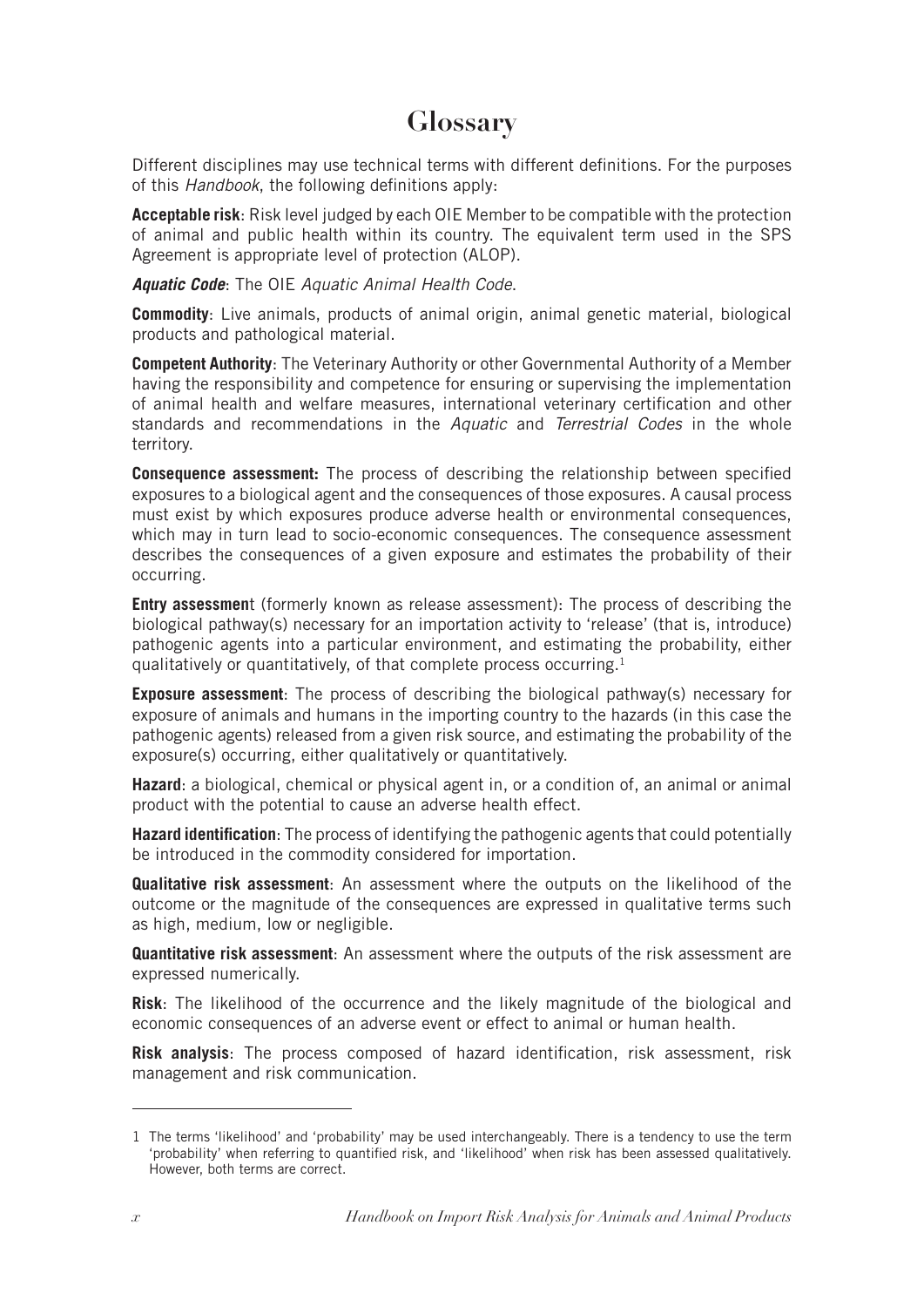# Glossary

Different disciplines may use technical terms with different definitions. For the purposes of this *Handbook*, the following definitions apply:

**Acceptable risk**: Risk level judged by each OIE Member to be compatible with the protection of animal and public health within its country. The equivalent term used in the SPS Agreement is appropriate level of protection (ALOP).

***Aquatic Code***: The OIE *Aquatic Animal Health Code*.

**Commodity**: Live animals, products of animal origin, animal genetic material, biological products and pathological material.

**Competent Authority**: The Veterinary Authority or other Governmental Authority of a Member having the responsibility and competence for ensuring or supervising the implementation of animal health and welfare measures, international veterinary certification and other standards and recommendations in the *Aquatic* and *Terrestrial Codes* in the whole territory.

**Consequence assessment:** The process of describing the relationship between specified exposures to a biological agent and the consequences of those exposures. A causal process must exist by which exposures produce adverse health or environmental consequences, which may in turn lead to socio-economic consequences. The consequence assessment describes the consequences of a given exposure and estimates the probability of their occurring.

**Entry assessment** (formerly known as release assessment): The process of describing the biological pathway(s) necessary for an importation activity to 'release' (that is, introduce) pathogenic agents into a particular environment, and estimating the probability, either qualitatively or quantitatively, of that complete process occurring.[1]

**Exposure assessment**: The process of describing the biological pathway(s) necessary for exposure of animals and humans in the importing country to the hazards (in this case the pathogenic agents) released from a given risk source, and estimating the probability of the exposure(s) occurring, either qualitatively or quantitatively.

**Hazard**: a biological, chemical or physical agent in, or a condition of, an animal or animal product with the potential to cause an adverse health effect.

**Hazard identification**: The process of identifying the pathogenic agents that could potentially be introduced in the commodity considered for importation.

**Qualitative risk assessment**: An assessment where the outputs on the likelihood of the outcome or the magnitude of the consequences are expressed in qualitative terms such as high, medium, low or negligible.

**Quantitative risk assessment**: An assessment where the outputs of the risk assessment are expressed numerically.

**Risk**: The likelihood of the occurrence and the likely magnitude of the biological and economic consequences of an adverse event or effect to animal or human health.

**Risk analysis**: The process composed of hazard identification, risk assessment, risk management and risk communication.

---

1 The terms 'likelihood' and 'probability' may be used interchangeably. There is a tendency to use the term 'probability' when referring to quantified risk, and 'likelihood' when risk has been assessed qualitatively. However, both terms are correct.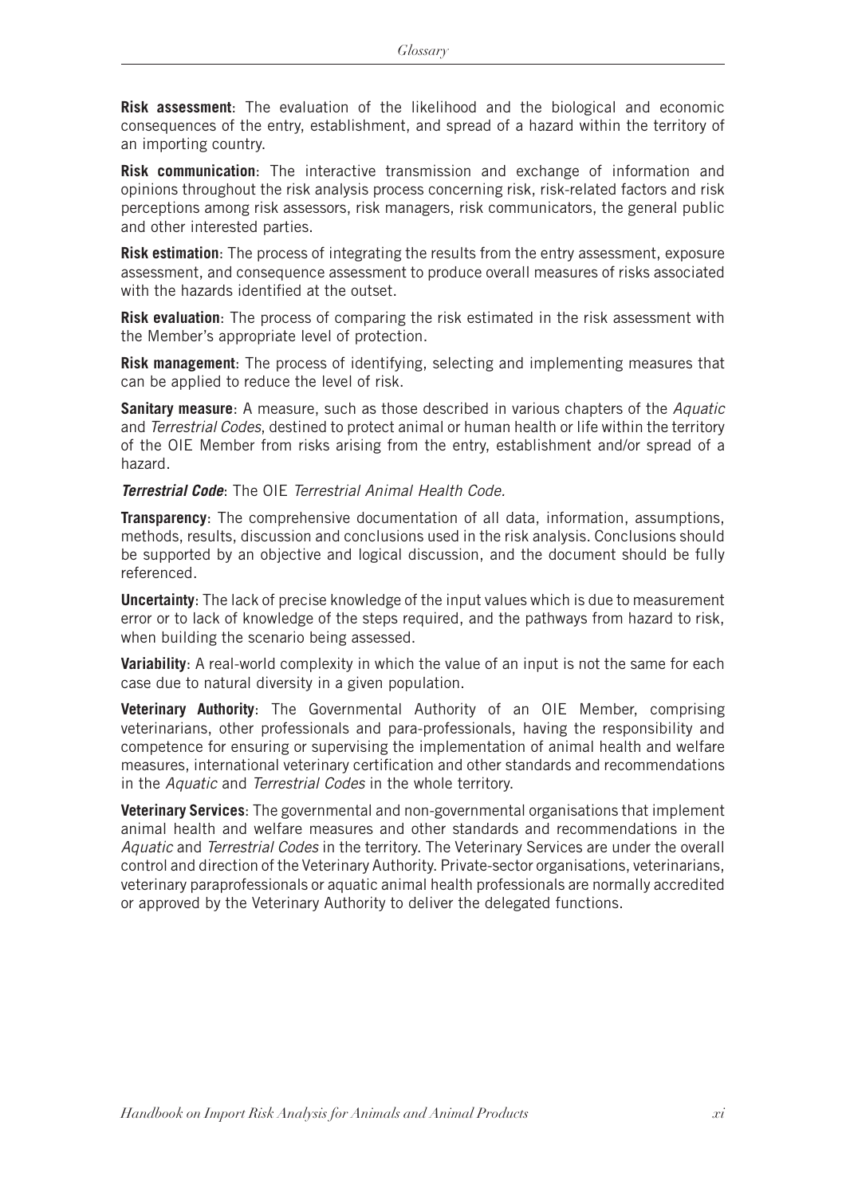**Risk assessment**: The evaluation of the likelihood and the biological and economic consequences of the entry, establishment, and spread of a hazard within the territory of an importing country.

**Risk communication**: The interactive transmission and exchange of information and opinions throughout the risk analysis process concerning risk, risk-related factors and risk perceptions among risk assessors, risk managers, risk communicators, the general public and other interested parties.

**Risk estimation**: The process of integrating the results from the entry assessment, exposure assessment, and consequence assessment to produce overall measures of risks associated with the hazards identified at the outset.

**Risk evaluation**: The process of comparing the risk estimated in the risk assessment with the Member's appropriate level of protection.

**Risk management**: The process of identifying, selecting and implementing measures that can be applied to reduce the level of risk.

**Sanitary measure**: A measure, such as those described in various chapters of the *Aquatic* and *Terrestrial Codes*, destined to protect animal or human health or life within the territory of the OIE Member from risks arising from the entry, establishment and/or spread of a hazard.

***Terrestrial Code***: The OIE *Terrestrial Animal Health Code.*

**Transparency**: The comprehensive documentation of all data, information, assumptions, methods, results, discussion and conclusions used in the risk analysis. Conclusions should be supported by an objective and logical discussion, and the document should be fully referenced.

**Uncertainty**: The lack of precise knowledge of the input values which is due to measurement error or to lack of knowledge of the steps required, and the pathways from hazard to risk, when building the scenario being assessed.

**Variability**: A real-world complexity in which the value of an input is not the same for each case due to natural diversity in a given population.

**Veterinary Authority**: The Governmental Authority of an OIE Member, comprising veterinarians, other professionals and para-professionals, having the responsibility and competence for ensuring or supervising the implementation of animal health and welfare measures, international veterinary certification and other standards and recommendations in the *Aquatic* and *Terrestrial Codes* in the whole territory.

**Veterinary Services**: The governmental and non-governmental organisations that implement animal health and welfare measures and other standards and recommendations in the *Aquatic* and *Terrestrial Codes* in the territory. The Veterinary Services are under the overall control and direction of the Veterinary Authority. Private-sector organisations, veterinarians, veterinary paraprofessionals or aquatic animal health professionals are normally accredited or approved by the Veterinary Authority to deliver the delegated functions.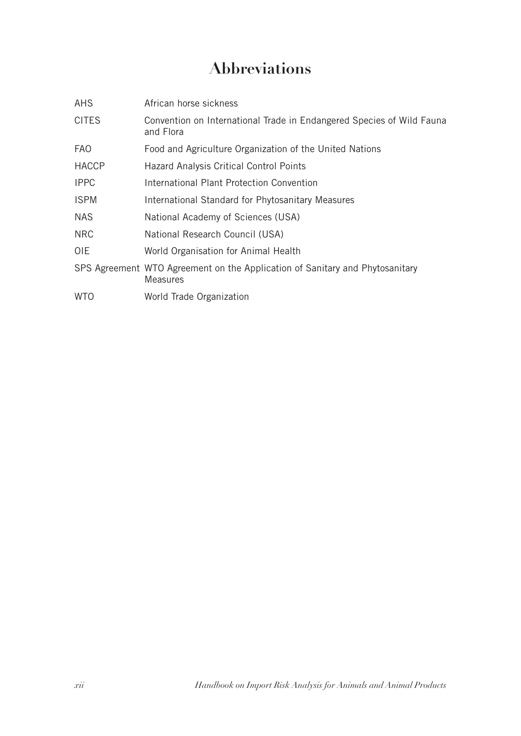# Abbreviations

| | |
|---|---|
| AHS | African horse sickness |
| CITES | Convention on International Trade in Endangered Species of Wild Fauna and Flora |
| FAO | Food and Agriculture Organization of the United Nations |
| HACCP | Hazard Analysis Critical Control Points |
| IPPC | International Plant Protection Convention |
| ISPM | International Standard for Phytosanitary Measures |
| NAS | National Academy of Sciences (USA) |
| NRC | National Research Council (USA) |
| OIE | World Organisation for Animal Health |
| SPS Agreement | WTO Agreement on the Application of Sanitary and Phytosanitary Measures |
| WTO | World Trade Organization |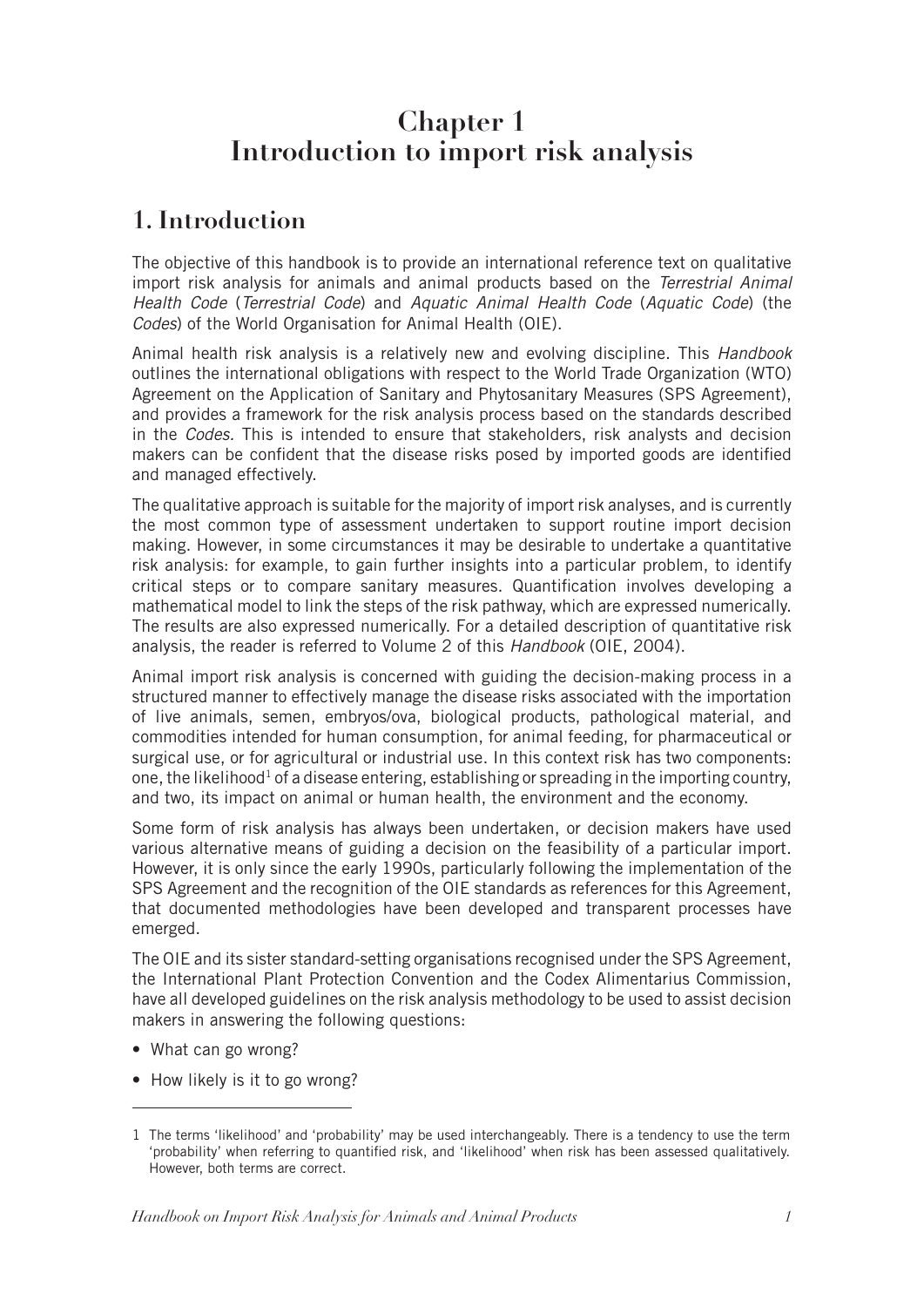# Chapter 1
# Introduction to import risk analysis

## 1. Introduction

The objective of this handbook is to provide an international reference text on qualitative import risk analysis for animals and animal products based on the *Terrestrial Animal Health Code* (*Terrestrial Code*) and *Aquatic Animal Health Code* (*Aquatic Code*) (the *Codes*) of the World Organisation for Animal Health (OIE).

Animal health risk analysis is a relatively new and evolving discipline. This *Handbook* outlines the international obligations with respect to the World Trade Organization (WTO) Agreement on the Application of Sanitary and Phytosanitary Measures (SPS Agreement), and provides a framework for the risk analysis process based on the standards described in the *Codes*. This is intended to ensure that stakeholders, risk analysts and decision makers can be confident that the disease risks posed by imported goods are identified and managed effectively.

The qualitative approach is suitable for the majority of import risk analyses, and is currently the most common type of assessment undertaken to support routine import decision making. However, in some circumstances it may be desirable to undertake a quantitative risk analysis: for example, to gain further insights into a particular problem, to identify critical steps or to compare sanitary measures. Quantification involves developing a mathematical model to link the steps of the risk pathway, which are expressed numerically. The results are also expressed numerically. For a detailed description of quantitative risk analysis, the reader is referred to Volume 2 of this *Handbook* (OIE, 2004).

Animal import risk analysis is concerned with guiding the decision-making process in a structured manner to effectively manage the disease risks associated with the importation of live animals, semen, embryos/ova, biological products, pathological material, and commodities intended for human consumption, for animal feeding, for pharmaceutical or surgical use, or for agricultural or industrial use. In this context risk has two components: one, the likelihood[1] of a disease entering, establishing or spreading in the importing country, and two, its impact on animal or human health, the environment and the economy.

Some form of risk analysis has always been undertaken, or decision makers have used various alternative means of guiding a decision on the feasibility of a particular import. However, it is only since the early 1990s, particularly following the implementation of the SPS Agreement and the recognition of the OIE standards as references for this Agreement, that documented methodologies have been developed and transparent processes have emerged.

The OIE and its sister standard-setting organisations recognised under the SPS Agreement, the International Plant Protection Convention and the Codex Alimentarius Commission, have all developed guidelines on the risk analysis methodology to be used to assist decision makers in answering the following questions:

- What can go wrong?
- How likely is it to go wrong?

---

1 The terms 'likelihood' and 'probability' may be used interchangeably. There is a tendency to use the term 'probability' when referring to quantified risk, and 'likelihood' when risk has been assessed qualitatively. However, both terms are correct.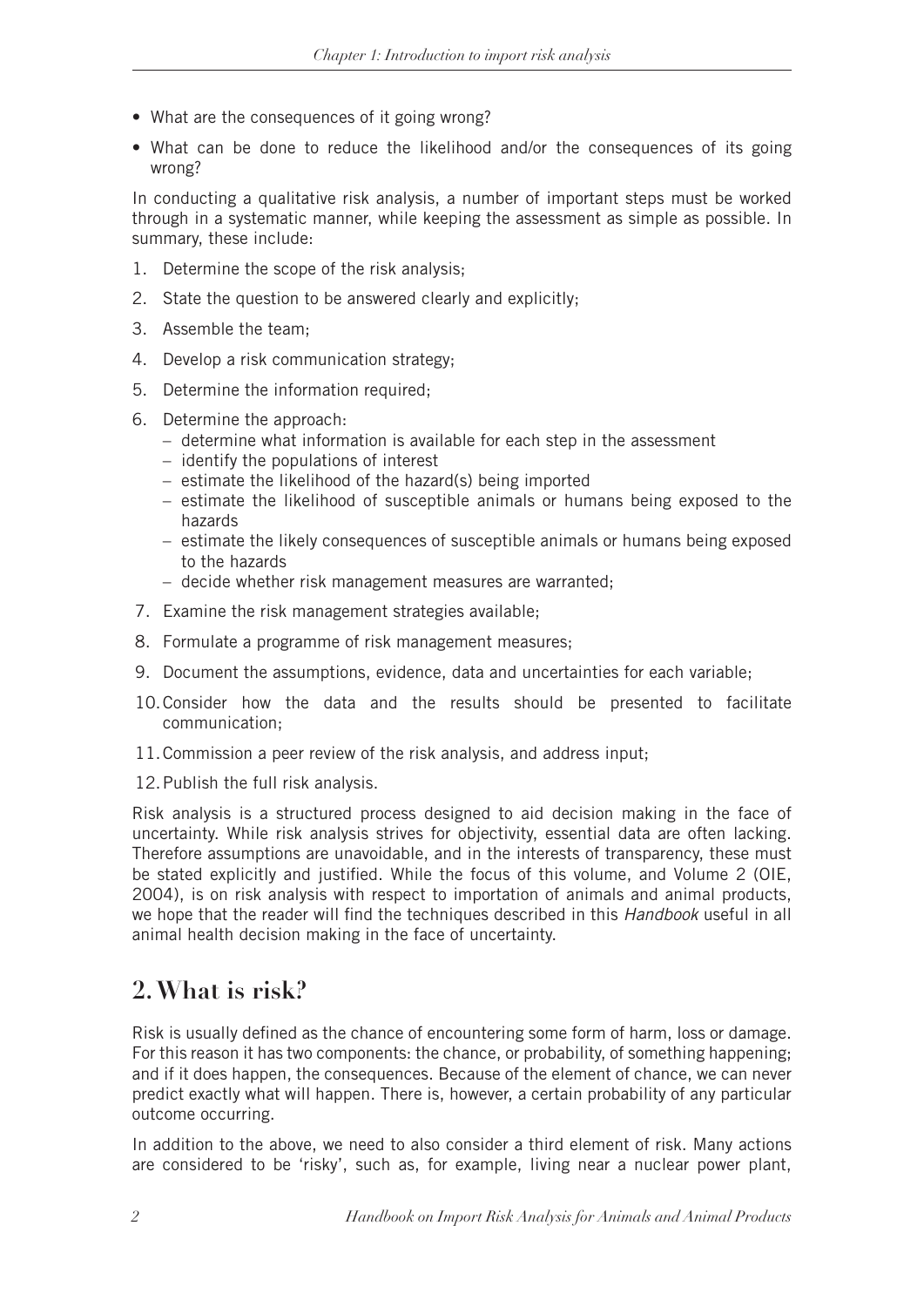- What are the consequences of it going wrong?
- What can be done to reduce the likelihood and/or the consequences of its going wrong?

In conducting a qualitative risk analysis, a number of important steps must be worked through in a systematic manner, while keeping the assessment as simple as possible. In summary, these include:

1. Determine the scope of the risk analysis;
2. State the question to be answered clearly and explicitly;
3. Assemble the team;
4. Develop a risk communication strategy;
5. Determine the information required;
6. Determine the approach:
   - determine what information is available for each step in the assessment
   - identify the populations of interest
   - estimate the likelihood of the hazard(s) being imported
   - estimate the likelihood of susceptible animals or humans being exposed to the hazards
   - estimate the likely consequences of susceptible animals or humans being exposed to the hazards
   - decide whether risk management measures are warranted;
7. Examine the risk management strategies available;
8. Formulate a programme of risk management measures;
9. Document the assumptions, evidence, data and uncertainties for each variable;
10. Consider how the data and the results should be presented to facilitate communication;
11. Commission a peer review of the risk analysis, and address input;
12. Publish the full risk analysis.

Risk analysis is a structured process designed to aid decision making in the face of uncertainty. While risk analysis strives for objectivity, essential data are often lacking. Therefore assumptions are unavoidable, and in the interests of transparency, these must be stated explicitly and justified. While the focus of this volume, and Volume 2 (OIE, 2004), is on risk analysis with respect to importation of animals and animal products, we hope that the reader will find the techniques described in this *Handbook* useful in all animal health decision making in the face of uncertainty.

## 2. What is risk?

Risk is usually defined as the chance of encountering some form of harm, loss or damage. For this reason it has two components: the chance, or probability, of something happening; and if it does happen, the consequences. Because of the element of chance, we can never predict exactly what will happen. There is, however, a certain probability of any particular outcome occurring.

In addition to the above, we need to also consider a third element of risk. Many actions are considered to be 'risky', such as, for example, living near a nuclear power plant,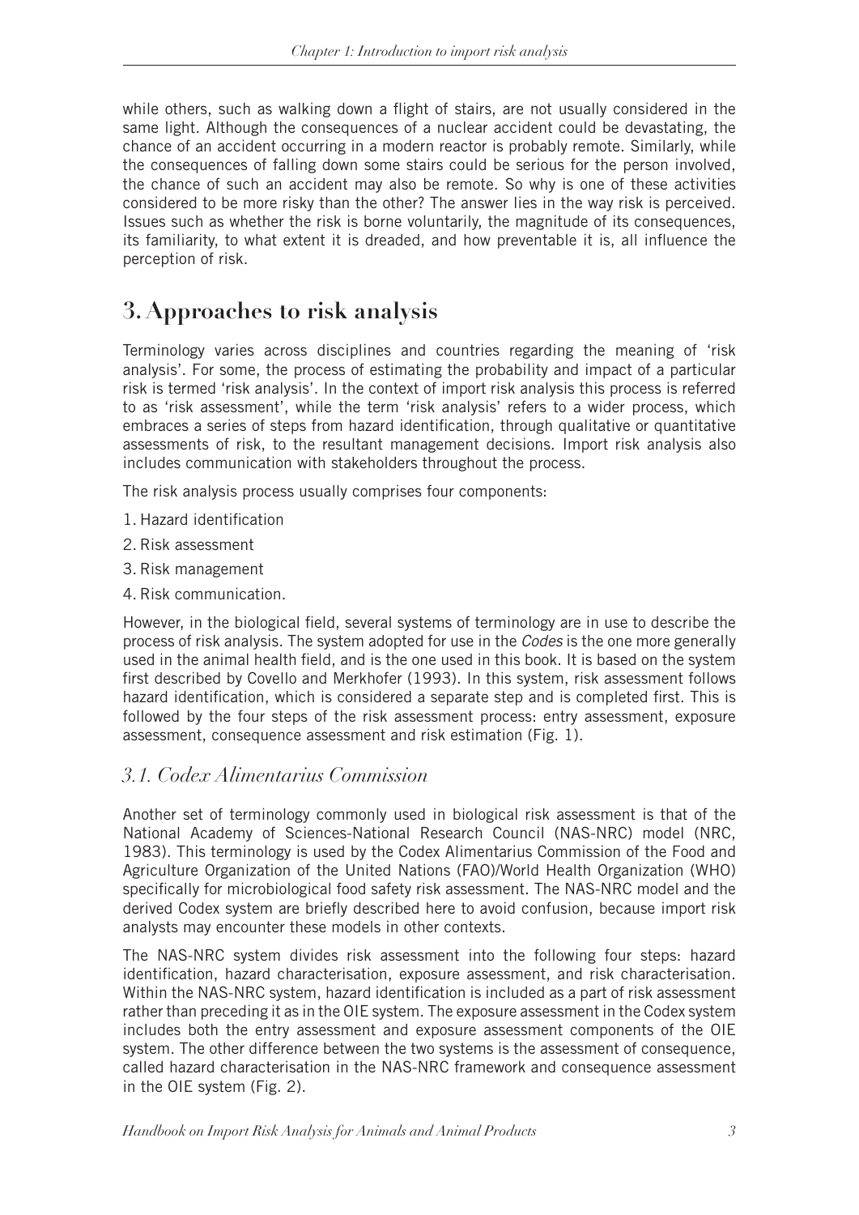while others, such as walking down a flight of stairs, are not usually considered in the same light. Although the consequences of a nuclear accident could be devastating, the chance of an accident occurring in a modern reactor is probably remote. Similarly, while the consequences of falling down some stairs could be serious for the person involved, the chance of such an accident may also be remote. So why is one of these activities considered to be more risky than the other? The answer lies in the way risk is perceived. Issues such as whether the risk is borne voluntarily, the magnitude of its consequences, its familiarity, to what extent it is dreaded, and how preventable it is, all influence the perception of risk.

## 3. Approaches to risk analysis

Terminology varies across disciplines and countries regarding the meaning of 'risk analysis'. For some, the process of estimating the probability and impact of a particular risk is termed 'risk analysis'. In the context of import risk analysis this process is referred to as 'risk assessment', while the term 'risk analysis' refers to a wider process, which embraces a series of steps from hazard identification, through qualitative or quantitative assessments of risk, to the resultant management decisions. Import risk analysis also includes communication with stakeholders throughout the process.

The risk analysis process usually comprises four components:

1. Hazard identification
2. Risk assessment
3. Risk management
4. Risk communication.

However, in the biological field, several systems of terminology are in use to describe the process of risk analysis. The system adopted for use in the *Codes* is the one more generally used in the animal health field, and is the one used in this book. It is based on the system first described by Covello and Merkhofer (1993). In this system, risk assessment follows hazard identification, which is considered a separate step and is completed first. This is followed by the four steps of the risk assessment process: entry assessment, exposure assessment, consequence assessment and risk estimation (Fig. 1).

### *3.1. Codex Alimentarius Commission*

Another set of terminology commonly used in biological risk assessment is that of the National Academy of Sciences-National Research Council (NAS-NRC) model (NRC, 1983). This terminology is used by the Codex Alimentarius Commission of the Food and Agriculture Organization of the United Nations (FAO)/World Health Organization (WHO) specifically for microbiological food safety risk assessment. The NAS-NRC model and the derived Codex system are briefly described here to avoid confusion, because import risk analysts may encounter these models in other contexts.

The NAS-NRC system divides risk assessment into the following four steps: hazard identification, hazard characterisation, exposure assessment, and risk characterisation. Within the NAS-NRC system, hazard identification is included as a part of risk assessment rather than preceding it as in the OIE system. The exposure assessment in the Codex system includes both the entry assessment and exposure assessment components of the OIE system. The other difference between the two systems is the assessment of consequence, called hazard characterisation in the NAS-NRC framework and consequence assessment in the OIE system (Fig. 2).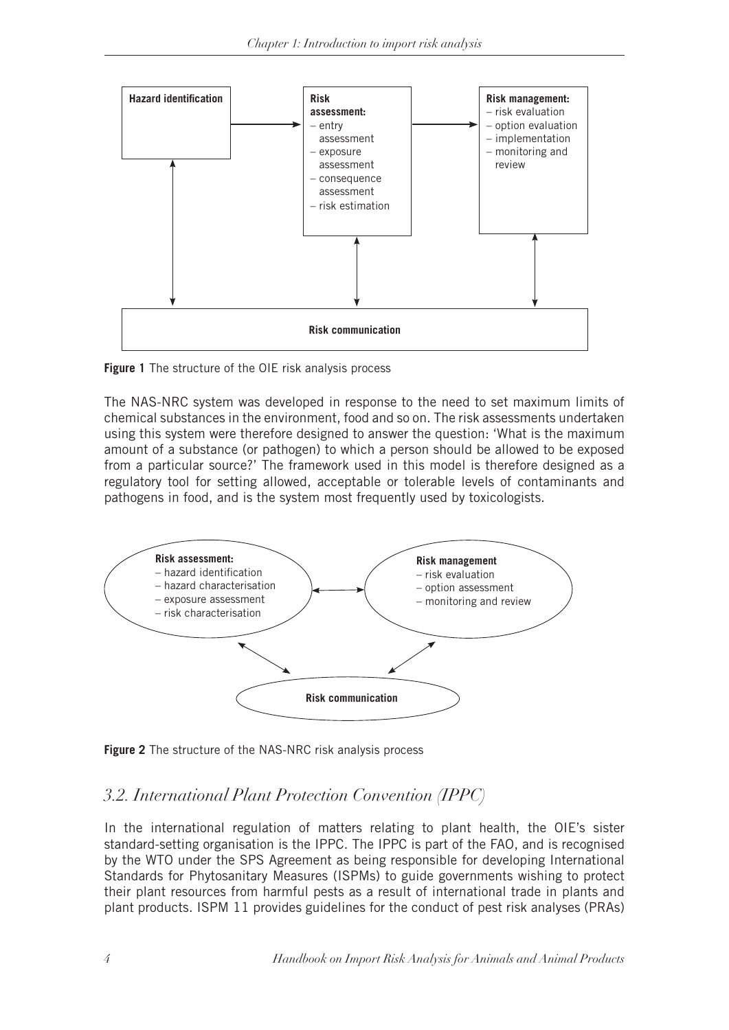**Hazard identification**

**Risk assessment:**
- entry assessment
- exposure assessment
- consequence assessment
- risk estimation

**Risk management:**
- risk evaluation
- option evaluation
- implementation
- monitoring and review

**Risk communication**

**Figure 1** The structure of the OIE risk analysis process

The NAS-NRC system was developed in response to the need to set maximum limits of chemical substances in the environment, food and so on. The risk assessments undertaken using this system were therefore designed to answer the question: 'What is the maximum amount of a substance (or pathogen) to which a person should be allowed to be exposed from a particular source?' The framework used in this model is therefore designed as a regulatory tool for setting allowed, acceptable or tolerable levels of contaminants and pathogens in food, and is the system most frequently used by toxicologists.

**Risk assessment:**
- hazard identification
- hazard characterisation
- exposure assessment
- risk characterisation

**Risk management**
- risk evaluation
- option assessment
- monitoring and review

**Risk communication**

**Figure 2** The structure of the NAS-NRC risk analysis process

## *3.2. International Plant Protection Convention (IPPC)*

In the international regulation of matters relating to plant health, the OIE's sister standard-setting organisation is the IPPC. The IPPC is part of the FAO, and is recognised by the WTO under the SPS Agreement as being responsible for developing International Standards for Phytosanitary Measures (ISPMs) to guide governments wishing to protect their plant resources from harmful pests as a result of international trade in plants and plant products. ISPM 11 provides guidelines for the conduct of pest risk analyses (PRAs)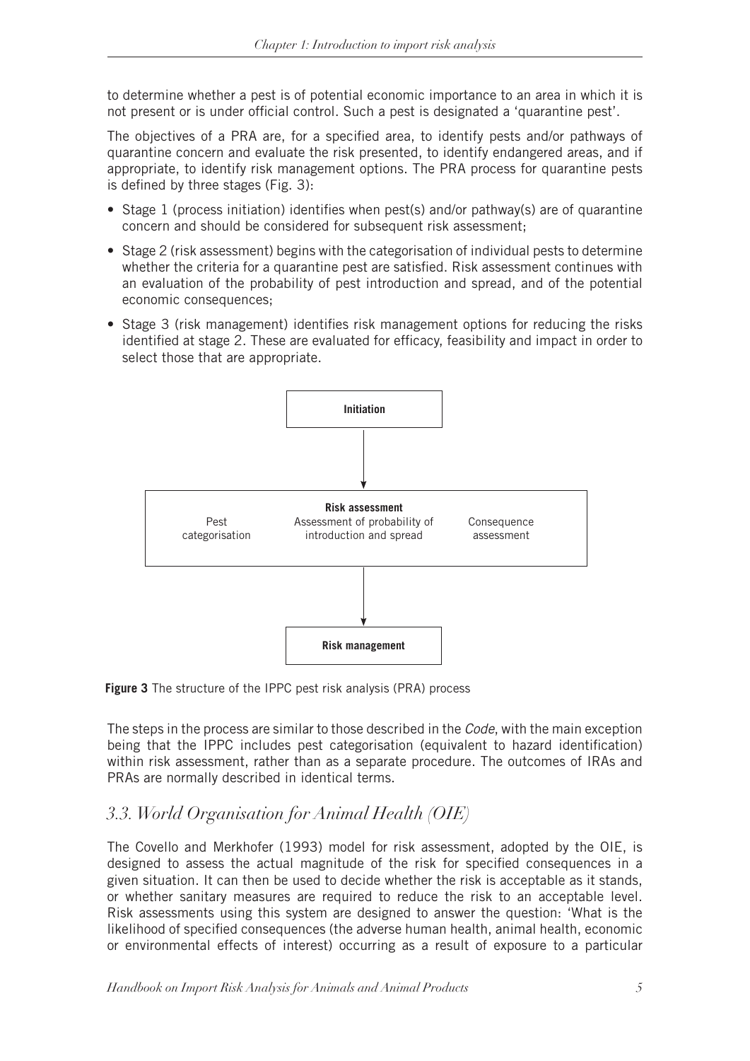to determine whether a pest is of potential economic importance to an area in which it is not present or is under official control. Such a pest is designated a 'quarantine pest'.

The objectives of a PRA are, for a specified area, to identify pests and/or pathways of quarantine concern and evaluate the risk presented, to identify endangered areas, and if appropriate, to identify risk management options. The PRA process for quarantine pests is defined by three stages (Fig. 3):

- Stage 1 (process initiation) identifies when pest(s) and/or pathway(s) are of quarantine concern and should be considered for subsequent risk assessment;
- Stage 2 (risk assessment) begins with the categorisation of individual pests to determine whether the criteria for a quarantine pest are satisfied. Risk assessment continues with an evaluation of the probability of pest introduction and spread, and of the potential economic consequences;
- Stage 3 (risk management) identifies risk management options for reducing the risks identified at stage 2. These are evaluated for efficacy, feasibility and impact in order to select those that are appropriate.

**Initiation**

↓

**Risk assessment**

Pest categorisation | Assessment of probability of introduction and spread | Consequence assessment

↓

**Risk management**

**Figure 3** The structure of the IPPC pest risk analysis (PRA) process

The steps in the process are similar to those described in the *Code*, with the main exception being that the IPPC includes pest categorisation (equivalent to hazard identification) within risk assessment, rather than as a separate procedure. The outcomes of IRAs and PRAs are normally described in identical terms.

## *3.3. World Organisation for Animal Health (OIE)*

The Covello and Merkhofer (1993) model for risk assessment, adopted by the OIE, is designed to assess the actual magnitude of the risk for specified consequences in a given situation. It can then be used to decide whether the risk is acceptable as it stands, or whether sanitary measures are required to reduce the risk to an acceptable level. Risk assessments using this system are designed to answer the question: 'What is the likelihood of specified consequences (the adverse human health, animal health, economic or environmental effects of interest) occurring as a result of exposure to a particular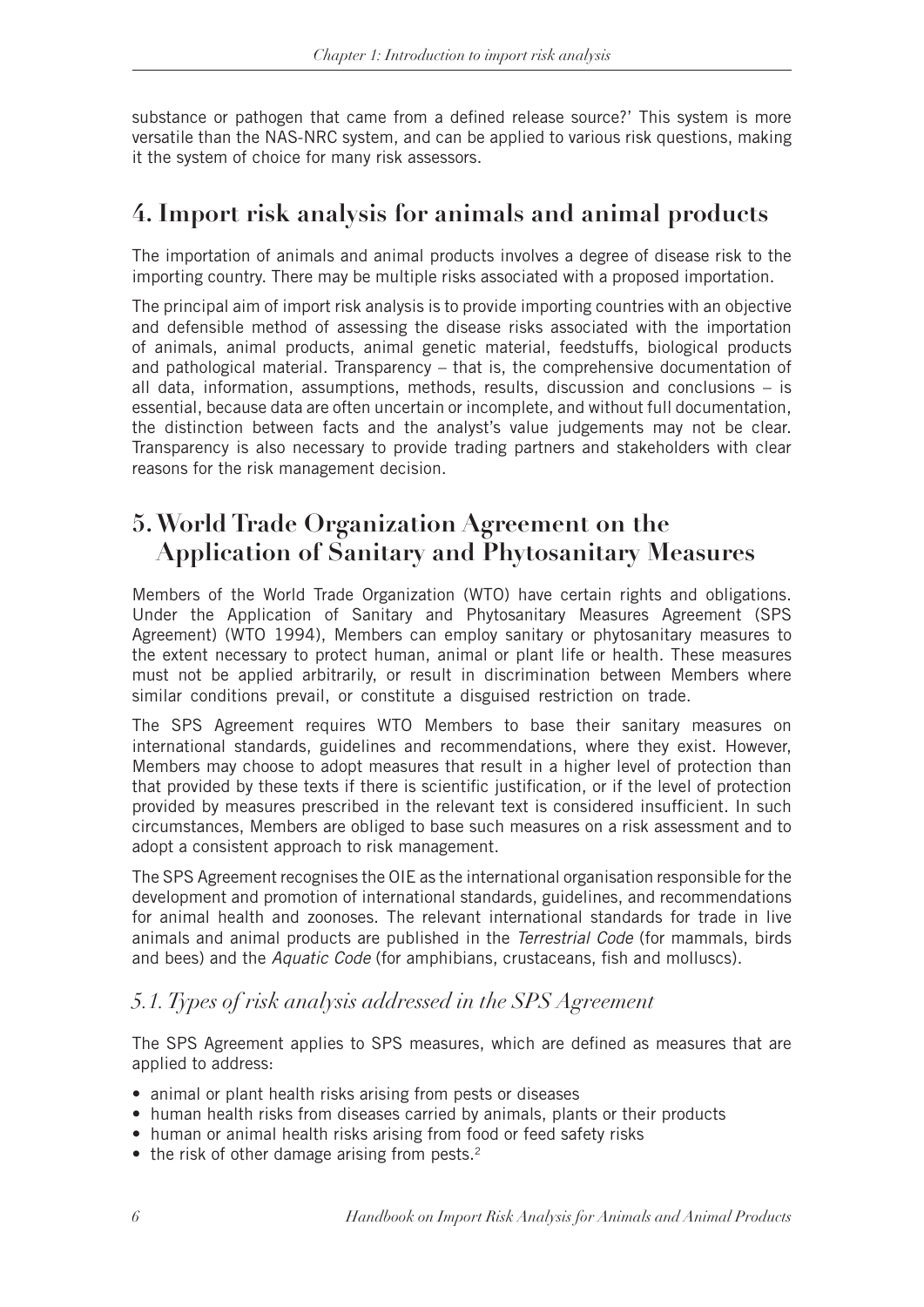substance or pathogen that came from a defined release source?' This system is more versatile than the NAS-NRC system, and can be applied to various risk questions, making it the system of choice for many risk assessors.

# 4. Import risk analysis for animals and animal products

The importation of animals and animal products involves a degree of disease risk to the importing country. There may be multiple risks associated with a proposed importation.

The principal aim of import risk analysis is to provide importing countries with an objective and defensible method of assessing the disease risks associated with the importation of animals, animal products, animal genetic material, feedstuffs, biological products and pathological material. Transparency – that is, the comprehensive documentation of all data, information, assumptions, methods, results, discussion and conclusions – is essential, because data are often uncertain or incomplete, and without full documentation, the distinction between facts and the analyst's value judgements may not be clear. Transparency is also necessary to provide trading partners and stakeholders with clear reasons for the risk management decision.

# 5. World Trade Organization Agreement on the Application of Sanitary and Phytosanitary Measures

Members of the World Trade Organization (WTO) have certain rights and obligations. Under the Application of Sanitary and Phytosanitary Measures Agreement (SPS Agreement) (WTO 1994), Members can employ sanitary or phytosanitary measures to the extent necessary to protect human, animal or plant life or health. These measures must not be applied arbitrarily, or result in discrimination between Members where similar conditions prevail, or constitute a disguised restriction on trade.

The SPS Agreement requires WTO Members to base their sanitary measures on international standards, guidelines and recommendations, where they exist. However, Members may choose to adopt measures that result in a higher level of protection than that provided by these texts if there is scientific justification, or if the level of protection provided by measures prescribed in the relevant text is considered insufficient. In such circumstances, Members are obliged to base such measures on a risk assessment and to adopt a consistent approach to risk management.

The SPS Agreement recognises the OIE as the international organisation responsible for the development and promotion of international standards, guidelines, and recommendations for animal health and zoonoses. The relevant international standards for trade in live animals and animal products are published in the *Terrestrial Code* (for mammals, birds and bees) and the *Aquatic Code* (for amphibians, crustaceans, fish and molluscs).

## *5.1. Types of risk analysis addressed in the SPS Agreement*

The SPS Agreement applies to SPS measures, which are defined as measures that are applied to address:

- animal or plant health risks arising from pests or diseases
- human health risks from diseases carried by animals, plants or their products
- human or animal health risks arising from food or feed safety risks
- the risk of other damage arising from pests.[2]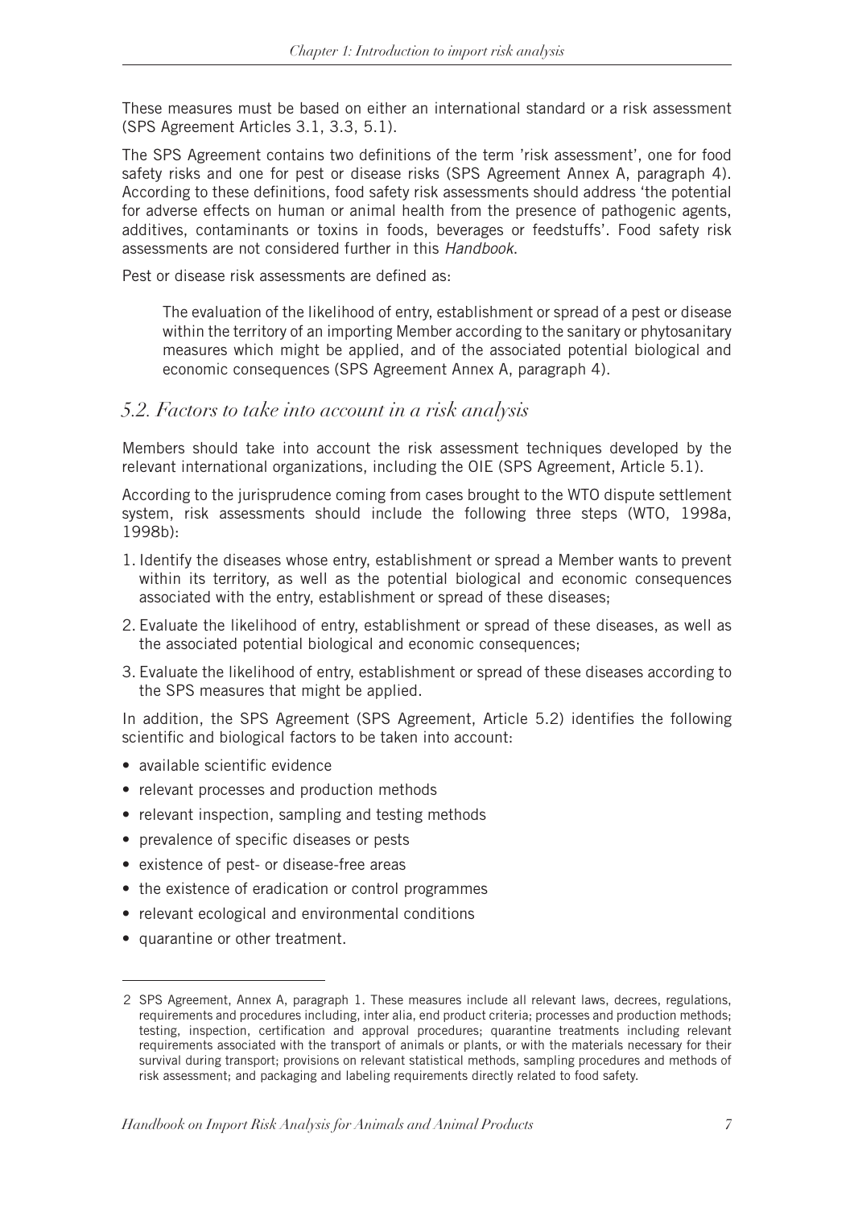These measures must be based on either an international standard or a risk assessment (SPS Agreement Articles 3.1, 3.3, 5.1).

The SPS Agreement contains two definitions of the term 'risk assessment', one for food safety risks and one for pest or disease risks (SPS Agreement Annex A, paragraph 4). According to these definitions, food safety risk assessments should address 'the potential for adverse effects on human or animal health from the presence of pathogenic agents, additives, contaminants or toxins in foods, beverages or feedstuffs'. Food safety risk assessments are not considered further in this *Handbook*.

Pest or disease risk assessments are defined as:

> The evaluation of the likelihood of entry, establishment or spread of a pest or disease within the territory of an importing Member according to the sanitary or phytosanitary measures which might be applied, and of the associated potential biological and economic consequences (SPS Agreement Annex A, paragraph 4).

## *5.2. Factors to take into account in a risk analysis*

Members should take into account the risk assessment techniques developed by the relevant international organizations, including the OIE (SPS Agreement, Article 5.1).

According to the jurisprudence coming from cases brought to the WTO dispute settlement system, risk assessments should include the following three steps (WTO, 1998a, 1998b):

1. Identify the diseases whose entry, establishment or spread a Member wants to prevent within its territory, as well as the potential biological and economic consequences associated with the entry, establishment or spread of these diseases;
2. Evaluate the likelihood of entry, establishment or spread of these diseases, as well as the associated potential biological and economic consequences;
3. Evaluate the likelihood of entry, establishment or spread of these diseases according to the SPS measures that might be applied.

In addition, the SPS Agreement (SPS Agreement, Article 5.2) identifies the following scientific and biological factors to be taken into account:

- available scientific evidence
- relevant processes and production methods
- relevant inspection, sampling and testing methods
- prevalence of specific diseases or pests
- existence of pest- or disease-free areas
- the existence of eradication or control programmes
- relevant ecological and environmental conditions
- quarantine or other treatment.

---

[2] SPS Agreement, Annex A, paragraph 1. These measures include all relevant laws, decrees, regulations, requirements and procedures including, inter alia, end product criteria; processes and production methods; testing, inspection, certification and approval procedures; quarantine treatments including relevant requirements associated with the transport of animals or plants, or with the materials necessary for their survival during transport; provisions on relevant statistical methods, sampling procedures and methods of risk assessment; and packaging and labeling requirements directly related to food safety.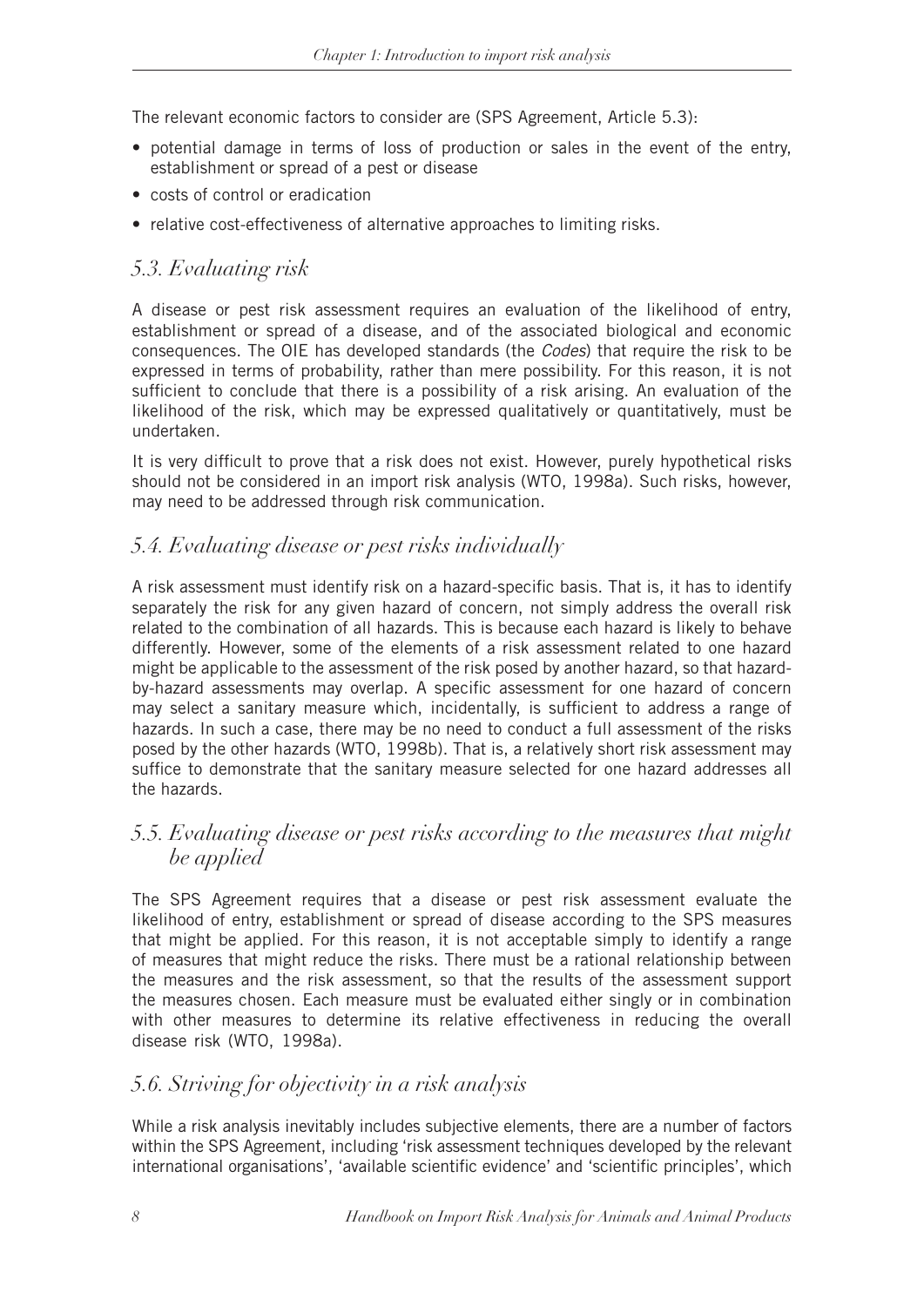The relevant economic factors to consider are (SPS Agreement, Article 5.3):

- potential damage in terms of loss of production or sales in the event of the entry, establishment or spread of a pest or disease
- costs of control or eradication
- relative cost-effectiveness of alternative approaches to limiting risks.

### *5.3. Evaluating risk*

A disease or pest risk assessment requires an evaluation of the likelihood of entry, establishment or spread of a disease, and of the associated biological and economic consequences. The OIE has developed standards (the *Codes*) that require the risk to be expressed in terms of probability, rather than mere possibility. For this reason, it is not sufficient to conclude that there is a possibility of a risk arising. An evaluation of the likelihood of the risk, which may be expressed qualitatively or quantitatively, must be undertaken.

It is very difficult to prove that a risk does not exist. However, purely hypothetical risks should not be considered in an import risk analysis (WTO, 1998a). Such risks, however, may need to be addressed through risk communication.

### *5.4. Evaluating disease or pest risks individually*

A risk assessment must identify risk on a hazard-specific basis. That is, it has to identify separately the risk for any given hazard of concern, not simply address the overall risk related to the combination of all hazards. This is because each hazard is likely to behave differently. However, some of the elements of a risk assessment related to one hazard might be applicable to the assessment of the risk posed by another hazard, so that hazard-by-hazard assessments may overlap. A specific assessment for one hazard of concern may select a sanitary measure which, incidentally, is sufficient to address a range of hazards. In such a case, there may be no need to conduct a full assessment of the risks posed by the other hazards (WTO, 1998b). That is, a relatively short risk assessment may suffice to demonstrate that the sanitary measure selected for one hazard addresses all the hazards.

### *5.5. Evaluating disease or pest risks according to the measures that might be applied*

The SPS Agreement requires that a disease or pest risk assessment evaluate the likelihood of entry, establishment or spread of disease according to the SPS measures that might be applied. For this reason, it is not acceptable simply to identify a range of measures that might reduce the risks. There must be a rational relationship between the measures and the risk assessment, so that the results of the assessment support the measures chosen. Each measure must be evaluated either singly or in combination with other measures to determine its relative effectiveness in reducing the overall disease risk (WTO, 1998a).

### *5.6. Striving for objectivity in a risk analysis*

While a risk analysis inevitably includes subjective elements, there are a number of factors within the SPS Agreement, including 'risk assessment techniques developed by the relevant international organisations', 'available scientific evidence' and 'scientific principles', which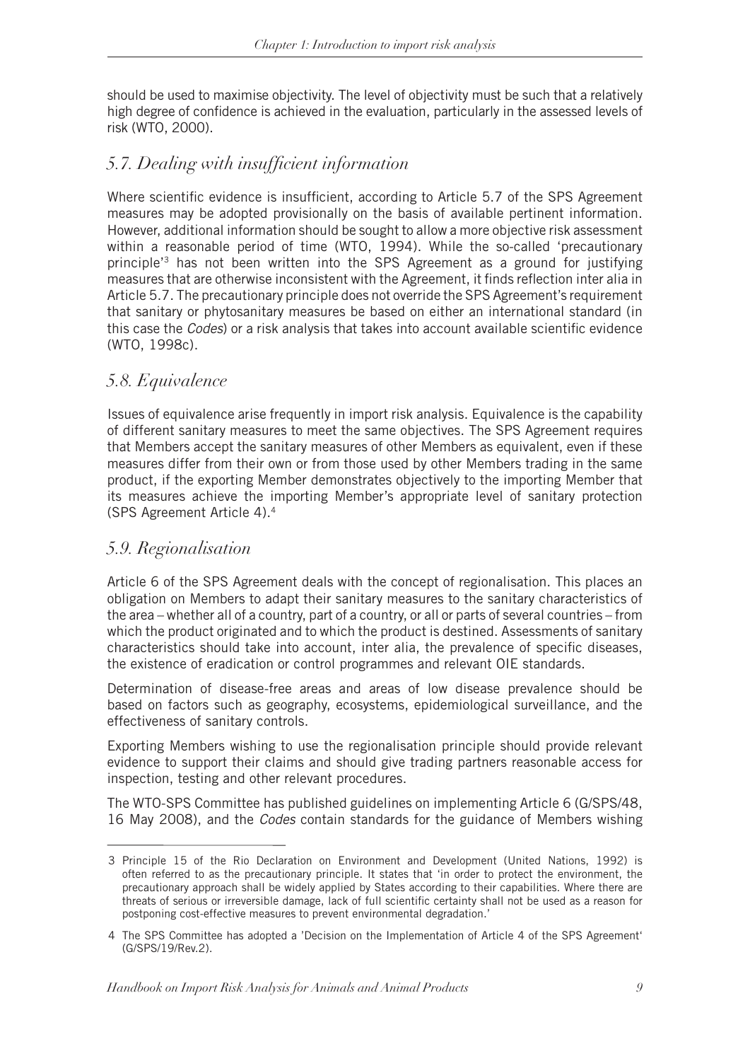should be used to maximise objectivity. The level of objectivity must be such that a relatively high degree of confidence is achieved in the evaluation, particularly in the assessed levels of risk (WTO, 2000).

## *5.7. Dealing with insufficient information*

Where scientific evidence is insufficient, according to Article 5.7 of the SPS Agreement measures may be adopted provisionally on the basis of available pertinent information. However, additional information should be sought to allow a more objective risk assessment within a reasonable period of time (WTO, 1994). While the so-called 'precautionary principle'[3] has not been written into the SPS Agreement as a ground for justifying measures that are otherwise inconsistent with the Agreement, it finds reflection inter alia in Article 5.7. The precautionary principle does not override the SPS Agreement's requirement that sanitary or phytosanitary measures be based on either an international standard (in this case the *Codes*) or a risk analysis that takes into account available scientific evidence (WTO, 1998c).

## *5.8. Equivalence*

Issues of equivalence arise frequently in import risk analysis. Equivalence is the capability of different sanitary measures to meet the same objectives. The SPS Agreement requires that Members accept the sanitary measures of other Members as equivalent, even if these measures differ from their own or from those used by other Members trading in the same product, if the exporting Member demonstrates objectively to the importing Member that its measures achieve the importing Member's appropriate level of sanitary protection (SPS Agreement Article 4).[4]

## *5.9. Regionalisation*

Article 6 of the SPS Agreement deals with the concept of regionalisation. This places an obligation on Members to adapt their sanitary measures to the sanitary characteristics of the area – whether all of a country, part of a country, or all or parts of several countries – from which the product originated and to which the product is destined. Assessments of sanitary characteristics should take into account, inter alia, the prevalence of specific diseases, the existence of eradication or control programmes and relevant OIE standards.

Determination of disease-free areas and areas of low disease prevalence should be based on factors such as geography, ecosystems, epidemiological surveillance, and the effectiveness of sanitary controls.

Exporting Members wishing to use the regionalisation principle should provide relevant evidence to support their claims and should give trading partners reasonable access for inspection, testing and other relevant procedures.

The WTO-SPS Committee has published guidelines on implementing Article 6 (G/SPS/48, 16 May 2008), and the *Codes* contain standards for the guidance of Members wishing

---

3 Principle 15 of the Rio Declaration on Environment and Development (United Nations, 1992) is often referred to as the precautionary principle. It states that 'in order to protect the environment, the precautionary approach shall be widely applied by States according to their capabilities. Where there are threats of serious or irreversible damage, lack of full scientific certainty shall not be used as a reason for postponing cost-effective measures to prevent environmental degradation.'

4 The SPS Committee has adopted a 'Decision on the Implementation of Article 4 of the SPS Agreement' (G/SPS/19/Rev.2).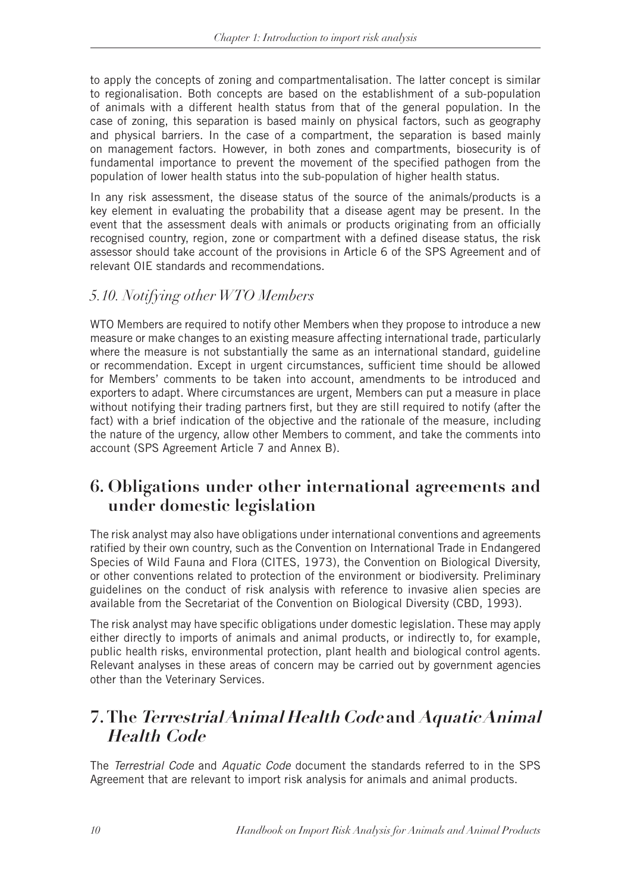to apply the concepts of zoning and compartmentalisation. The latter concept is similar to regionalisation. Both concepts are based on the establishment of a sub-population of animals with a different health status from that of the general population. In the case of zoning, this separation is based mainly on physical factors, such as geography and physical barriers. In the case of a compartment, the separation is based mainly on management factors. However, in both zones and compartments, biosecurity is of fundamental importance to prevent the movement of the specified pathogen from the population of lower health status into the sub-population of higher health status.

In any risk assessment, the disease status of the source of the animals/products is a key element in evaluating the probability that a disease agent may be present. In the event that the assessment deals with animals or products originating from an officially recognised country, region, zone or compartment with a defined disease status, the risk assessor should take account of the provisions in Article 6 of the SPS Agreement and of relevant OIE standards and recommendations.

### *5.10. Notifying other WTO Members*

WTO Members are required to notify other Members when they propose to introduce a new measure or make changes to an existing measure affecting international trade, particularly where the measure is not substantially the same as an international standard, guideline or recommendation. Except in urgent circumstances, sufficient time should be allowed for Members' comments to be taken into account, amendments to be introduced and exporters to adapt. Where circumstances are urgent, Members can put a measure in place without notifying their trading partners first, but they are still required to notify (after the fact) with a brief indication of the objective and the rationale of the measure, including the nature of the urgency, allow other Members to comment, and take the comments into account (SPS Agreement Article 7 and Annex B).

## 6. Obligations under other international agreements and under domestic legislation

The risk analyst may also have obligations under international conventions and agreements ratified by their own country, such as the Convention on International Trade in Endangered Species of Wild Fauna and Flora (CITES, 1973), the Convention on Biological Diversity, or other conventions related to protection of the environment or biodiversity. Preliminary guidelines on the conduct of risk analysis with reference to invasive alien species are available from the Secretariat of the Convention on Biological Diversity (CBD, 1993).

The risk analyst may have specific obligations under domestic legislation. These may apply either directly to imports of animals and animal products, or indirectly to, for example, public health risks, environmental protection, plant health and biological control agents. Relevant analyses in these areas of concern may be carried out by government agencies other than the Veterinary Services.

## 7. The *Terrestrial Animal Health Code* and *Aquatic Animal Health Code*

The *Terrestrial Code* and *Aquatic Code* document the standards referred to in the SPS Agreement that are relevant to import risk analysis for animals and animal products.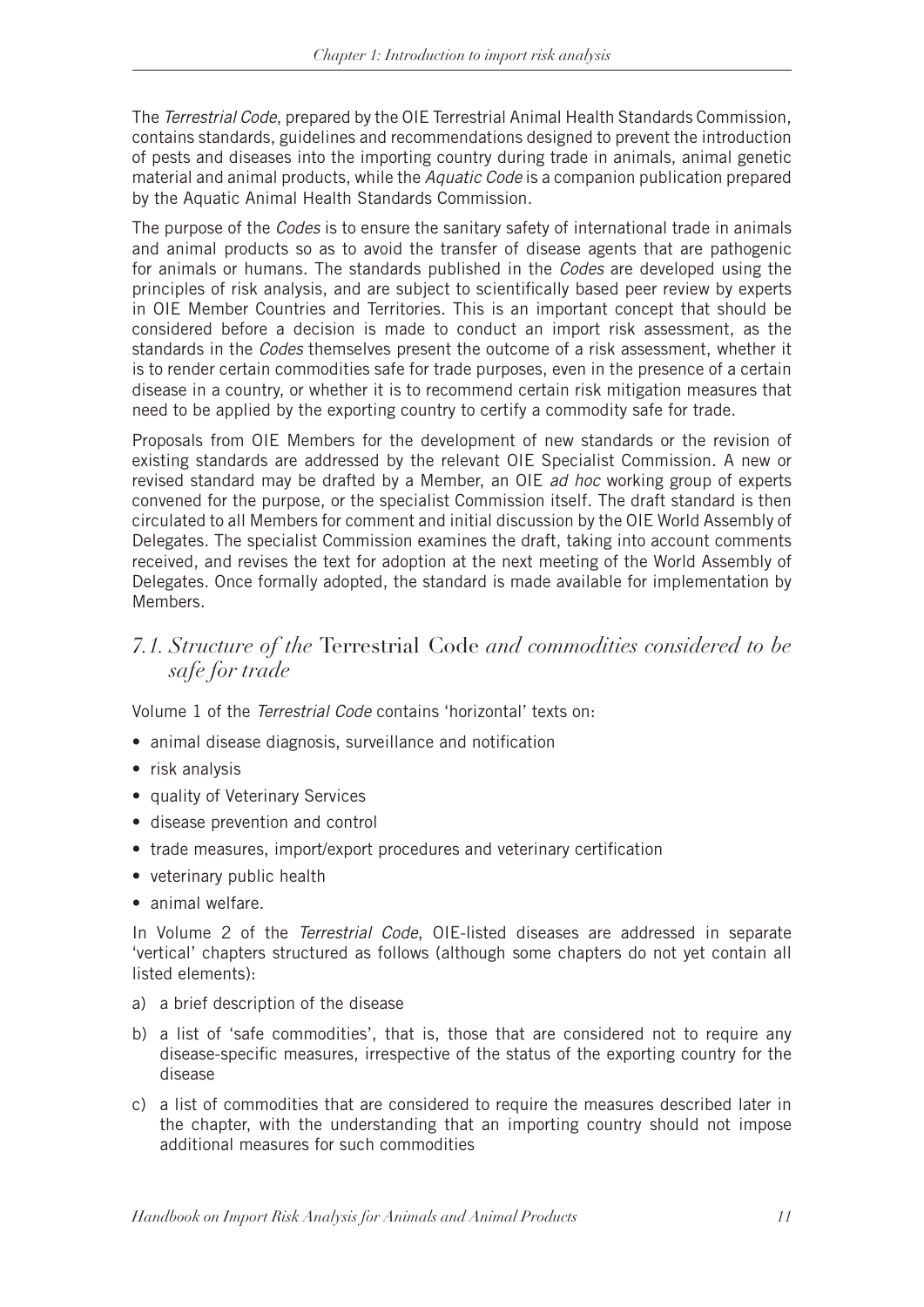The *Terrestrial Code*, prepared by the OIE Terrestrial Animal Health Standards Commission, contains standards, guidelines and recommendations designed to prevent the introduction of pests and diseases into the importing country during trade in animals, animal genetic material and animal products, while the *Aquatic Code* is a companion publication prepared by the Aquatic Animal Health Standards Commission.

The purpose of the *Codes* is to ensure the sanitary safety of international trade in animals and animal products so as to avoid the transfer of disease agents that are pathogenic for animals or humans. The standards published in the *Codes* are developed using the principles of risk analysis, and are subject to scientifically based peer review by experts in OIE Member Countries and Territories. This is an important concept that should be considered before a decision is made to conduct an import risk assessment, as the standards in the *Codes* themselves present the outcome of a risk assessment, whether it is to render certain commodities safe for trade purposes, even in the presence of a certain disease in a country, or whether it is to recommend certain risk mitigation measures that need to be applied by the exporting country to certify a commodity safe for trade.

Proposals from OIE Members for the development of new standards or the revision of existing standards are addressed by the relevant OIE Specialist Commission. A new or revised standard may be drafted by a Member, an OIE *ad hoc* working group of experts convened for the purpose, or the specialist Commission itself. The draft standard is then circulated to all Members for comment and initial discussion by the OIE World Assembly of Delegates. The specialist Commission examines the draft, taking into account comments received, and revises the text for adoption at the next meeting of the World Assembly of Delegates. Once formally adopted, the standard is made available for implementation by Members.

## *7.1. Structure of the* Terrestrial Code *and commodities considered to be safe for trade*

Volume 1 of the *Terrestrial Code* contains 'horizontal' texts on:

- animal disease diagnosis, surveillance and notification
- risk analysis
- quality of Veterinary Services
- disease prevention and control
- trade measures, import/export procedures and veterinary certification
- veterinary public health
- animal welfare.

In Volume 2 of the *Terrestrial Code*, OIE-listed diseases are addressed in separate 'vertical' chapters structured as follows (although some chapters do not yet contain all listed elements):

a) a brief description of the disease

b) a list of 'safe commodities', that is, those that are considered not to require any disease-specific measures, irrespective of the status of the exporting country for the disease

c) a list of commodities that are considered to require the measures described later in the chapter, with the understanding that an importing country should not impose additional measures for such commodities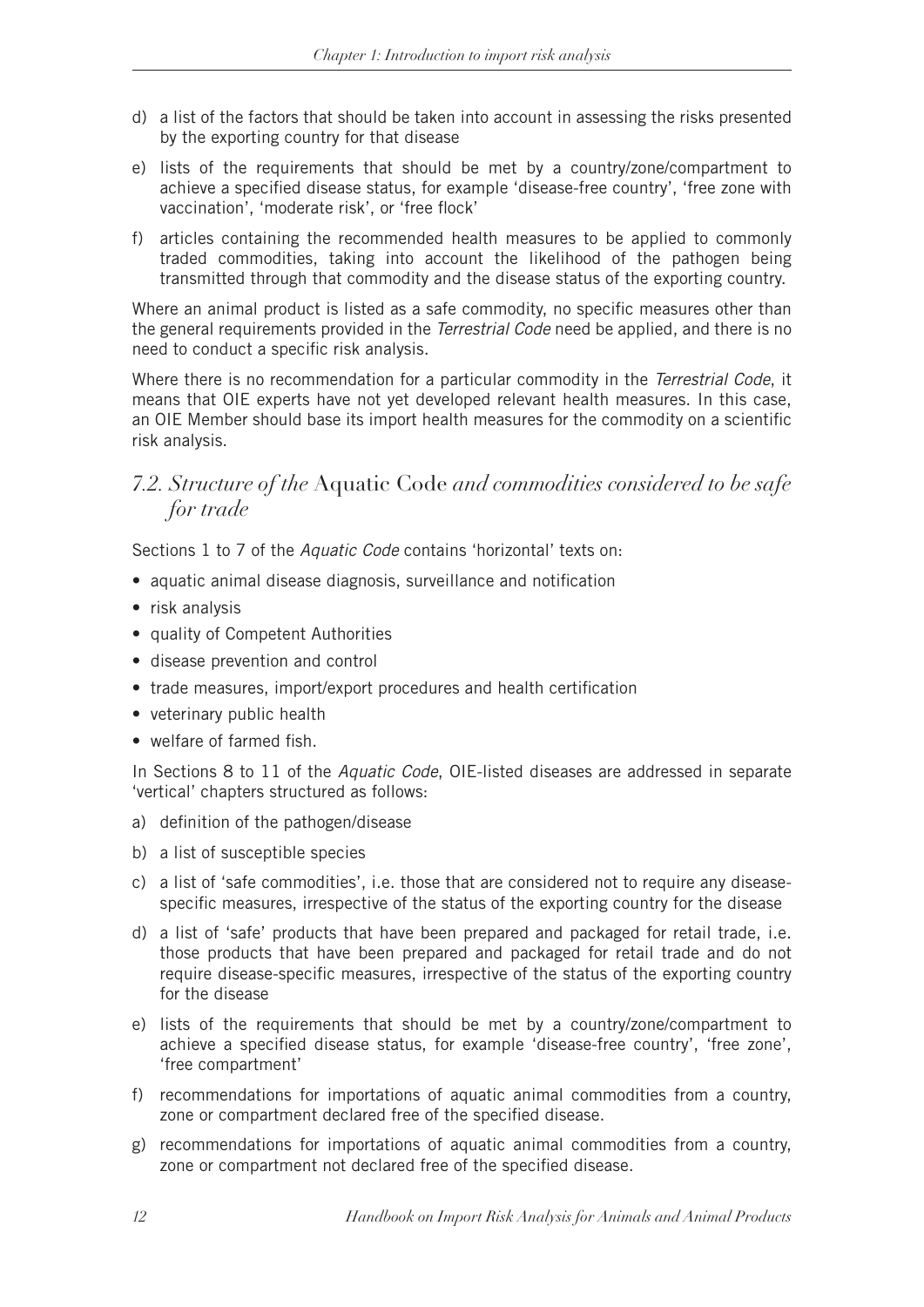d) a list of the factors that should be taken into account in assessing the risks presented by the exporting country for that disease

e) lists of the requirements that should be met by a country/zone/compartment to achieve a specified disease status, for example 'disease-free country', 'free zone with vaccination', 'moderate risk', or 'free flock'

f) articles containing the recommended health measures to be applied to commonly traded commodities, taking into account the likelihood of the pathogen being transmitted through that commodity and the disease status of the exporting country.

Where an animal product is listed as a safe commodity, no specific measures other than the general requirements provided in the *Terrestrial Code* need be applied, and there is no need to conduct a specific risk analysis.

Where there is no recommendation for a particular commodity in the *Terrestrial Code*, it means that OIE experts have not yet developed relevant health measures. In this case, an OIE Member should base its import health measures for the commodity on a scientific risk analysis.

## *7.2. Structure of the* Aquatic Code *and commodities considered to be safe for trade*

Sections 1 to 7 of the *Aquatic Code* contains 'horizontal' texts on:

- aquatic animal disease diagnosis, surveillance and notification
- risk analysis
- quality of Competent Authorities
- disease prevention and control
- trade measures, import/export procedures and health certification
- veterinary public health
- welfare of farmed fish.

In Sections 8 to 11 of the *Aquatic Code*, OIE-listed diseases are addressed in separate 'vertical' chapters structured as follows:

a) definition of the pathogen/disease

b) a list of susceptible species

c) a list of 'safe commodities', i.e. those that are considered not to require any disease-specific measures, irrespective of the status of the exporting country for the disease

d) a list of 'safe' products that have been prepared and packaged for retail trade, i.e. those products that have been prepared and packaged for retail trade and do not require disease-specific measures, irrespective of the status of the exporting country for the disease

e) lists of the requirements that should be met by a country/zone/compartment to achieve a specified disease status, for example 'disease-free country', 'free zone', 'free compartment'

f) recommendations for importations of aquatic animal commodities from a country, zone or compartment declared free of the specified disease.

g) recommendations for importations of aquatic animal commodities from a country, zone or compartment not declared free of the specified disease.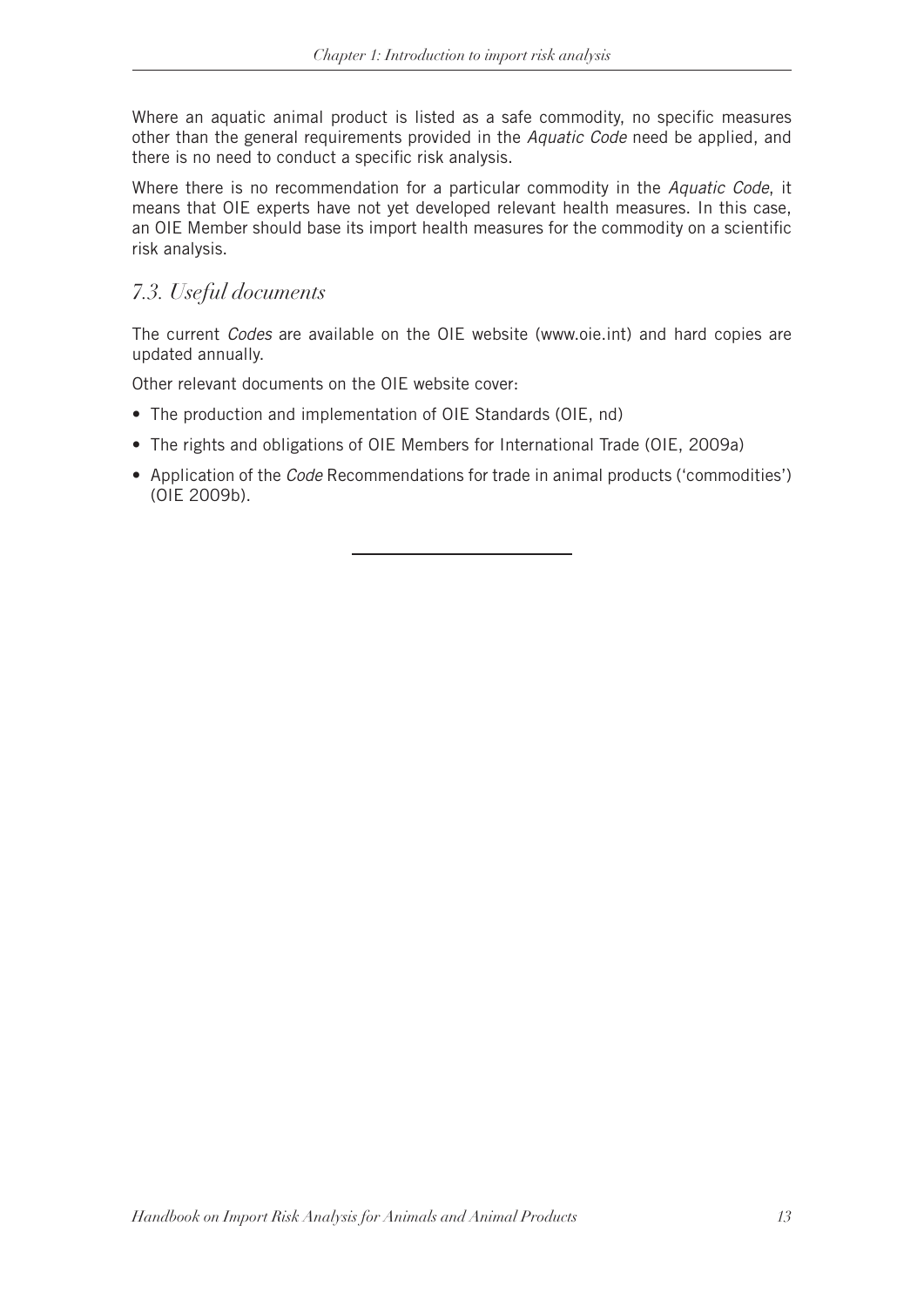Where an aquatic animal product is listed as a safe commodity, no specific measures other than the general requirements provided in the *Aquatic Code* need be applied, and there is no need to conduct a specific risk analysis.

Where there is no recommendation for a particular commodity in the *Aquatic Code*, it means that OIE experts have not yet developed relevant health measures. In this case, an OIE Member should base its import health measures for the commodity on a scientific risk analysis.

### *7.3. Useful documents*

The current *Codes* are available on the OIE website (www.oie.int) and hard copies are updated annually.

Other relevant documents on the OIE website cover:

- The production and implementation of OIE Standards (OIE, nd)
- The rights and obligations of OIE Members for International Trade (OIE, 2009a)
- Application of the *Code* Recommendations for trade in animal products ('commodities') (OIE 2009b).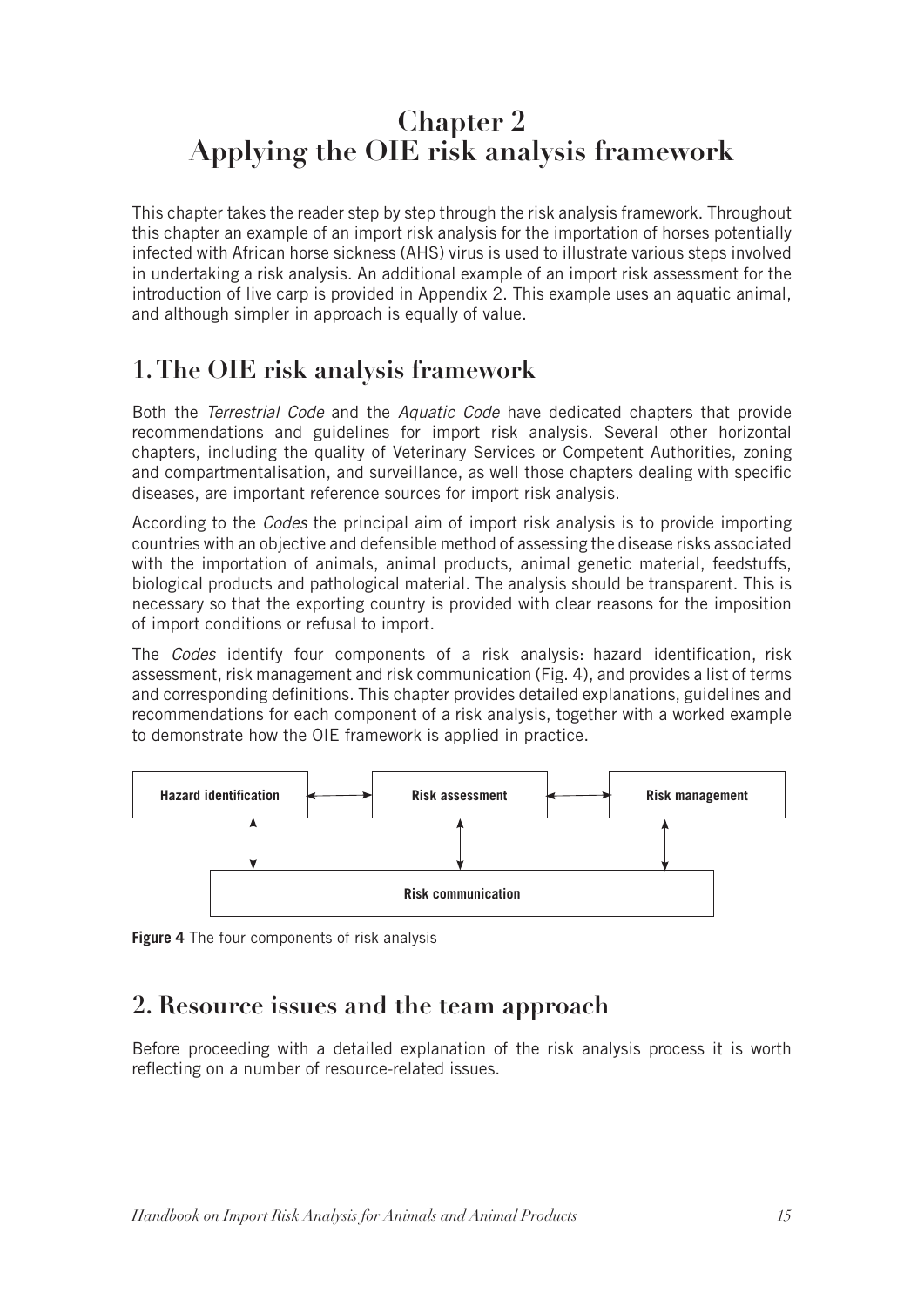# Chapter 2
# Applying the OIE risk analysis framework

This chapter takes the reader step by step through the risk analysis framework. Throughout this chapter an example of an import risk analysis for the importation of horses potentially infected with African horse sickness (AHS) virus is used to illustrate various steps involved in undertaking a risk analysis. An additional example of an import risk assessment for the introduction of live carp is provided in Appendix 2. This example uses an aquatic animal, and although simpler in approach is equally of value.

## 1. The OIE risk analysis framework

Both the *Terrestrial Code* and the *Aquatic Code* have dedicated chapters that provide recommendations and guidelines for import risk analysis. Several other horizontal chapters, including the quality of Veterinary Services or Competent Authorities, zoning and compartmentalisation, and surveillance, as well those chapters dealing with specific diseases, are important reference sources for import risk analysis.

According to the *Codes* the principal aim of import risk analysis is to provide importing countries with an objective and defensible method of assessing the disease risks associated with the importation of animals, animal products, animal genetic material, feedstuffs, biological products and pathological material. The analysis should be transparent. This is necessary so that the exporting country is provided with clear reasons for the imposition of import conditions or refusal to import.

The *Codes* identify four components of a risk analysis: hazard identification, risk assessment, risk management and risk communication (Fig. 4), and provides a list of terms and corresponding definitions. This chapter provides detailed explanations, guidelines and recommendations for each component of a risk analysis, together with a worked example to demonstrate how the OIE framework is applied in practice.

**Hazard identification** ↔ **Risk assessment** ↔ **Risk management**

**Risk communication**

**Figure 4** The four components of risk analysis

## 2. Resource issues and the team approach

Before proceeding with a detailed explanation of the risk analysis process it is worth reflecting on a number of resource-related issues.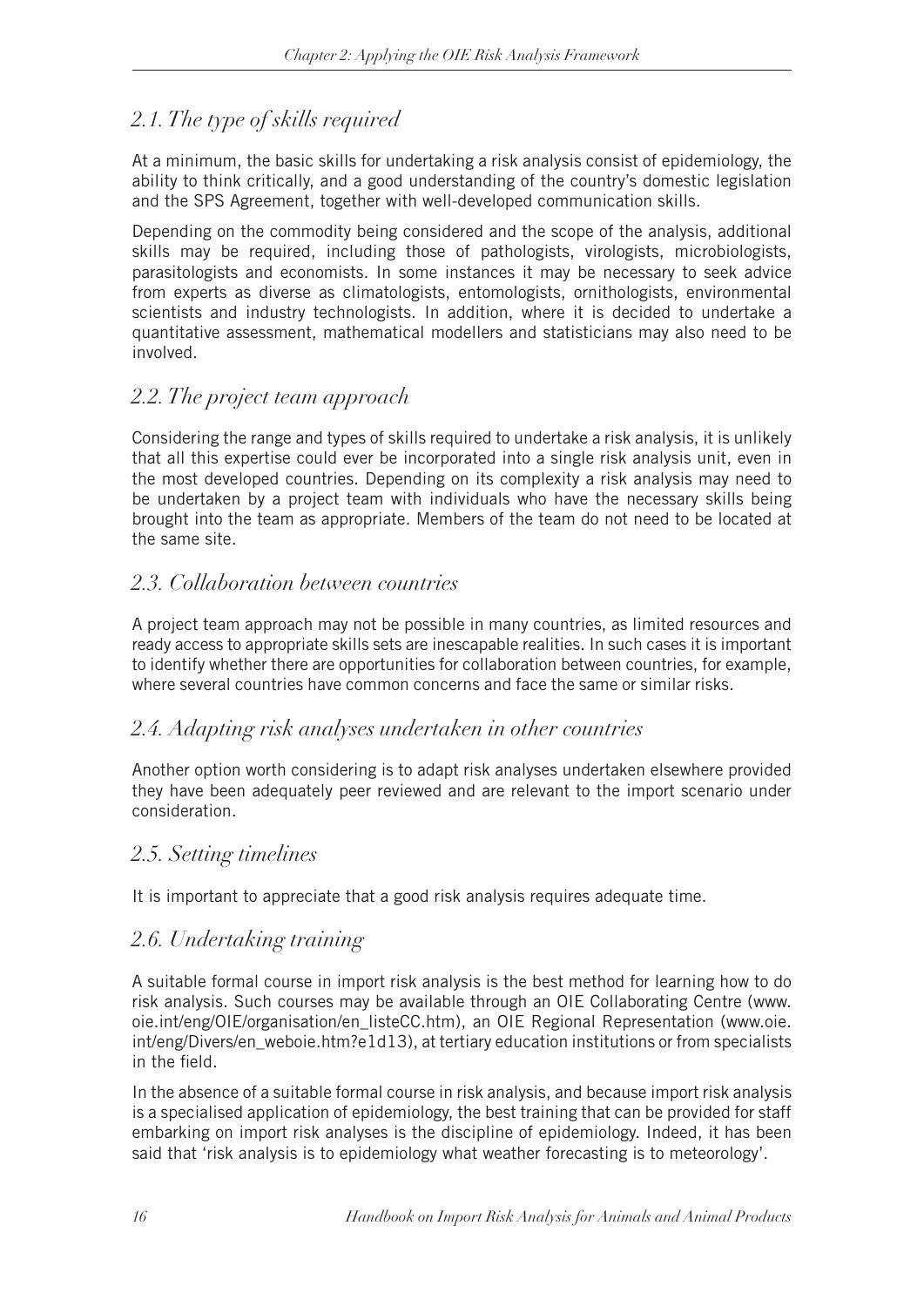## *2.1. The type of skills required*

At a minimum, the basic skills for undertaking a risk analysis consist of epidemiology, the ability to think critically, and a good understanding of the country's domestic legislation and the SPS Agreement, together with well-developed communication skills.

Depending on the commodity being considered and the scope of the analysis, additional skills may be required, including those of pathologists, virologists, microbiologists, parasitologists and economists. In some instances it may be necessary to seek advice from experts as diverse as climatologists, entomologists, ornithologists, environmental scientists and industry technologists. In addition, where it is decided to undertake a quantitative assessment, mathematical modellers and statisticians may also need to be involved.

## *2.2. The project team approach*

Considering the range and types of skills required to undertake a risk analysis, it is unlikely that all this expertise could ever be incorporated into a single risk analysis unit, even in the most developed countries. Depending on its complexity a risk analysis may need to be undertaken by a project team with individuals who have the necessary skills being brought into the team as appropriate. Members of the team do not need to be located at the same site.

## *2.3. Collaboration between countries*

A project team approach may not be possible in many countries, as limited resources and ready access to appropriate skills sets are inescapable realities. In such cases it is important to identify whether there are opportunities for collaboration between countries, for example, where several countries have common concerns and face the same or similar risks.

## *2.4. Adapting risk analyses undertaken in other countries*

Another option worth considering is to adapt risk analyses undertaken elsewhere provided they have been adequately peer reviewed and are relevant to the import scenario under consideration.

## *2.5. Setting timelines*

It is important to appreciate that a good risk analysis requires adequate time.

## *2.6. Undertaking training*

A suitable formal course in import risk analysis is the best method for learning how to do risk analysis. Such courses may be available through an OIE Collaborating Centre (www.oie.int/eng/OIE/organisation/en_listeCC.htm), an OIE Regional Representation (www.oie.int/eng/Divers/en_weboie.htm?e1d13), at tertiary education institutions or from specialists in the field.

In the absence of a suitable formal course in risk analysis, and because import risk analysis is a specialised application of epidemiology, the best training that can be provided for staff embarking on import risk analyses is the discipline of epidemiology. Indeed, it has been said that 'risk analysis is to epidemiology what weather forecasting is to meteorology'.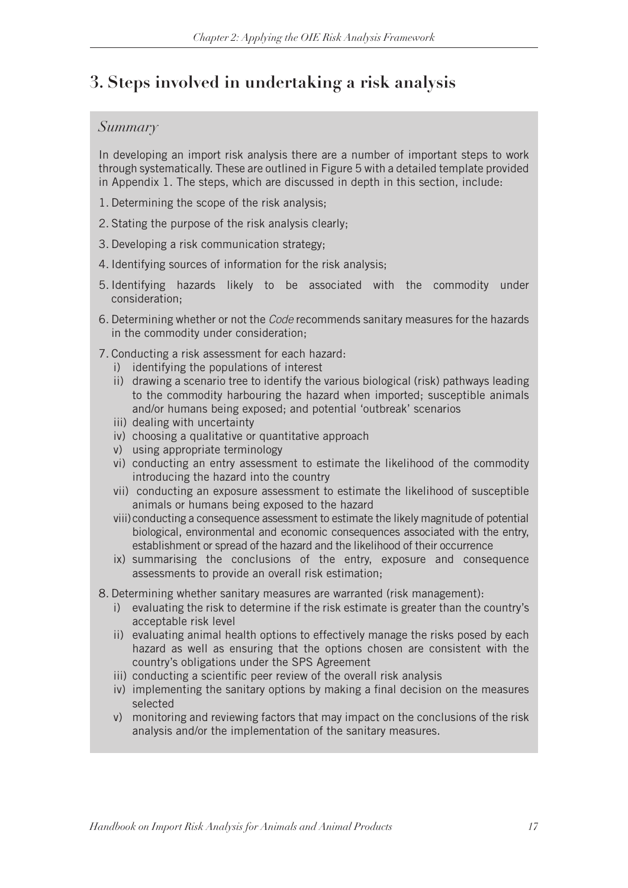# 3. Steps involved in undertaking a risk analysis

*Summary*

In developing an import risk analysis there are a number of important steps to work through systematically. These are outlined in Figure 5 with a detailed template provided in Appendix 1. The steps, which are discussed in depth in this section, include:

1. Determining the scope of the risk analysis;
2. Stating the purpose of the risk analysis clearly;
3. Developing a risk communication strategy;
4. Identifying sources of information for the risk analysis;
5. Identifying hazards likely to be associated with the commodity under consideration;
6. Determining whether or not the *Code* recommends sanitary measures for the hazards in the commodity under consideration;
7. Conducting a risk assessment for each hazard:
   i) identifying the populations of interest
   ii) drawing a scenario tree to identify the various biological (risk) pathways leading to the commodity harbouring the hazard when imported; susceptible animals and/or humans being exposed; and potential 'outbreak' scenarios
   iii) dealing with uncertainty
   iv) choosing a qualitative or quantitative approach
   v) using appropriate terminology
   vi) conducting an entry assessment to estimate the likelihood of the commodity introducing the hazard into the country
   vii) conducting an exposure assessment to estimate the likelihood of susceptible animals or humans being exposed to the hazard
   viii) conducting a consequence assessment to estimate the likely magnitude of potential biological, environmental and economic consequences associated with the entry, establishment or spread of the hazard and the likelihood of their occurrence
   ix) summarising the conclusions of the entry, exposure and consequence assessments to provide an overall risk estimation;
8. Determining whether sanitary measures are warranted (risk management):
   i) evaluating the risk to determine if the risk estimate is greater than the country's acceptable risk level
   ii) evaluating animal health options to effectively manage the risks posed by each hazard as well as ensuring that the options chosen are consistent with the country's obligations under the SPS Agreement
   iii) conducting a scientific peer review of the overall risk analysis
   iv) implementing the sanitary options by making a final decision on the measures selected
   v) monitoring and reviewing factors that may impact on the conclusions of the risk analysis and/or the implementation of the sanitary measures.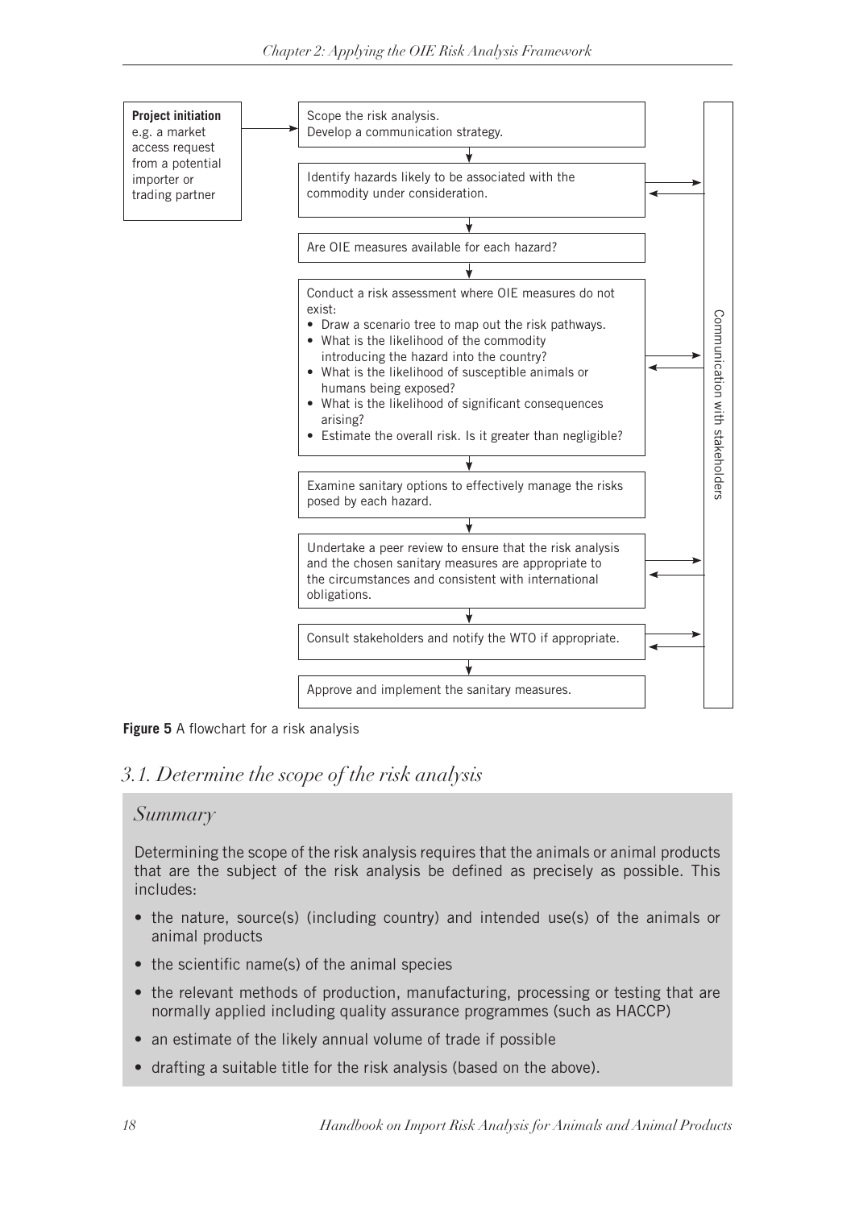**Project initiation**
e.g. a market access request from a potential importer or trading partner

Scope the risk analysis.
Develop a communication strategy.

Identify hazards likely to be associated with the commodity under consideration.

Are OIE measures available for each hazard?

Conduct a risk assessment where OIE measures do not exist:

- Draw a scenario tree to map out the risk pathways.
- What is the likelihood of the commodity introducing the hazard into the country?
- What is the likelihood of susceptible animals or humans being exposed?
- What is the likelihood of significant consequences arising?
- Estimate the overall risk. Is it greater than negligible?

Examine sanitary options to effectively manage the risks posed by each hazard.

Undertake a peer review to ensure that the risk analysis and the chosen sanitary measures are appropriate to the circumstances and consistent with international obligations.

Consult stakeholders and notify the WTO if appropriate.

Approve and implement the sanitary measures.

Communication with stakeholders

**Figure 5** A flowchart for a risk analysis

## *3.1. Determine the scope of the risk analysis*

### *Summary*

Determining the scope of the risk analysis requires that the animals or animal products that are the subject of the risk analysis be defined as precisely as possible. This includes:

- the nature, source(s) (including country) and intended use(s) of the animals or animal products
- the scientific name(s) of the animal species
- the relevant methods of production, manufacturing, processing or testing that are normally applied including quality assurance programmes (such as HACCP)
- an estimate of the likely annual volume of trade if possible
- drafting a suitable title for the risk analysis (based on the above).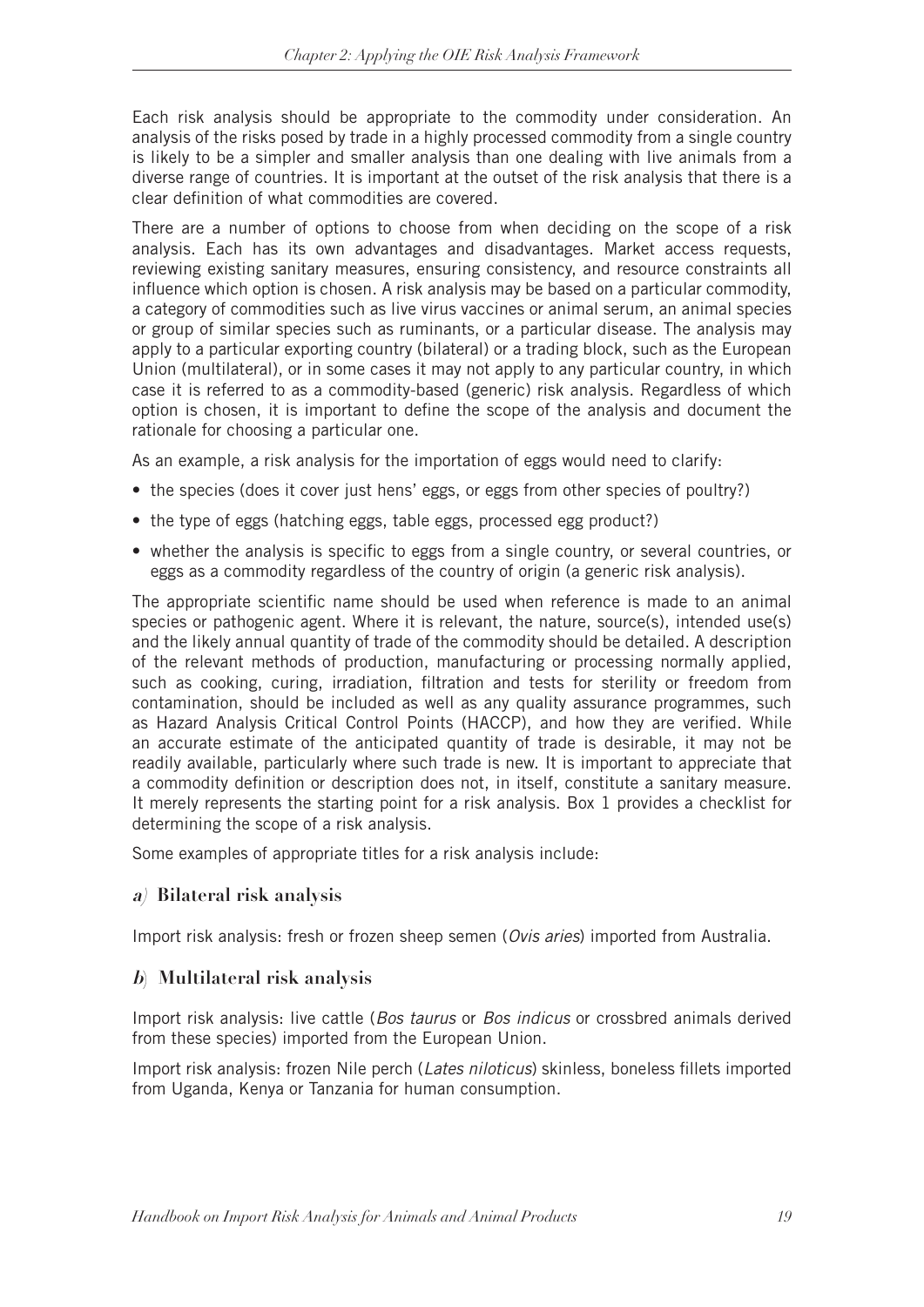Each risk analysis should be appropriate to the commodity under consideration. An analysis of the risks posed by trade in a highly processed commodity from a single country is likely to be a simpler and smaller analysis than one dealing with live animals from a diverse range of countries. It is important at the outset of the risk analysis that there is a clear definition of what commodities are covered.

There are a number of options to choose from when deciding on the scope of a risk analysis. Each has its own advantages and disadvantages. Market access requests, reviewing existing sanitary measures, ensuring consistency, and resource constraints all influence which option is chosen. A risk analysis may be based on a particular commodity, a category of commodities such as live virus vaccines or animal serum, an animal species or group of similar species such as ruminants, or a particular disease. The analysis may apply to a particular exporting country (bilateral) or a trading block, such as the European Union (multilateral), or in some cases it may not apply to any particular country, in which case it is referred to as a commodity-based (generic) risk analysis. Regardless of which option is chosen, it is important to define the scope of the analysis and document the rationale for choosing a particular one.

As an example, a risk analysis for the importation of eggs would need to clarify:

- the species (does it cover just hens' eggs, or eggs from other species of poultry?)
- the type of eggs (hatching eggs, table eggs, processed egg product?)
- whether the analysis is specific to eggs from a single country, or several countries, or eggs as a commodity regardless of the country of origin (a generic risk analysis).

The appropriate scientific name should be used when reference is made to an animal species or pathogenic agent. Where it is relevant, the nature, source(s), intended use(s) and the likely annual quantity of trade of the commodity should be detailed. A description of the relevant methods of production, manufacturing or processing normally applied, such as cooking, curing, irradiation, filtration and tests for sterility or freedom from contamination, should be included as well as any quality assurance programmes, such as Hazard Analysis Critical Control Points (HACCP), and how they are verified. While an accurate estimate of the anticipated quantity of trade is desirable, it may not be readily available, particularly where such trade is new. It is important to appreciate that a commodity definition or description does not, in itself, constitute a sanitary measure. It merely represents the starting point for a risk analysis. Box 1 provides a checklist for determining the scope of a risk analysis.

Some examples of appropriate titles for a risk analysis include:

### *a)* Bilateral risk analysis

Import risk analysis: fresh or frozen sheep semen (*Ovis aries*) imported from Australia.

### *b)* Multilateral risk analysis

Import risk analysis: live cattle (*Bos taurus* or *Bos indicus* or crossbred animals derived from these species) imported from the European Union.

Import risk analysis: frozen Nile perch (*Lates niloticus*) skinless, boneless fillets imported from Uganda, Kenya or Tanzania for human consumption.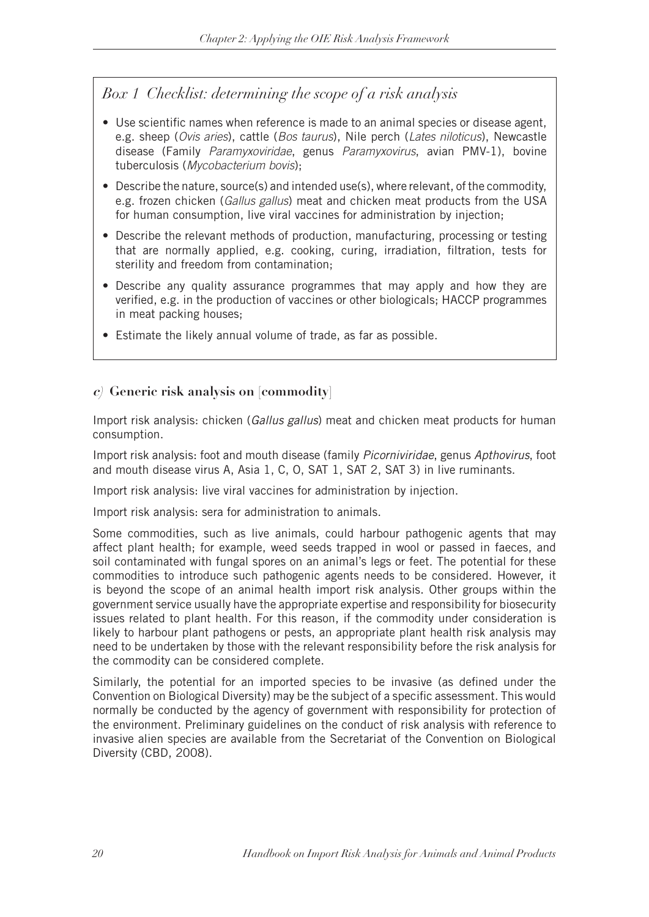### *Box 1 Checklist: determining the scope of a risk analysis*

- Use scientific names when reference is made to an animal species or disease agent, e.g. sheep (*Ovis aries*), cattle (*Bos taurus*), Nile perch (*Lates niloticus*), Newcastle disease (Family *Paramyxoviridae*, genus *Paramyxovirus*, avian PMV-1), bovine tuberculosis (*Mycobacterium bovis*);
- Describe the nature, source(s) and intended use(s), where relevant, of the commodity, e.g. frozen chicken (*Gallus gallus*) meat and chicken meat products from the USA for human consumption, live viral vaccines for administration by injection;
- Describe the relevant methods of production, manufacturing, processing or testing that are normally applied, e.g. cooking, curing, irradiation, filtration, tests for sterility and freedom from contamination;
- Describe any quality assurance programmes that may apply and how they are verified, e.g. in the production of vaccines or other biologicals; HACCP programmes in meat packing houses;
- Estimate the likely annual volume of trade, as far as possible.

#### *c)* Generic risk analysis on [commodity]

Import risk analysis: chicken (*Gallus gallus*) meat and chicken meat products for human consumption.

Import risk analysis: foot and mouth disease (family *Picorniviridae*, genus *Apthovirus*, foot and mouth disease virus A, Asia 1, C, O, SAT 1, SAT 2, SAT 3) in live ruminants.

Import risk analysis: live viral vaccines for administration by injection.

Import risk analysis: sera for administration to animals.

Some commodities, such as live animals, could harbour pathogenic agents that may affect plant health; for example, weed seeds trapped in wool or passed in faeces, and soil contaminated with fungal spores on an animal's legs or feet. The potential for these commodities to introduce such pathogenic agents needs to be considered. However, it is beyond the scope of an animal health import risk analysis. Other groups within the government service usually have the appropriate expertise and responsibility for biosecurity issues related to plant health. For this reason, if the commodity under consideration is likely to harbour plant pathogens or pests, an appropriate plant health risk analysis may need to be undertaken by those with the relevant responsibility before the risk analysis for the commodity can be considered complete.

Similarly, the potential for an imported species to be invasive (as defined under the Convention on Biological Diversity) may be the subject of a specific assessment. This would normally be conducted by the agency of government with responsibility for protection of the environment. Preliminary guidelines on the conduct of risk analysis with reference to invasive alien species are available from the Secretariat of the Convention on Biological Diversity (CBD, 2008).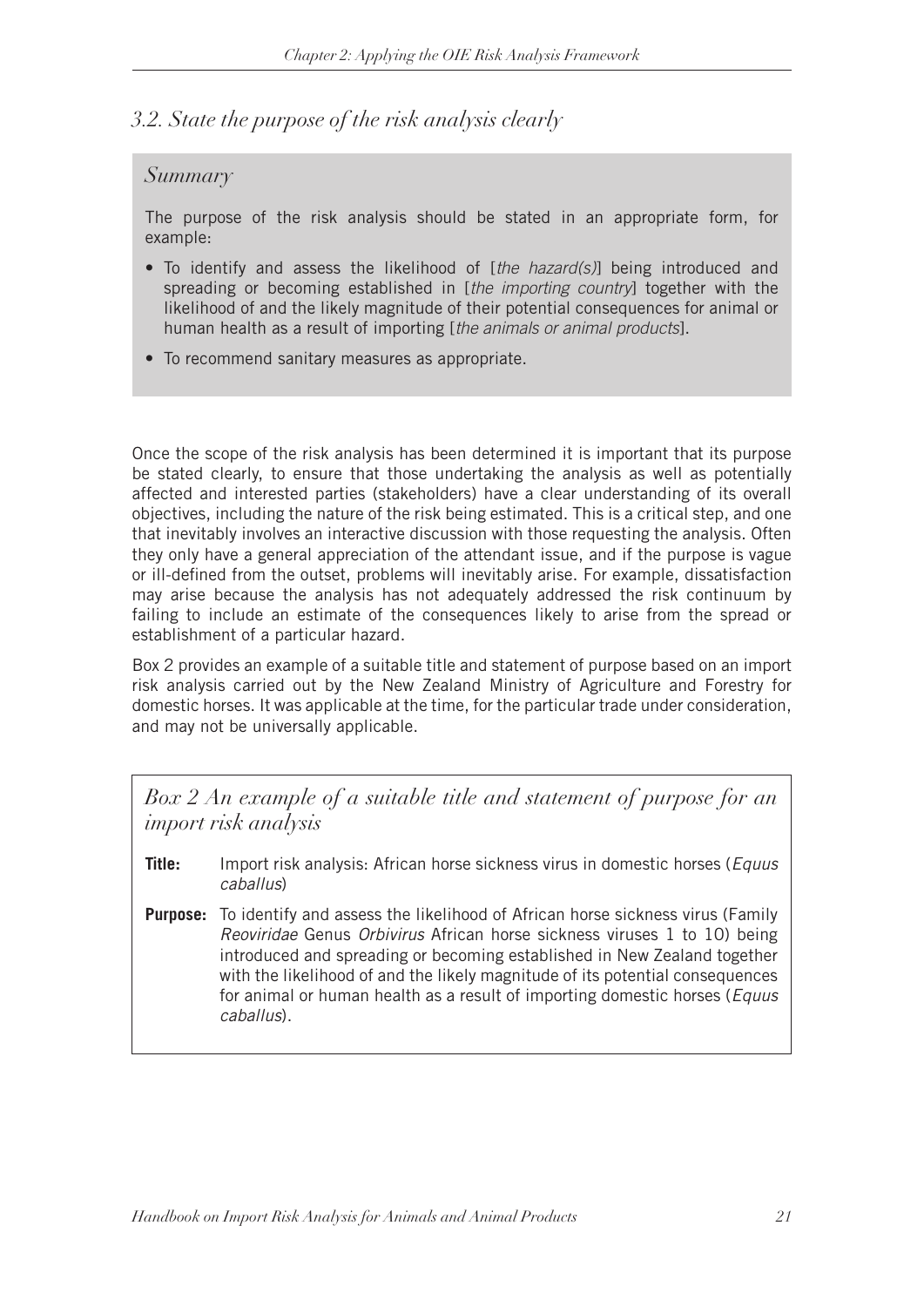## *3.2. State the purpose of the risk analysis clearly*

### *Summary*

The purpose of the risk analysis should be stated in an appropriate form, for example:

- To identify and assess the likelihood of [*the hazard(s)*] being introduced and spreading or becoming established in [*the importing country*] together with the likelihood of and the likely magnitude of their potential consequences for animal or human health as a result of importing [*the animals or animal products*].
- To recommend sanitary measures as appropriate.

Once the scope of the risk analysis has been determined it is important that its purpose be stated clearly, to ensure that those undertaking the analysis as well as potentially affected and interested parties (stakeholders) have a clear understanding of its overall objectives, including the nature of the risk being estimated. This is a critical step, and one that inevitably involves an interactive discussion with those requesting the analysis. Often they only have a general appreciation of the attendant issue, and if the purpose is vague or ill-defined from the outset, problems will inevitably arise. For example, dissatisfaction may arise because the analysis has not adequately addressed the risk continuum by failing to include an estimate of the consequences likely to arise from the spread or establishment of a particular hazard.

Box 2 provides an example of a suitable title and statement of purpose based on an import risk analysis carried out by the New Zealand Ministry of Agriculture and Forestry for domestic horses. It was applicable at the time, for the particular trade under consideration, and may not be universally applicable.

### *Box 2 An example of a suitable title and statement of purpose for an import risk analysis*

**Title:** Import risk analysis: African horse sickness virus in domestic horses (*Equus caballus*)

**Purpose:** To identify and assess the likelihood of African horse sickness virus (Family *Reoviridae* Genus *Orbivirus* African horse sickness viruses 1 to 10) being introduced and spreading or becoming established in New Zealand together with the likelihood of and the likely magnitude of its potential consequences for animal or human health as a result of importing domestic horses (*Equus caballus*).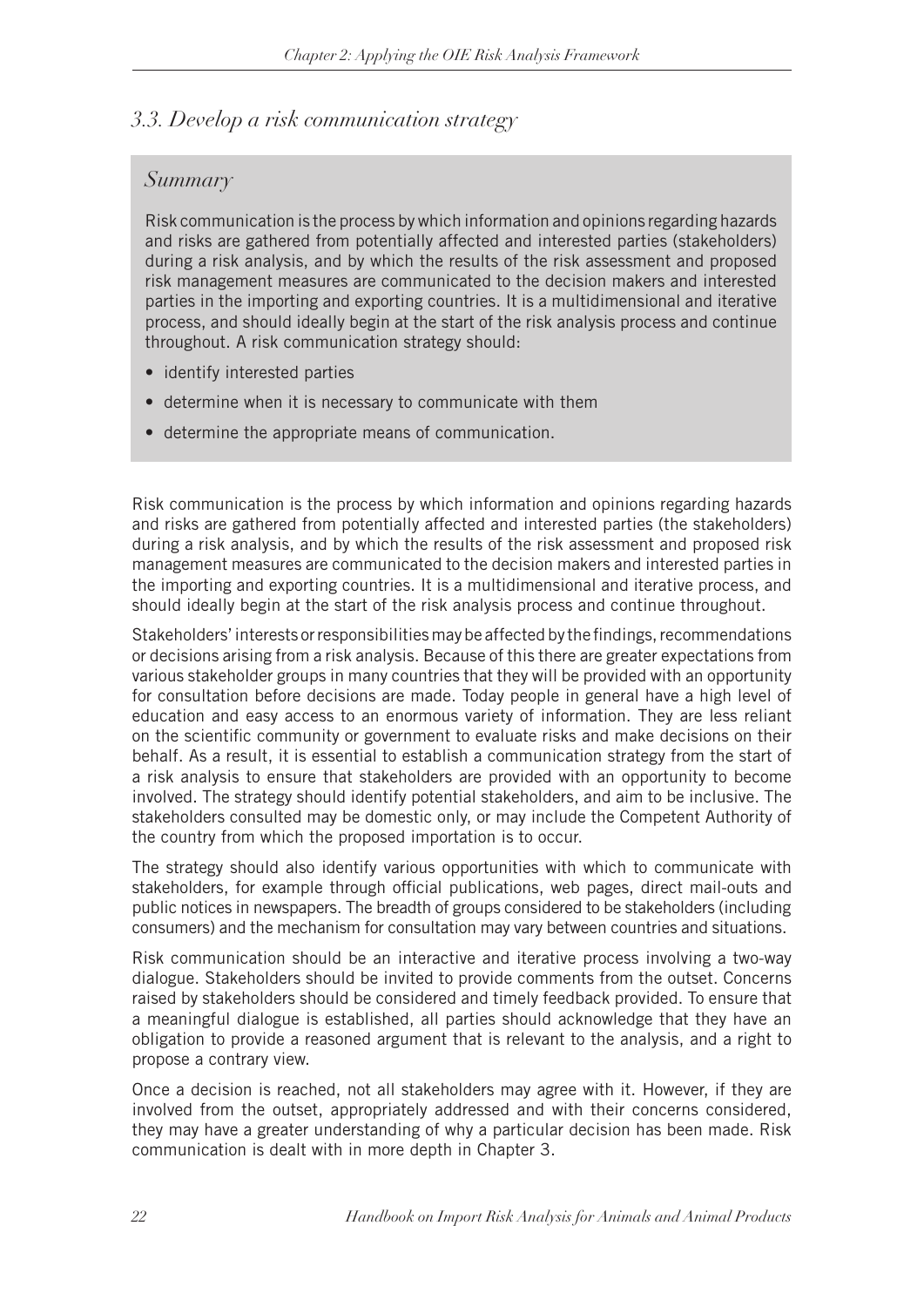## *3.3. Develop a risk communication strategy*

> ### *Summary*
>
> Risk communication is the process by which information and opinions regarding hazards and risks are gathered from potentially affected and interested parties (stakeholders) during a risk analysis, and by which the results of the risk assessment and proposed risk management measures are communicated to the decision makers and interested parties in the importing and exporting countries. It is a multidimensional and iterative process, and should ideally begin at the start of the risk analysis process and continue throughout. A risk communication strategy should:
>
> - identify interested parties
> - determine when it is necessary to communicate with them
> - determine the appropriate means of communication.

Risk communication is the process by which information and opinions regarding hazards and risks are gathered from potentially affected and interested parties (the stakeholders) during a risk analysis, and by which the results of the risk assessment and proposed risk management measures are communicated to the decision makers and interested parties in the importing and exporting countries. It is a multidimensional and iterative process, and should ideally begin at the start of the risk analysis process and continue throughout.

Stakeholders' interests or responsibilities may be affected by the findings, recommendations or decisions arising from a risk analysis. Because of this there are greater expectations from various stakeholder groups in many countries that they will be provided with an opportunity for consultation before decisions are made. Today people in general have a high level of education and easy access to an enormous variety of information. They are less reliant on the scientific community or government to evaluate risks and make decisions on their behalf. As a result, it is essential to establish a communication strategy from the start of a risk analysis to ensure that stakeholders are provided with an opportunity to become involved. The strategy should identify potential stakeholders, and aim to be inclusive. The stakeholders consulted may be domestic only, or may include the Competent Authority of the country from which the proposed importation is to occur.

The strategy should also identify various opportunities with which to communicate with stakeholders, for example through official publications, web pages, direct mail-outs and public notices in newspapers. The breadth of groups considered to be stakeholders (including consumers) and the mechanism for consultation may vary between countries and situations.

Risk communication should be an interactive and iterative process involving a two-way dialogue. Stakeholders should be invited to provide comments from the outset. Concerns raised by stakeholders should be considered and timely feedback provided. To ensure that a meaningful dialogue is established, all parties should acknowledge that they have an obligation to provide a reasoned argument that is relevant to the analysis, and a right to propose a contrary view.

Once a decision is reached, not all stakeholders may agree with it. However, if they are involved from the outset, appropriately addressed and with their concerns considered, they may have a greater understanding of why a particular decision has been made. Risk communication is dealt with in more depth in Chapter 3.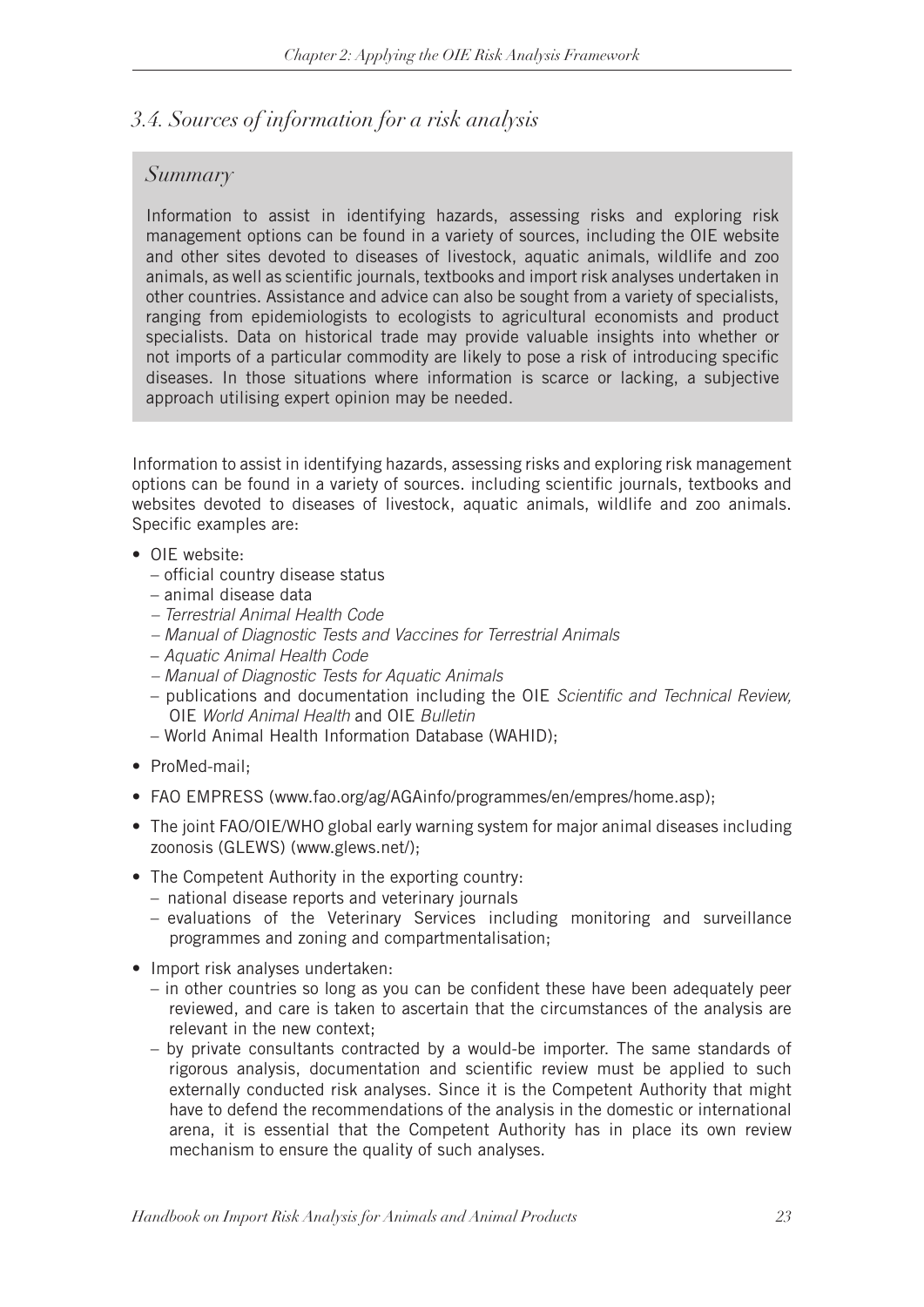## *3.4. Sources of information for a risk analysis*

### *Summary*

Information to assist in identifying hazards, assessing risks and exploring risk management options can be found in a variety of sources, including the OIE website and other sites devoted to diseases of livestock, aquatic animals, wildlife and zoo animals, as well as scientific journals, textbooks and import risk analyses undertaken in other countries. Assistance and advice can also be sought from a variety of specialists, ranging from epidemiologists to ecologists to agricultural economists and product specialists. Data on historical trade may provide valuable insights into whether or not imports of a particular commodity are likely to pose a risk of introducing specific diseases. In those situations where information is scarce or lacking, a subjective approach utilising expert opinion may be needed.

Information to assist in identifying hazards, assessing risks and exploring risk management options can be found in a variety of sources. including scientific journals, textbooks and websites devoted to diseases of livestock, aquatic animals, wildlife and zoo animals. Specific examples are:

- OIE website:
  - official country disease status
  - animal disease data
  - *Terrestrial Animal Health Code*
  - *Manual of Diagnostic Tests and Vaccines for Terrestrial Animals*
  - *Aquatic Animal Health Code*
  - *Manual of Diagnostic Tests for Aquatic Animals*
  - publications and documentation including the OIE *Scientific and Technical Review,* OIE *World Animal Health* and OIE *Bulletin*
  - World Animal Health Information Database (WAHID);
- ProMed-mail;
- FAO EMPRESS (www.fao.org/ag/AGAinfo/programmes/en/empres/home.asp);
- The joint FAO/OIE/WHO global early warning system for major animal diseases including zoonosis (GLEWS) (www.glews.net/);
- The Competent Authority in the exporting country:
  - national disease reports and veterinary journals
  - evaluations of the Veterinary Services including monitoring and surveillance programmes and zoning and compartmentalisation;
- Import risk analyses undertaken:
  - in other countries so long as you can be confident these have been adequately peer reviewed, and care is taken to ascertain that the circumstances of the analysis are relevant in the new context;
  - by private consultants contracted by a would-be importer. The same standards of rigorous analysis, documentation and scientific review must be applied to such externally conducted risk analyses. Since it is the Competent Authority that might have to defend the recommendations of the analysis in the domestic or international arena, it is essential that the Competent Authority has in place its own review mechanism to ensure the quality of such analyses.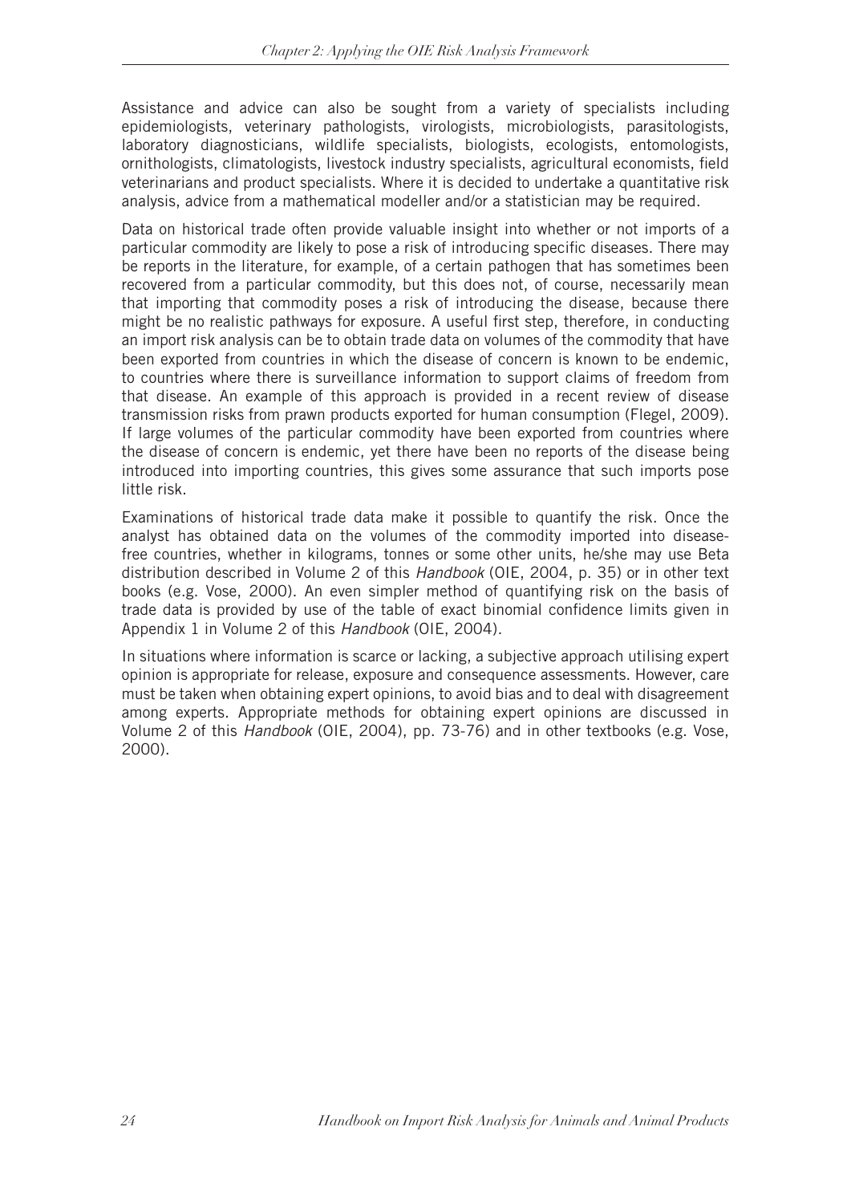Assistance and advice can also be sought from a variety of specialists including epidemiologists, veterinary pathologists, virologists, microbiologists, parasitologists, laboratory diagnosticians, wildlife specialists, biologists, ecologists, entomologists, ornithologists, climatologists, livestock industry specialists, agricultural economists, field veterinarians and product specialists. Where it is decided to undertake a quantitative risk analysis, advice from a mathematical modeller and/or a statistician may be required.

Data on historical trade often provide valuable insight into whether or not imports of a particular commodity are likely to pose a risk of introducing specific diseases. There may be reports in the literature, for example, of a certain pathogen that has sometimes been recovered from a particular commodity, but this does not, of course, necessarily mean that importing that commodity poses a risk of introducing the disease, because there might be no realistic pathways for exposure. A useful first step, therefore, in conducting an import risk analysis can be to obtain trade data on volumes of the commodity that have been exported from countries in which the disease of concern is known to be endemic, to countries where there is surveillance information to support claims of freedom from that disease. An example of this approach is provided in a recent review of disease transmission risks from prawn products exported for human consumption (Flegel, 2009). If large volumes of the particular commodity have been exported from countries where the disease of concern is endemic, yet there have been no reports of the disease being introduced into importing countries, this gives some assurance that such imports pose little risk.

Examinations of historical trade data make it possible to quantify the risk. Once the analyst has obtained data on the volumes of the commodity imported into disease-free countries, whether in kilograms, tonnes or some other units, he/she may use Beta distribution described in Volume 2 of this *Handbook* (OIE, 2004, p. 35) or in other text books (e.g. Vose, 2000). An even simpler method of quantifying risk on the basis of trade data is provided by use of the table of exact binomial confidence limits given in Appendix 1 in Volume 2 of this *Handbook* (OIE, 2004).

In situations where information is scarce or lacking, a subjective approach utilising expert opinion is appropriate for release, exposure and consequence assessments. However, care must be taken when obtaining expert opinions, to avoid bias and to deal with disagreement among experts. Appropriate methods for obtaining expert opinions are discussed in Volume 2 of this *Handbook* (OIE, 2004), pp. 73-76) and in other textbooks (e.g. Vose, 2000).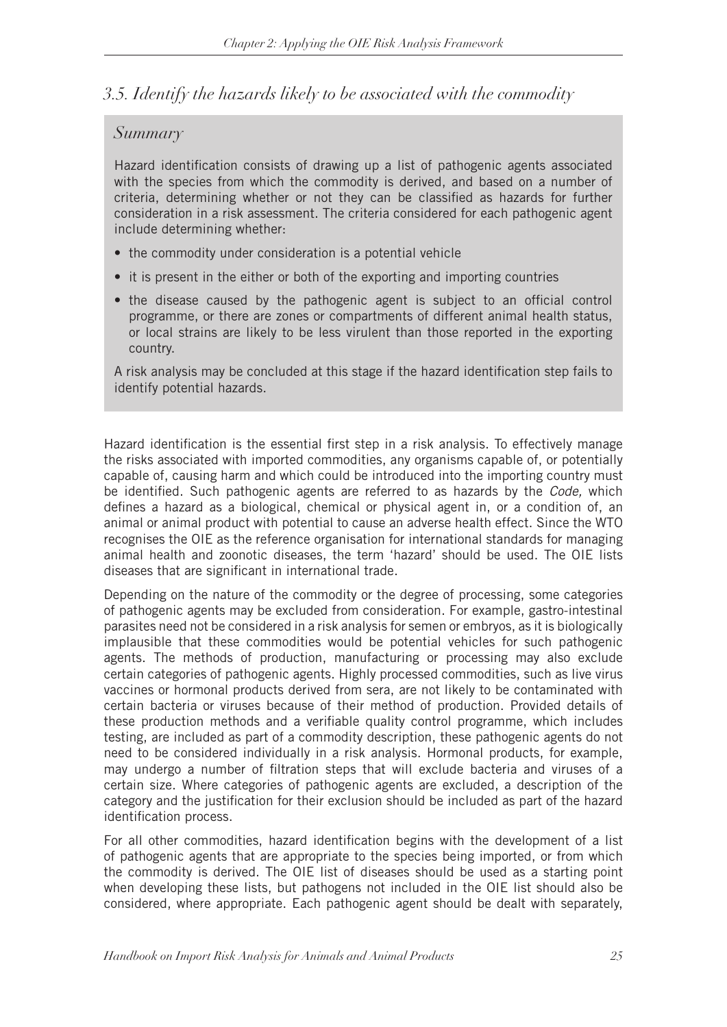## *3.5. Identify the hazards likely to be associated with the commodity*

### *Summary*

Hazard identification consists of drawing up a list of pathogenic agents associated with the species from which the commodity is derived, and based on a number of criteria, determining whether or not they can be classified as hazards for further consideration in a risk assessment. The criteria considered for each pathogenic agent include determining whether:

- the commodity under consideration is a potential vehicle
- it is present in the either or both of the exporting and importing countries
- the disease caused by the pathogenic agent is subject to an official control programme, or there are zones or compartments of different animal health status, or local strains are likely to be less virulent than those reported in the exporting country.

A risk analysis may be concluded at this stage if the hazard identification step fails to identify potential hazards.

Hazard identification is the essential first step in a risk analysis. To effectively manage the risks associated with imported commodities, any organisms capable of, or potentially capable of, causing harm and which could be introduced into the importing country must be identified. Such pathogenic agents are referred to as hazards by the *Code,* which defines a hazard as a biological, chemical or physical agent in, or a condition of, an animal or animal product with potential to cause an adverse health effect. Since the WTO recognises the OIE as the reference organisation for international standards for managing animal health and zoonotic diseases, the term 'hazard' should be used. The OIE lists diseases that are significant in international trade.

Depending on the nature of the commodity or the degree of processing, some categories of pathogenic agents may be excluded from consideration. For example, gastro-intestinal parasites need not be considered in a risk analysis for semen or embryos, as it is biologically implausible that these commodities would be potential vehicles for such pathogenic agents. The methods of production, manufacturing or processing may also exclude certain categories of pathogenic agents. Highly processed commodities, such as live virus vaccines or hormonal products derived from sera, are not likely to be contaminated with certain bacteria or viruses because of their method of production. Provided details of these production methods and a verifiable quality control programme, which includes testing, are included as part of a commodity description, these pathogenic agents do not need to be considered individually in a risk analysis. Hormonal products, for example, may undergo a number of filtration steps that will exclude bacteria and viruses of a certain size. Where categories of pathogenic agents are excluded, a description of the category and the justification for their exclusion should be included as part of the hazard identification process.

For all other commodities, hazard identification begins with the development of a list of pathogenic agents that are appropriate to the species being imported, or from which the commodity is derived. The OIE list of diseases should be used as a starting point when developing these lists, but pathogens not included in the OIE list should also be considered, where appropriate. Each pathogenic agent should be dealt with separately,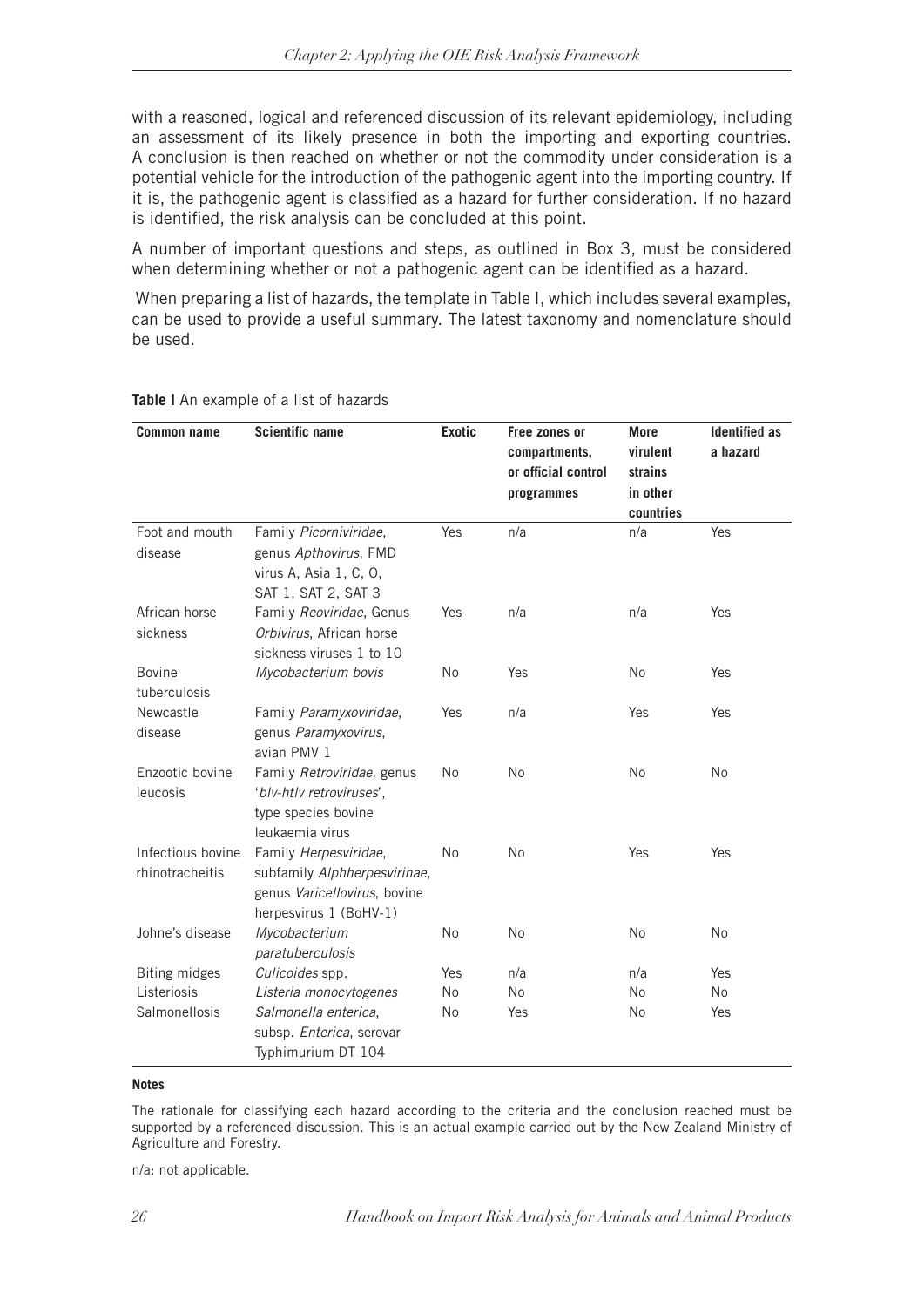with a reasoned, logical and referenced discussion of its relevant epidemiology, including an assessment of its likely presence in both the importing and exporting countries. A conclusion is then reached on whether or not the commodity under consideration is a potential vehicle for the introduction of the pathogenic agent into the importing country. If it is, the pathogenic agent is classified as a hazard for further consideration. If no hazard is identified, the risk analysis can be concluded at this point.

A number of important questions and steps, as outlined in Box 3, must be considered when determining whether or not a pathogenic agent can be identified as a hazard.

When preparing a list of hazards, the template in Table I, which includes several examples, can be used to provide a useful summary. The latest taxonomy and nomenclature should be used.

**Table I** An example of a list of hazards

| Common name | Scientific name | Exotic | Free zones or compartments, or official control programmes | More virulent strains in other countries | Identified as a hazard |
|---|---|---|---|---|---|
| Foot and mouth disease | Family *Picorniviridae*, genus *Apthovirus*, FMD virus A, Asia 1, C, O, SAT 1, SAT 2, SAT 3 | Yes | n/a | n/a | Yes |
| African horse sickness | Family *Reoviridae*, Genus *Orbivirus*, African horse sickness viruses 1 to 10 | Yes | n/a | n/a | Yes |
| Bovine tuberculosis | *Mycobacterium bovis* | No | Yes | No | Yes |
| Newcastle disease | Family *Paramyxoviridae*, genus *Paramyxovirus*, avian PMV 1 | Yes | n/a | Yes | Yes |
| Enzootic bovine leucosis | Family *Retroviridae*, genus '*blv-htlv retroviruses*', type species bovine leukaemia virus | No | No | No | No |
| Infectious bovine rhinotracheitis | Family *Herpesviridae*, subfamily *Alphherpesvirinae*, genus *Varicellovirus*, bovine herpesvirus 1 (BoHV-1) | No | No | Yes | Yes |
| Johne's disease | *Mycobacterium paratuberculosis* | No | No | No | No |
| Biting midges | *Culicoides* spp. | Yes | n/a | n/a | Yes |
| Listeriosis | *Listeria monocytogenes* | No | No | No | No |
| Salmonellosis | *Salmonella enterica*, subsp. *Enterica*, serovar Typhimurium DT 104 | No | Yes | No | Yes |

**Notes**

The rationale for classifying each hazard according to the criteria and the conclusion reached must be supported by a referenced discussion. This is an actual example carried out by the New Zealand Ministry of Agriculture and Forestry.

n/a: not applicable.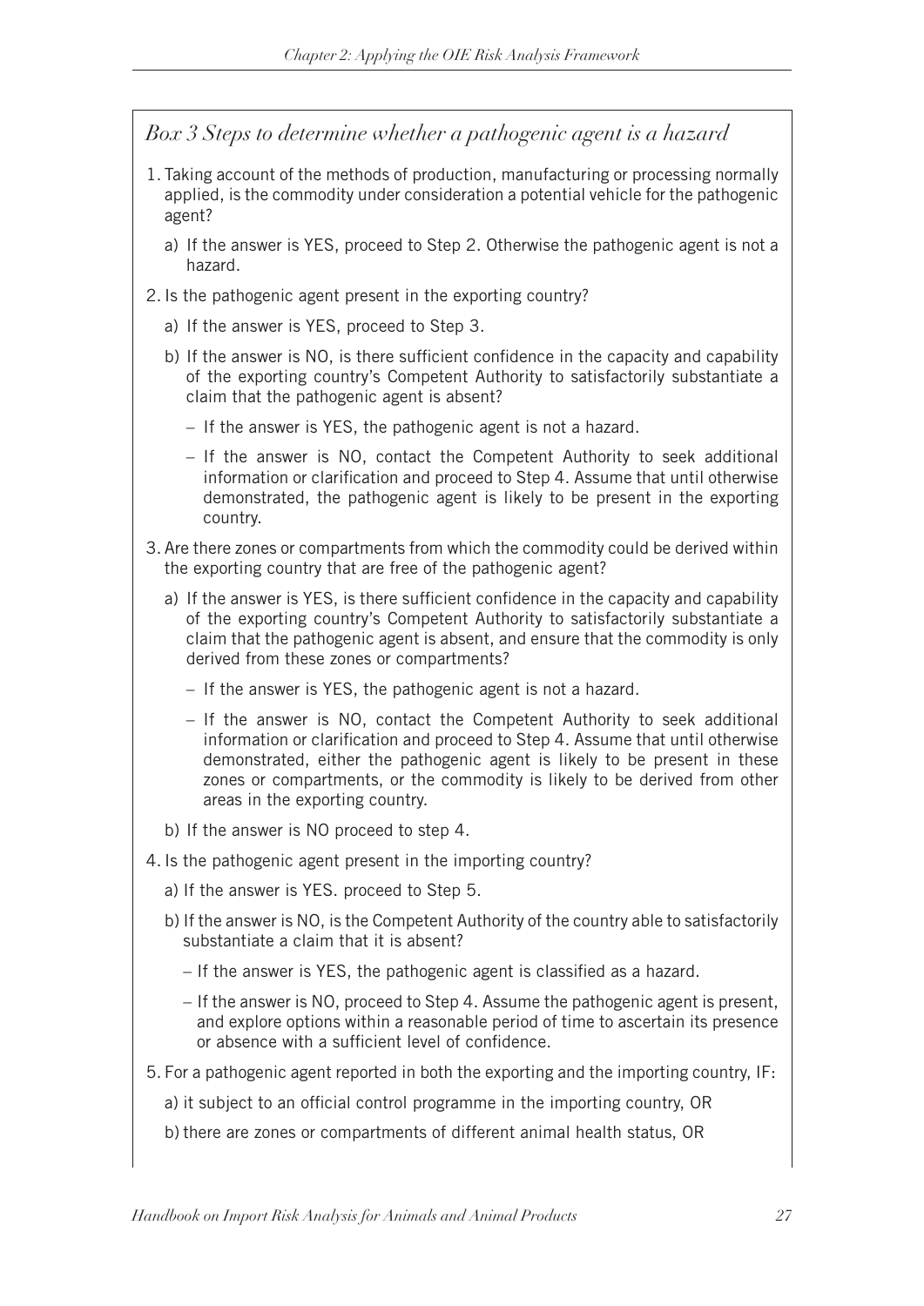*Box 3 Steps to determine whether a pathogenic agent is a hazard*

1. Taking account of the methods of production, manufacturing or processing normally applied, is the commodity under consideration a potential vehicle for the pathogenic agent?
   a) If the answer is YES, proceed to Step 2. Otherwise the pathogenic agent is not a hazard.
2. Is the pathogenic agent present in the exporting country?
   a) If the answer is YES, proceed to Step 3.
   b) If the answer is NO, is there sufficient confidence in the capacity and capability of the exporting country's Competent Authority to satisfactorily substantiate a claim that the pathogenic agent is absent?
      – If the answer is YES, the pathogenic agent is not a hazard.
      – If the answer is NO, contact the Competent Authority to seek additional information or clarification and proceed to Step 4. Assume that until otherwise demonstrated, the pathogenic agent is likely to be present in the exporting country.
3. Are there zones or compartments from which the commodity could be derived within the exporting country that are free of the pathogenic agent?
   a) If the answer is YES, is there sufficient confidence in the capacity and capability of the exporting country's Competent Authority to satisfactorily substantiate a claim that the pathogenic agent is absent, and ensure that the commodity is only derived from these zones or compartments?
      – If the answer is YES, the pathogenic agent is not a hazard.
      – If the answer is NO, contact the Competent Authority to seek additional information or clarification and proceed to Step 4. Assume that until otherwise demonstrated, either the pathogenic agent is likely to be present in these zones or compartments, or the commodity is likely to be derived from other areas in the exporting country.
   b) If the answer is NO proceed to step 4.
4. Is the pathogenic agent present in the importing country?
   a) If the answer is YES. proceed to Step 5.
   b) If the answer is NO, is the Competent Authority of the country able to satisfactorily substantiate a claim that it is absent?
      – If the answer is YES, the pathogenic agent is classified as a hazard.
      – If the answer is NO, proceed to Step 4. Assume the pathogenic agent is present, and explore options within a reasonable period of time to ascertain its presence or absence with a sufficient level of confidence.
5. For a pathogenic agent reported in both the exporting and the importing country, IF:
   a) it subject to an official control programme in the importing country, OR
   b) there are zones or compartments of different animal health status, OR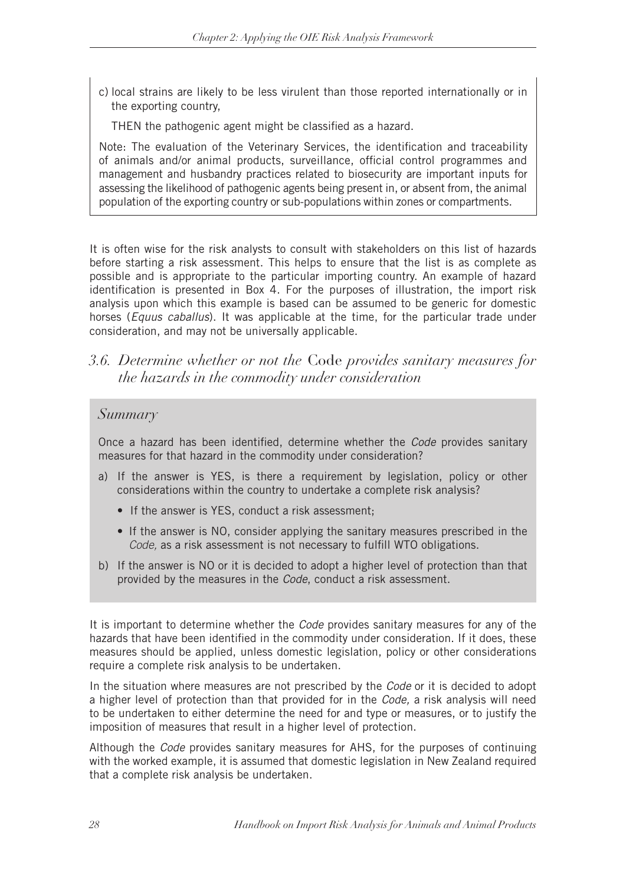c) local strains are likely to be less virulent than those reported internationally or in the exporting country,

THEN the pathogenic agent might be classified as a hazard.

Note: The evaluation of the Veterinary Services, the identification and traceability of animals and/or animal products, surveillance, official control programmes and management and husbandry practices related to biosecurity are important inputs for assessing the likelihood of pathogenic agents being present in, or absent from, the animal population of the exporting country or sub-populations within zones or compartments.

It is often wise for the risk analysts to consult with stakeholders on this list of hazards before starting a risk assessment. This helps to ensure that the list is as complete as possible and is appropriate to the particular importing country. An example of hazard identification is presented in Box 4. For the purposes of illustration, the import risk analysis upon which this example is based can be assumed to be generic for domestic horses (*Equus caballus*). It was applicable at the time, for the particular trade under consideration, and may not be universally applicable.

## *3.6. Determine whether or not the* Code *provides sanitary measures for the hazards in the commodity under consideration*

### *Summary*

Once a hazard has been identified, determine whether the *Code* provides sanitary measures for that hazard in the commodity under consideration?

a) If the answer is YES, is there a requirement by legislation, policy or other considerations within the country to undertake a complete risk analysis?
   - If the answer is YES, conduct a risk assessment;
   - If the answer is NO, consider applying the sanitary measures prescribed in the *Code,* as a risk assessment is not necessary to fulfill WTO obligations.

b) If the answer is NO or it is decided to adopt a higher level of protection than that provided by the measures in the *Code*, conduct a risk assessment.

It is important to determine whether the *Code* provides sanitary measures for any of the hazards that have been identified in the commodity under consideration. If it does, these measures should be applied, unless domestic legislation, policy or other considerations require a complete risk analysis to be undertaken.

In the situation where measures are not prescribed by the *Code* or it is decided to adopt a higher level of protection than that provided for in the *Code,* a risk analysis will need to be undertaken to either determine the need for and type or measures, or to justify the imposition of measures that result in a higher level of protection.

Although the *Code* provides sanitary measures for AHS, for the purposes of continuing with the worked example, it is assumed that domestic legislation in New Zealand required that a complete risk analysis be undertaken.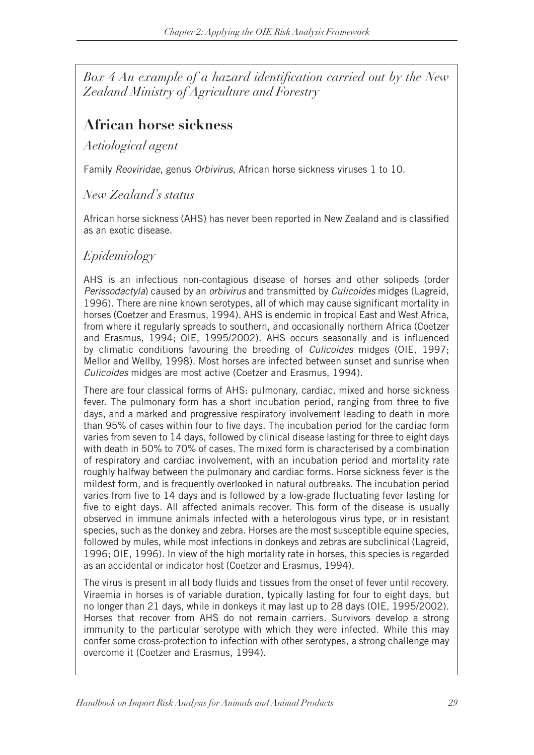*Box 4 An example of a hazard identification carried out by the New Zealand Ministry of Agriculture and Forestry*

## African horse sickness

### *Aetiological agent*

Family *Reoviridae*, genus *Orbivirus*, African horse sickness viruses 1 to 10.

### *New Zealand's status*

African horse sickness (AHS) has never been reported in New Zealand and is classified as an exotic disease.

### *Epidemiology*

AHS is an infectious non-contagious disease of horses and other solipeds (order *Perissodactyla*) caused by an *orbivirus* and transmitted by *Culicoides* midges (Lagreid, 1996). There are nine known serotypes, all of which may cause significant mortality in horses (Coetzer and Erasmus, 1994). AHS is endemic in tropical East and West Africa, from where it regularly spreads to southern, and occasionally northern Africa (Coetzer and Erasmus, 1994; OIE, 1995/2002). AHS occurs seasonally and is influenced by climatic conditions favouring the breeding of *Culicoides* midges (OIE, 1997; Mellor and Wellby, 1998). Most horses are infected between sunset and sunrise when *Culicoides* midges are most active (Coetzer and Erasmus, 1994).

There are four classical forms of AHS: pulmonary, cardiac, mixed and horse sickness fever. The pulmonary form has a short incubation period, ranging from three to five days, and a marked and progressive respiratory involvement leading to death in more than 95% of cases within four to five days. The incubation period for the cardiac form varies from seven to 14 days, followed by clinical disease lasting for three to eight days with death in 50% to 70% of cases. The mixed form is characterised by a combination of respiratory and cardiac involvement, with an incubation period and mortality rate roughly halfway between the pulmonary and cardiac forms. Horse sickness fever is the mildest form, and is frequently overlooked in natural outbreaks. The incubation period varies from five to 14 days and is followed by a low-grade fluctuating fever lasting for five to eight days. All affected animals recover. This form of the disease is usually observed in immune animals infected with a heterologous virus type, or in resistant species, such as the donkey and zebra. Horses are the most susceptible equine species, followed by mules, while most infections in donkeys and zebras are subclinical (Lagreid, 1996; OIE, 1996). In view of the high mortality rate in horses, this species is regarded as an accidental or indicator host (Coetzer and Erasmus, 1994).

The virus is present in all body fluids and tissues from the onset of fever until recovery. Viraemia in horses is of variable duration, typically lasting for four to eight days, but no longer than 21 days, while in donkeys it may last up to 28 days (OIE, 1995/2002). Horses that recover from AHS do not remain carriers. Survivors develop a strong immunity to the particular serotype with which they were infected. While this may confer some cross-protection to infection with other serotypes, a strong challenge may overcome it (Coetzer and Erasmus, 1994).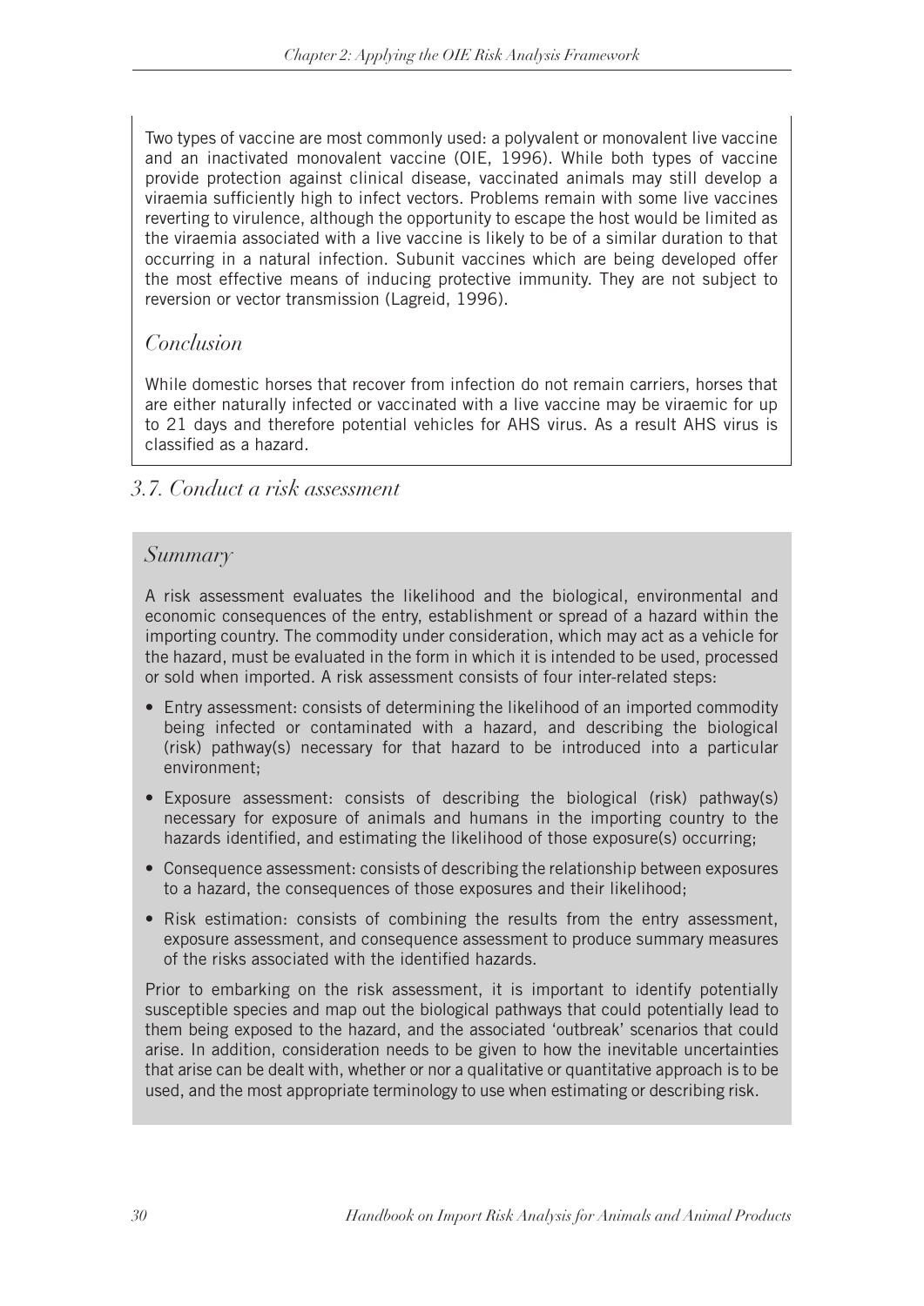Two types of vaccine are most commonly used: a polyvalent or monovalent live vaccine and an inactivated monovalent vaccine (OIE, 1996). While both types of vaccine provide protection against clinical disease, vaccinated animals may still develop a viraemia sufficiently high to infect vectors. Problems remain with some live vaccines reverting to virulence, although the opportunity to escape the host would be limited as the viraemia associated with a live vaccine is likely to be of a similar duration to that occurring in a natural infection. Subunit vaccines which are being developed offer the most effective means of inducing protective immunity. They are not subject to reversion or vector transmission (Lagreid, 1996).

### *Conclusion*

While domestic horses that recover from infection do not remain carriers, horses that are either naturally infected or vaccinated with a live vaccine may be viraemic for up to 21 days and therefore potential vehicles for AHS virus. As a result AHS virus is classified as a hazard.

## *3.7. Conduct a risk assessment*

### *Summary*

A risk assessment evaluates the likelihood and the biological, environmental and economic consequences of the entry, establishment or spread of a hazard within the importing country. The commodity under consideration, which may act as a vehicle for the hazard, must be evaluated in the form in which it is intended to be used, processed or sold when imported. A risk assessment consists of four inter-related steps:

- Entry assessment: consists of determining the likelihood of an imported commodity being infected or contaminated with a hazard, and describing the biological (risk) pathway(s) necessary for that hazard to be introduced into a particular environment;
- Exposure assessment: consists of describing the biological (risk) pathway(s) necessary for exposure of animals and humans in the importing country to the hazards identified, and estimating the likelihood of those exposure(s) occurring;
- Consequence assessment: consists of describing the relationship between exposures to a hazard, the consequences of those exposures and their likelihood;
- Risk estimation: consists of combining the results from the entry assessment, exposure assessment, and consequence assessment to produce summary measures of the risks associated with the identified hazards.

Prior to embarking on the risk assessment, it is important to identify potentially susceptible species and map out the biological pathways that could potentially lead to them being exposed to the hazard, and the associated 'outbreak' scenarios that could arise. In addition, consideration needs to be given to how the inevitable uncertainties that arise can be dealt with, whether or nor a qualitative or quantitative approach is to be used, and the most appropriate terminology to use when estimating or describing risk.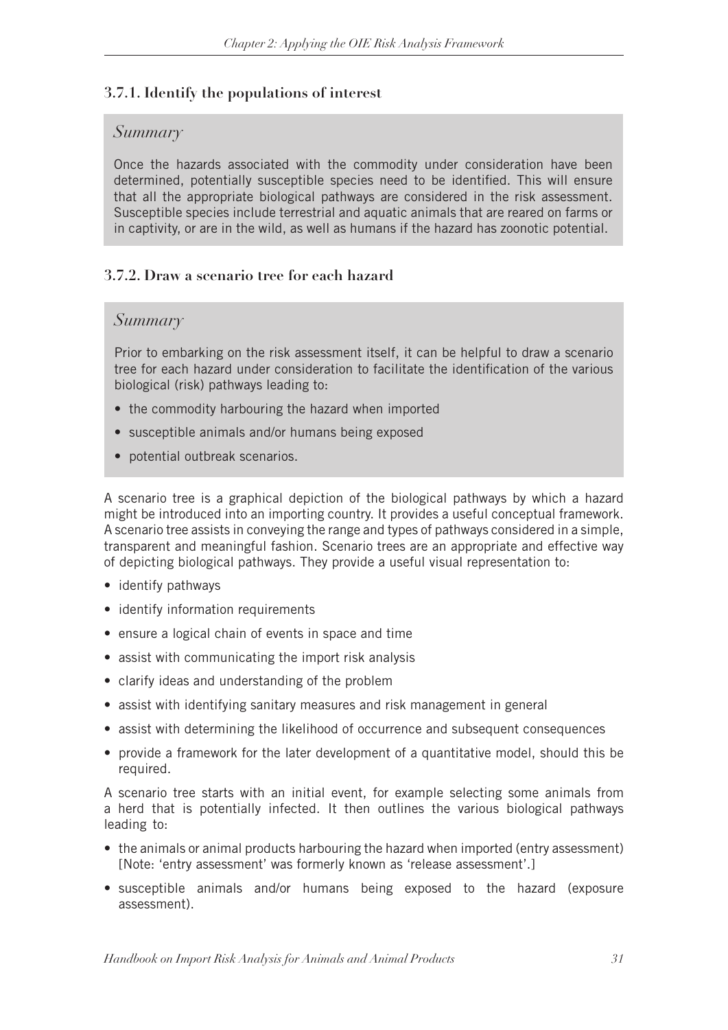### 3.7.1. Identify the populations of interest

*Summary*

Once the hazards associated with the commodity under consideration have been determined, potentially susceptible species need to be identified. This will ensure that all the appropriate biological pathways are considered in the risk assessment. Susceptible species include terrestrial and aquatic animals that are reared on farms or in captivity, or are in the wild, as well as humans if the hazard has zoonotic potential.

### 3.7.2. Draw a scenario tree for each hazard

*Summary*

Prior to embarking on the risk assessment itself, it can be helpful to draw a scenario tree for each hazard under consideration to facilitate the identification of the various biological (risk) pathways leading to:

- the commodity harbouring the hazard when imported
- susceptible animals and/or humans being exposed
- potential outbreak scenarios.

A scenario tree is a graphical depiction of the biological pathways by which a hazard might be introduced into an importing country. It provides a useful conceptual framework. A scenario tree assists in conveying the range and types of pathways considered in a simple, transparent and meaningful fashion. Scenario trees are an appropriate and effective way of depicting biological pathways. They provide a useful visual representation to:

- identify pathways
- identify information requirements
- ensure a logical chain of events in space and time
- assist with communicating the import risk analysis
- clarify ideas and understanding of the problem
- assist with identifying sanitary measures and risk management in general
- assist with determining the likelihood of occurrence and subsequent consequences
- provide a framework for the later development of a quantitative model, should this be required.

A scenario tree starts with an initial event, for example selecting some animals from a herd that is potentially infected. It then outlines the various biological pathways leading to:

- the animals or animal products harbouring the hazard when imported (entry assessment) [Note: 'entry assessment' was formerly known as 'release assessment'.]
- susceptible animals and/or humans being exposed to the hazard (exposure assessment).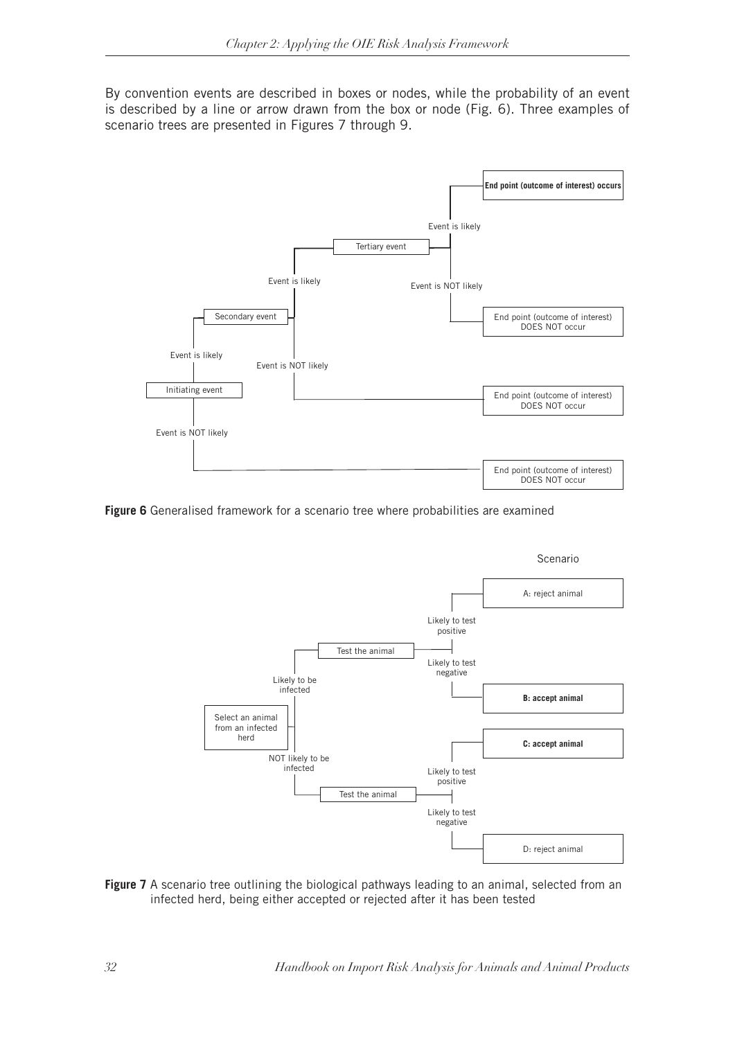By convention events are described in boxes or nodes, while the probability of an event is described by a line or arrow drawn from the box or node (Fig. 6). Three examples of scenario trees are presented in Figures 7 through 9.

Initiating event
- Event is likely → Secondary event
  - Event is likely → Tertiary event
    - Event is likely → **End point (outcome of interest) occurs**
    - Event is NOT likely → End point (outcome of interest) DOES NOT occur
  - Event is NOT likely → End point (outcome of interest) DOES NOT occur
- Event is NOT likely → End point (outcome of interest) DOES NOT occur

**Figure 6** Generalised framework for a scenario tree where probabilities are examined

Select an animal from an infected herd
- Likely to be infected → Test the animal
  - Likely to test positive → Scenario A: reject animal
  - Likely to test negative → Scenario **B: accept animal**
- NOT likely to be infected → Test the animal
  - Likely to test positive → Scenario **C: accept animal**
  - Likely to test negative → Scenario D: reject animal

**Figure 7** A scenario tree outlining the biological pathways leading to an animal, selected from an infected herd, being either accepted or rejected after it has been tested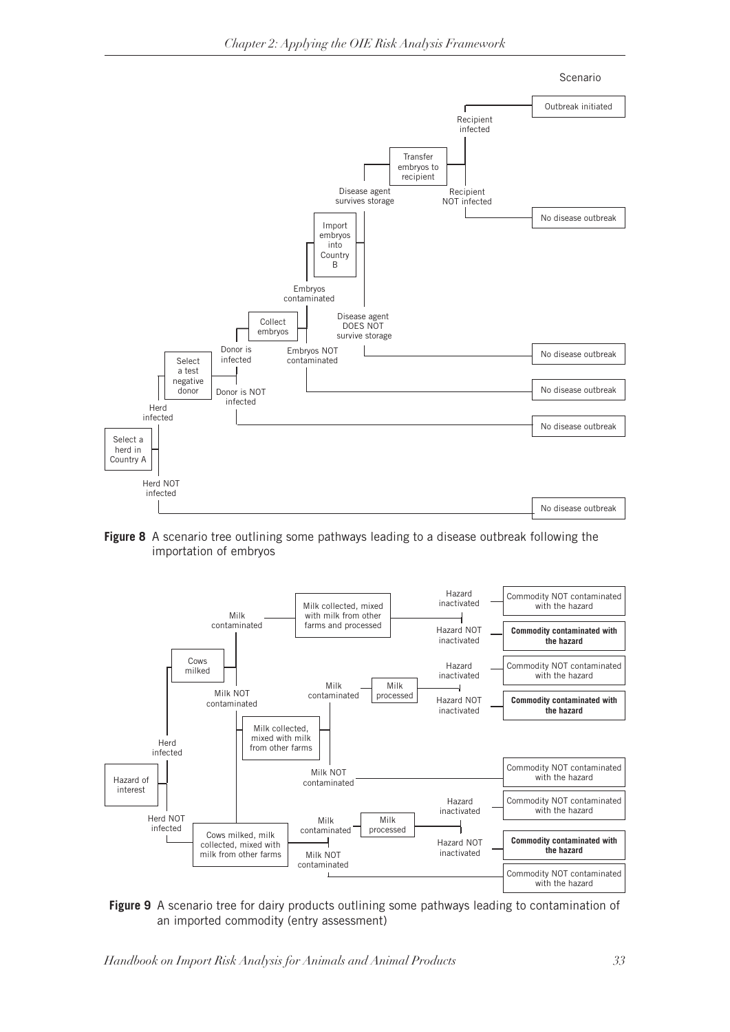Scenario

- Select a herd in Country A
  - Herd infected
    - Select a test negative donor
      - Donor is infected
        - Collect embryos
          - Embryos contaminated
            - Import embryos into Country B
              - Disease agent survives storage
                - Transfer embryos to recipient
                  - Recipient infected → Outbreak initiated
                  - Recipient NOT infected → No disease outbreak
              - Disease agent DOES NOT survive storage → No disease outbreak
          - Embryos NOT contaminated → No disease outbreak
      - Donor is NOT infected → No disease outbreak
  - Herd NOT infected → No disease outbreak

**Figure 8** A scenario tree outlining some pathways leading to a disease outbreak following the importation of embryos

- Hazard of interest
  - Herd infected
    - Cows milked
      - Milk contaminated
        - Milk collected, mixed with milk from other farms and processed
          - Hazard inactivated → Commodity NOT contaminated with the hazard
          - Hazard NOT inactivated → **Commodity contaminated with the hazard**
      - Milk NOT contaminated
        - Milk collected, mixed with milk from other farms
          - Milk contaminated
            - Milk processed
              - Hazard inactivated → Commodity NOT contaminated with the hazard
              - Hazard NOT inactivated → **Commodity contaminated with the hazard**
          - Milk NOT contaminated → Commodity NOT contaminated with the hazard
  - Herd NOT infected
    - Cows milked, milk collected, mixed with milk from other farms
      - Milk contaminated
        - Milk processed
          - Hazard inactivated → Commodity NOT contaminated with the hazard
          - Hazard NOT inactivated → **Commodity contaminated with the hazard**
      - Milk NOT contaminated → Commodity NOT contaminated with the hazard

**Figure 9** A scenario tree for dairy products outlining some pathways leading to contamination of an imported commodity (entry assessment)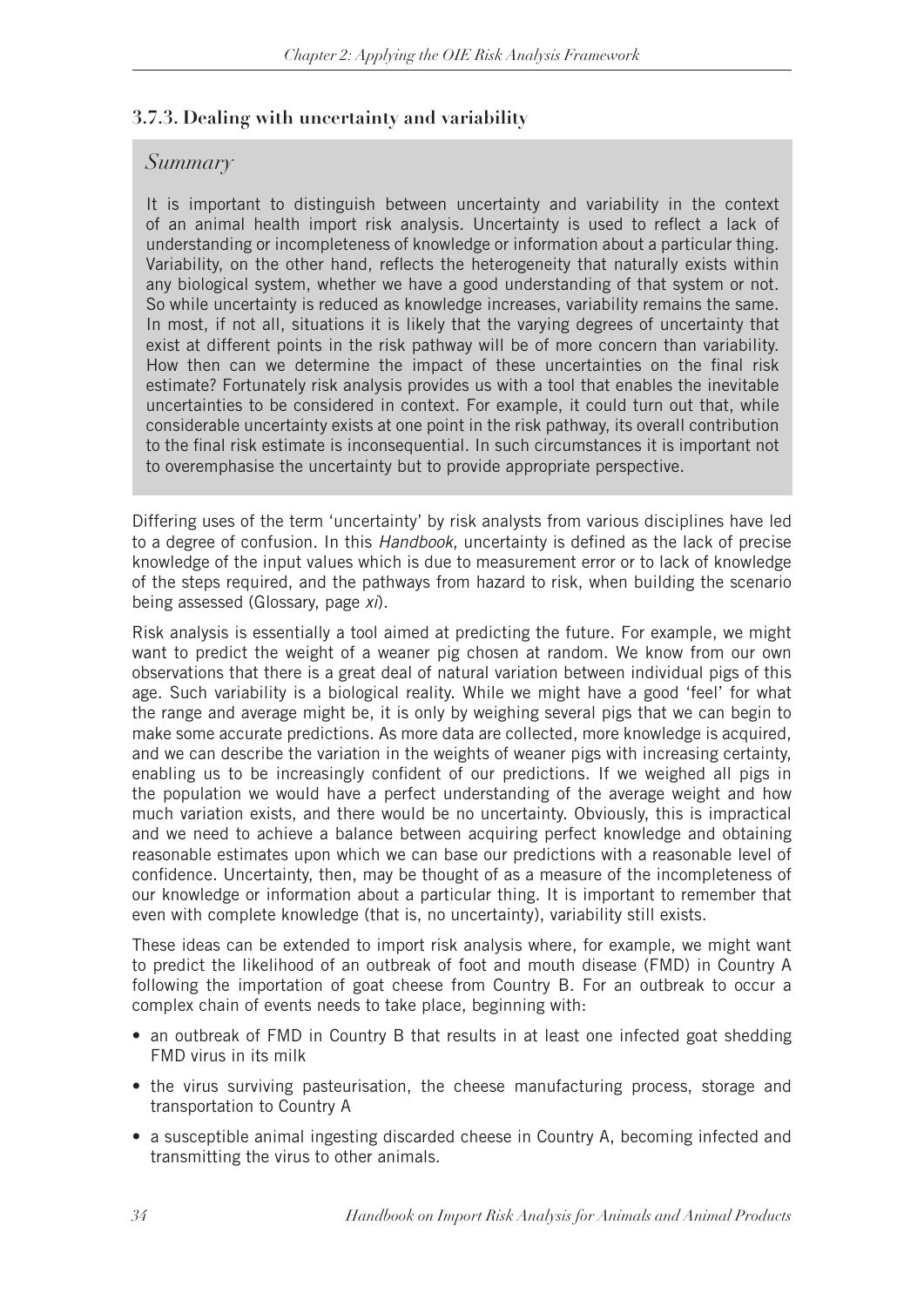### 3.7.3. Dealing with uncertainty and variability

*Summary*

It is important to distinguish between uncertainty and variability in the context of an animal health import risk analysis. Uncertainty is used to reflect a lack of understanding or incompleteness of knowledge or information about a particular thing. Variability, on the other hand, reflects the heterogeneity that naturally exists within any biological system, whether we have a good understanding of that system or not. So while uncertainty is reduced as knowledge increases, variability remains the same. In most, if not all, situations it is likely that the varying degrees of uncertainty that exist at different points in the risk pathway will be of more concern than variability. How then can we determine the impact of these uncertainties on the final risk estimate? Fortunately risk analysis provides us with a tool that enables the inevitable uncertainties to be considered in context. For example, it could turn out that, while considerable uncertainty exists at one point in the risk pathway, its overall contribution to the final risk estimate is inconsequential. In such circumstances it is important not to overemphasise the uncertainty but to provide appropriate perspective.

Differing uses of the term 'uncertainty' by risk analysts from various disciplines have led to a degree of confusion. In this *Handbook*, uncertainty is defined as the lack of precise knowledge of the input values which is due to measurement error or to lack of knowledge of the steps required, and the pathways from hazard to risk, when building the scenario being assessed (Glossary, page *xi*).

Risk analysis is essentially a tool aimed at predicting the future. For example, we might want to predict the weight of a weaner pig chosen at random. We know from our own observations that there is a great deal of natural variation between individual pigs of this age. Such variability is a biological reality. While we might have a good 'feel' for what the range and average might be, it is only by weighing several pigs that we can begin to make some accurate predictions. As more data are collected, more knowledge is acquired, and we can describe the variation in the weights of weaner pigs with increasing certainty, enabling us to be increasingly confident of our predictions. If we weighed all pigs in the population we would have a perfect understanding of the average weight and how much variation exists, and there would be no uncertainty. Obviously, this is impractical and we need to achieve a balance between acquiring perfect knowledge and obtaining reasonable estimates upon which we can base our predictions with a reasonable level of confidence. Uncertainty, then, may be thought of as a measure of the incompleteness of our knowledge or information about a particular thing. It is important to remember that even with complete knowledge (that is, no uncertainty), variability still exists.

These ideas can be extended to import risk analysis where, for example, we might want to predict the likelihood of an outbreak of foot and mouth disease (FMD) in Country A following the importation of goat cheese from Country B. For an outbreak to occur a complex chain of events needs to take place, beginning with:

- an outbreak of FMD in Country B that results in at least one infected goat shedding FMD virus in its milk
- the virus surviving pasteurisation, the cheese manufacturing process, storage and transportation to Country A
- a susceptible animal ingesting discarded cheese in Country A, becoming infected and transmitting the virus to other animals.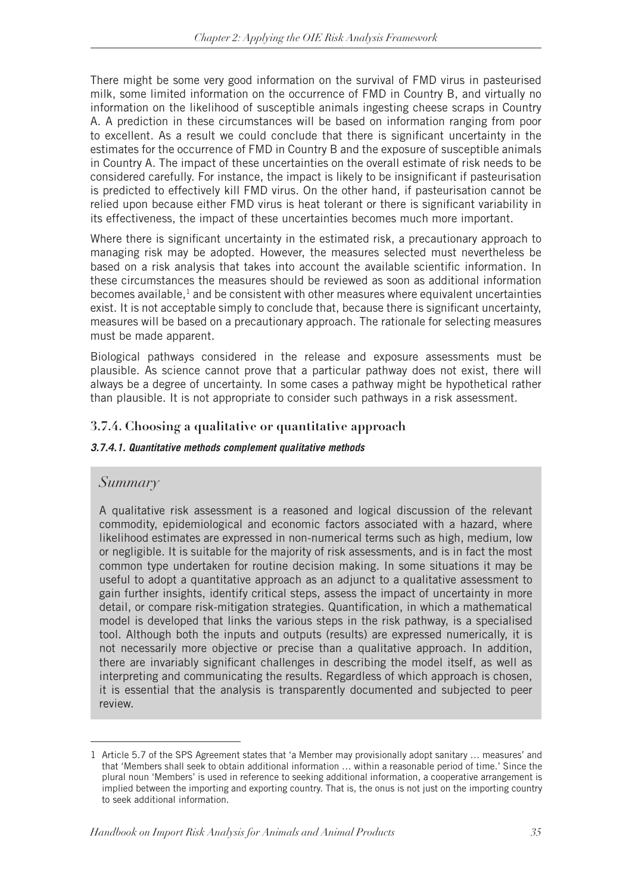There might be some very good information on the survival of FMD virus in pasteurised milk, some limited information on the occurrence of FMD in Country B, and virtually no information on the likelihood of susceptible animals ingesting cheese scraps in Country A. A prediction in these circumstances will be based on information ranging from poor to excellent. As a result we could conclude that there is significant uncertainty in the estimates for the occurrence of FMD in Country B and the exposure of susceptible animals in Country A. The impact of these uncertainties on the overall estimate of risk needs to be considered carefully. For instance, the impact is likely to be insignificant if pasteurisation is predicted to effectively kill FMD virus. On the other hand, if pasteurisation cannot be relied upon because either FMD virus is heat tolerant or there is significant variability in its effectiveness, the impact of these uncertainties becomes much more important.

Where there is significant uncertainty in the estimated risk, a precautionary approach to managing risk may be adopted. However, the measures selected must nevertheless be based on a risk analysis that takes into account the available scientific information. In these circumstances the measures should be reviewed as soon as additional information becomes available,[1] and be consistent with other measures where equivalent uncertainties exist. It is not acceptable simply to conclude that, because there is significant uncertainty, measures will be based on a precautionary approach. The rationale for selecting measures must be made apparent.

Biological pathways considered in the release and exposure assessments must be plausible. As science cannot prove that a particular pathway does not exist, there will always be a degree of uncertainty. In some cases a pathway might be hypothetical rather than plausible. It is not appropriate to consider such pathways in a risk assessment.

### 3.7.4. Choosing a qualitative or quantitative approach

#### *3.7.4.1. Quantitative methods complement qualitative methods*

*Summary*

A qualitative risk assessment is a reasoned and logical discussion of the relevant commodity, epidemiological and economic factors associated with a hazard, where likelihood estimates are expressed in non-numerical terms such as high, medium, low or negligible. It is suitable for the majority of risk assessments, and is in fact the most common type undertaken for routine decision making. In some situations it may be useful to adopt a quantitative approach as an adjunct to a qualitative assessment to gain further insights, identify critical steps, assess the impact of uncertainty in more detail, or compare risk-mitigation strategies. Quantification, in which a mathematical model is developed that links the various steps in the risk pathway, is a specialised tool. Although both the inputs and outputs (results) are expressed numerically, it is not necessarily more objective or precise than a qualitative approach. In addition, there are invariably significant challenges in describing the model itself, as well as interpreting and communicating the results. Regardless of which approach is chosen, it is essential that the analysis is transparently documented and subjected to peer review.

---

1 Article 5.7 of the SPS Agreement states that 'a Member may provisionally adopt sanitary … measures' and that 'Members shall seek to obtain additional information … within a reasonable period of time.' Since the plural noun 'Members' is used in reference to seeking additional information, a cooperative arrangement is implied between the importing and exporting country. That is, the onus is not just on the importing country to seek additional information.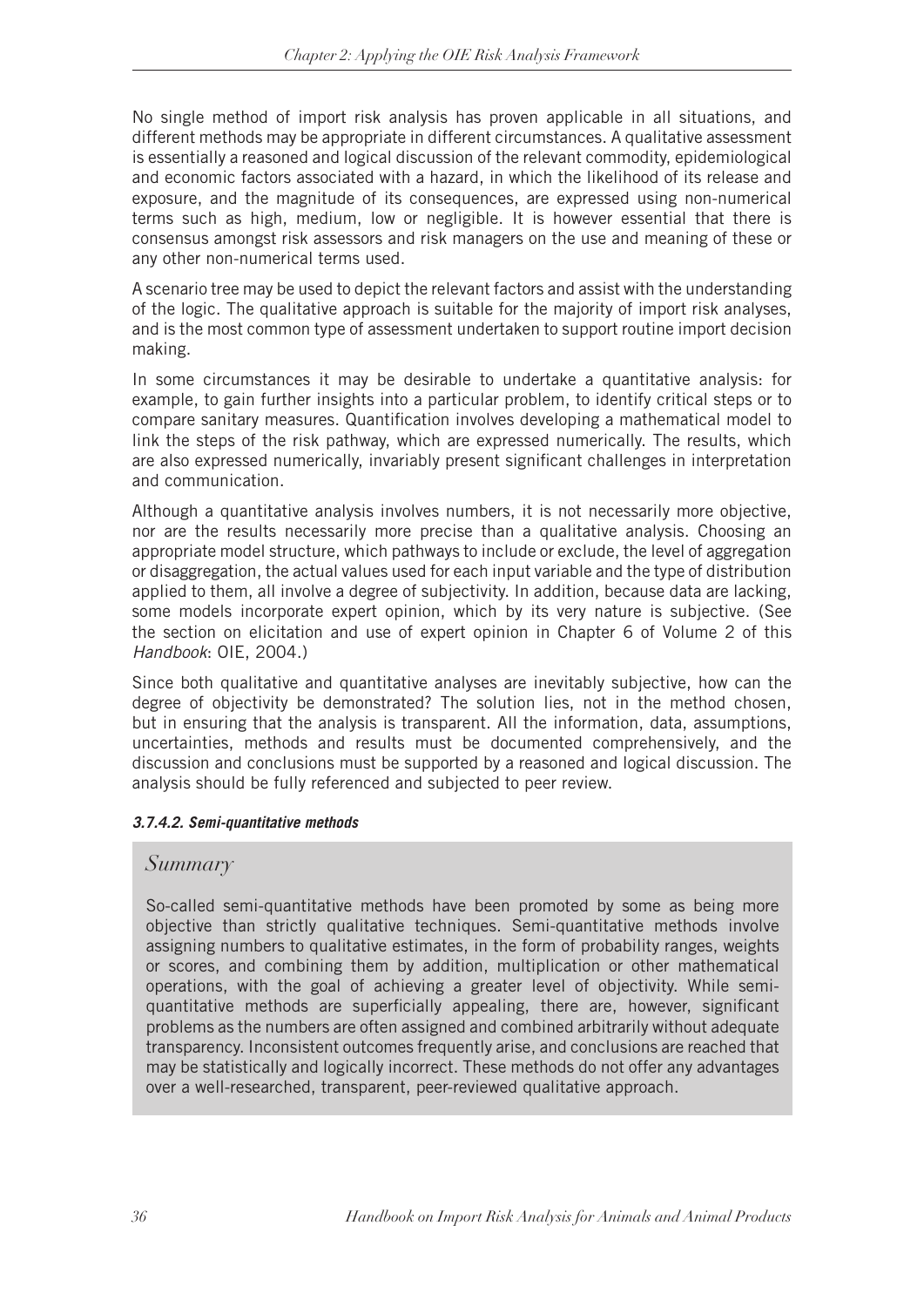No single method of import risk analysis has proven applicable in all situations, and different methods may be appropriate in different circumstances. A qualitative assessment is essentially a reasoned and logical discussion of the relevant commodity, epidemiological and economic factors associated with a hazard, in which the likelihood of its release and exposure, and the magnitude of its consequences, are expressed using non-numerical terms such as high, medium, low or negligible. It is however essential that there is consensus amongst risk assessors and risk managers on the use and meaning of these or any other non-numerical terms used.

A scenario tree may be used to depict the relevant factors and assist with the understanding of the logic. The qualitative approach is suitable for the majority of import risk analyses, and is the most common type of assessment undertaken to support routine import decision making.

In some circumstances it may be desirable to undertake a quantitative analysis: for example, to gain further insights into a particular problem, to identify critical steps or to compare sanitary measures. Quantification involves developing a mathematical model to link the steps of the risk pathway, which are expressed numerically. The results, which are also expressed numerically, invariably present significant challenges in interpretation and communication.

Although a quantitative analysis involves numbers, it is not necessarily more objective, nor are the results necessarily more precise than a qualitative analysis. Choosing an appropriate model structure, which pathways to include or exclude, the level of aggregation or disaggregation, the actual values used for each input variable and the type of distribution applied to them, all involve a degree of subjectivity. In addition, because data are lacking, some models incorporate expert opinion, which by its very nature is subjective. (See the section on elicitation and use of expert opinion in Chapter 6 of Volume 2 of this *Handbook*: OIE, 2004.)

Since both qualitative and quantitative analyses are inevitably subjective, how can the degree of objectivity be demonstrated? The solution lies, not in the method chosen, but in ensuring that the analysis is transparent. All the information, data, assumptions, uncertainties, methods and results must be documented comprehensively, and the discussion and conclusions must be supported by a reasoned and logical discussion. The analysis should be fully referenced and subjected to peer review.

#### *3.7.4.2. Semi-quantitative methods*

> *Summary*
>
> So-called semi-quantitative methods have been promoted by some as being more objective than strictly qualitative techniques. Semi-quantitative methods involve assigning numbers to qualitative estimates, in the form of probability ranges, weights or scores, and combining them by addition, multiplication or other mathematical operations, with the goal of achieving a greater level of objectivity. While semi-quantitative methods are superficially appealing, there are, however, significant problems as the numbers are often assigned and combined arbitrarily without adequate transparency. Inconsistent outcomes frequently arise, and conclusions are reached that may be statistically and logically incorrect. These methods do not offer any advantages over a well-researched, transparent, peer-reviewed qualitative approach.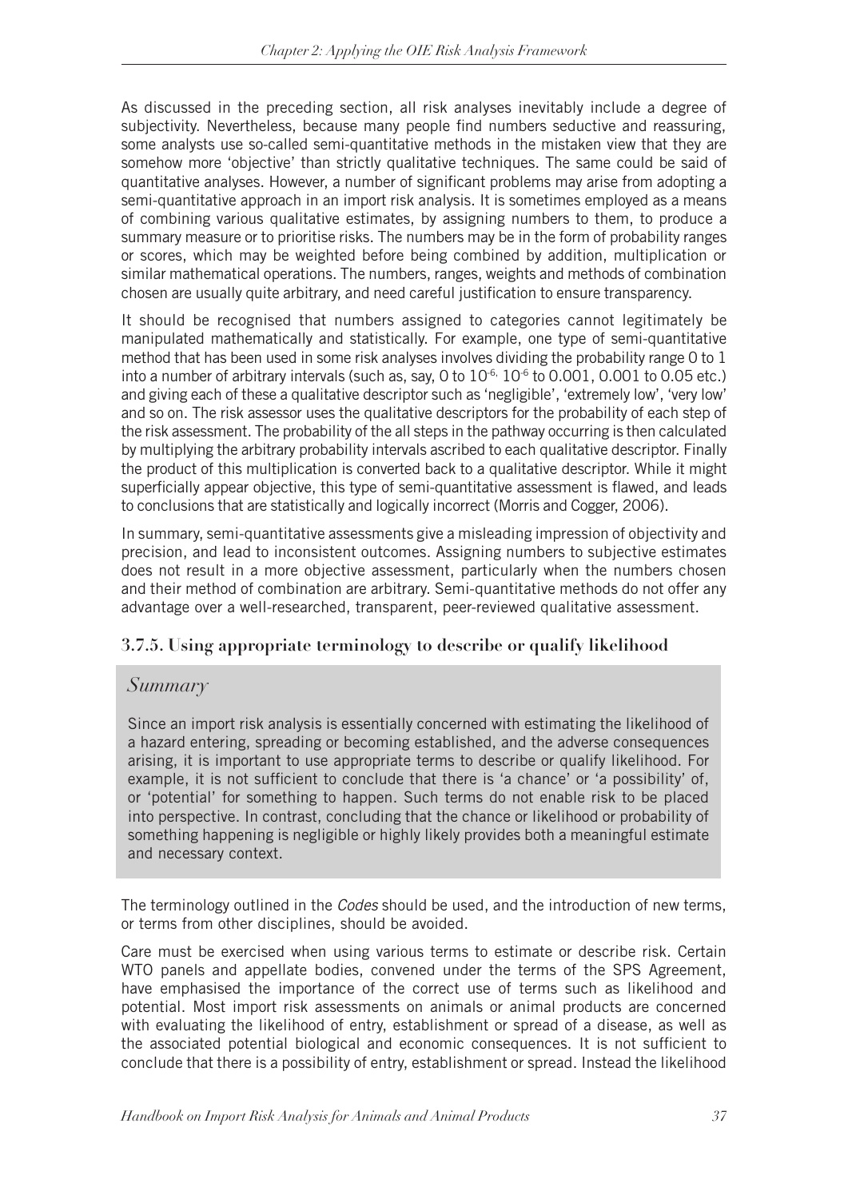As discussed in the preceding section, all risk analyses inevitably include a degree of subjectivity. Nevertheless, because many people find numbers seductive and reassuring, some analysts use so-called semi-quantitative methods in the mistaken view that they are somehow more 'objective' than strictly qualitative techniques. The same could be said of quantitative analyses. However, a number of significant problems may arise from adopting a semi-quantitative approach in an import risk analysis. It is sometimes employed as a means of combining various qualitative estimates, by assigning numbers to them, to produce a summary measure or to prioritise risks. The numbers may be in the form of probability ranges or scores, which may be weighted before being combined by addition, multiplication or similar mathematical operations. The numbers, ranges, weights and methods of combination chosen are usually quite arbitrary, and need careful justification to ensure transparency.

It should be recognised that numbers assigned to categories cannot legitimately be manipulated mathematically and statistically. For example, one type of semi-quantitative method that has been used in some risk analyses involves dividing the probability range 0 to 1 into a number of arbitrary intervals (such as, say, 0 to $10^{-6}$, $10^{-6}$ to 0.001, 0.001 to 0.05 etc.) and giving each of these a qualitative descriptor such as 'negligible', 'extremely low', 'very low' and so on. The risk assessor uses the qualitative descriptors for the probability of each step of the risk assessment. The probability of the all steps in the pathway occurring is then calculated by multiplying the arbitrary probability intervals ascribed to each qualitative descriptor. Finally the product of this multiplication is converted back to a qualitative descriptor. While it might superficially appear objective, this type of semi-quantitative assessment is flawed, and leads to conclusions that are statistically and logically incorrect (Morris and Cogger, 2006).

In summary, semi-quantitative assessments give a misleading impression of objectivity and precision, and lead to inconsistent outcomes. Assigning numbers to subjective estimates does not result in a more objective assessment, particularly when the numbers chosen and their method of combination are arbitrary. Semi-quantitative methods do not offer any advantage over a well-researched, transparent, peer-reviewed qualitative assessment.

### 3.7.5. Using appropriate terminology to describe or qualify likelihood

*Summary*

Since an import risk analysis is essentially concerned with estimating the likelihood of a hazard entering, spreading or becoming established, and the adverse consequences arising, it is important to use appropriate terms to describe or qualify likelihood. For example, it is not sufficient to conclude that there is 'a chance' or 'a possibility' of, or 'potential' for something to happen. Such terms do not enable risk to be placed into perspective. In contrast, concluding that the chance or likelihood or probability of something happening is negligible or highly likely provides both a meaningful estimate and necessary context.

The terminology outlined in the *Codes* should be used, and the introduction of new terms, or terms from other disciplines, should be avoided.

Care must be exercised when using various terms to estimate or describe risk. Certain WTO panels and appellate bodies, convened under the terms of the SPS Agreement, have emphasised the importance of the correct use of terms such as likelihood and potential. Most import risk assessments on animals or animal products are concerned with evaluating the likelihood of entry, establishment or spread of a disease, as well as the associated potential biological and economic consequences. It is not sufficient to conclude that there is a possibility of entry, establishment or spread. Instead the likelihood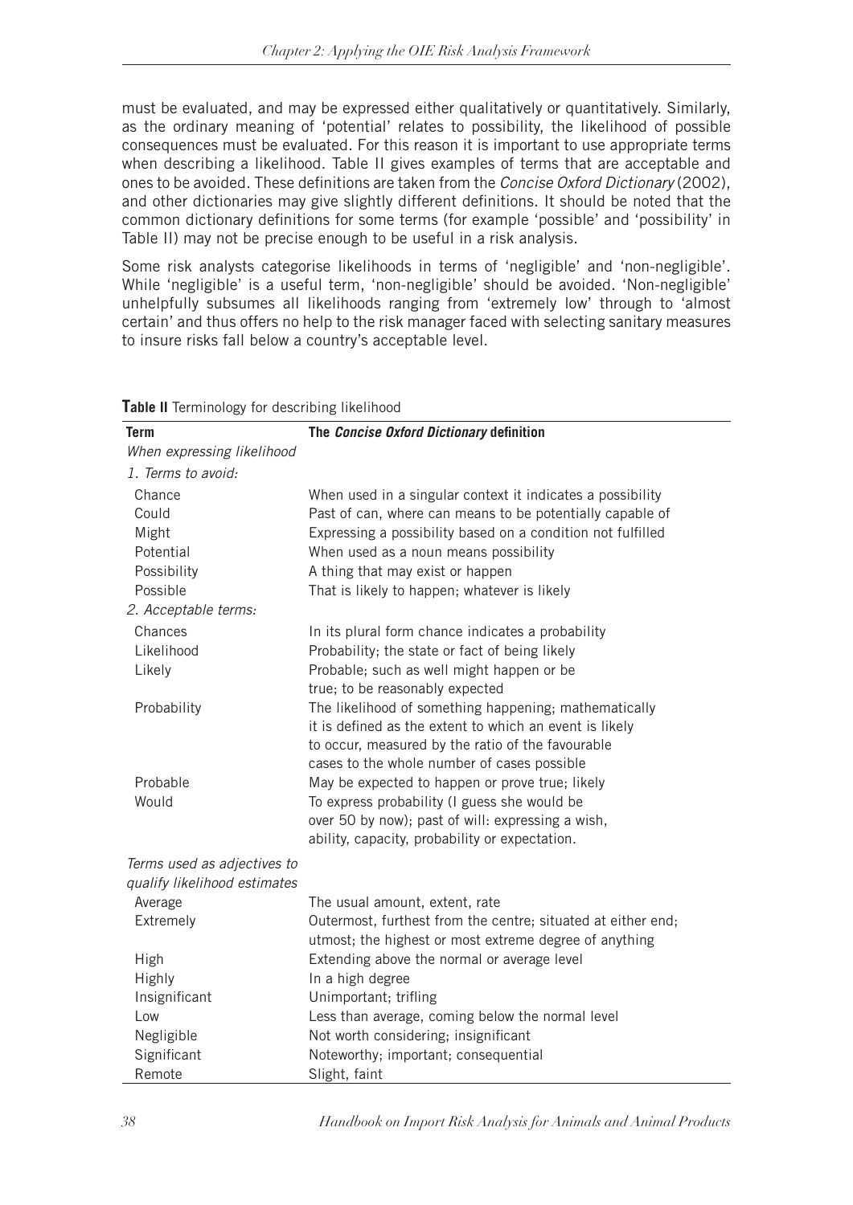must be evaluated, and may be expressed either qualitatively or quantitatively. Similarly, as the ordinary meaning of 'potential' relates to possibility, the likelihood of possible consequences must be evaluated. For this reason it is important to use appropriate terms when describing a likelihood. Table II gives examples of terms that are acceptable and ones to be avoided. These definitions are taken from the *Concise Oxford Dictionary* (2002), and other dictionaries may give slightly different definitions. It should be noted that the common dictionary definitions for some terms (for example 'possible' and 'possibility' in Table II) may not be precise enough to be useful in a risk analysis.

Some risk analysts categorise likelihoods in terms of 'negligible' and 'non-negligible'. While 'negligible' is a useful term, 'non-negligible' should be avoided. 'Non-negligible' unhelpfully subsumes all likelihoods ranging from 'extremely low' through to 'almost certain' and thus offers no help to the risk manager faced with selecting sanitary measures to insure risks fall below a country's acceptable level.

**Table II** Terminology for describing likelihood

| Term | The *Concise Oxford Dictionary* definition |
|---|---|
| *When expressing likelihood* | |
| *1. Terms to avoid:* | |
| Chance | When used in a singular context it indicates a possibility |
| Could | Past of can, where can means to be potentially capable of |
| Might | Expressing a possibility based on a condition not fulfilled |
| Potential | When used as a noun means possibility |
| Possibility | A thing that may exist or happen |
| Possible | That is likely to happen; whatever is likely |
| *2. Acceptable terms:* | |
| Chances | In its plural form chance indicates a probability |
| Likelihood | Probability; the state or fact of being likely |
| Likely | Probable; such as well might happen or be true; to be reasonably expected |
| Probability | The likelihood of something happening; mathematically it is defined as the extent to which an event is likely to occur, measured by the ratio of the favourable cases to the whole number of cases possible |
| Probable | May be expected to happen or prove true; likely |
| Would | To express probability (I guess she would be over 50 by now); past of will: expressing a wish, ability, capacity, probability or expectation. |
| *Terms used as adjectives to qualify likelihood estimates* | |
| Average | The usual amount, extent, rate |
| Extremely | Outermost, furthest from the centre; situated at either end; utmost; the highest or most extreme degree of anything |
| High | Extending above the normal or average level |
| Highly | In a high degree |
| Insignificant | Unimportant; trifling |
| Low | Less than average, coming below the normal level |
| Negligible | Not worth considering; insignificant |
| Significant | Noteworthy; important; consequential |
| Remote | Slight, faint |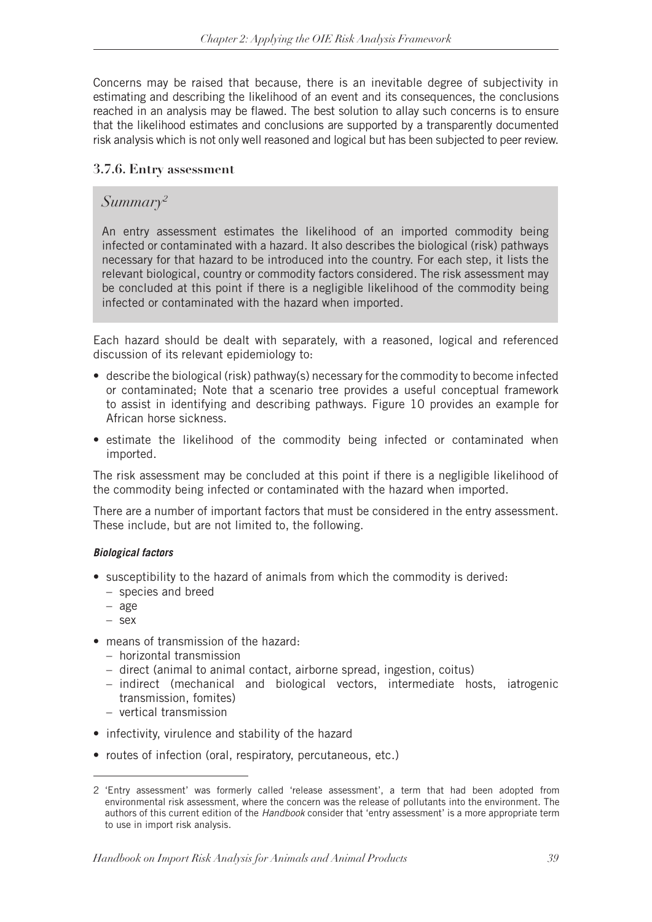Concerns may be raised that because, there is an inevitable degree of subjectivity in estimating and describing the likelihood of an event and its consequences, the conclusions reached in an analysis may be flawed. The best solution to allay such concerns is to ensure that the likelihood estimates and conclusions are supported by a transparently documented risk analysis which is not only well reasoned and logical but has been subjected to peer review.

### 3.7.6. Entry assessment

> *Summary*[2]
>
> An entry assessment estimates the likelihood of an imported commodity being infected or contaminated with a hazard. It also describes the biological (risk) pathways necessary for that hazard to be introduced into the country. For each step, it lists the relevant biological, country or commodity factors considered. The risk assessment may be concluded at this point if there is a negligible likelihood of the commodity being infected or contaminated with the hazard when imported.

Each hazard should be dealt with separately, with a reasoned, logical and referenced discussion of its relevant epidemiology to:

- describe the biological (risk) pathway(s) necessary for the commodity to become infected or contaminated; Note that a scenario tree provides a useful conceptual framework to assist in identifying and describing pathways. Figure 10 provides an example for African horse sickness.
- estimate the likelihood of the commodity being infected or contaminated when imported.

The risk assessment may be concluded at this point if there is a negligible likelihood of the commodity being infected or contaminated with the hazard when imported.

There are a number of important factors that must be considered in the entry assessment. These include, but are not limited to, the following.

***Biological factors***

- susceptibility to the hazard of animals from which the commodity is derived:
  - species and breed
  - age
  - sex
- means of transmission of the hazard:
  - horizontal transmission
  - direct (animal to animal contact, airborne spread, ingestion, coitus)
  - indirect (mechanical and biological vectors, intermediate hosts, iatrogenic transmission, fomites)
  - vertical transmission
- infectivity, virulence and stability of the hazard
- routes of infection (oral, respiratory, percutaneous, etc.)

2 'Entry assessment' was formerly called 'release assessment', a term that had been adopted from environmental risk assessment, where the concern was the release of pollutants into the environment. The authors of this current edition of the *Handbook* consider that 'entry assessment' is a more appropriate term to use in import risk analysis.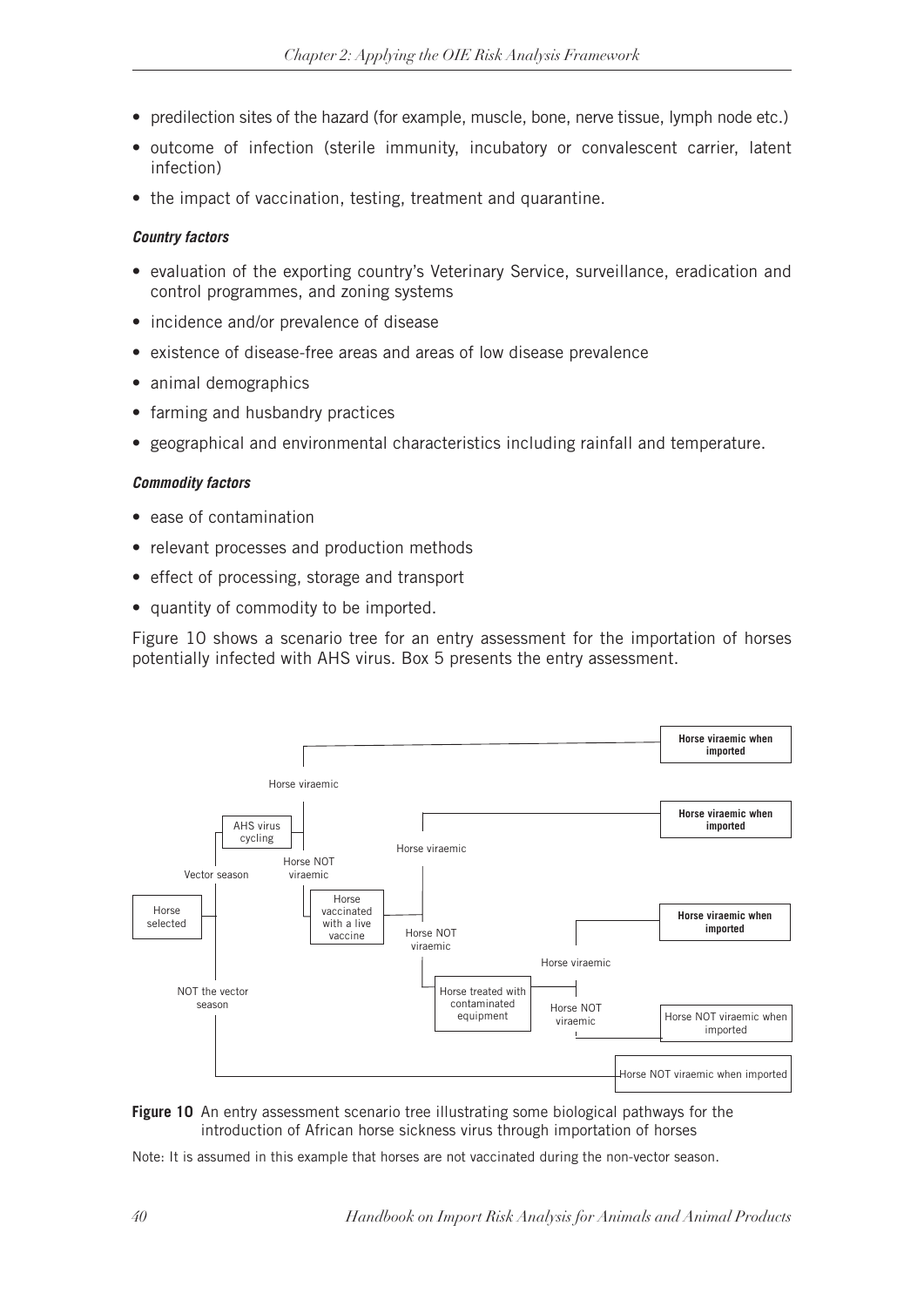- predilection sites of the hazard (for example, muscle, bone, nerve tissue, lymph node etc.)
- outcome of infection (sterile immunity, incubatory or convalescent carrier, latent infection)
- the impact of vaccination, testing, treatment and quarantine.

***Country factors***

- evaluation of the exporting country's Veterinary Service, surveillance, eradication and control programmes, and zoning systems
- incidence and/or prevalence of disease
- existence of disease-free areas and areas of low disease prevalence
- animal demographics
- farming and husbandry practices
- geographical and environmental characteristics including rainfall and temperature.

***Commodity factors***

- ease of contamination
- relevant processes and production methods
- effect of processing, storage and transport
- quantity of commodity to be imported.

Figure 10 shows a scenario tree for an entry assessment for the importation of horses potentially infected with AHS virus. Box 5 presents the entry assessment.

Horse selected → Vector season → AHS virus cycling → Horse viraemic → **Horse viraemic when imported**

Horse selected → Vector season → AHS virus cycling → Horse NOT viraemic → Horse vaccinated with a live vaccine → Horse viraemic → **Horse viraemic when imported**

Horse selected → Vector season → AHS virus cycling → Horse NOT viraemic → Horse vaccinated with a live vaccine → Horse NOT viraemic → Horse treated with contaminated equipment → Horse viraemic → **Horse viraemic when imported**

Horse selected → Vector season → AHS virus cycling → Horse NOT viraemic → Horse vaccinated with a live vaccine → Horse NOT viraemic → Horse treated with contaminated equipment → Horse NOT viraemic → Horse NOT viraemic when imported

Horse selected → NOT the vector season → Horse NOT viraemic when imported

**Figure 10** An entry assessment scenario tree illustrating some biological pathways for the introduction of African horse sickness virus through importation of horses

Note: It is assumed in this example that horses are not vaccinated during the non-vector season.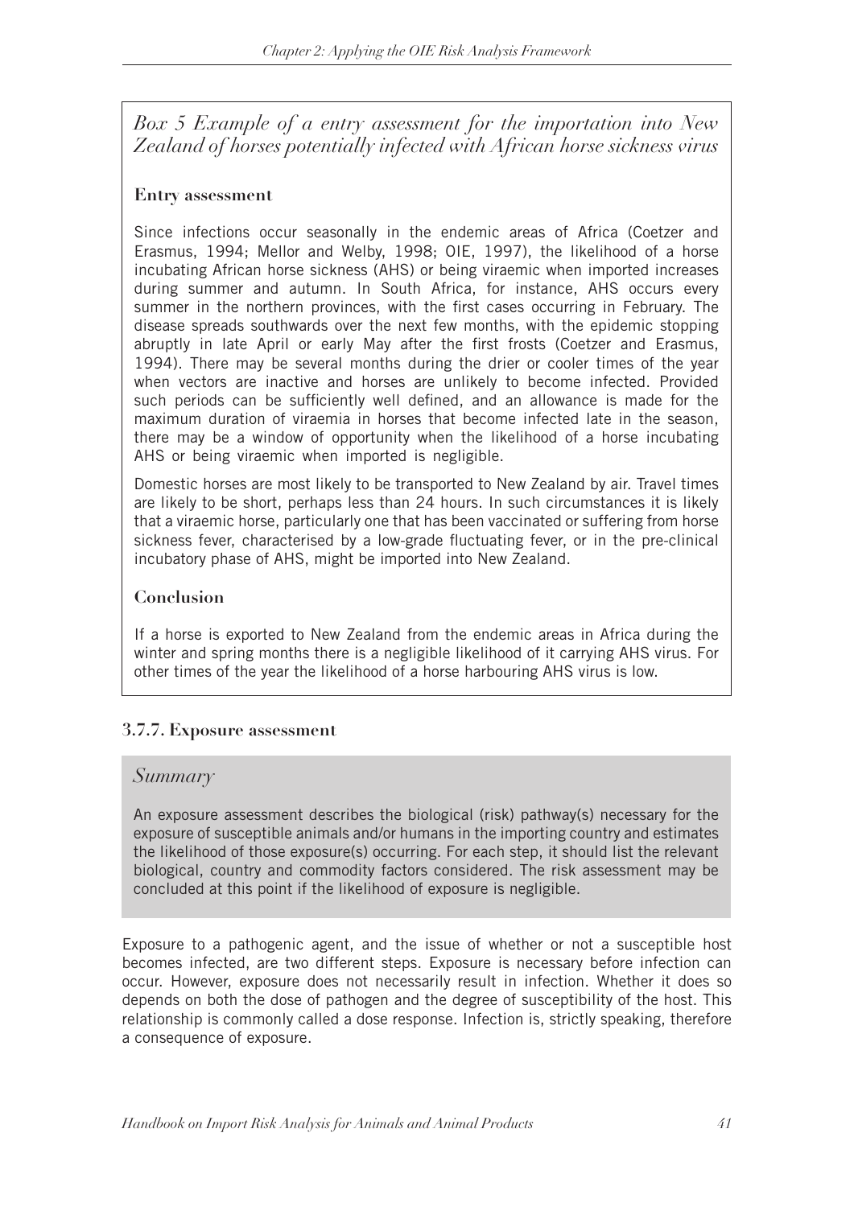*Box 5 Example of a entry assessment for the importation into New Zealand of horses potentially infected with African horse sickness virus*

**Entry assessment**

Since infections occur seasonally in the endemic areas of Africa (Coetzer and Erasmus, 1994; Mellor and Welby, 1998; OIE, 1997), the likelihood of a horse incubating African horse sickness (AHS) or being viraemic when imported increases during summer and autumn. In South Africa, for instance, AHS occurs every summer in the northern provinces, with the first cases occurring in February. The disease spreads southwards over the next few months, with the epidemic stopping abruptly in late April or early May after the first frosts (Coetzer and Erasmus, 1994). There may be several months during the drier or cooler times of the year when vectors are inactive and horses are unlikely to become infected. Provided such periods can be sufficiently well defined, and an allowance is made for the maximum duration of viraemia in horses that become infected late in the season, there may be a window of opportunity when the likelihood of a horse incubating AHS or being viraemic when imported is negligible.

Domestic horses are most likely to be transported to New Zealand by air. Travel times are likely to be short, perhaps less than 24 hours. In such circumstances it is likely that a viraemic horse, particularly one that has been vaccinated or suffering from horse sickness fever, characterised by a low-grade fluctuating fever, or in the pre-clinical incubatory phase of AHS, might be imported into New Zealand.

**Conclusion**

If a horse is exported to New Zealand from the endemic areas in Africa during the winter and spring months there is a negligible likelihood of it carrying AHS virus. For other times of the year the likelihood of a horse harbouring AHS virus is low.

### 3.7.7. Exposure assessment

*Summary*

An exposure assessment describes the biological (risk) pathway(s) necessary for the exposure of susceptible animals and/or humans in the importing country and estimates the likelihood of those exposure(s) occurring. For each step, it should list the relevant biological, country and commodity factors considered. The risk assessment may be concluded at this point if the likelihood of exposure is negligible.

Exposure to a pathogenic agent, and the issue of whether or not a susceptible host becomes infected, are two different steps. Exposure is necessary before infection can occur. However, exposure does not necessarily result in infection. Whether it does so depends on both the dose of pathogen and the degree of susceptibility of the host. This relationship is commonly called a dose response. Infection is, strictly speaking, therefore a consequence of exposure.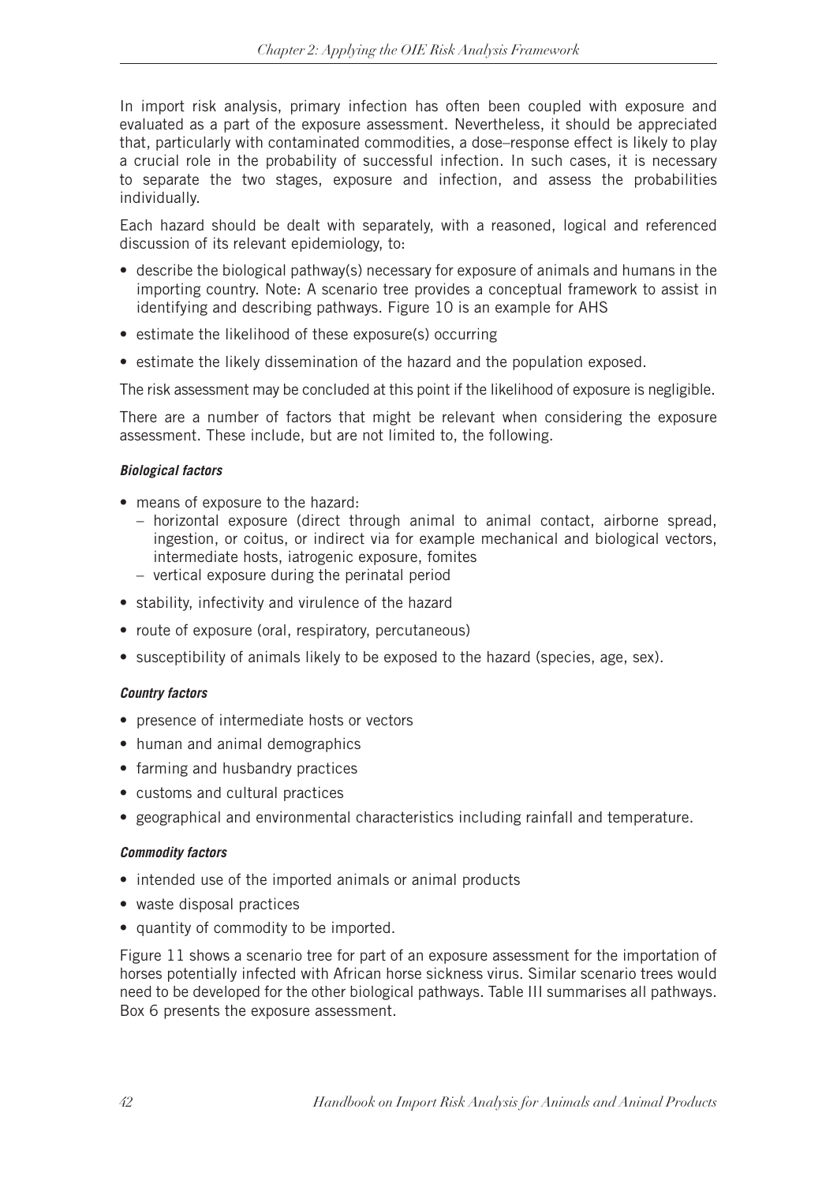In import risk analysis, primary infection has often been coupled with exposure and evaluated as a part of the exposure assessment. Nevertheless, it should be appreciated that, particularly with contaminated commodities, a dose–response effect is likely to play a crucial role in the probability of successful infection. In such cases, it is necessary to separate the two stages, exposure and infection, and assess the probabilities individually.

Each hazard should be dealt with separately, with a reasoned, logical and referenced discussion of its relevant epidemiology, to:

- describe the biological pathway(s) necessary for exposure of animals and humans in the importing country. Note: A scenario tree provides a conceptual framework to assist in identifying and describing pathways. Figure 10 is an example for AHS
- estimate the likelihood of these exposure(s) occurring
- estimate the likely dissemination of the hazard and the population exposed.

The risk assessment may be concluded at this point if the likelihood of exposure is negligible.

There are a number of factors that might be relevant when considering the exposure assessment. These include, but are not limited to, the following.

***Biological factors***

- means of exposure to the hazard:
  - horizontal exposure (direct through animal to animal contact, airborne spread, ingestion, or coitus, or indirect via for example mechanical and biological vectors, intermediate hosts, iatrogenic exposure, fomites
  - vertical exposure during the perinatal period
- stability, infectivity and virulence of the hazard
- route of exposure (oral, respiratory, percutaneous)
- susceptibility of animals likely to be exposed to the hazard (species, age, sex).

***Country factors***

- presence of intermediate hosts or vectors
- human and animal demographics
- farming and husbandry practices
- customs and cultural practices
- geographical and environmental characteristics including rainfall and temperature.

***Commodity factors***

- intended use of the imported animals or animal products
- waste disposal practices
- quantity of commodity to be imported.

Figure 11 shows a scenario tree for part of an exposure assessment for the importation of horses potentially infected with African horse sickness virus. Similar scenario trees would need to be developed for the other biological pathways. Table III summarises all pathways. Box 6 presents the exposure assessment.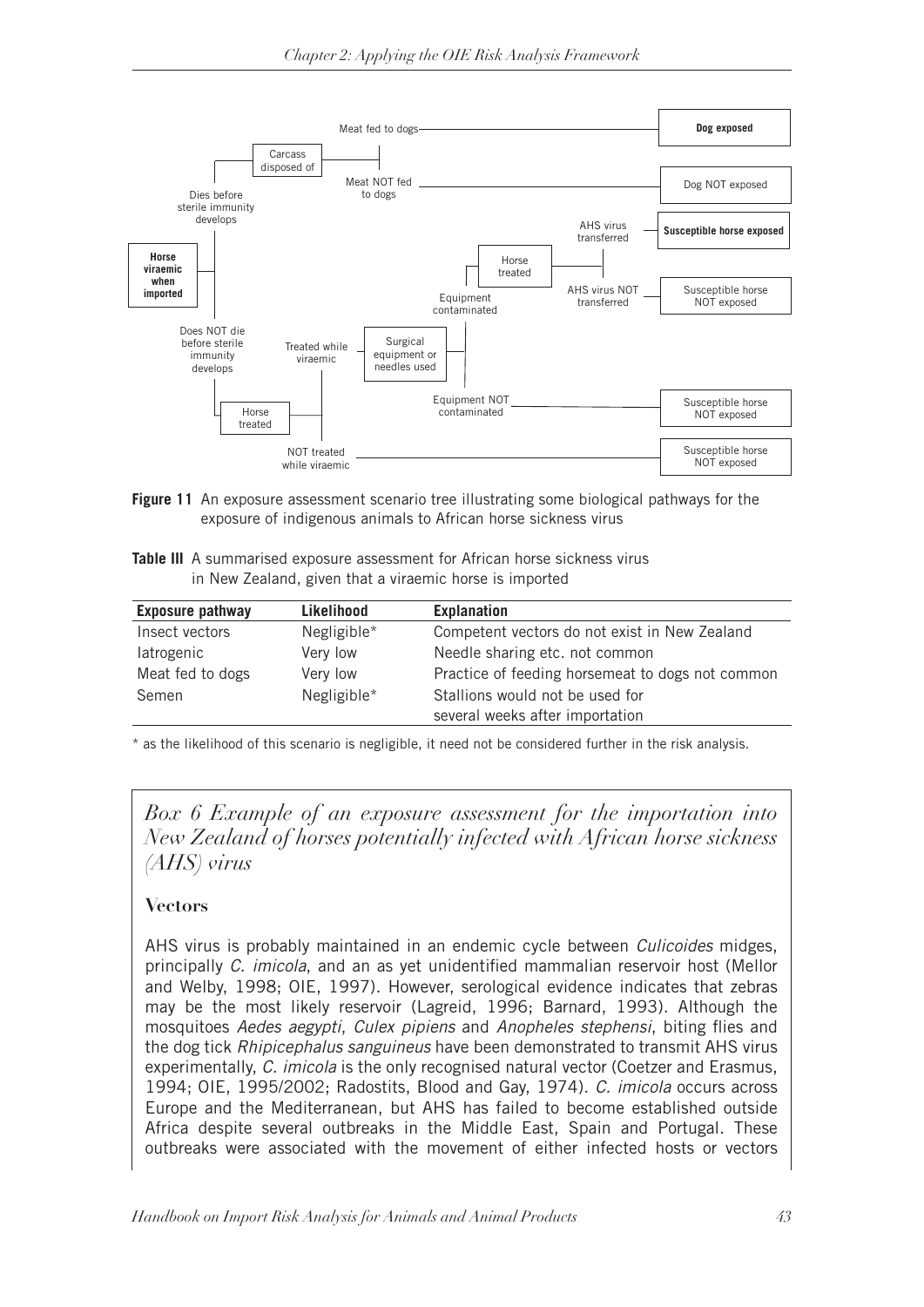Figure 11 An exposure assessment scenario tree illustrating some biological pathways for the exposure of indigenous animals to African horse sickness virus

**Table III** A summarised exposure assessment for African horse sickness virus in New Zealand, given that a viraemic horse is imported

| Exposure pathway | Likelihood | Explanation |
|---|---|---|
| Insect vectors | Negligible* | Competent vectors do not exist in New Zealand |
| Iatrogenic | Very low | Needle sharing etc. not common |
| Meat fed to dogs | Very low | Practice of feeding horsemeat to dogs not common |
| Semen | Negligible* | Stallions would not be used for several weeks after importation |

* as the likelihood of this scenario is negligible, it need not be considered further in the risk analysis.

## *Box 6 Example of an exposure assessment for the importation into New Zealand of horses potentially infected with African horse sickness (AHS) virus*

### Vectors

AHS virus is probably maintained in an endemic cycle between *Culicoides* midges, principally *C. imicola*, and an as yet unidentified mammalian reservoir host (Mellor and Welby, 1998; OIE, 1997). However, serological evidence indicates that zebras may be the most likely reservoir (Lagreid, 1996; Barnard, 1993). Although the mosquitoes *Aedes aegypti*, *Culex pipiens* and *Anopheles stephensi*, biting flies and the dog tick *Rhipicephalus sanguineus* have been demonstrated to transmit AHS virus experimentally, *C. imicola* is the only recognised natural vector (Coetzer and Erasmus, 1994; OIE, 1995/2002; Radostits, Blood and Gay, 1974). *C. imicola* occurs across Europe and the Mediterranean, but AHS has failed to become established outside Africa despite several outbreaks in the Middle East, Spain and Portugal. These outbreaks were associated with the movement of either infected hosts or vectors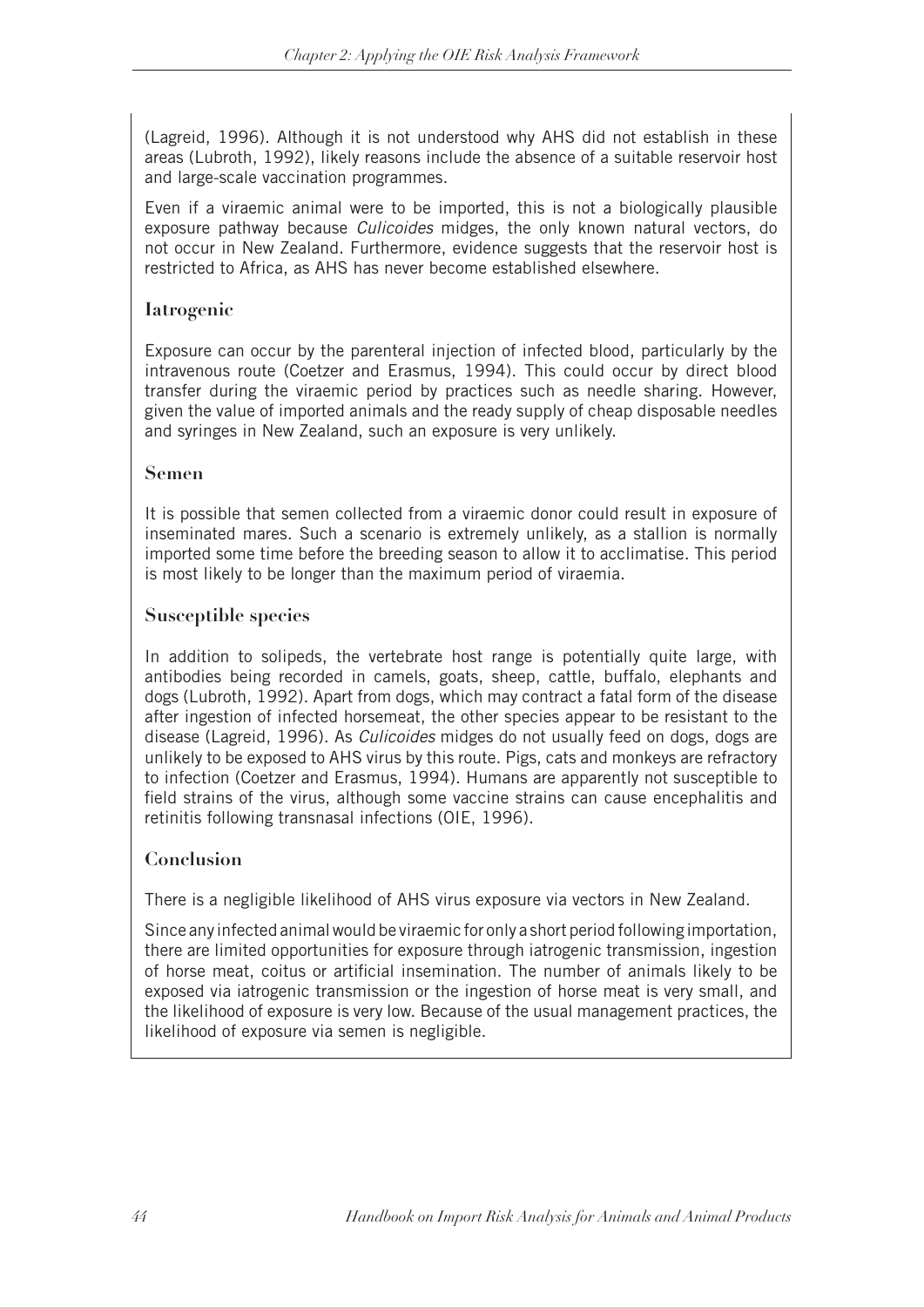(Lagreid, 1996). Although it is not understood why AHS did not establish in these areas (Lubroth, 1992), likely reasons include the absence of a suitable reservoir host and large-scale vaccination programmes.

Even if a viraemic animal were to be imported, this is not a biologically plausible exposure pathway because *Culicoides* midges, the only known natural vectors, do not occur in New Zealand. Furthermore, evidence suggests that the reservoir host is restricted to Africa, as AHS has never become established elsewhere.

### Iatrogenic

Exposure can occur by the parenteral injection of infected blood, particularly by the intravenous route (Coetzer and Erasmus, 1994). This could occur by direct blood transfer during the viraemic period by practices such as needle sharing. However, given the value of imported animals and the ready supply of cheap disposable needles and syringes in New Zealand, such an exposure is very unlikely.

### Semen

It is possible that semen collected from a viraemic donor could result in exposure of inseminated mares. Such a scenario is extremely unlikely, as a stallion is normally imported some time before the breeding season to allow it to acclimatise. This period is most likely to be longer than the maximum period of viraemia.

### Susceptible species

In addition to solipeds, the vertebrate host range is potentially quite large, with antibodies being recorded in camels, goats, sheep, cattle, buffalo, elephants and dogs (Lubroth, 1992). Apart from dogs, which may contract a fatal form of the disease after ingestion of infected horsemeat, the other species appear to be resistant to the disease (Lagreid, 1996). As *Culicoides* midges do not usually feed on dogs, dogs are unlikely to be exposed to AHS virus by this route. Pigs, cats and monkeys are refractory to infection (Coetzer and Erasmus, 1994). Humans are apparently not susceptible to field strains of the virus, although some vaccine strains can cause encephalitis and retinitis following transnasal infections (OIE, 1996).

### Conclusion

There is a negligible likelihood of AHS virus exposure via vectors in New Zealand.

Since any infected animal would be viraemic for only a short period following importation, there are limited opportunities for exposure through iatrogenic transmission, ingestion of horse meat, coitus or artificial insemination. The number of animals likely to be exposed via iatrogenic transmission or the ingestion of horse meat is very small, and the likelihood of exposure is very low. Because of the usual management practices, the likelihood of exposure via semen is negligible.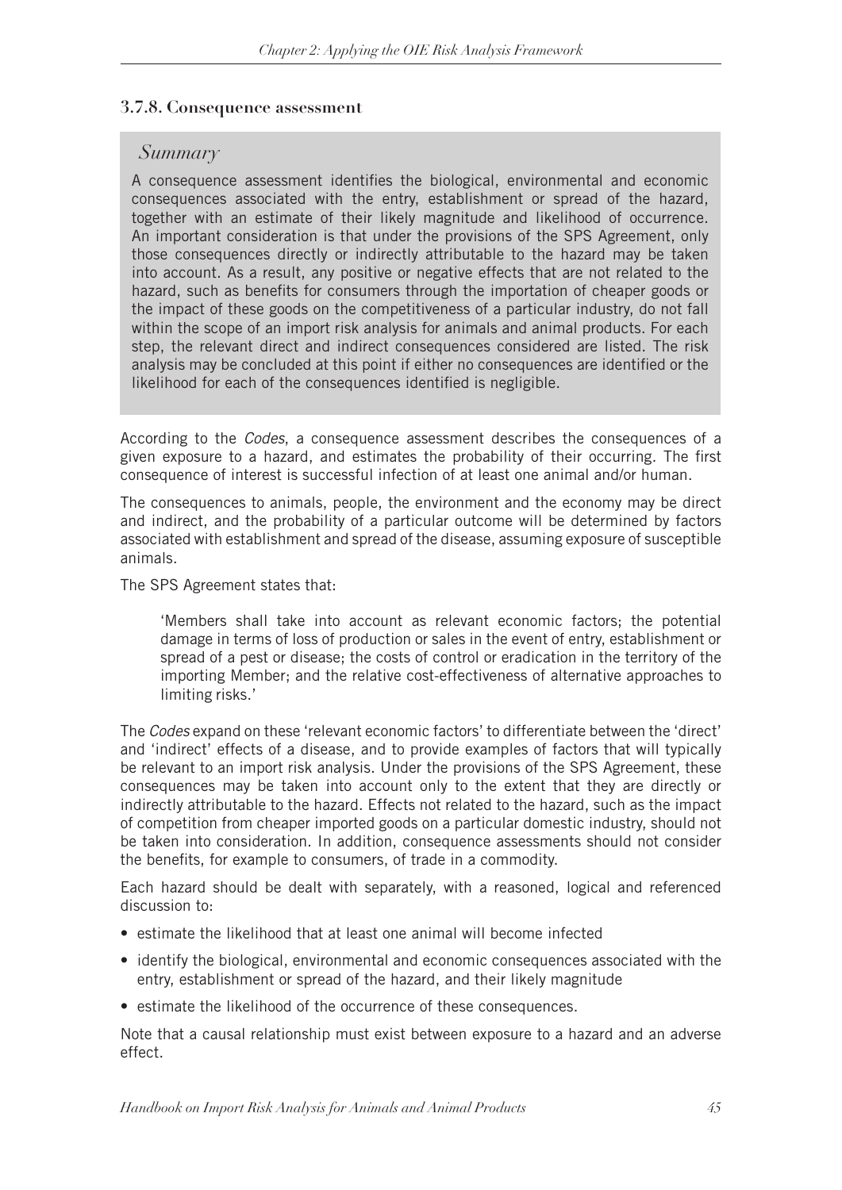### 3.7.8. Consequence assessment

> *Summary*
>
> A consequence assessment identifies the biological, environmental and economic consequences associated with the entry, establishment or spread of the hazard, together with an estimate of their likely magnitude and likelihood of occurrence. An important consideration is that under the provisions of the SPS Agreement, only those consequences directly or indirectly attributable to the hazard may be taken into account. As a result, any positive or negative effects that are not related to the hazard, such as benefits for consumers through the importation of cheaper goods or the impact of these goods on the competitiveness of a particular industry, do not fall within the scope of an import risk analysis for animals and animal products. For each step, the relevant direct and indirect consequences considered are listed. The risk analysis may be concluded at this point if either no consequences are identified or the likelihood for each of the consequences identified is negligible.

According to the *Codes*, a consequence assessment describes the consequences of a given exposure to a hazard, and estimates the probability of their occurring. The first consequence of interest is successful infection of at least one animal and/or human.

The consequences to animals, people, the environment and the economy may be direct and indirect, and the probability of a particular outcome will be determined by factors associated with establishment and spread of the disease, assuming exposure of susceptible animals.

The SPS Agreement states that:

> 'Members shall take into account as relevant economic factors; the potential damage in terms of loss of production or sales in the event of entry, establishment or spread of a pest or disease; the costs of control or eradication in the territory of the importing Member; and the relative cost-effectiveness of alternative approaches to limiting risks.'

The *Codes* expand on these 'relevant economic factors' to differentiate between the 'direct' and 'indirect' effects of a disease, and to provide examples of factors that will typically be relevant to an import risk analysis. Under the provisions of the SPS Agreement, these consequences may be taken into account only to the extent that they are directly or indirectly attributable to the hazard. Effects not related to the hazard, such as the impact of competition from cheaper imported goods on a particular domestic industry, should not be taken into consideration. In addition, consequence assessments should not consider the benefits, for example to consumers, of trade in a commodity.

Each hazard should be dealt with separately, with a reasoned, logical and referenced discussion to:

- estimate the likelihood that at least one animal will become infected
- identify the biological, environmental and economic consequences associated with the entry, establishment or spread of the hazard, and their likely magnitude
- estimate the likelihood of the occurrence of these consequences.

Note that a causal relationship must exist between exposure to a hazard and an adverse effect.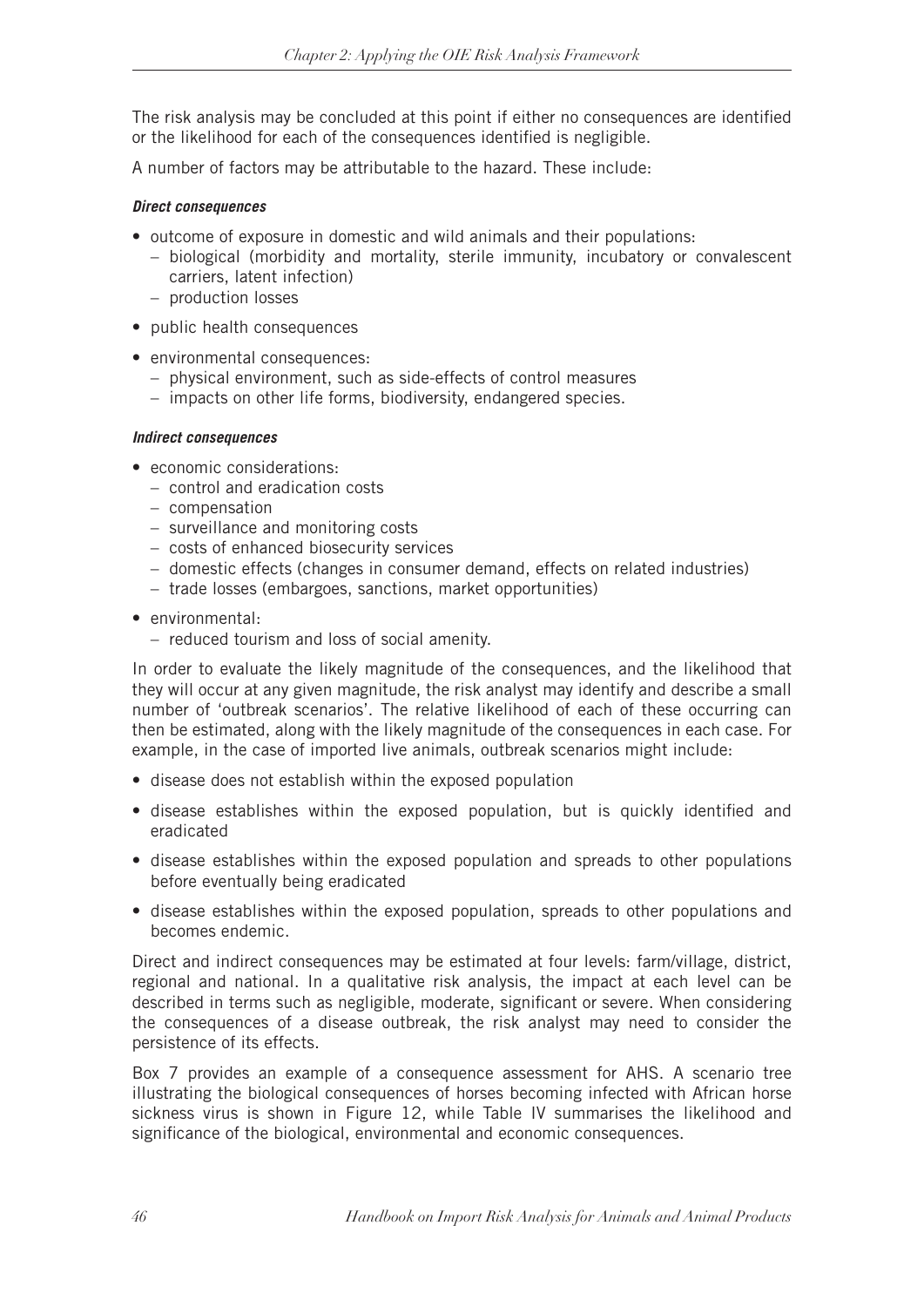The risk analysis may be concluded at this point if either no consequences are identified or the likelihood for each of the consequences identified is negligible.

A number of factors may be attributable to the hazard. These include:

***Direct consequences***

- outcome of exposure in domestic and wild animals and their populations:
  - biological (morbidity and mortality, sterile immunity, incubatory or convalescent carriers, latent infection)
  - production losses
- public health consequences
- environmental consequences:
  - physical environment, such as side-effects of control measures
  - impacts on other life forms, biodiversity, endangered species.

***Indirect consequences***

- economic considerations:
  - control and eradication costs
  - compensation
  - surveillance and monitoring costs
  - costs of enhanced biosecurity services
  - domestic effects (changes in consumer demand, effects on related industries)
  - trade losses (embargoes, sanctions, market opportunities)
- environmental:
  - reduced tourism and loss of social amenity.

In order to evaluate the likely magnitude of the consequences, and the likelihood that they will occur at any given magnitude, the risk analyst may identify and describe a small number of 'outbreak scenarios'. The relative likelihood of each of these occurring can then be estimated, along with the likely magnitude of the consequences in each case. For example, in the case of imported live animals, outbreak scenarios might include:

- disease does not establish within the exposed population
- disease establishes within the exposed population, but is quickly identified and eradicated
- disease establishes within the exposed population and spreads to other populations before eventually being eradicated
- disease establishes within the exposed population, spreads to other populations and becomes endemic.

Direct and indirect consequences may be estimated at four levels: farm/village, district, regional and national. In a qualitative risk analysis, the impact at each level can be described in terms such as negligible, moderate, significant or severe. When considering the consequences of a disease outbreak, the risk analyst may need to consider the persistence of its effects.

Box 7 provides an example of a consequence assessment for AHS. A scenario tree illustrating the biological consequences of horses becoming infected with African horse sickness virus is shown in Figure 12, while Table IV summarises the likelihood and significance of the biological, environmental and economic consequences.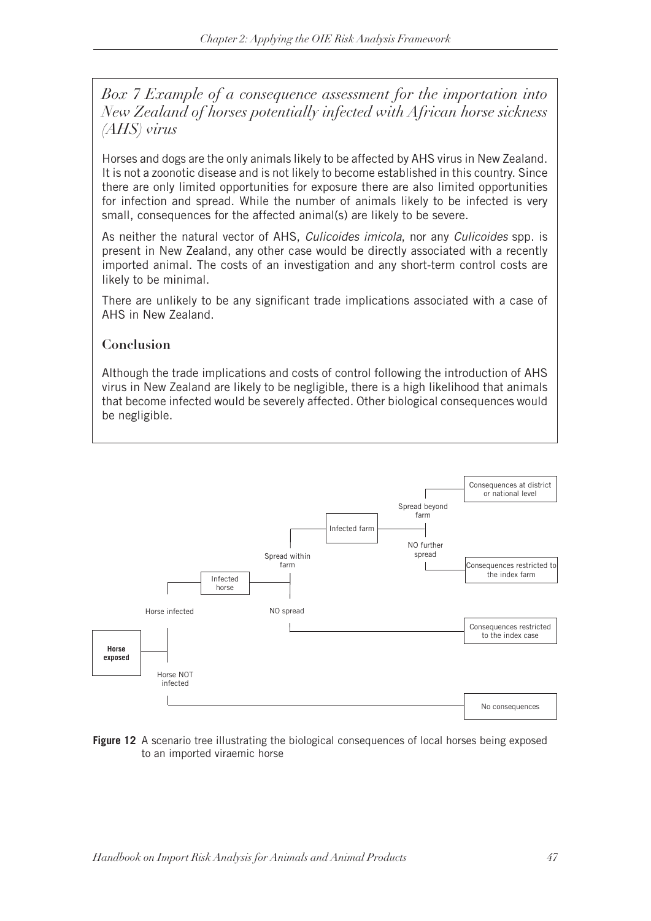### *Box 7 Example of a consequence assessment for the importation into New Zealand of horses potentially infected with African horse sickness (AHS) virus*

Horses and dogs are the only animals likely to be affected by AHS virus in New Zealand. It is not a zoonotic disease and is not likely to become established in this country. Since there are only limited opportunities for exposure there are also limited opportunities for infection and spread. While the number of animals likely to be infected is very small, consequences for the affected animal(s) are likely to be severe.

As neither the natural vector of AHS, *Culicoides imicola*, nor any *Culicoides* spp. is present in New Zealand, any other case would be directly associated with a recently imported animal. The costs of an investigation and any short-term control costs are likely to be minimal.

There are unlikely to be any significant trade implications associated with a case of AHS in New Zealand.

#### Conclusion

Although the trade implications and costs of control following the introduction of AHS virus in New Zealand are likely to be negligible, there is a high likelihood that animals that become infected would be severely affected. Other biological consequences would be negligible.

**Figure 12** A scenario tree illustrating the biological consequences of local horses being exposed to an imported viraemic horse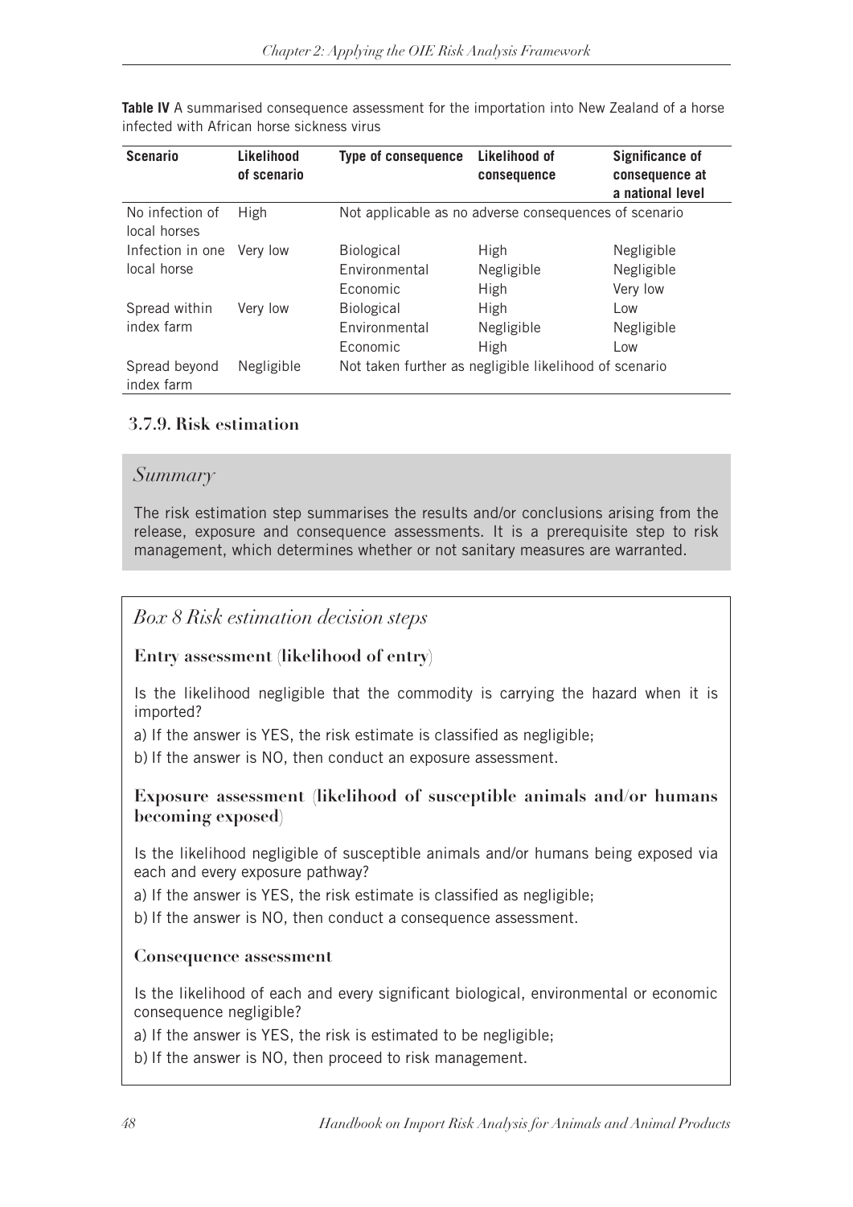**Table IV** A summarised consequence assessment for the importation into New Zealand of a horse infected with African horse sickness virus

| Scenario | Likelihood of scenario | Type of consequence | Likelihood of consequence | Significance of consequence at a national level |
|---|---|---|---|---|
| No infection of local horses | High | Not applicable as no adverse consequences of scenario | | |
| Infection in one local horse | Very low | Biological | High | Negligible |
| | | Environmental | Negligible | Negligible |
| | | Economic | High | Very low |
| Spread within index farm | Very low | Biological | High | Low |
| | | Environmental | Negligible | Negligible |
| | | Economic | High | Low |
| Spread beyond index farm | Negligible | Not taken further as negligible likelihood of scenario | | |

### 3.7.9. Risk estimation

*Summary*

The risk estimation step summarises the results and/or conclusions arising from the release, exposure and consequence assessments. It is a prerequisite step to risk management, which determines whether or not sanitary measures are warranted.

*Box 8 Risk estimation decision steps*

**Entry assessment (likelihood of entry)**

Is the likelihood negligible that the commodity is carrying the hazard when it is imported?

a) If the answer is YES, the risk estimate is classified as negligible;

b) If the answer is NO, then conduct an exposure assessment.

**Exposure assessment (likelihood of susceptible animals and/or humans becoming exposed)**

Is the likelihood negligible of susceptible animals and/or humans being exposed via each and every exposure pathway?

a) If the answer is YES, the risk estimate is classified as negligible;

b) If the answer is NO, then conduct a consequence assessment.

**Consequence assessment**

Is the likelihood of each and every significant biological, environmental or economic consequence negligible?

a) If the answer is YES, the risk is estimated to be negligible;

b) If the answer is NO, then proceed to risk management.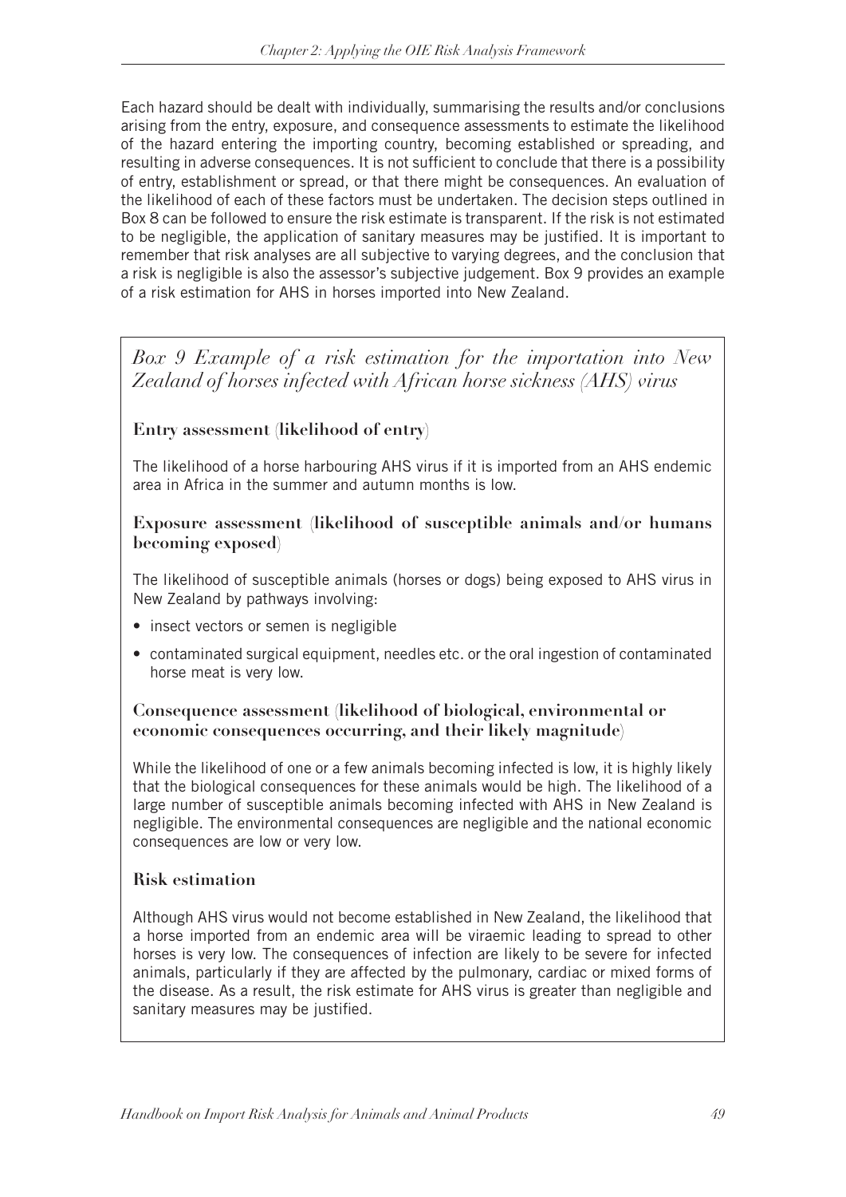Each hazard should be dealt with individually, summarising the results and/or conclusions arising from the entry, exposure, and consequence assessments to estimate the likelihood of the hazard entering the importing country, becoming established or spreading, and resulting in adverse consequences. It is not sufficient to conclude that there is a possibility of entry, establishment or spread, or that there might be consequences. An evaluation of the likelihood of each of these factors must be undertaken. The decision steps outlined in Box 8 can be followed to ensure the risk estimate is transparent. If the risk is not estimated to be negligible, the application of sanitary measures may be justified. It is important to remember that risk analyses are all subjective to varying degrees, and the conclusion that a risk is negligible is also the assessor's subjective judgement. Box 9 provides an example of a risk estimation for AHS in horses imported into New Zealand.

## *Box 9 Example of a risk estimation for the importation into New Zealand of horses infected with African horse sickness (AHS) virus*

### Entry assessment (likelihood of entry)

The likelihood of a horse harbouring AHS virus if it is imported from an AHS endemic area in Africa in the summer and autumn months is low.

### Exposure assessment (likelihood of susceptible animals and/or humans becoming exposed)

The likelihood of susceptible animals (horses or dogs) being exposed to AHS virus in New Zealand by pathways involving:

- insect vectors or semen is negligible
- contaminated surgical equipment, needles etc. or the oral ingestion of contaminated horse meat is very low.

### Consequence assessment (likelihood of biological, environmental or economic consequences occurring, and their likely magnitude)

While the likelihood of one or a few animals becoming infected is low, it is highly likely that the biological consequences for these animals would be high. The likelihood of a large number of susceptible animals becoming infected with AHS in New Zealand is negligible. The environmental consequences are negligible and the national economic consequences are low or very low.

### Risk estimation

Although AHS virus would not become established in New Zealand, the likelihood that a horse imported from an endemic area will be viraemic leading to spread to other horses is very low. The consequences of infection are likely to be severe for infected animals, particularly if they are affected by the pulmonary, cardiac or mixed forms of the disease. As a result, the risk estimate for AHS virus is greater than negligible and sanitary measures may be justified.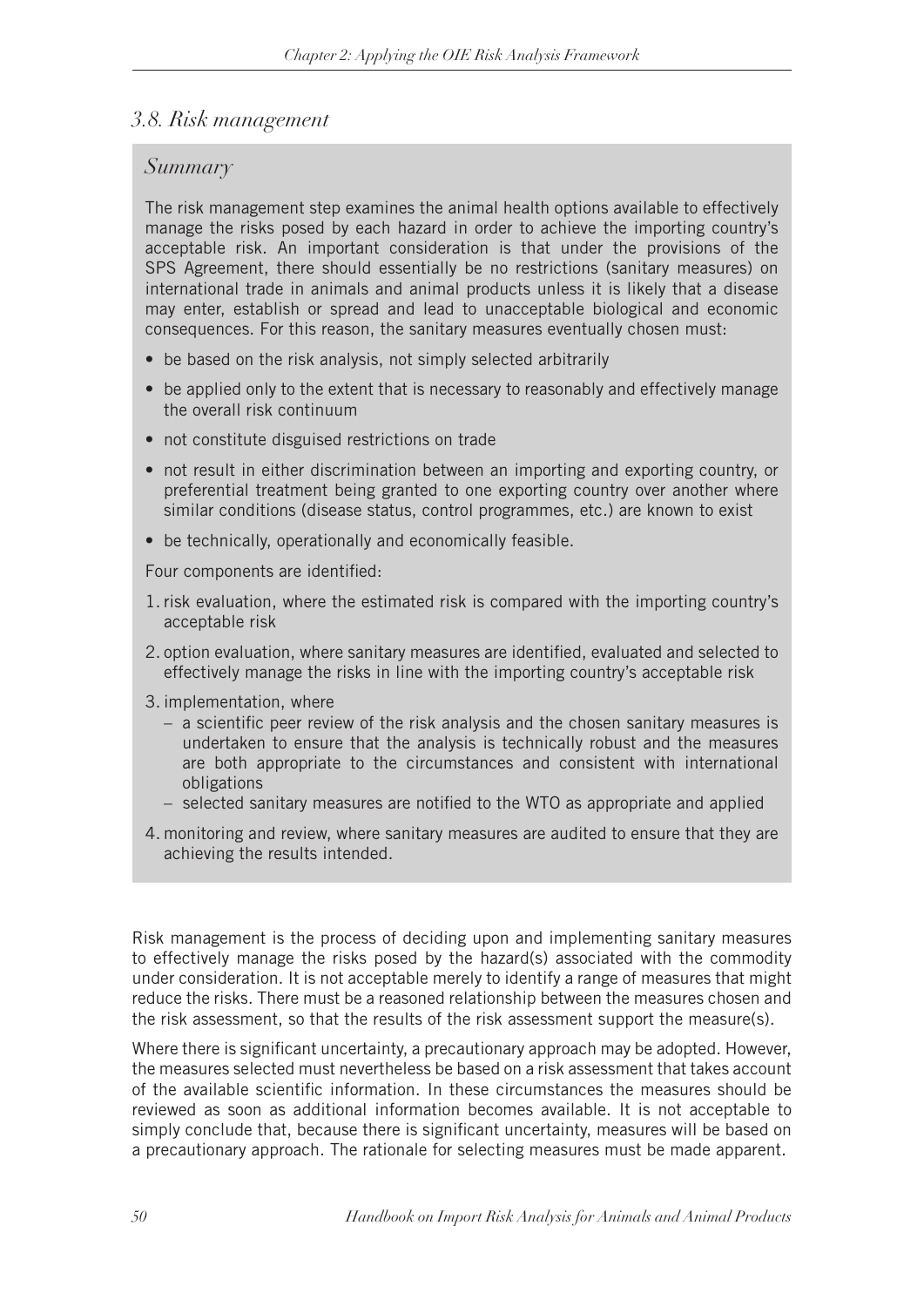### *3.8. Risk management*

#### *Summary*

The risk management step examines the animal health options available to effectively manage the risks posed by each hazard in order to achieve the importing country's acceptable risk. An important consideration is that under the provisions of the SPS Agreement, there should essentially be no restrictions (sanitary measures) on international trade in animals and animal products unless it is likely that a disease may enter, establish or spread and lead to unacceptable biological and economic consequences. For this reason, the sanitary measures eventually chosen must:

- be based on the risk analysis, not simply selected arbitrarily
- be applied only to the extent that is necessary to reasonably and effectively manage the overall risk continuum
- not constitute disguised restrictions on trade
- not result in either discrimination between an importing and exporting country, or preferential treatment being granted to one exporting country over another where similar conditions (disease status, control programmes, etc.) are known to exist
- be technically, operationally and economically feasible.

Four components are identified:

1. risk evaluation, where the estimated risk is compared with the importing country's acceptable risk
2. option evaluation, where sanitary measures are identified, evaluated and selected to effectively manage the risks in line with the importing country's acceptable risk
3. implementation, where
   - a scientific peer review of the risk analysis and the chosen sanitary measures is undertaken to ensure that the analysis is technically robust and the measures are both appropriate to the circumstances and consistent with international obligations
   - selected sanitary measures are notified to the WTO as appropriate and applied
4. monitoring and review, where sanitary measures are audited to ensure that they are achieving the results intended.

Risk management is the process of deciding upon and implementing sanitary measures to effectively manage the risks posed by the hazard(s) associated with the commodity under consideration. It is not acceptable merely to identify a range of measures that might reduce the risks. There must be a reasoned relationship between the measures chosen and the risk assessment, so that the results of the risk assessment support the measure(s).

Where there is significant uncertainty, a precautionary approach may be adopted. However, the measures selected must nevertheless be based on a risk assessment that takes account of the available scientific information. In these circumstances the measures should be reviewed as soon as additional information becomes available. It is not acceptable to simply conclude that, because there is significant uncertainty, measures will be based on a precautionary approach. The rationale for selecting measures must be made apparent.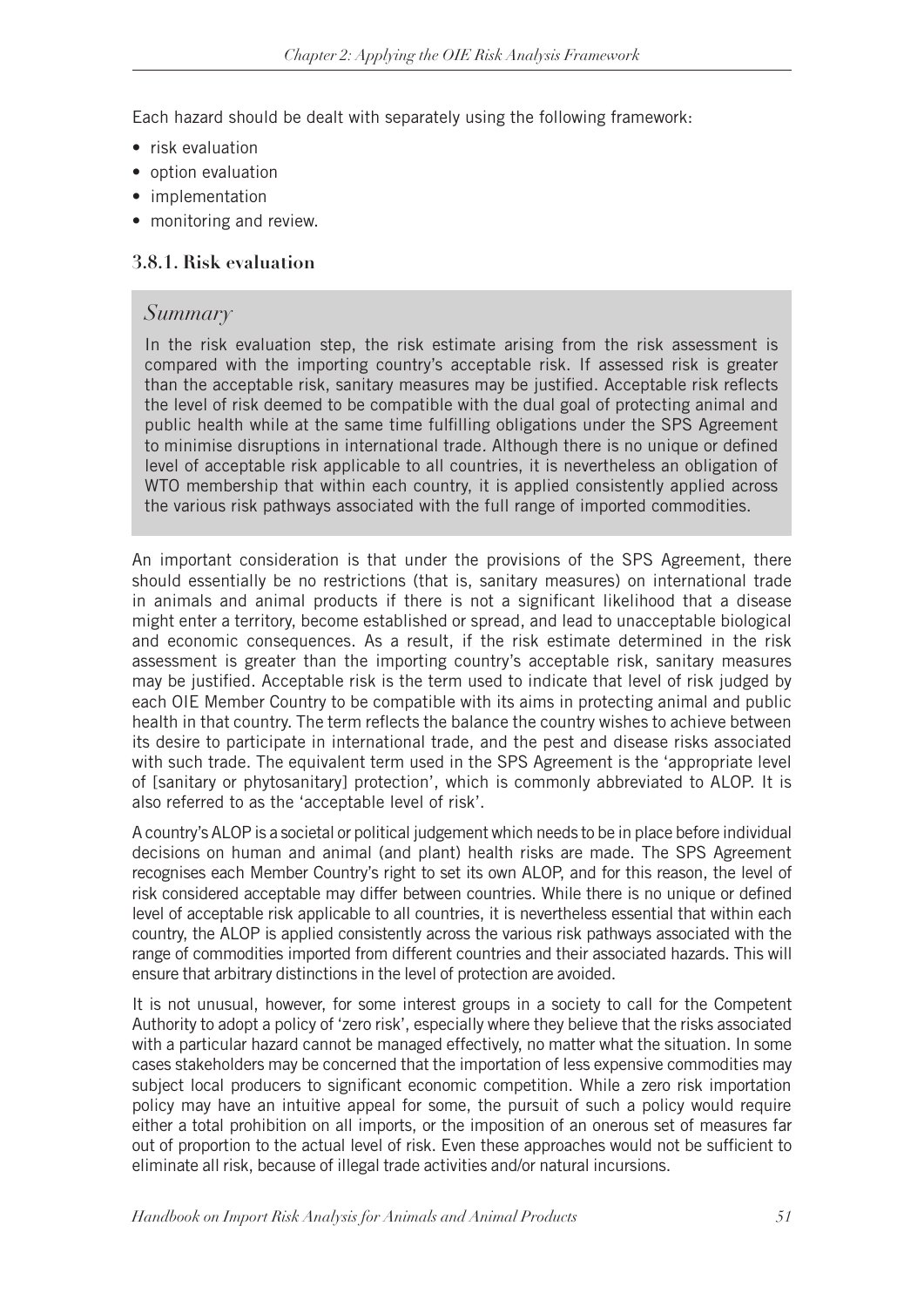Each hazard should be dealt with separately using the following framework:

- risk evaluation
- option evaluation
- implementation
- monitoring and review.

### 3.8.1. Risk evaluation

*Summary*

In the risk evaluation step, the risk estimate arising from the risk assessment is compared with the importing country's acceptable risk. If assessed risk is greater than the acceptable risk, sanitary measures may be justified. Acceptable risk reflects the level of risk deemed to be compatible with the dual goal of protecting animal and public health while at the same time fulfilling obligations under the SPS Agreement to minimise disruptions in international trade. Although there is no unique or defined level of acceptable risk applicable to all countries, it is nevertheless an obligation of WTO membership that within each country, it is applied consistently applied across the various risk pathways associated with the full range of imported commodities.

An important consideration is that under the provisions of the SPS Agreement, there should essentially be no restrictions (that is, sanitary measures) on international trade in animals and animal products if there is not a significant likelihood that a disease might enter a territory, become established or spread, and lead to unacceptable biological and economic consequences. As a result, if the risk estimate determined in the risk assessment is greater than the importing country's acceptable risk, sanitary measures may be justified. Acceptable risk is the term used to indicate that level of risk judged by each OIE Member Country to be compatible with its aims in protecting animal and public health in that country. The term reflects the balance the country wishes to achieve between its desire to participate in international trade, and the pest and disease risks associated with such trade. The equivalent term used in the SPS Agreement is the 'appropriate level of [sanitary or phytosanitary] protection', which is commonly abbreviated to ALOP. It is also referred to as the 'acceptable level of risk'.

A country's ALOP is a societal or political judgement which needs to be in place before individual decisions on human and animal (and plant) health risks are made. The SPS Agreement recognises each Member Country's right to set its own ALOP, and for this reason, the level of risk considered acceptable may differ between countries. While there is no unique or defined level of acceptable risk applicable to all countries, it is nevertheless essential that within each country, the ALOP is applied consistently across the various risk pathways associated with the range of commodities imported from different countries and their associated hazards. This will ensure that arbitrary distinctions in the level of protection are avoided.

It is not unusual, however, for some interest groups in a society to call for the Competent Authority to adopt a policy of 'zero risk', especially where they believe that the risks associated with a particular hazard cannot be managed effectively, no matter what the situation. In some cases stakeholders may be concerned that the importation of less expensive commodities may subject local producers to significant economic competition. While a zero risk importation policy may have an intuitive appeal for some, the pursuit of such a policy would require either a total prohibition on all imports, or the imposition of an onerous set of measures far out of proportion to the actual level of risk. Even these approaches would not be sufficient to eliminate all risk, because of illegal trade activities and/or natural incursions.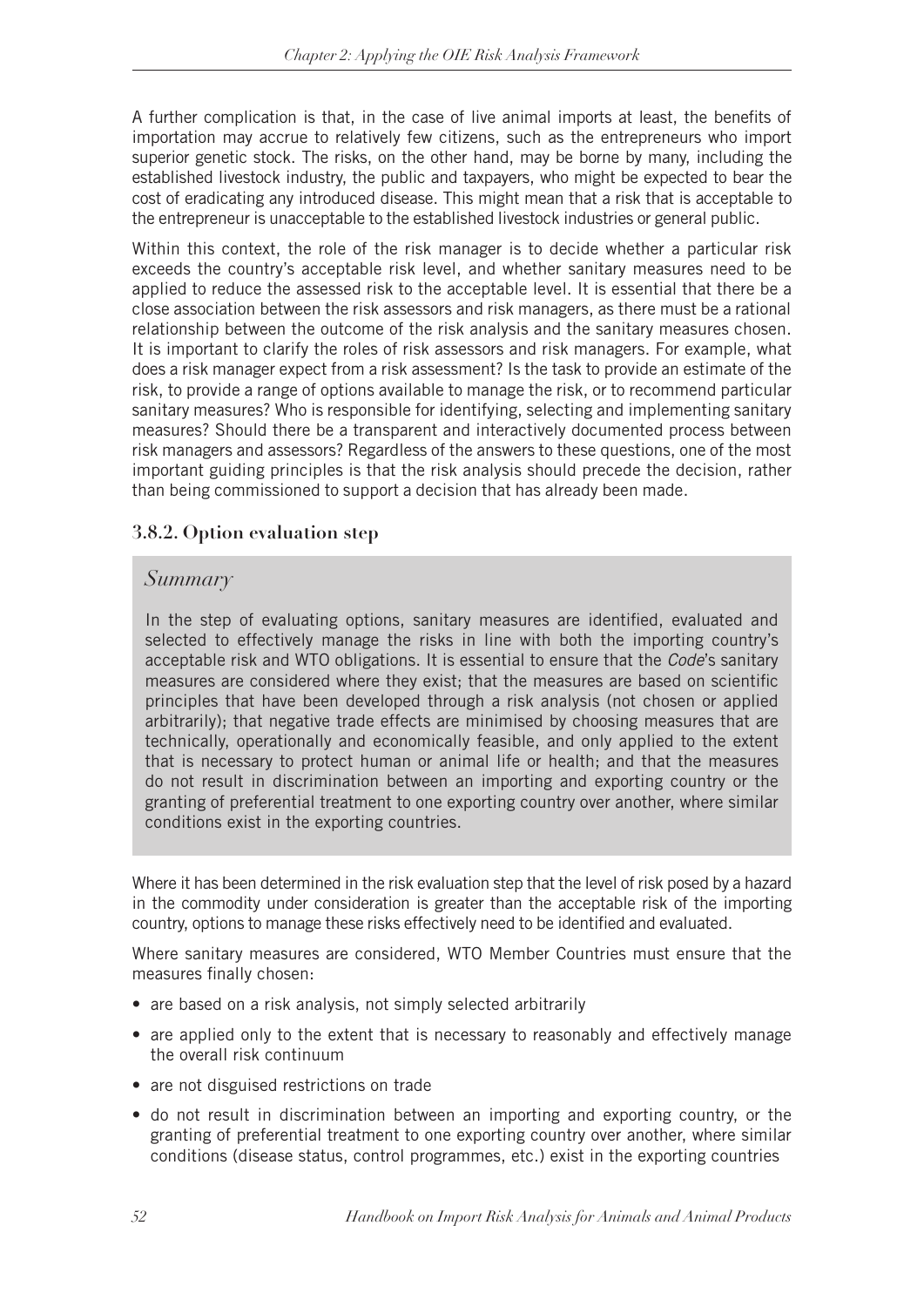A further complication is that, in the case of live animal imports at least, the benefits of importation may accrue to relatively few citizens, such as the entrepreneurs who import superior genetic stock. The risks, on the other hand, may be borne by many, including the established livestock industry, the public and taxpayers, who might be expected to bear the cost of eradicating any introduced disease. This might mean that a risk that is acceptable to the entrepreneur is unacceptable to the established livestock industries or general public.

Within this context, the role of the risk manager is to decide whether a particular risk exceeds the country's acceptable risk level, and whether sanitary measures need to be applied to reduce the assessed risk to the acceptable level. It is essential that there be a close association between the risk assessors and risk managers, as there must be a rational relationship between the outcome of the risk analysis and the sanitary measures chosen. It is important to clarify the roles of risk assessors and risk managers. For example, what does a risk manager expect from a risk assessment? Is the task to provide an estimate of the risk, to provide a range of options available to manage the risk, or to recommend particular sanitary measures? Who is responsible for identifying, selecting and implementing sanitary measures? Should there be a transparent and interactively documented process between risk managers and assessors? Regardless of the answers to these questions, one of the most important guiding principles is that the risk analysis should precede the decision, rather than being commissioned to support a decision that has already been made.

### 3.8.2. Option evaluation step

#### *Summary*

In the step of evaluating options, sanitary measures are identified, evaluated and selected to effectively manage the risks in line with both the importing country's acceptable risk and WTO obligations. It is essential to ensure that the *Code*'s sanitary measures are considered where they exist; that the measures are based on scientific principles that have been developed through a risk analysis (not chosen or applied arbitrarily); that negative trade effects are minimised by choosing measures that are technically, operationally and economically feasible, and only applied to the extent that is necessary to protect human or animal life or health; and that the measures do not result in discrimination between an importing and exporting country or the granting of preferential treatment to one exporting country over another, where similar conditions exist in the exporting countries.

Where it has been determined in the risk evaluation step that the level of risk posed by a hazard in the commodity under consideration is greater than the acceptable risk of the importing country, options to manage these risks effectively need to be identified and evaluated.

Where sanitary measures are considered, WTO Member Countries must ensure that the measures finally chosen:

- are based on a risk analysis, not simply selected arbitrarily
- are applied only to the extent that is necessary to reasonably and effectively manage the overall risk continuum
- are not disguised restrictions on trade
- do not result in discrimination between an importing and exporting country, or the granting of preferential treatment to one exporting country over another, where similar conditions (disease status, control programmes, etc.) exist in the exporting countries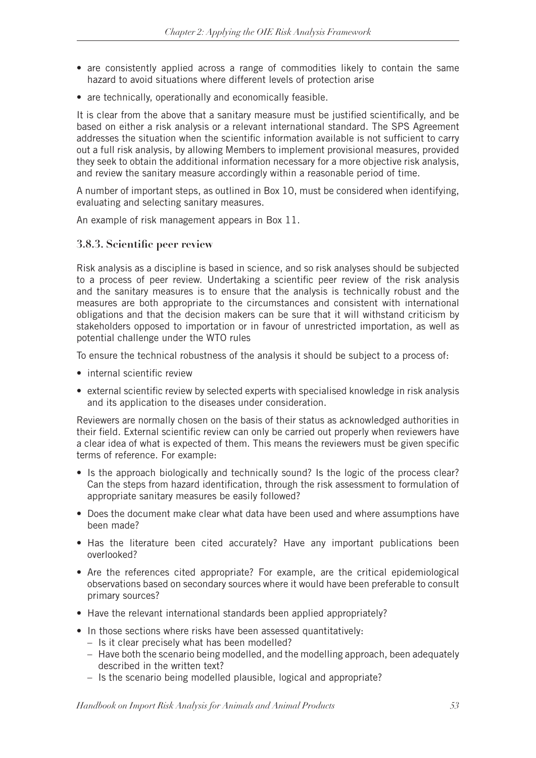- are consistently applied across a range of commodities likely to contain the same hazard to avoid situations where different levels of protection arise
- are technically, operationally and economically feasible.

It is clear from the above that a sanitary measure must be justified scientifically, and be based on either a risk analysis or a relevant international standard. The SPS Agreement addresses the situation when the scientific information available is not sufficient to carry out a full risk analysis, by allowing Members to implement provisional measures, provided they seek to obtain the additional information necessary for a more objective risk analysis, and review the sanitary measure accordingly within a reasonable period of time.

A number of important steps, as outlined in Box 10, must be considered when identifying, evaluating and selecting sanitary measures.

An example of risk management appears in Box 11.

### 3.8.3. Scientific peer review

Risk analysis as a discipline is based in science, and so risk analyses should be subjected to a process of peer review. Undertaking a scientific peer review of the risk analysis and the sanitary measures is to ensure that the analysis is technically robust and the measures are both appropriate to the circumstances and consistent with international obligations and that the decision makers can be sure that it will withstand criticism by stakeholders opposed to importation or in favour of unrestricted importation, as well as potential challenge under the WTO rules

To ensure the technical robustness of the analysis it should be subject to a process of:

- internal scientific review
- external scientific review by selected experts with specialised knowledge in risk analysis and its application to the diseases under consideration.

Reviewers are normally chosen on the basis of their status as acknowledged authorities in their field. External scientific review can only be carried out properly when reviewers have a clear idea of what is expected of them. This means the reviewers must be given specific terms of reference. For example:

- Is the approach biologically and technically sound? Is the logic of the process clear? Can the steps from hazard identification, through the risk assessment to formulation of appropriate sanitary measures be easily followed?
- Does the document make clear what data have been used and where assumptions have been made?
- Has the literature been cited accurately? Have any important publications been overlooked?
- Are the references cited appropriate? For example, are the critical epidemiological observations based on secondary sources where it would have been preferable to consult primary sources?
- Have the relevant international standards been applied appropriately?
- In those sections where risks have been assessed quantitatively:
  - Is it clear precisely what has been modelled?
  - Have both the scenario being modelled, and the modelling approach, been adequately described in the written text?
  - Is the scenario being modelled plausible, logical and appropriate?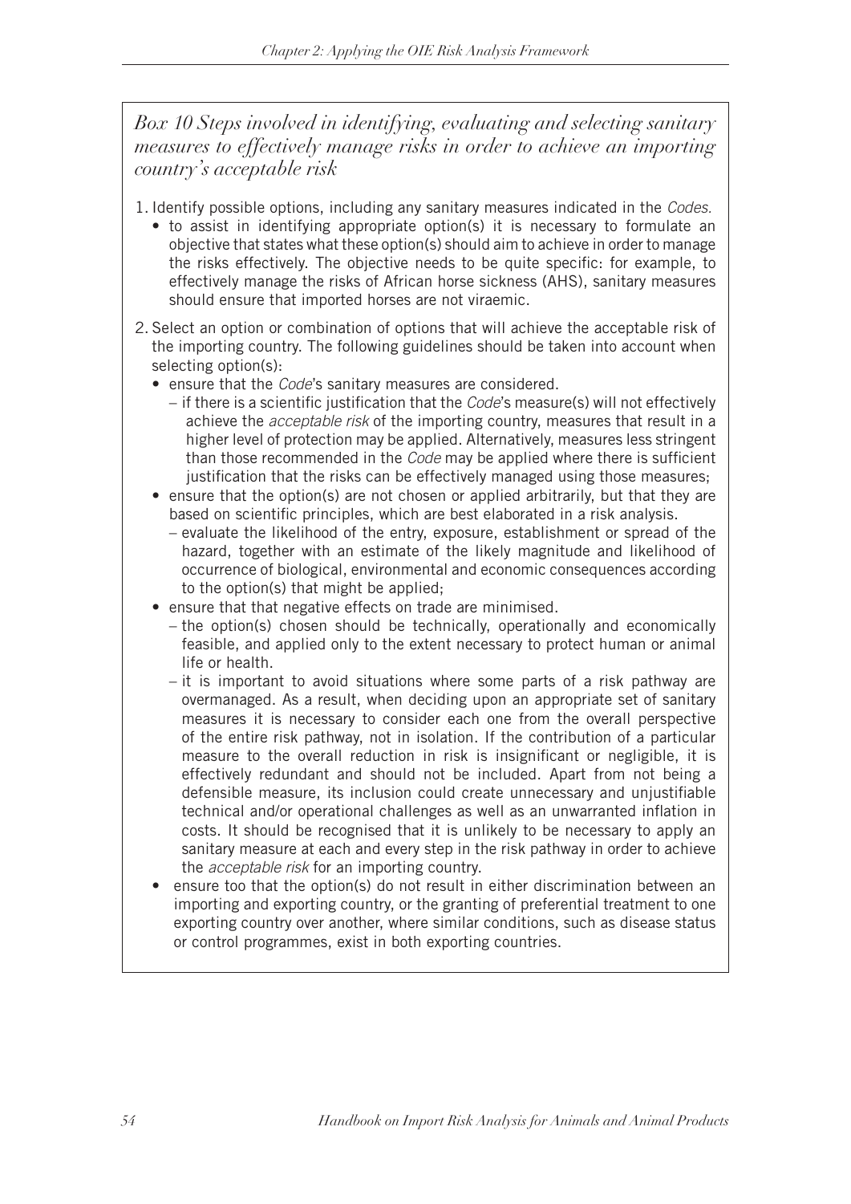*Box 10 Steps involved in identifying, evaluating and selecting sanitary measures to effectively manage risks in order to achieve an importing country's acceptable risk*

1. Identify possible options, including any sanitary measures indicated in the *Codes.*
   - to assist in identifying appropriate option(s) it is necessary to formulate an objective that states what these option(s) should aim to achieve in order to manage the risks effectively. The objective needs to be quite specific: for example, to effectively manage the risks of African horse sickness (AHS), sanitary measures should ensure that imported horses are not viraemic.
2. Select an option or combination of options that will achieve the acceptable risk of the importing country. The following guidelines should be taken into account when selecting option(s):
   - ensure that the *Code*'s sanitary measures are considered.
     - if there is a scientific justification that the *Code*'s measure(s) will not effectively achieve the *acceptable risk* of the importing country, measures that result in a higher level of protection may be applied. Alternatively, measures less stringent than those recommended in the *Code* may be applied where there is sufficient justification that the risks can be effectively managed using those measures;
   - ensure that the option(s) are not chosen or applied arbitrarily, but that they are based on scientific principles, which are best elaborated in a risk analysis.
     - evaluate the likelihood of the entry, exposure, establishment or spread of the hazard, together with an estimate of the likely magnitude and likelihood of occurrence of biological, environmental and economic consequences according to the option(s) that might be applied;
   - ensure that that negative effects on trade are minimised.
     - the option(s) chosen should be technically, operationally and economically feasible, and applied only to the extent necessary to protect human or animal life or health.
     - it is important to avoid situations where some parts of a risk pathway are overmanaged. As a result, when deciding upon an appropriate set of sanitary measures it is necessary to consider each one from the overall perspective of the entire risk pathway, not in isolation. If the contribution of a particular measure to the overall reduction in risk is insignificant or negligible, it is effectively redundant and should not be included. Apart from not being a defensible measure, its inclusion could create unnecessary and unjustifiable technical and/or operational challenges as well as an unwarranted inflation in costs. It should be recognised that it is unlikely to be necessary to apply an sanitary measure at each and every step in the risk pathway in order to achieve the *acceptable risk* for an importing country.
   - ensure too that the option(s) do not result in either discrimination between an importing and exporting country, or the granting of preferential treatment to one exporting country over another, where similar conditions, such as disease status or control programmes, exist in both exporting countries.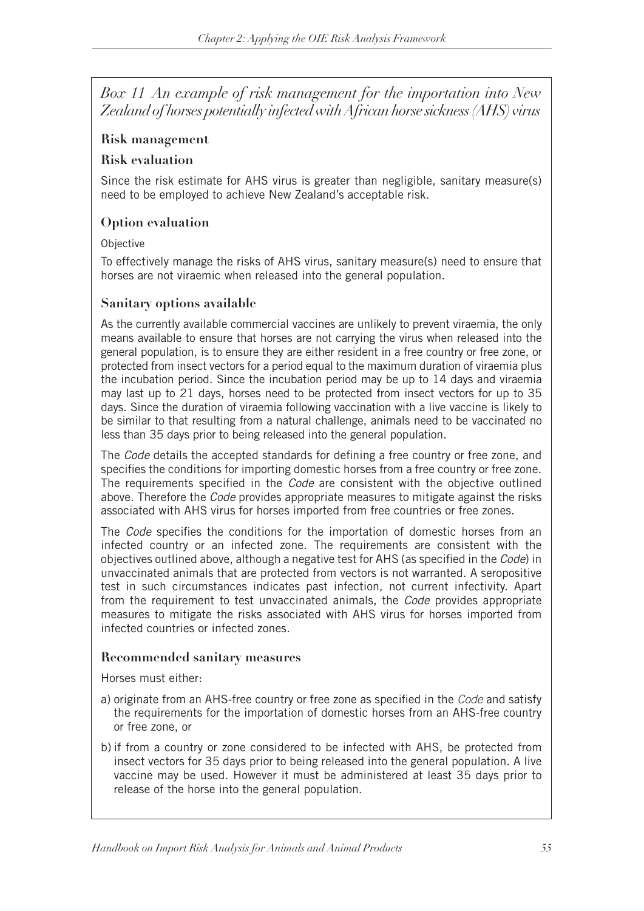*Box 11 An example of risk management for the importation into New Zealand of horses potentially infected with African horse sickness (AHS) virus*

### Risk management

### Risk evaluation

Since the risk estimate for AHS virus is greater than negligible, sanitary measure(s) need to be employed to achieve New Zealand's acceptable risk.

### Option evaluation

Objective

To effectively manage the risks of AHS virus, sanitary measure(s) need to ensure that horses are not viraemic when released into the general population.

### Sanitary options available

As the currently available commercial vaccines are unlikely to prevent viraemia, the only means available to ensure that horses are not carrying the virus when released into the general population, is to ensure they are either resident in a free country or free zone, or protected from insect vectors for a period equal to the maximum duration of viraemia plus the incubation period. Since the incubation period may be up to 14 days and viraemia may last up to 21 days, horses need to be protected from insect vectors for up to 35 days. Since the duration of viraemia following vaccination with a live vaccine is likely to be similar to that resulting from a natural challenge, animals need to be vaccinated no less than 35 days prior to being released into the general population.

The *Code* details the accepted standards for defining a free country or free zone, and specifies the conditions for importing domestic horses from a free country or free zone. The requirements specified in the *Code* are consistent with the objective outlined above. Therefore the *Code* provides appropriate measures to mitigate against the risks associated with AHS virus for horses imported from free countries or free zones.

The *Code* specifies the conditions for the importation of domestic horses from an infected country or an infected zone. The requirements are consistent with the objectives outlined above, although a negative test for AHS (as specified in the *Code*) in unvaccinated animals that are protected from vectors is not warranted. A seropositive test in such circumstances indicates past infection, not current infectivity. Apart from the requirement to test unvaccinated animals, the *Code* provides appropriate measures to mitigate the risks associated with AHS virus for horses imported from infected countries or infected zones.

### Recommended sanitary measures

Horses must either:

a) originate from an AHS-free country or free zone as specified in the *Code* and satisfy the requirements for the importation of domestic horses from an AHS-free country or free zone, or

b) if from a country or zone considered to be infected with AHS, be protected from insect vectors for 35 days prior to being released into the general population. A live vaccine may be used. However it must be administered at least 35 days prior to release of the horse into the general population.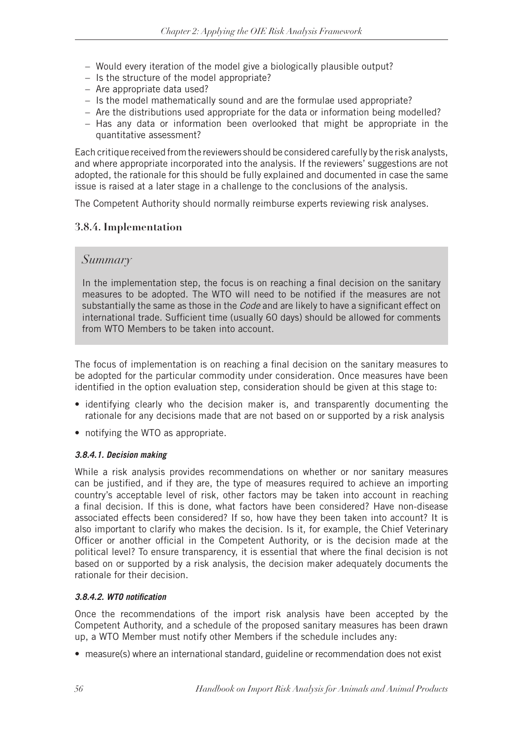- Would every iteration of the model give a biologically plausible output?
- Is the structure of the model appropriate?
- Are appropriate data used?
- Is the model mathematically sound and are the formulae used appropriate?
- Are the distributions used appropriate for the data or information being modelled?
- Has any data or information been overlooked that might be appropriate in the quantitative assessment?

Each critique received from the reviewers should be considered carefully by the risk analysts, and where appropriate incorporated into the analysis. If the reviewers' suggestions are not adopted, the rationale for this should be fully explained and documented in case the same issue is raised at a later stage in a challenge to the conclusions of the analysis.

The Competent Authority should normally reimburse experts reviewing risk analyses.

### 3.8.4. Implementation

> *Summary*
>
> In the implementation step, the focus is on reaching a final decision on the sanitary measures to be adopted. The WTO will need to be notified if the measures are not substantially the same as those in the *Code* and are likely to have a significant effect on international trade. Sufficient time (usually 60 days) should be allowed for comments from WTO Members to be taken into account.

The focus of implementation is on reaching a final decision on the sanitary measures to be adopted for the particular commodity under consideration. Once measures have been identified in the option evaluation step, consideration should be given at this stage to:

- identifying clearly who the decision maker is, and transparently documenting the rationale for any decisions made that are not based on or supported by a risk analysis
- notifying the WTO as appropriate.

#### *3.8.4.1. Decision making*

While a risk analysis provides recommendations on whether or nor sanitary measures can be justified, and if they are, the type of measures required to achieve an importing country's acceptable level of risk, other factors may be taken into account in reaching a final decision. If this is done, what factors have been considered? Have non-disease associated effects been considered? If so, how have they been taken into account? It is also important to clarify who makes the decision. Is it, for example, the Chief Veterinary Officer or another official in the Competent Authority, or is the decision made at the political level? To ensure transparency, it is essential that where the final decision is not based on or supported by a risk analysis, the decision maker adequately documents the rationale for their decision.

#### *3.8.4.2. WTO notification*

Once the recommendations of the import risk analysis have been accepted by the Competent Authority, and a schedule of the proposed sanitary measures has been drawn up, a WTO Member must notify other Members if the schedule includes any:

- measure(s) where an international standard, guideline or recommendation does not exist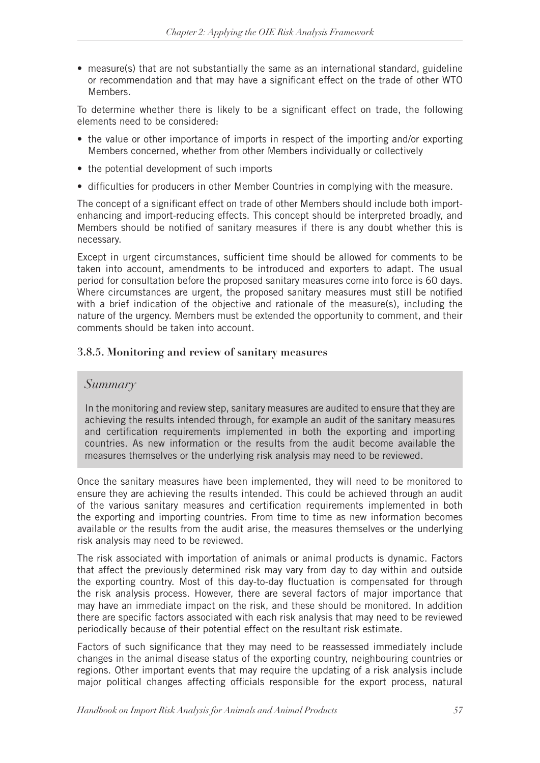- measure(s) that are not substantially the same as an international standard, guideline or recommendation and that may have a significant effect on the trade of other WTO Members.

To determine whether there is likely to be a significant effect on trade, the following elements need to be considered:

- the value or other importance of imports in respect of the importing and/or exporting Members concerned, whether from other Members individually or collectively
- the potential development of such imports
- difficulties for producers in other Member Countries in complying with the measure.

The concept of a significant effect on trade of other Members should include both import-enhancing and import-reducing effects. This concept should be interpreted broadly, and Members should be notified of sanitary measures if there is any doubt whether this is necessary.

Except in urgent circumstances, sufficient time should be allowed for comments to be taken into account, amendments to be introduced and exporters to adapt. The usual period for consultation before the proposed sanitary measures come into force is 60 days. Where circumstances are urgent, the proposed sanitary measures must still be notified with a brief indication of the objective and rationale of the measure(s), including the nature of the urgency. Members must be extended the opportunity to comment, and their comments should be taken into account.

### 3.8.5. Monitoring and review of sanitary measures

*Summary*

In the monitoring and review step, sanitary measures are audited to ensure that they are achieving the results intended through, for example an audit of the sanitary measures and certification requirements implemented in both the exporting and importing countries. As new information or the results from the audit become available the measures themselves or the underlying risk analysis may need to be reviewed.

Once the sanitary measures have been implemented, they will need to be monitored to ensure they are achieving the results intended. This could be achieved through an audit of the various sanitary measures and certification requirements implemented in both the exporting and importing countries. From time to time as new information becomes available or the results from the audit arise, the measures themselves or the underlying risk analysis may need to be reviewed.

The risk associated with importation of animals or animal products is dynamic. Factors that affect the previously determined risk may vary from day to day within and outside the exporting country. Most of this day-to-day fluctuation is compensated for through the risk analysis process. However, there are several factors of major importance that may have an immediate impact on the risk, and these should be monitored. In addition there are specific factors associated with each risk analysis that may need to be reviewed periodically because of their potential effect on the resultant risk estimate.

Factors of such significance that they may need to be reassessed immediately include changes in the animal disease status of the exporting country, neighbouring countries or regions. Other important events that may require the updating of a risk analysis include major political changes affecting officials responsible for the export process, natural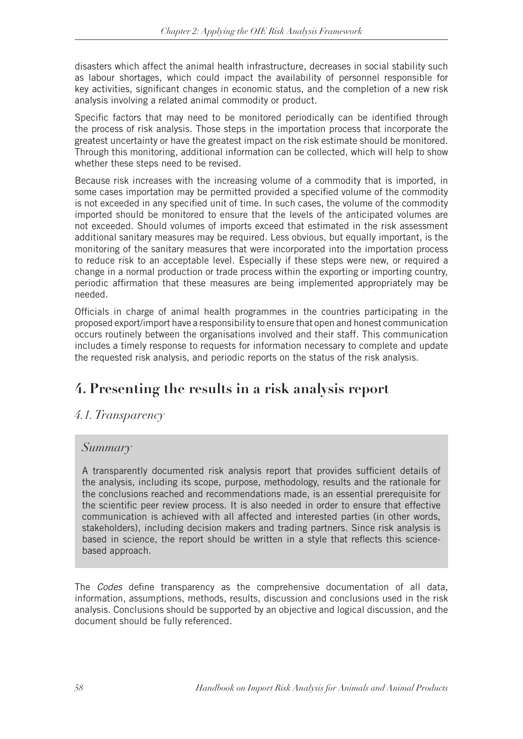disasters which affect the animal health infrastructure, decreases in social stability such as labour shortages, which could impact the availability of personnel responsible for key activities, significant changes in economic status, and the completion of a new risk analysis involving a related animal commodity or product.

Specific factors that may need to be monitored periodically can be identified through the process of risk analysis. Those steps in the importation process that incorporate the greatest uncertainty or have the greatest impact on the risk estimate should be monitored. Through this monitoring, additional information can be collected, which will help to show whether these steps need to be revised.

Because risk increases with the increasing volume of a commodity that is imported, in some cases importation may be permitted provided a specified volume of the commodity is not exceeded in any specified unit of time. In such cases, the volume of the commodity imported should be monitored to ensure that the levels of the anticipated volumes are not exceeded. Should volumes of imports exceed that estimated in the risk assessment additional sanitary measures may be required. Less obvious, but equally important, is the monitoring of the sanitary measures that were incorporated into the importation process to reduce risk to an acceptable level. Especially if these steps were new, or required a change in a normal production or trade process within the exporting or importing country, periodic affirmation that these measures are being implemented appropriately may be needed.

Officials in charge of animal health programmes in the countries participating in the proposed export/import have a responsibility to ensure that open and honest communication occurs routinely between the organisations involved and their staff. This communication includes a timely response to requests for information necessary to complete and update the requested risk analysis, and periodic reports on the status of the risk analysis.

## 4. Presenting the results in a risk analysis report

### *4.1. Transparency*

> *Summary*
>
> A transparently documented risk analysis report that provides sufficient details of the analysis, including its scope, purpose, methodology, results and the rationale for the conclusions reached and recommendations made, is an essential prerequisite for the scientific peer review process. It is also needed in order to ensure that effective communication is achieved with all affected and interested parties (in other words, stakeholders), including decision makers and trading partners. Since risk analysis is based in science, the report should be written in a style that reflects this science-based approach.

The *Codes* define transparency as the comprehensive documentation of all data, information, assumptions, methods, results, discussion and conclusions used in the risk analysis. Conclusions should be supported by an objective and logical discussion, and the document should be fully referenced.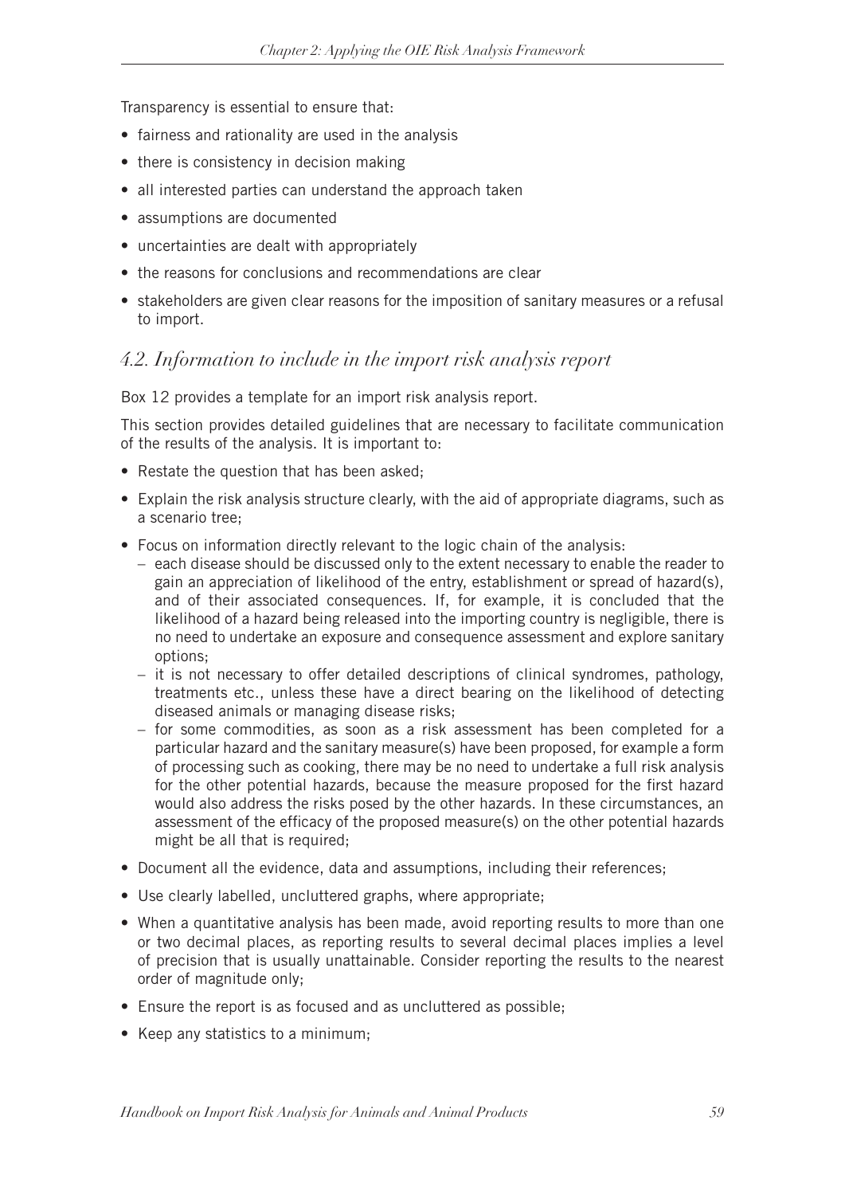Transparency is essential to ensure that:

- fairness and rationality are used in the analysis
- there is consistency in decision making
- all interested parties can understand the approach taken
- assumptions are documented
- uncertainties are dealt with appropriately
- the reasons for conclusions and recommendations are clear
- stakeholders are given clear reasons for the imposition of sanitary measures or a refusal to import.

## *4.2. Information to include in the import risk analysis report*

Box 12 provides a template for an import risk analysis report.

This section provides detailed guidelines that are necessary to facilitate communication of the results of the analysis. It is important to:

- Restate the question that has been asked;
- Explain the risk analysis structure clearly, with the aid of appropriate diagrams, such as a scenario tree;
- Focus on information directly relevant to the logic chain of the analysis:
  - each disease should be discussed only to the extent necessary to enable the reader to gain an appreciation of likelihood of the entry, establishment or spread of hazard(s), and of their associated consequences. If, for example, it is concluded that the likelihood of a hazard being released into the importing country is negligible, there is no need to undertake an exposure and consequence assessment and explore sanitary options;
  - it is not necessary to offer detailed descriptions of clinical syndromes, pathology, treatments etc., unless these have a direct bearing on the likelihood of detecting diseased animals or managing disease risks;
  - for some commodities, as soon as a risk assessment has been completed for a particular hazard and the sanitary measure(s) have been proposed, for example a form of processing such as cooking, there may be no need to undertake a full risk analysis for the other potential hazards, because the measure proposed for the first hazard would also address the risks posed by the other hazards. In these circumstances, an assessment of the efficacy of the proposed measure(s) on the other potential hazards might be all that is required;
- Document all the evidence, data and assumptions, including their references;
- Use clearly labelled, uncluttered graphs, where appropriate;
- When a quantitative analysis has been made, avoid reporting results to more than one or two decimal places, as reporting results to several decimal places implies a level of precision that is usually unattainable. Consider reporting the results to the nearest order of magnitude only;
- Ensure the report is as focused and as uncluttered as possible;
- Keep any statistics to a minimum;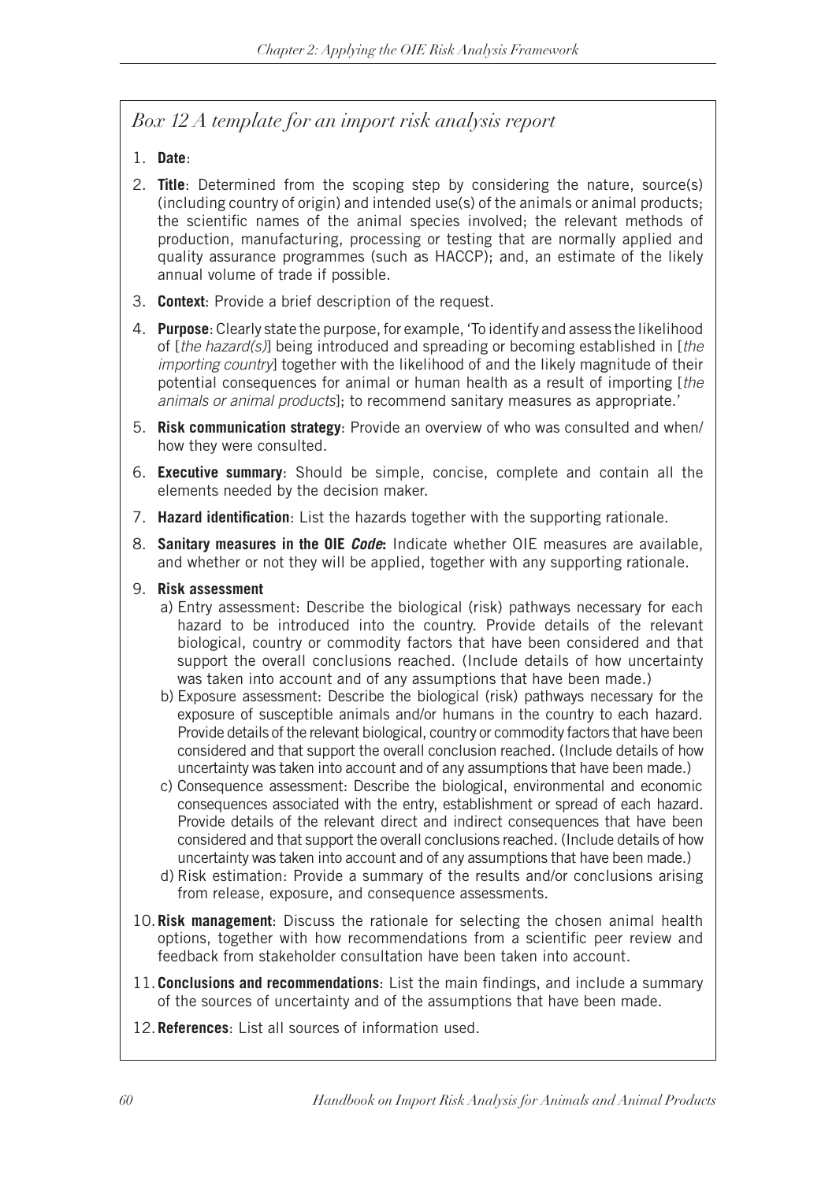*Box 12 A template for an import risk analysis report*

1. **Date**:
2. **Title**: Determined from the scoping step by considering the nature, source(s) (including country of origin) and intended use(s) of the animals or animal products; the scientific names of the animal species involved; the relevant methods of production, manufacturing, processing or testing that are normally applied and quality assurance programmes (such as HACCP); and, an estimate of the likely annual volume of trade if possible.
3. **Context**: Provide a brief description of the request.
4. **Purpose**: Clearly state the purpose, for example, 'To identify and assess the likelihood of [*the hazard(s)*] being introduced and spreading or becoming established in [*the importing country*] together with the likelihood of and the likely magnitude of their potential consequences for animal or human health as a result of importing [*the animals or animal products*]; to recommend sanitary measures as appropriate.'
5. **Risk communication strategy**: Provide an overview of who was consulted and when/how they were consulted.
6. **Executive summary**: Should be simple, concise, complete and contain all the elements needed by the decision maker.
7. **Hazard identification**: List the hazards together with the supporting rationale.
8. **Sanitary measures in the OIE *Code***: Indicate whether OIE measures are available, and whether or not they will be applied, together with any supporting rationale.
9. **Risk assessment**
   a) Entry assessment: Describe the biological (risk) pathways necessary for each hazard to be introduced into the country. Provide details of the relevant biological, country or commodity factors that have been considered and that support the overall conclusions reached. (Include details of how uncertainty was taken into account and of any assumptions that have been made.)
   b) Exposure assessment: Describe the biological (risk) pathways necessary for the exposure of susceptible animals and/or humans in the country to each hazard. Provide details of the relevant biological, country or commodity factors that have been considered and that support the overall conclusion reached. (Include details of how uncertainty was taken into account and of any assumptions that have been made.)
   c) Consequence assessment: Describe the biological, environmental and economic consequences associated with the entry, establishment or spread of each hazard. Provide details of the relevant direct and indirect consequences that have been considered and that support the overall conclusions reached. (Include details of how uncertainty was taken into account and of any assumptions that have been made.)
   d) Risk estimation: Provide a summary of the results and/or conclusions arising from release, exposure, and consequence assessments.
10. **Risk management**: Discuss the rationale for selecting the chosen animal health options, together with how recommendations from a scientific peer review and feedback from stakeholder consultation have been taken into account.
11. **Conclusions and recommendations**: List the main findings, and include a summary of the sources of uncertainty and of the assumptions that have been made.
12. **References**: List all sources of information used.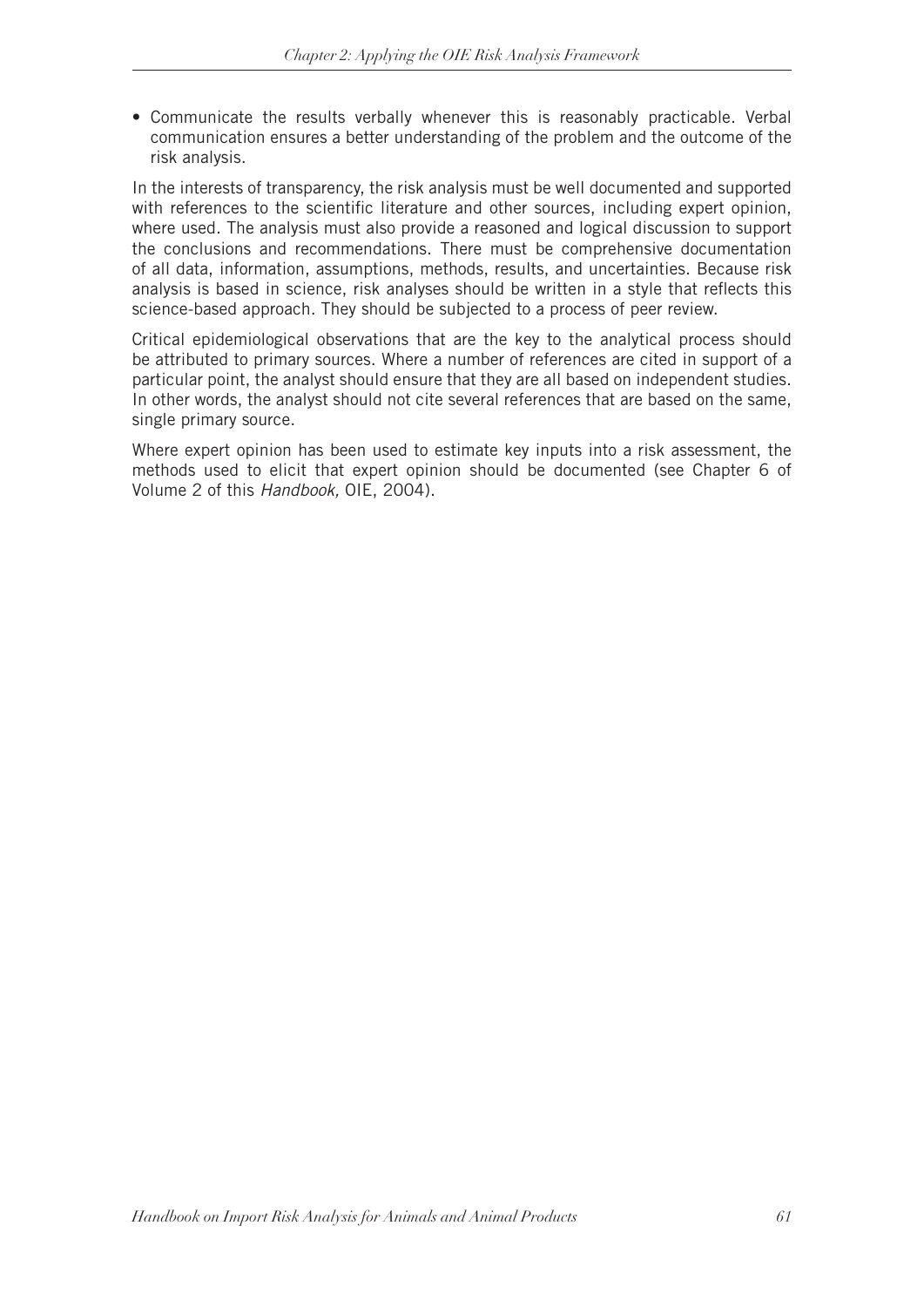- Communicate the results verbally whenever this is reasonably practicable. Verbal communication ensures a better understanding of the problem and the outcome of the risk analysis.

In the interests of transparency, the risk analysis must be well documented and supported with references to the scientific literature and other sources, including expert opinion, where used. The analysis must also provide a reasoned and logical discussion to support the conclusions and recommendations. There must be comprehensive documentation of all data, information, assumptions, methods, results, and uncertainties. Because risk analysis is based in science, risk analyses should be written in a style that reflects this science-based approach. They should be subjected to a process of peer review.

Critical epidemiological observations that are the key to the analytical process should be attributed to primary sources. Where a number of references are cited in support of a particular point, the analyst should ensure that they are all based on independent studies. In other words, the analyst should not cite several references that are based on the same, single primary source.

Where expert opinion has been used to estimate key inputs into a risk assessment, the methods used to elicit that expert opinion should be documented (see Chapter 6 of Volume 2 of this *Handbook,* OIE, 2004).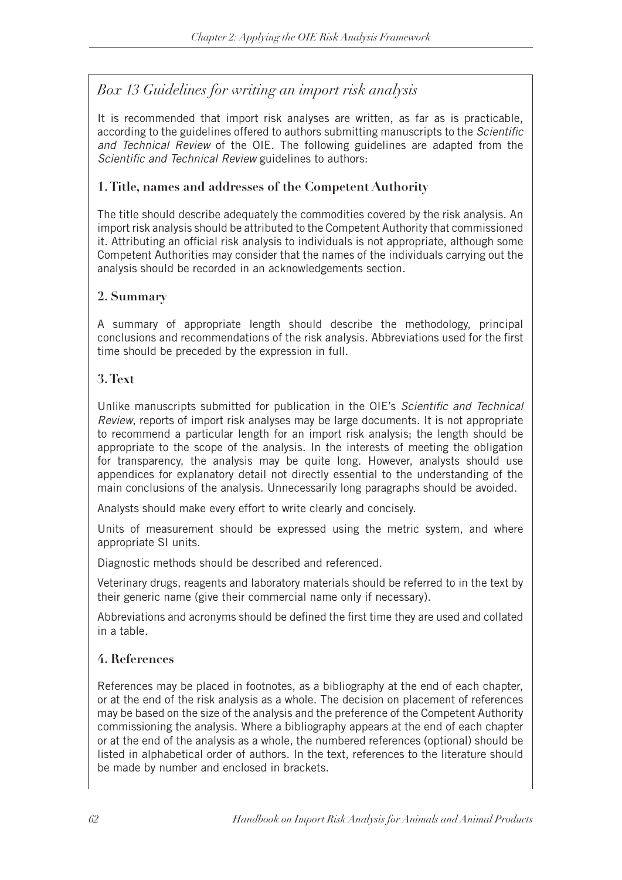## *Box 13 Guidelines for writing an import risk analysis*

It is recommended that import risk analyses are written, as far as is practicable, according to the guidelines offered to authors submitting manuscripts to the *Scientific and Technical Review* of the OIE. The following guidelines are adapted from the *Scientific and Technical Review* guidelines to authors:

### 1. Title, names and addresses of the Competent Authority

The title should describe adequately the commodities covered by the risk analysis. An import risk analysis should be attributed to the Competent Authority that commissioned it. Attributing an official risk analysis to individuals is not appropriate, although some Competent Authorities may consider that the names of the individuals carrying out the analysis should be recorded in an acknowledgements section.

### 2. Summary

A summary of appropriate length should describe the methodology, principal conclusions and recommendations of the risk analysis. Abbreviations used for the first time should be preceded by the expression in full.

### 3. Text

Unlike manuscripts submitted for publication in the OIE's *Scientific and Technical Review*, reports of import risk analyses may be large documents. It is not appropriate to recommend a particular length for an import risk analysis; the length should be appropriate to the scope of the analysis. In the interests of meeting the obligation for transparency, the analysis may be quite long. However, analysts should use appendices for explanatory detail not directly essential to the understanding of the main conclusions of the analysis. Unnecessarily long paragraphs should be avoided.

Analysts should make every effort to write clearly and concisely.

Units of measurement should be expressed using the metric system, and where appropriate SI units.

Diagnostic methods should be described and referenced.

Veterinary drugs, reagents and laboratory materials should be referred to in the text by their generic name (give their commercial name only if necessary).

Abbreviations and acronyms should be defined the first time they are used and collated in a table.

### 4. References

References may be placed in footnotes, as a bibliography at the end of each chapter, or at the end of the risk analysis as a whole. The decision on placement of references may be based on the size of the analysis and the preference of the Competent Authority commissioning the analysis. Where a bibliography appears at the end of each chapter or at the end of the analysis as a whole, the numbered references (optional) should be listed in alphabetical order of authors. In the text, references to the literature should be made by number and enclosed in brackets.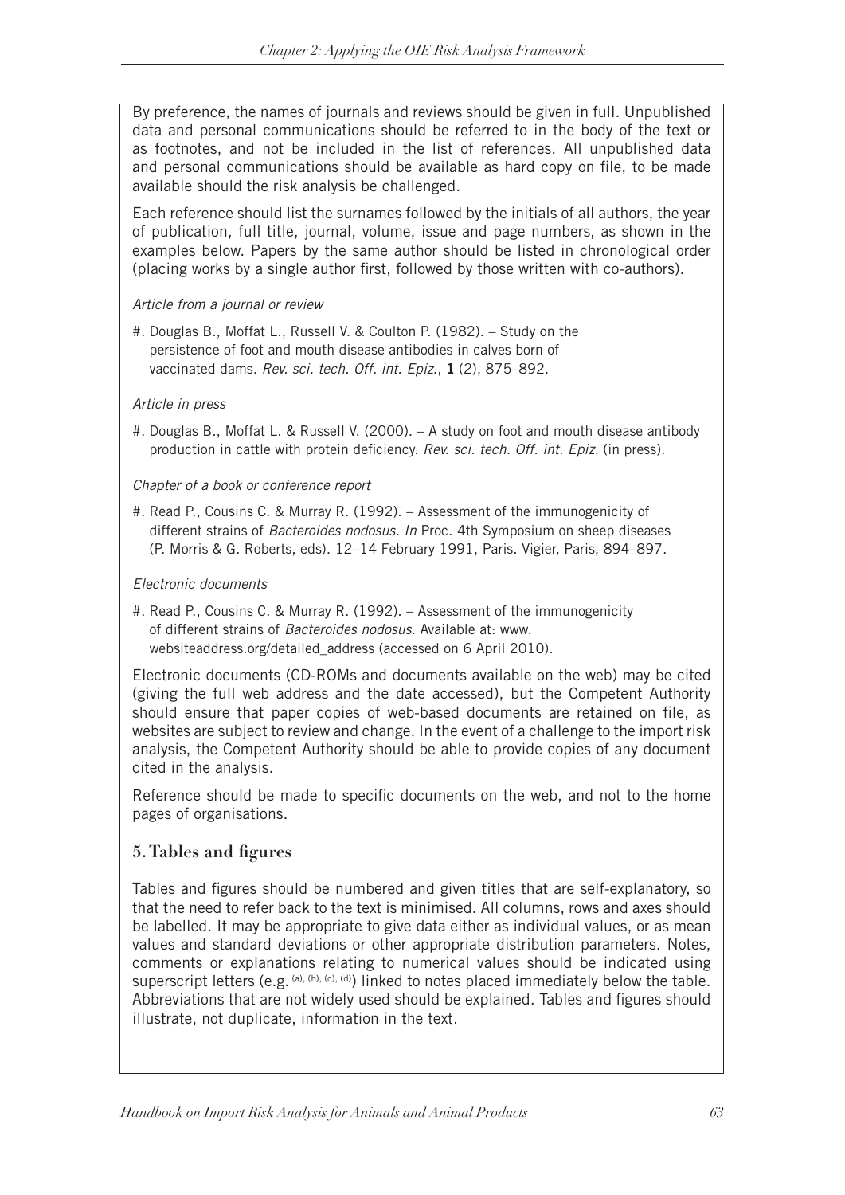By preference, the names of journals and reviews should be given in full. Unpublished data and personal communications should be referred to in the body of the text or as footnotes, and not be included in the list of references. All unpublished data and personal communications should be available as hard copy on file, to be made available should the risk analysis be challenged.

Each reference should list the surnames followed by the initials of all authors, the year of publication, full title, journal, volume, issue and page numbers, as shown in the examples below. Papers by the same author should be listed in chronological order (placing works by a single author first, followed by those written with co-authors).

*Article from a journal or review*

#. Douglas B., Moffat L., Russell V. & Coulton P. (1982). – Study on the persistence of foot and mouth disease antibodies in calves born of vaccinated dams. *Rev. sci. tech. Off. int. Epiz.*, **1** (2), 875–892.

*Article in press*

#. Douglas B., Moffat L. & Russell V. (2000). – A study on foot and mouth disease antibody production in cattle with protein deficiency. *Rev. sci. tech. Off. int. Epiz.* (in press).

*Chapter of a book or conference report*

#. Read P., Cousins C. & Murray R. (1992). – Assessment of the immunogenicity of different strains of *Bacteroides nodosus*. *In* Proc. 4th Symposium on sheep diseases (P. Morris & G. Roberts, eds). 12–14 February 1991, Paris. Vigier, Paris, 894–897.

*Electronic documents*

#. Read P., Cousins C. & Murray R. (1992). – Assessment of the immunogenicity of different strains of *Bacteroides nodosus*. Available at: www.websiteaddress.org/detailed_address (accessed on 6 April 2010).

Electronic documents (CD-ROMs and documents available on the web) may be cited (giving the full web address and the date accessed), but the Competent Authority should ensure that paper copies of web-based documents are retained on file, as websites are subject to review and change. In the event of a challenge to the import risk analysis, the Competent Authority should be able to provide copies of any document cited in the analysis.

Reference should be made to specific documents on the web, and not to the home pages of organisations.

## 5. Tables and figures

Tables and figures should be numbered and given titles that are self-explanatory, so that the need to refer back to the text is minimised. All columns, rows and axes should be labelled. It may be appropriate to give data either as individual values, or as mean values and standard deviations or other appropriate distribution parameters. Notes, comments or explanations relating to numerical values should be indicated using superscript letters (e.g. [a], [b], [c], [d]) linked to notes placed immediately below the table. Abbreviations that are not widely used should be explained. Tables and figures should illustrate, not duplicate, information in the text.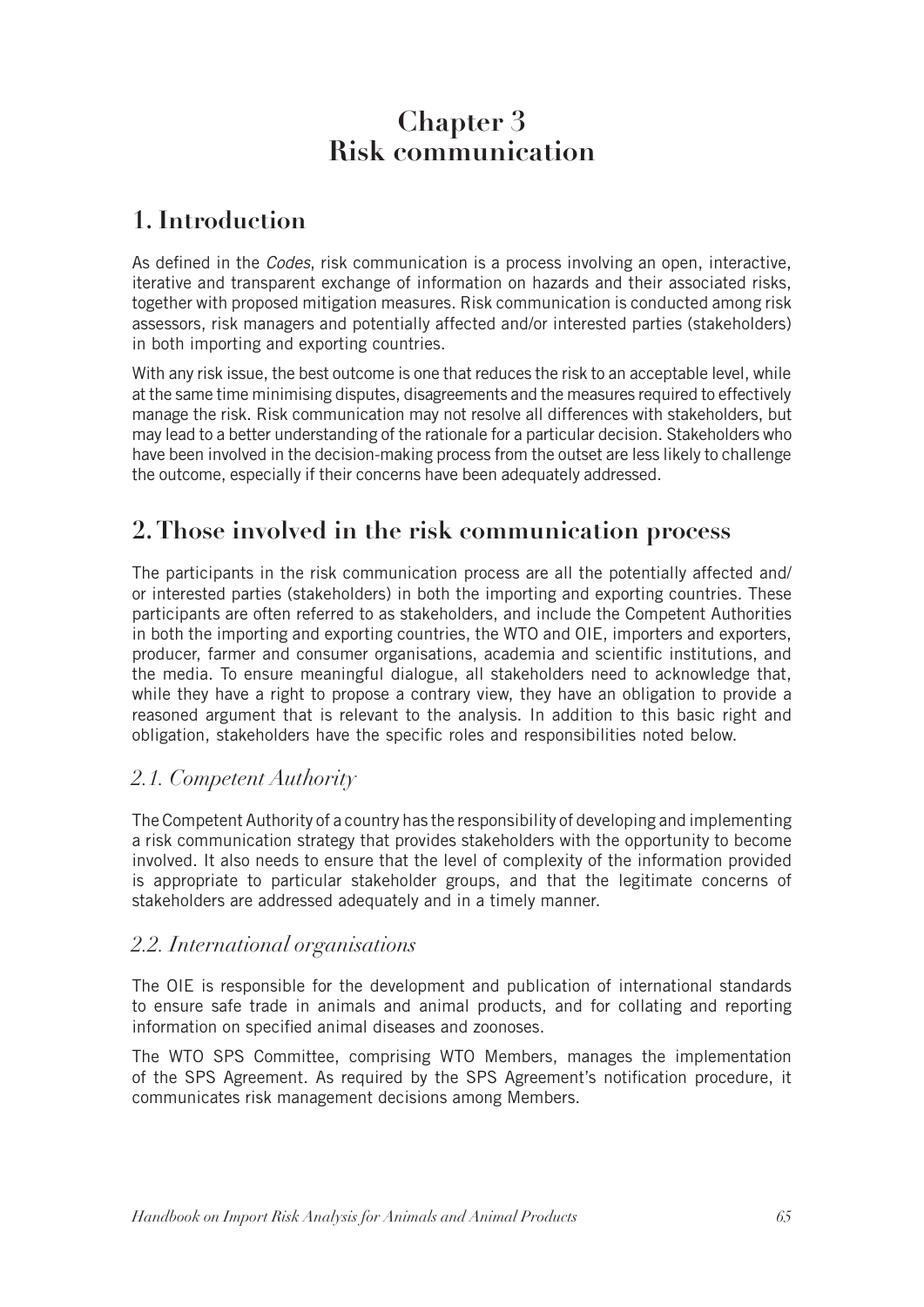# Chapter 3
# Risk communication

## 1. Introduction

As defined in the *Codes*, risk communication is a process involving an open, interactive, iterative and transparent exchange of information on hazards and their associated risks, together with proposed mitigation measures. Risk communication is conducted among risk assessors, risk managers and potentially affected and/or interested parties (stakeholders) in both importing and exporting countries.

With any risk issue, the best outcome is one that reduces the risk to an acceptable level, while at the same time minimising disputes, disagreements and the measures required to effectively manage the risk. Risk communication may not resolve all differences with stakeholders, but may lead to a better understanding of the rationale for a particular decision. Stakeholders who have been involved in the decision-making process from the outset are less likely to challenge the outcome, especially if their concerns have been adequately addressed.

## 2. Those involved in the risk communication process

The participants in the risk communication process are all the potentially affected and/or interested parties (stakeholders) in both the importing and exporting countries. These participants are often referred to as stakeholders, and include the Competent Authorities in both the importing and exporting countries, the WTO and OIE, importers and exporters, producer, farmer and consumer organisations, academia and scientific institutions, and the media. To ensure meaningful dialogue, all stakeholders need to acknowledge that, while they have a right to propose a contrary view, they have an obligation to provide a reasoned argument that is relevant to the analysis. In addition to this basic right and obligation, stakeholders have the specific roles and responsibilities noted below.

### *2.1. Competent Authority*

The Competent Authority of a country has the responsibility of developing and implementing a risk communication strategy that provides stakeholders with the opportunity to become involved. It also needs to ensure that the level of complexity of the information provided is appropriate to particular stakeholder groups, and that the legitimate concerns of stakeholders are addressed adequately and in a timely manner.

### *2.2. International organisations*

The OIE is responsible for the development and publication of international standards to ensure safe trade in animals and animal products, and for collating and reporting information on specified animal diseases and zoonoses.

The WTO SPS Committee, comprising WTO Members, manages the implementation of the SPS Agreement. As required by the SPS Agreement's notification procedure, it communicates risk management decisions among Members.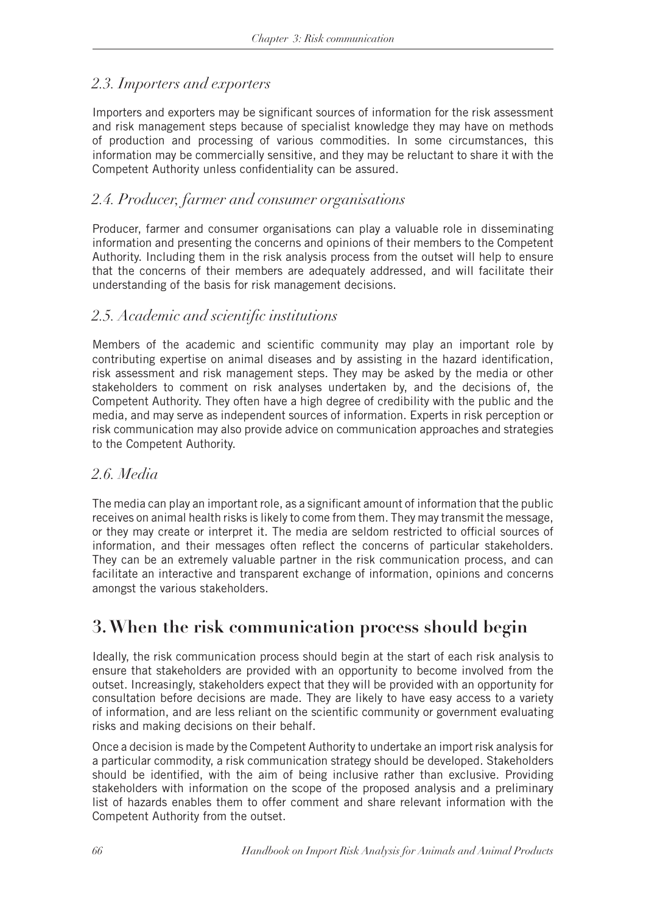### 2.3. Importers and exporters

Importers and exporters may be significant sources of information for the risk assessment and risk management steps because of specialist knowledge they may have on methods of production and processing of various commodities. In some circumstances, this information may be commercially sensitive, and they may be reluctant to share it with the Competent Authority unless confidentiality can be assured.

### 2.4. Producer, farmer and consumer organisations

Producer, farmer and consumer organisations can play a valuable role in disseminating information and presenting the concerns and opinions of their members to the Competent Authority. Including them in the risk analysis process from the outset will help to ensure that the concerns of their members are adequately addressed, and will facilitate their understanding of the basis for risk management decisions.

### 2.5. Academic and scientific institutions

Members of the academic and scientific community may play an important role by contributing expertise on animal diseases and by assisting in the hazard identification, risk assessment and risk management steps. They may be asked by the media or other stakeholders to comment on risk analyses undertaken by, and the decisions of, the Competent Authority. They often have a high degree of credibility with the public and the media, and may serve as independent sources of information. Experts in risk perception or risk communication may also provide advice on communication approaches and strategies to the Competent Authority.

### 2.6. Media

The media can play an important role, as a significant amount of information that the public receives on animal health risks is likely to come from them. They may transmit the message, or they may create or interpret it. The media are seldom restricted to official sources of information, and their messages often reflect the concerns of particular stakeholders. They can be an extremely valuable partner in the risk communication process, and can facilitate an interactive and transparent exchange of information, opinions and concerns amongst the various stakeholders.

## 3. When the risk communication process should begin

Ideally, the risk communication process should begin at the start of each risk analysis to ensure that stakeholders are provided with an opportunity to become involved from the outset. Increasingly, stakeholders expect that they will be provided with an opportunity for consultation before decisions are made. They are likely to have easy access to a variety of information, and are less reliant on the scientific community or government evaluating risks and making decisions on their behalf.

Once a decision is made by the Competent Authority to undertake an import risk analysis for a particular commodity, a risk communication strategy should be developed. Stakeholders should be identified, with the aim of being inclusive rather than exclusive. Providing stakeholders with information on the scope of the proposed analysis and a preliminary list of hazards enables them to offer comment and share relevant information with the Competent Authority from the outset.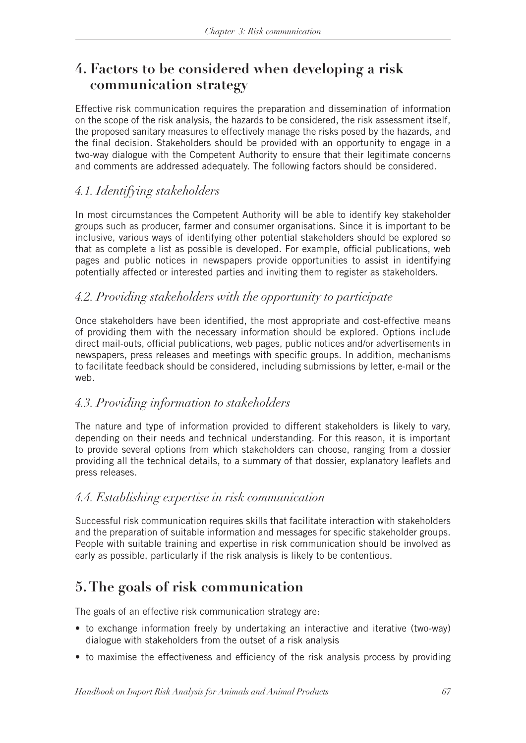## 4. Factors to be considered when developing a risk communication strategy

Effective risk communication requires the preparation and dissemination of information on the scope of the risk analysis, the hazards to be considered, the risk assessment itself, the proposed sanitary measures to effectively manage the risks posed by the hazards, and the final decision. Stakeholders should be provided with an opportunity to engage in a two-way dialogue with the Competent Authority to ensure that their legitimate concerns and comments are addressed adequately. The following factors should be considered.

### *4.1. Identifying stakeholders*

In most circumstances the Competent Authority will be able to identify key stakeholder groups such as producer, farmer and consumer organisations. Since it is important to be inclusive, various ways of identifying other potential stakeholders should be explored so that as complete a list as possible is developed. For example, official publications, web pages and public notices in newspapers provide opportunities to assist in identifying potentially affected or interested parties and inviting them to register as stakeholders.

### *4.2. Providing stakeholders with the opportunity to participate*

Once stakeholders have been identified, the most appropriate and cost-effective means of providing them with the necessary information should be explored. Options include direct mail-outs, official publications, web pages, public notices and/or advertisements in newspapers, press releases and meetings with specific groups. In addition, mechanisms to facilitate feedback should be considered, including submissions by letter, e-mail or the web.

### *4.3. Providing information to stakeholders*

The nature and type of information provided to different stakeholders is likely to vary, depending on their needs and technical understanding. For this reason, it is important to provide several options from which stakeholders can choose, ranging from a dossier providing all the technical details, to a summary of that dossier, explanatory leaflets and press releases.

### *4.4. Establishing expertise in risk communication*

Successful risk communication requires skills that facilitate interaction with stakeholders and the preparation of suitable information and messages for specific stakeholder groups. People with suitable training and expertise in risk communication should be involved as early as possible, particularly if the risk analysis is likely to be contentious.

## 5. The goals of risk communication

The goals of an effective risk communication strategy are:

- to exchange information freely by undertaking an interactive and iterative (two-way) dialogue with stakeholders from the outset of a risk analysis
- to maximise the effectiveness and efficiency of the risk analysis process by providing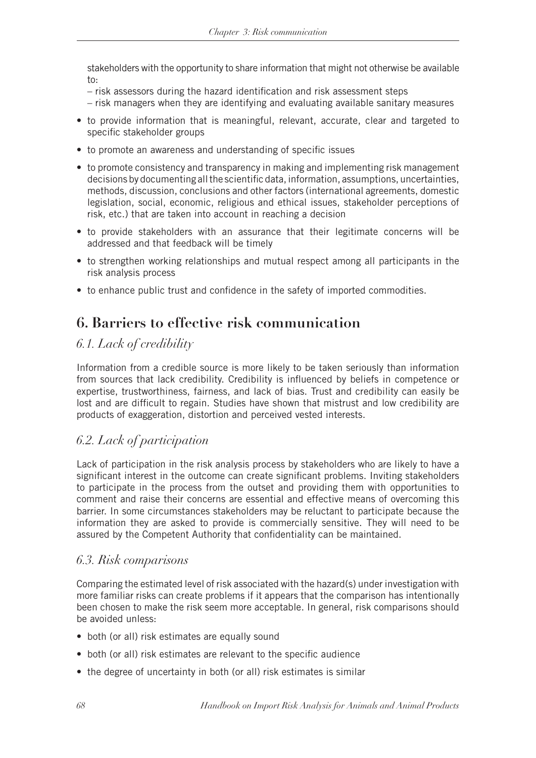stakeholders with the opportunity to share information that might not otherwise be available to:

– risk assessors during the hazard identification and risk assessment steps

– risk managers when they are identifying and evaluating available sanitary measures

- to provide information that is meaningful, relevant, accurate, clear and targeted to specific stakeholder groups
- to promote an awareness and understanding of specific issues
- to promote consistency and transparency in making and implementing risk management decisions by documenting all the scientific data, information, assumptions, uncertainties, methods, discussion, conclusions and other factors (international agreements, domestic legislation, social, economic, religious and ethical issues, stakeholder perceptions of risk, etc.) that are taken into account in reaching a decision
- to provide stakeholders with an assurance that their legitimate concerns will be addressed and that feedback will be timely
- to strengthen working relationships and mutual respect among all participants in the risk analysis process
- to enhance public trust and confidence in the safety of imported commodities.

## 6. Barriers to effective risk communication

### *6.1. Lack of credibility*

Information from a credible source is more likely to be taken seriously than information from sources that lack credibility. Credibility is influenced by beliefs in competence or expertise, trustworthiness, fairness, and lack of bias. Trust and credibility can easily be lost and are difficult to regain. Studies have shown that mistrust and low credibility are products of exaggeration, distortion and perceived vested interests.

### *6.2. Lack of participation*

Lack of participation in the risk analysis process by stakeholders who are likely to have a significant interest in the outcome can create significant problems. Inviting stakeholders to participate in the process from the outset and providing them with opportunities to comment and raise their concerns are essential and effective means of overcoming this barrier. In some circumstances stakeholders may be reluctant to participate because the information they are asked to provide is commercially sensitive. They will need to be assured by the Competent Authority that confidentiality can be maintained.

### *6.3. Risk comparisons*

Comparing the estimated level of risk associated with the hazard(s) under investigation with more familiar risks can create problems if it appears that the comparison has intentionally been chosen to make the risk seem more acceptable. In general, risk comparisons should be avoided unless:

- both (or all) risk estimates are equally sound
- both (or all) risk estimates are relevant to the specific audience
- the degree of uncertainty in both (or all) risk estimates is similar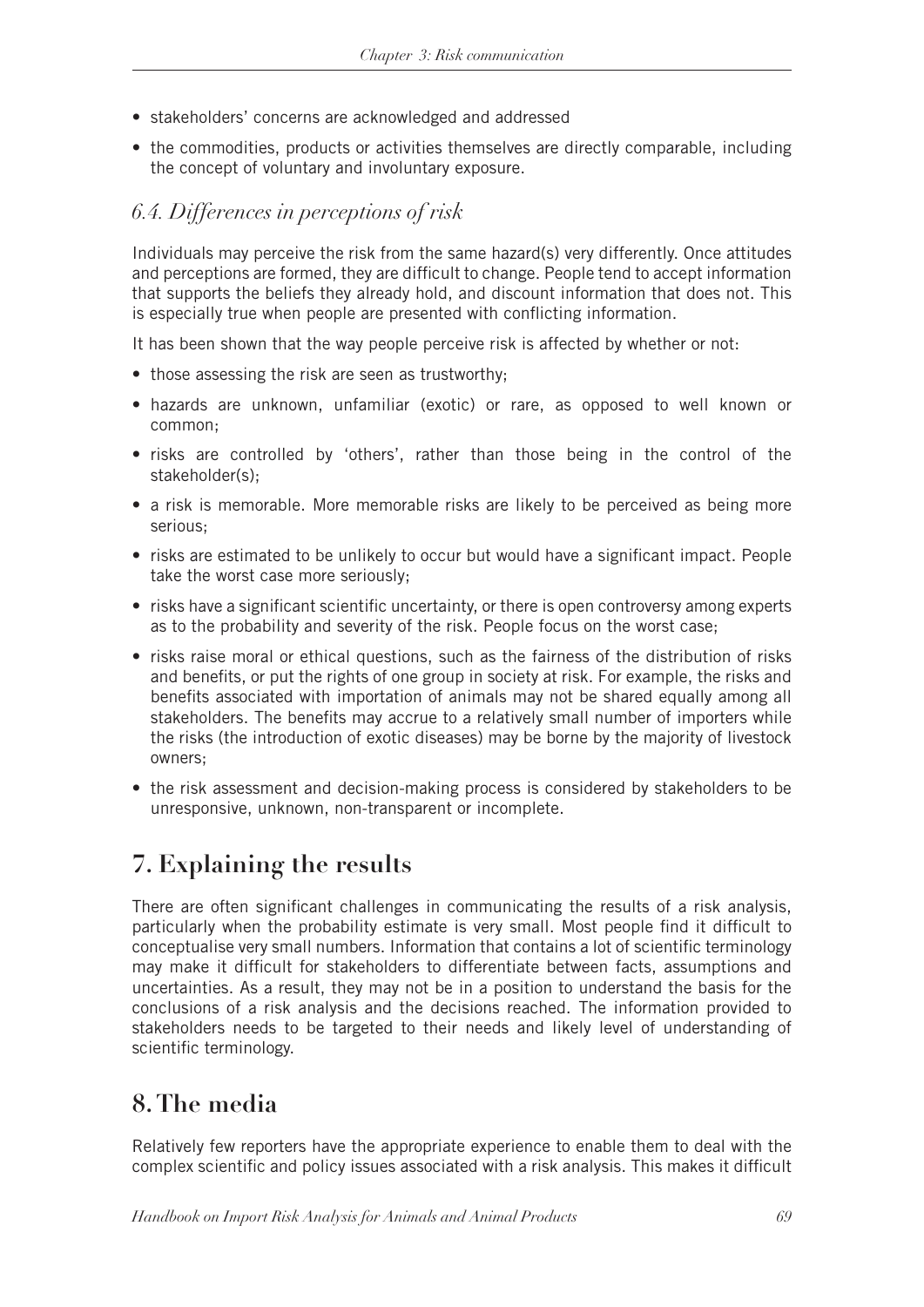- stakeholders' concerns are acknowledged and addressed
- the commodities, products or activities themselves are directly comparable, including the concept of voluntary and involuntary exposure.

### *6.4. Differences in perceptions of risk*

Individuals may perceive the risk from the same hazard(s) very differently. Once attitudes and perceptions are formed, they are difficult to change. People tend to accept information that supports the beliefs they already hold, and discount information that does not. This is especially true when people are presented with conflicting information.

It has been shown that the way people perceive risk is affected by whether or not:

- those assessing the risk are seen as trustworthy;
- hazards are unknown, unfamiliar (exotic) or rare, as opposed to well known or common;
- risks are controlled by 'others', rather than those being in the control of the stakeholder(s);
- a risk is memorable. More memorable risks are likely to be perceived as being more serious;
- risks are estimated to be unlikely to occur but would have a significant impact. People take the worst case more seriously;
- risks have a significant scientific uncertainty, or there is open controversy among experts as to the probability and severity of the risk. People focus on the worst case;
- risks raise moral or ethical questions, such as the fairness of the distribution of risks and benefits, or put the rights of one group in society at risk. For example, the risks and benefits associated with importation of animals may not be shared equally among all stakeholders. The benefits may accrue to a relatively small number of importers while the risks (the introduction of exotic diseases) may be borne by the majority of livestock owners;
- the risk assessment and decision-making process is considered by stakeholders to be unresponsive, unknown, non-transparent or incomplete.

## 7. Explaining the results

There are often significant challenges in communicating the results of a risk analysis, particularly when the probability estimate is very small. Most people find it difficult to conceptualise very small numbers. Information that contains a lot of scientific terminology may make it difficult for stakeholders to differentiate between facts, assumptions and uncertainties. As a result, they may not be in a position to understand the basis for the conclusions of a risk analysis and the decisions reached. The information provided to stakeholders needs to be targeted to their needs and likely level of understanding of scientific terminology.

## 8. The media

Relatively few reporters have the appropriate experience to enable them to deal with the complex scientific and policy issues associated with a risk analysis. This makes it difficult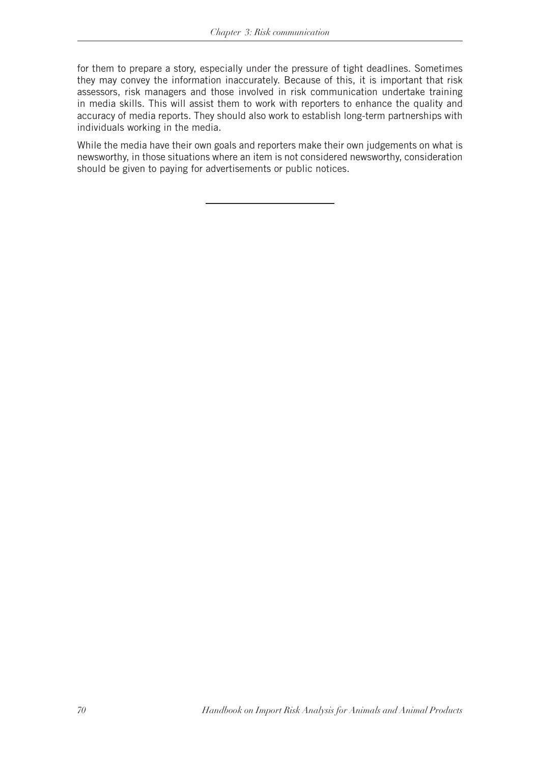for them to prepare a story, especially under the pressure of tight deadlines. Sometimes they may convey the information inaccurately. Because of this, it is important that risk assessors, risk managers and those involved in risk communication undertake training in media skills. This will assist them to work with reporters to enhance the quality and accuracy of media reports. They should also work to establish long-term partnerships with individuals working in the media.

While the media have their own goals and reporters make their own judgements on what is newsworthy, in those situations where an item is not considered newsworthy, consideration should be given to paying for advertisements or public notices.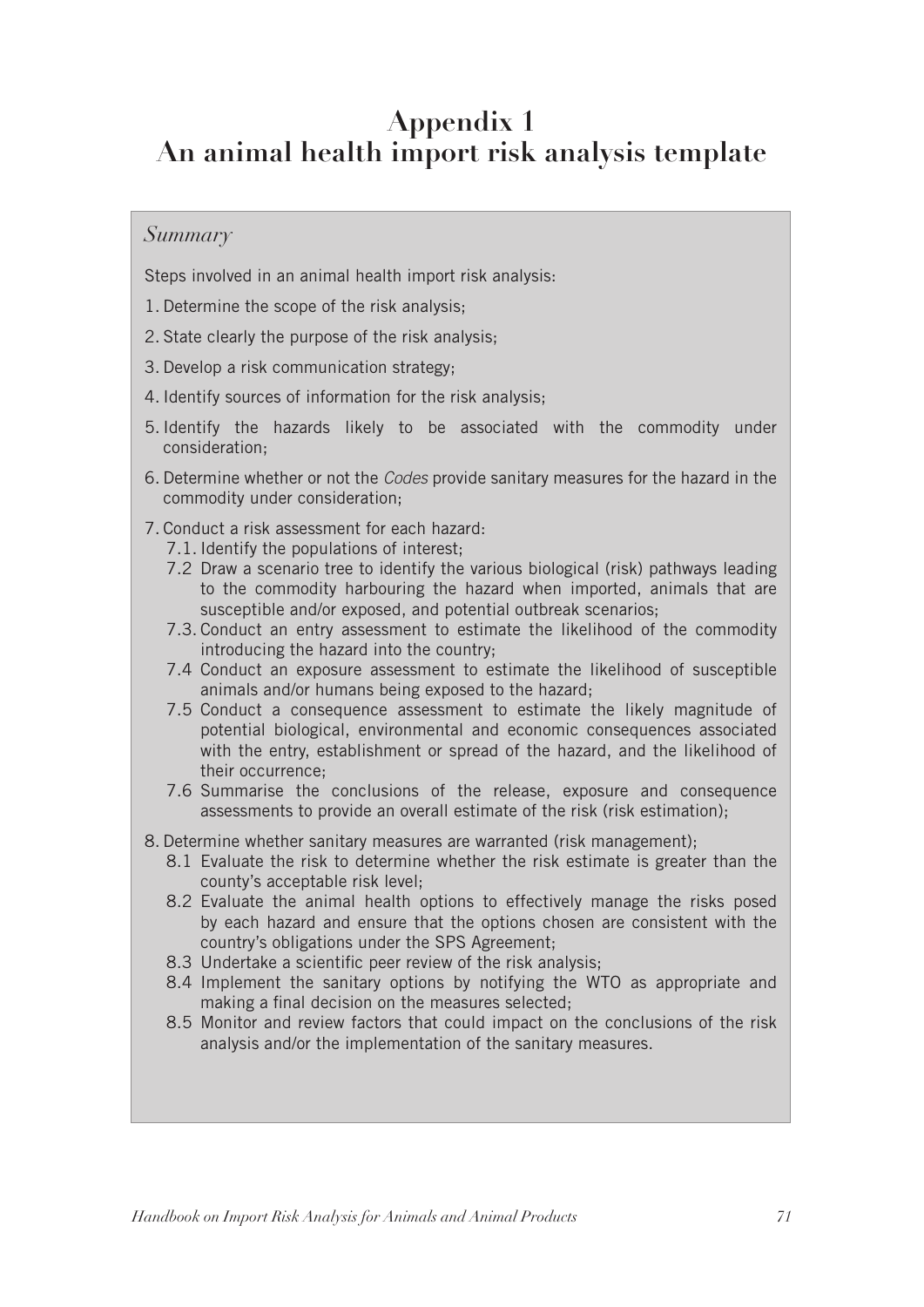# Appendix 1
# An animal health import risk analysis template

*Summary*

Steps involved in an animal health import risk analysis:

1. Determine the scope of the risk analysis;
2. State clearly the purpose of the risk analysis;
3. Develop a risk communication strategy;
4. Identify sources of information for the risk analysis;
5. Identify the hazards likely to be associated with the commodity under consideration;
6. Determine whether or not the *Codes* provide sanitary measures for the hazard in the commodity under consideration;
7. Conduct a risk assessment for each hazard:
   - 7.1. Identify the populations of interest;
   - 7.2 Draw a scenario tree to identify the various biological (risk) pathways leading to the commodity harbouring the hazard when imported, animals that are susceptible and/or exposed, and potential outbreak scenarios;
   - 7.3. Conduct an entry assessment to estimate the likelihood of the commodity introducing the hazard into the country;
   - 7.4 Conduct an exposure assessment to estimate the likelihood of susceptible animals and/or humans being exposed to the hazard;
   - 7.5 Conduct a consequence assessment to estimate the likely magnitude of potential biological, environmental and economic consequences associated with the entry, establishment or spread of the hazard, and the likelihood of their occurrence;
   - 7.6 Summarise the conclusions of the release, exposure and consequence assessments to provide an overall estimate of the risk (risk estimation);
8. Determine whether sanitary measures are warranted (risk management);
   - 8.1 Evaluate the risk to determine whether the risk estimate is greater than the county's acceptable risk level;
   - 8.2 Evaluate the animal health options to effectively manage the risks posed by each hazard and ensure that the options chosen are consistent with the country's obligations under the SPS Agreement;
   - 8.3 Undertake a scientific peer review of the risk analysis;
   - 8.4 Implement the sanitary options by notifying the WTO as appropriate and making a final decision on the measures selected;
   - 8.5 Monitor and review factors that could impact on the conclusions of the risk analysis and/or the implementation of the sanitary measures.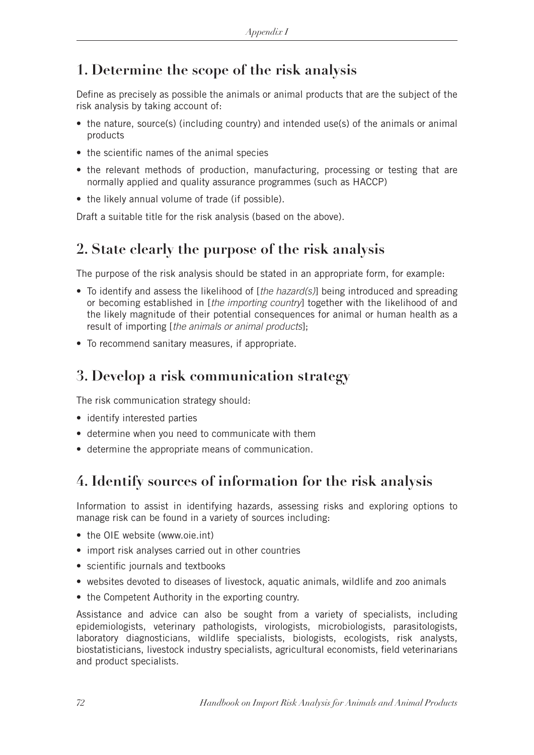## 1. Determine the scope of the risk analysis

Define as precisely as possible the animals or animal products that are the subject of the risk analysis by taking account of:

- the nature, source(s) (including country) and intended use(s) of the animals or animal products
- the scientific names of the animal species
- the relevant methods of production, manufacturing, processing or testing that are normally applied and quality assurance programmes (such as HACCP)
- the likely annual volume of trade (if possible).

Draft a suitable title for the risk analysis (based on the above).

## 2. State clearly the purpose of the risk analysis

The purpose of the risk analysis should be stated in an appropriate form, for example:

- To identify and assess the likelihood of [*the hazard(s)*] being introduced and spreading or becoming established in [*the importing country*] together with the likelihood of and the likely magnitude of their potential consequences for animal or human health as a result of importing [*the animals or animal products*];
- To recommend sanitary measures, if appropriate.

## 3. Develop a risk communication strategy

The risk communication strategy should:

- identify interested parties
- determine when you need to communicate with them
- determine the appropriate means of communication.

## 4. Identify sources of information for the risk analysis

Information to assist in identifying hazards, assessing risks and exploring options to manage risk can be found in a variety of sources including:

- the OIE website (www.oie.int)
- import risk analyses carried out in other countries
- scientific journals and textbooks
- websites devoted to diseases of livestock, aquatic animals, wildlife and zoo animals
- the Competent Authority in the exporting country.

Assistance and advice can also be sought from a variety of specialists, including epidemiologists, veterinary pathologists, virologists, microbiologists, parasitologists, laboratory diagnosticians, wildlife specialists, biologists, ecologists, risk analysts, biostatisticians, livestock industry specialists, agricultural economists, field veterinarians and product specialists.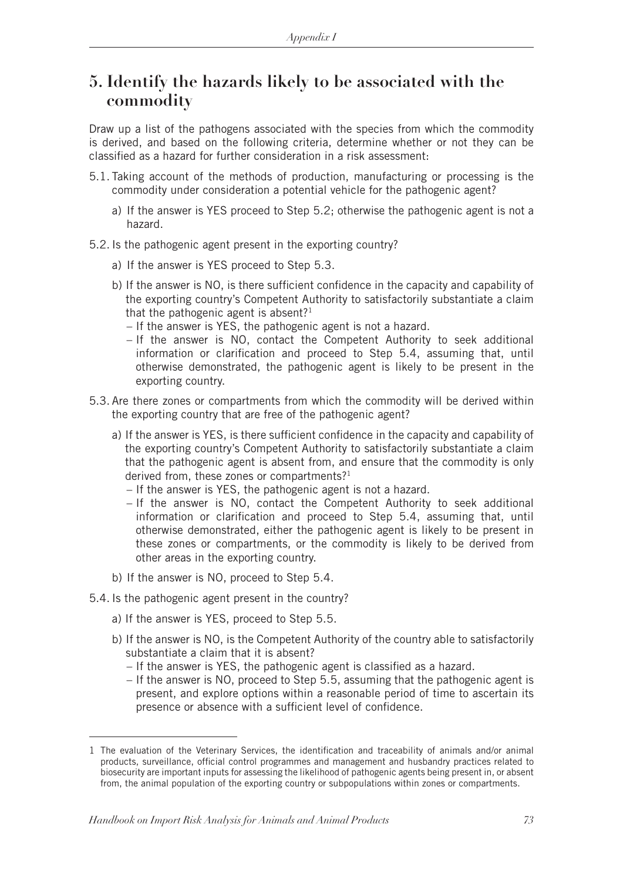## 5. Identify the hazards likely to be associated with the commodity

Draw up a list of the pathogens associated with the species from which the commodity is derived, and based on the following criteria, determine whether or not they can be classified as a hazard for further consideration in a risk assessment:

5.1. Taking account of the methods of production, manufacturing or processing is the commodity under consideration a potential vehicle for the pathogenic agent?

   a) If the answer is YES proceed to Step 5.2; otherwise the pathogenic agent is not a hazard.

5.2. Is the pathogenic agent present in the exporting country?

   a) If the answer is YES proceed to Step 5.3.

   b) If the answer is NO, is there sufficient confidence in the capacity and capability of the exporting country's Competent Authority to satisfactorily substantiate a claim that the pathogenic agent is absent?[1]
      – If the answer is YES, the pathogenic agent is not a hazard.
      – If the answer is NO, contact the Competent Authority to seek additional information or clarification and proceed to Step 5.4, assuming that, until otherwise demonstrated, the pathogenic agent is likely to be present in the exporting country.

5.3. Are there zones or compartments from which the commodity will be derived within the exporting country that are free of the pathogenic agent?

   a) If the answer is YES, is there sufficient confidence in the capacity and capability of the exporting country's Competent Authority to satisfactorily substantiate a claim that the pathogenic agent is absent from, and ensure that the commodity is only derived from, these zones or compartments?[1]
      – If the answer is YES, the pathogenic agent is not a hazard.
      – If the answer is NO, contact the Competent Authority to seek additional information or clarification and proceed to Step 5.4, assuming that, until otherwise demonstrated, either the pathogenic agent is likely to be present in these zones or compartments, or the commodity is likely to be derived from other areas in the exporting country.

   b) If the answer is NO, proceed to Step 5.4.

5.4. Is the pathogenic agent present in the country?

   a) If the answer is YES, proceed to Step 5.5.

   b) If the answer is NO, is the Competent Authority of the country able to satisfactorily substantiate a claim that it is absent?
      – If the answer is YES, the pathogenic agent is classified as a hazard.
      – If the answer is NO, proceed to Step 5.5, assuming that the pathogenic agent is present, and explore options within a reasonable period of time to ascertain its presence or absence with a sufficient level of confidence.

---

1 The evaluation of the Veterinary Services, the identification and traceability of animals and/or animal products, surveillance, official control programmes and management and husbandry practices related to biosecurity are important inputs for assessing the likelihood of pathogenic agents being present in, or absent from, the animal population of the exporting country or subpopulations within zones or compartments.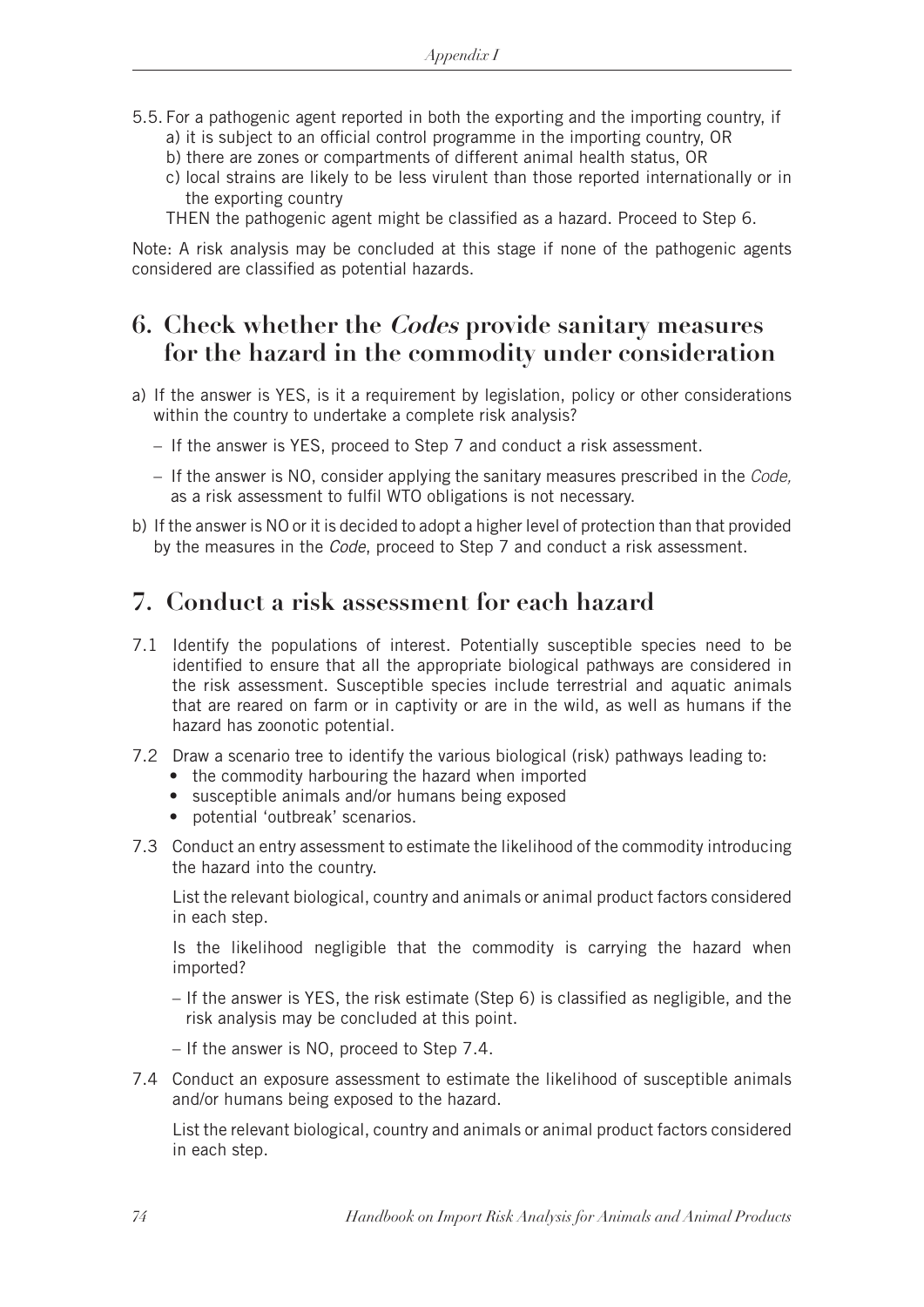5.5. For a pathogenic agent reported in both the exporting and the importing country, if
   a) it is subject to an official control programme in the importing country, OR
   b) there are zones or compartments of different animal health status, OR
   c) local strains are likely to be less virulent than those reported internationally or in the exporting country

   THEN the pathogenic agent might be classified as a hazard. Proceed to Step 6.

Note: A risk analysis may be concluded at this stage if none of the pathogenic agents considered are classified as potential hazards.

## 6. Check whether the *Codes* provide sanitary measures for the hazard in the commodity under consideration

a) If the answer is YES, is it a requirement by legislation, policy or other considerations within the country to undertake a complete risk analysis?

   – If the answer is YES, proceed to Step 7 and conduct a risk assessment.

   – If the answer is NO, consider applying the sanitary measures prescribed in the *Code,* as a risk assessment to fulfil WTO obligations is not necessary.

b) If the answer is NO or it is decided to adopt a higher level of protection than that provided by the measures in the *Code*, proceed to Step 7 and conduct a risk assessment.

## 7. Conduct a risk assessment for each hazard

7.1 Identify the populations of interest. Potentially susceptible species need to be identified to ensure that all the appropriate biological pathways are considered in the risk assessment. Susceptible species include terrestrial and aquatic animals that are reared on farm or in captivity or are in the wild, as well as humans if the hazard has zoonotic potential.

7.2 Draw a scenario tree to identify the various biological (risk) pathways leading to:
   - the commodity harbouring the hazard when imported
   - susceptible animals and/or humans being exposed
   - potential 'outbreak' scenarios.

7.3 Conduct an entry assessment to estimate the likelihood of the commodity introducing the hazard into the country.

   List the relevant biological, country and animals or animal product factors considered in each step.

   Is the likelihood negligible that the commodity is carrying the hazard when imported?

   – If the answer is YES, the risk estimate (Step 6) is classified as negligible, and the risk analysis may be concluded at this point.

   – If the answer is NO, proceed to Step 7.4.

7.4 Conduct an exposure assessment to estimate the likelihood of susceptible animals and/or humans being exposed to the hazard.

   List the relevant biological, country and animals or animal product factors considered in each step.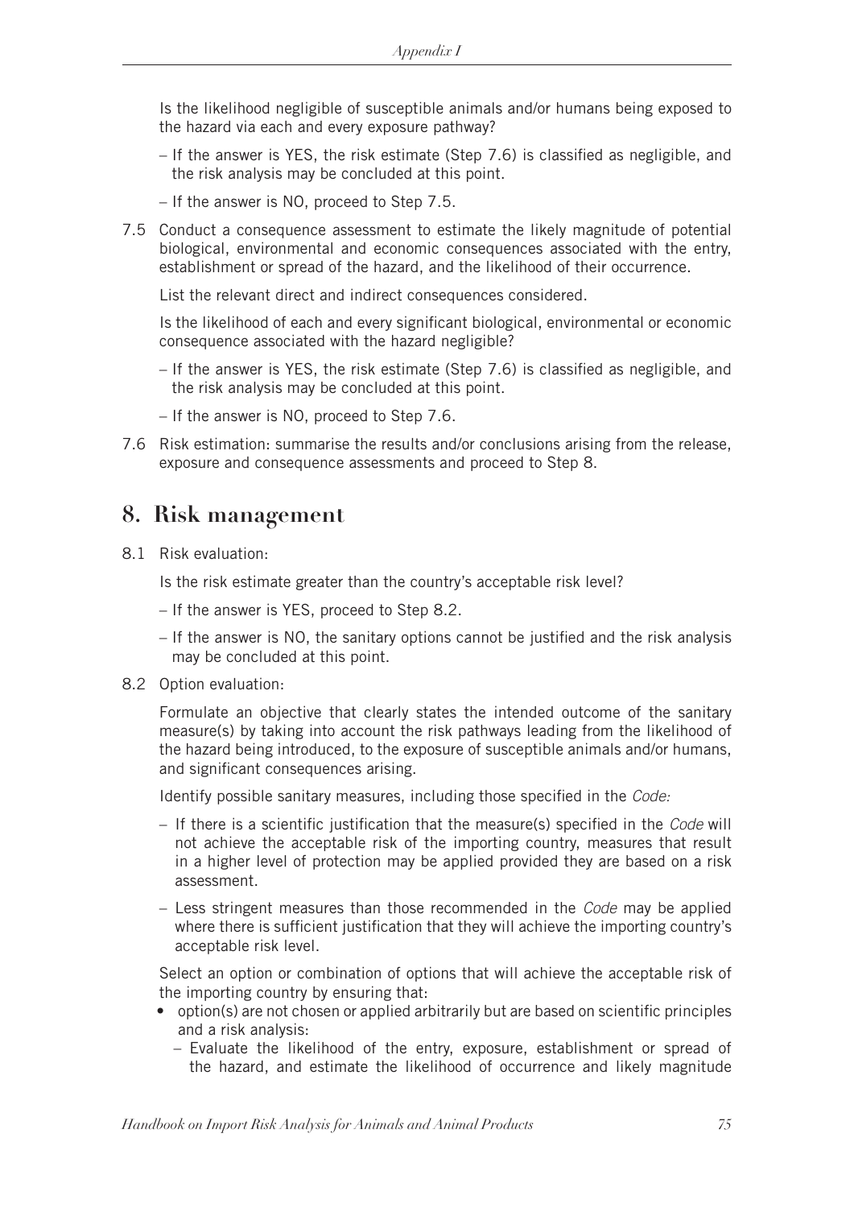Is the likelihood negligible of susceptible animals and/or humans being exposed to the hazard via each and every exposure pathway?

– If the answer is YES, the risk estimate (Step 7.6) is classified as negligible, and the risk analysis may be concluded at this point.

– If the answer is NO, proceed to Step 7.5.

7.5 Conduct a consequence assessment to estimate the likely magnitude of potential biological, environmental and economic consequences associated with the entry, establishment or spread of the hazard, and the likelihood of their occurrence.

List the relevant direct and indirect consequences considered.

Is the likelihood of each and every significant biological, environmental or economic consequence associated with the hazard negligible?

– If the answer is YES, the risk estimate (Step 7.6) is classified as negligible, and the risk analysis may be concluded at this point.

– If the answer is NO, proceed to Step 7.6.

7.6 Risk estimation: summarise the results and/or conclusions arising from the release, exposure and consequence assessments and proceed to Step 8.

## 8. Risk management

8.1 Risk evaluation:

Is the risk estimate greater than the country's acceptable risk level?

– If the answer is YES, proceed to Step 8.2.

– If the answer is NO, the sanitary options cannot be justified and the risk analysis may be concluded at this point.

8.2 Option evaluation:

Formulate an objective that clearly states the intended outcome of the sanitary measure(s) by taking into account the risk pathways leading from the likelihood of the hazard being introduced, to the exposure of susceptible animals and/or humans, and significant consequences arising.

Identify possible sanitary measures, including those specified in the *Code:*

– If there is a scientific justification that the measure(s) specified in the *Code* will not achieve the acceptable risk of the importing country, measures that result in a higher level of protection may be applied provided they are based on a risk assessment.

– Less stringent measures than those recommended in the *Code* may be applied where there is sufficient justification that they will achieve the importing country's acceptable risk level.

Select an option or combination of options that will achieve the acceptable risk of the importing country by ensuring that:

- option(s) are not chosen or applied arbitrarily but are based on scientific principles and a risk analysis:
  - Evaluate the likelihood of the entry, exposure, establishment or spread of the hazard, and estimate the likelihood of occurrence and likely magnitude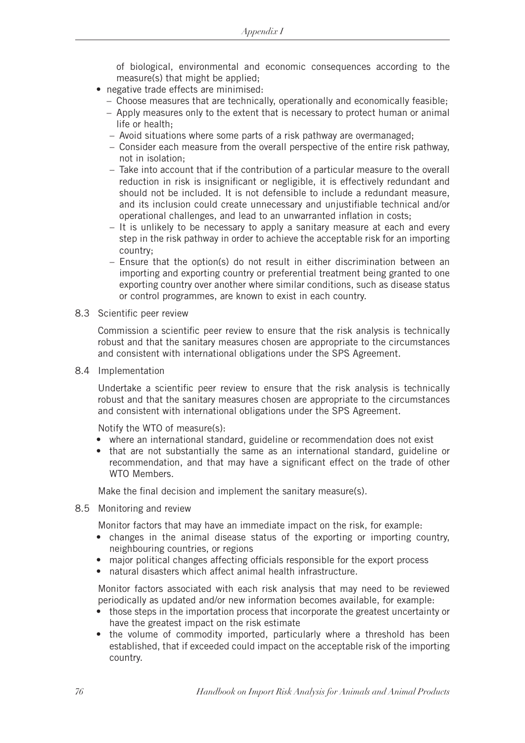of biological, environmental and economic consequences according to the measure(s) that might be applied;

- negative trade effects are minimised:
  - Choose measures that are technically, operationally and economically feasible;
  - Apply measures only to the extent that is necessary to protect human or animal life or health;
  - Avoid situations where some parts of a risk pathway are overmanaged;
  - Consider each measure from the overall perspective of the entire risk pathway, not in isolation;
  - Take into account that if the contribution of a particular measure to the overall reduction in risk is insignificant or negligible, it is effectively redundant and should not be included. It is not defensible to include a redundant measure, and its inclusion could create unnecessary and unjustifiable technical and/or operational challenges, and lead to an unwarranted inflation in costs;
  - It is unlikely to be necessary to apply a sanitary measure at each and every step in the risk pathway in order to achieve the acceptable risk for an importing country;
  - Ensure that the option(s) do not result in either discrimination between an importing and exporting country or preferential treatment being granted to one exporting country over another where similar conditions, such as disease status or control programmes, are known to exist in each country.

8.3 Scientific peer review

Commission a scientific peer review to ensure that the risk analysis is technically robust and that the sanitary measures chosen are appropriate to the circumstances and consistent with international obligations under the SPS Agreement.

8.4 Implementation

Undertake a scientific peer review to ensure that the risk analysis is technically robust and that the sanitary measures chosen are appropriate to the circumstances and consistent with international obligations under the SPS Agreement.

Notify the WTO of measure(s):

- where an international standard, guideline or recommendation does not exist
- that are not substantially the same as an international standard, guideline or recommendation, and that may have a significant effect on the trade of other WTO Members.

Make the final decision and implement the sanitary measure(s).

8.5 Monitoring and review

Monitor factors that may have an immediate impact on the risk, for example:

- changes in the animal disease status of the exporting or importing country, neighbouring countries, or regions
- major political changes affecting officials responsible for the export process
- natural disasters which affect animal health infrastructure.

Monitor factors associated with each risk analysis that may need to be reviewed periodically as updated and/or new information becomes available, for example:

- those steps in the importation process that incorporate the greatest uncertainty or have the greatest impact on the risk estimate
- the volume of commodity imported, particularly where a threshold has been established, that if exceeded could impact on the acceptable risk of the importing country.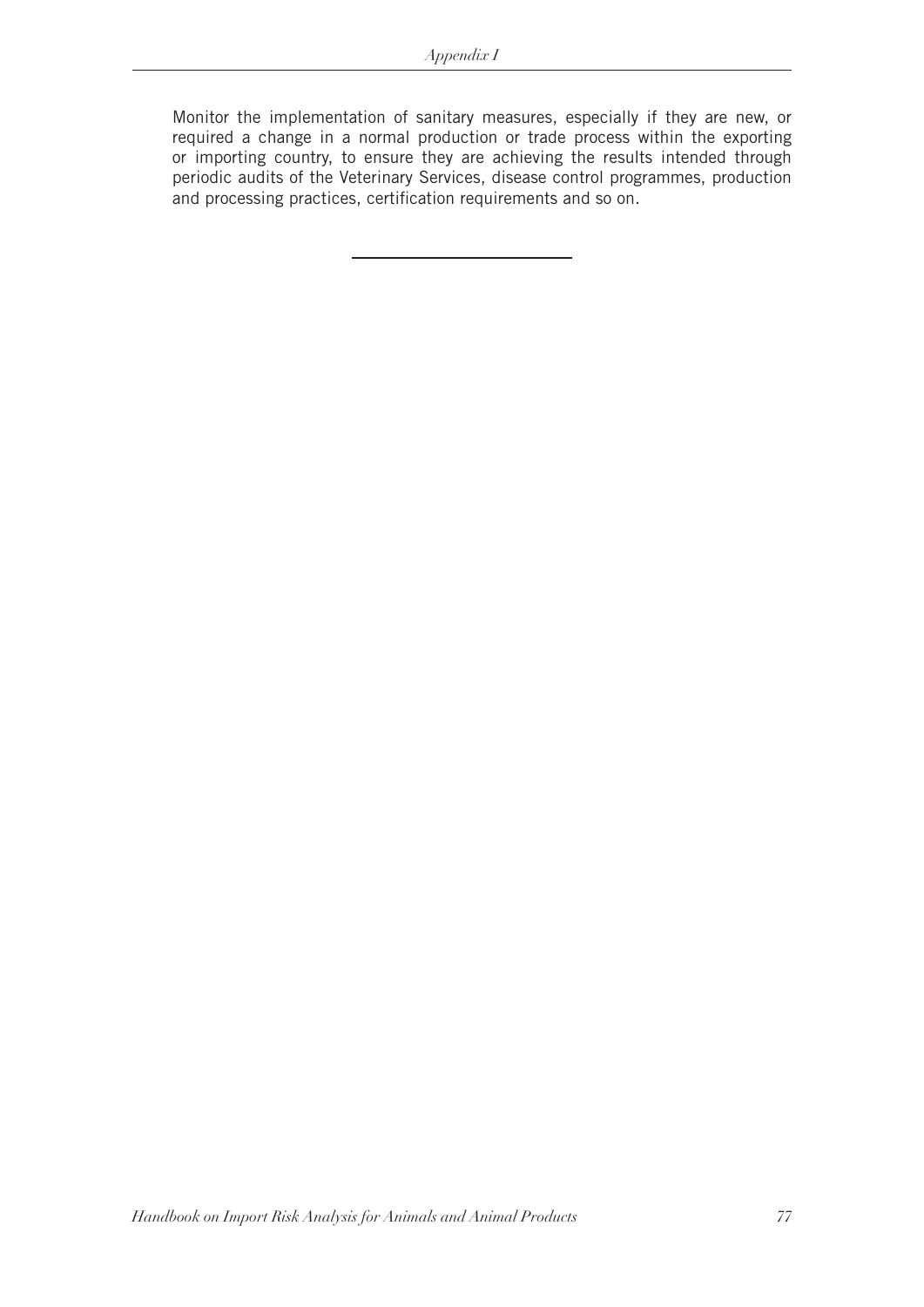Monitor the implementation of sanitary measures, especially if they are new, or required a change in a normal production or trade process within the exporting or importing country, to ensure they are achieving the results intended through periodic audits of the Veterinary Services, disease control programmes, production and processing practices, certification requirements and so on.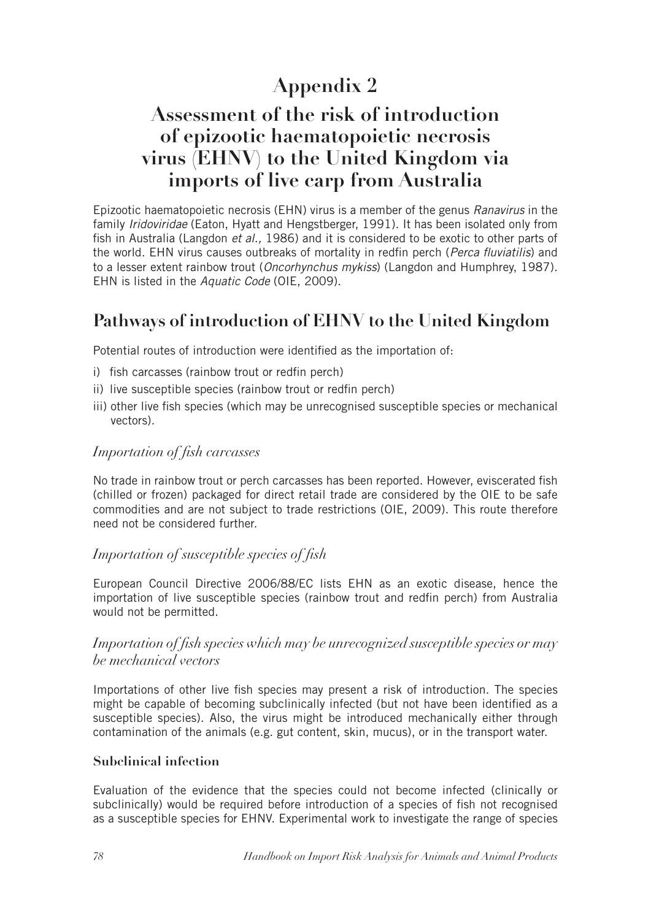# Appendix 2

# Assessment of the risk of introduction of epizootic haematopoietic necrosis virus (EHNV) to the United Kingdom via imports of live carp from Australia

Epizootic haematopoietic necrosis (EHN) virus is a member of the genus *Ranavirus* in the family *Iridoviridae* (Eaton, Hyatt and Hengstberger, 1991). It has been isolated only from fish in Australia (Langdon *et al.,* 1986) and it is considered to be exotic to other parts of the world. EHN virus causes outbreaks of mortality in redfin perch (*Perca fluviatilis*) and to a lesser extent rainbow trout (*Oncorhynchus mykiss*) (Langdon and Humphrey, 1987). EHN is listed in the *Aquatic Code* (OIE, 2009).

## Pathways of introduction of EHNV to the United Kingdom

Potential routes of introduction were identified as the importation of:

i) fish carcasses (rainbow trout or redfin perch)
ii) live susceptible species (rainbow trout or redfin perch)
iii) other live fish species (which may be unrecognised susceptible species or mechanical vectors).

### *Importation of fish carcasses*

No trade in rainbow trout or perch carcasses has been reported. However, eviscerated fish (chilled or frozen) packaged for direct retail trade are considered by the OIE to be safe commodities and are not subject to trade restrictions (OIE, 2009). This route therefore need not be considered further.

### *Importation of susceptible species of fish*

European Council Directive 2006/88/EC lists EHN as an exotic disease, hence the importation of live susceptible species (rainbow trout and redfin perch) from Australia would not be permitted.

### *Importation of fish species which may be unrecognized susceptible species or may be mechanical vectors*

Importations of other live fish species may present a risk of introduction. The species might be capable of becoming subclinically infected (but not have been identified as a susceptible species). Also, the virus might be introduced mechanically either through contamination of the animals (e.g. gut content, skin, mucus), or in the transport water.

#### Subclinical infection

Evaluation of the evidence that the species could not become infected (clinically or subclinically) would be required before introduction of a species of fish not recognised as a susceptible species for EHNV. Experimental work to investigate the range of species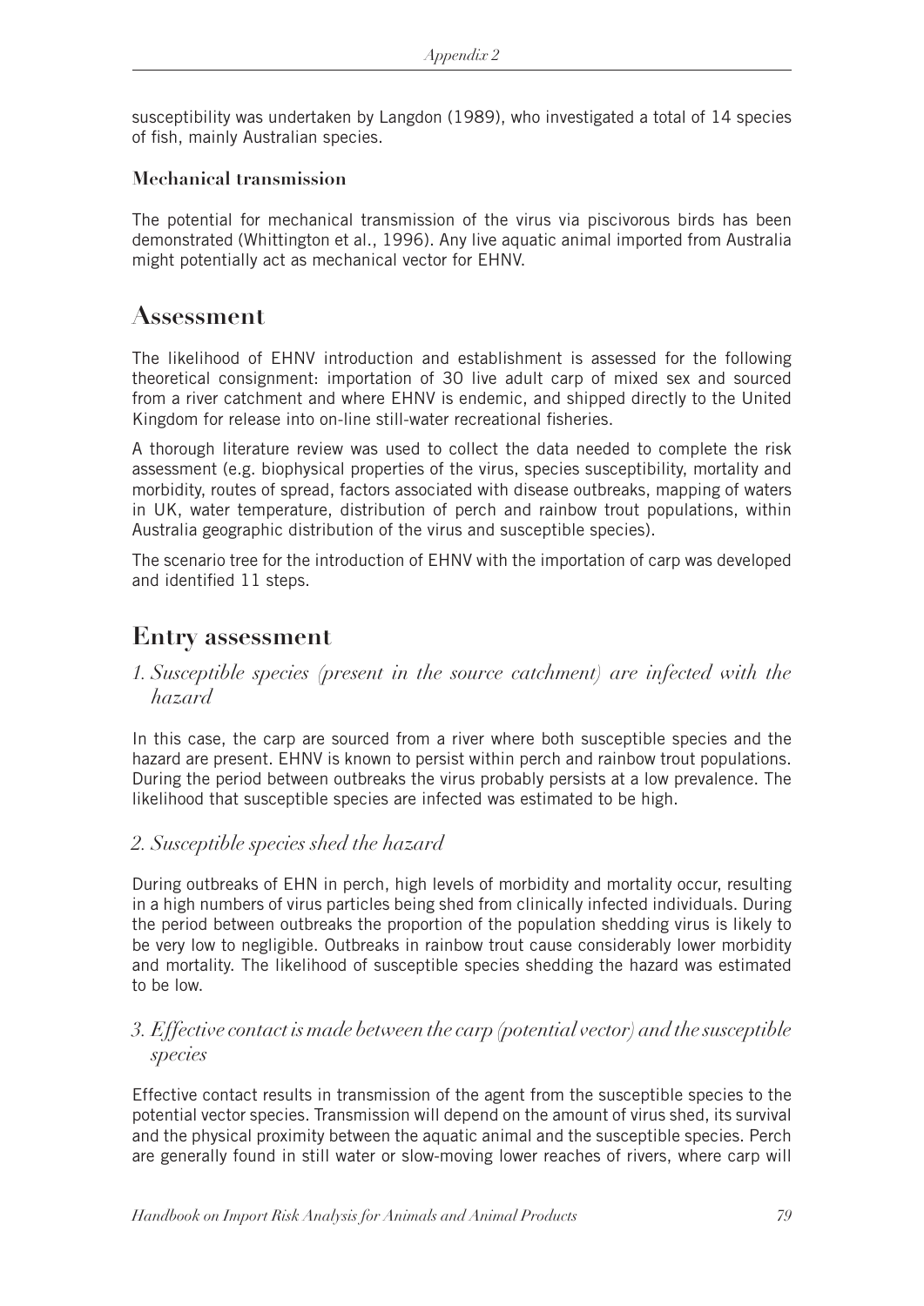susceptibility was undertaken by Langdon (1989), who investigated a total of 14 species of fish, mainly Australian species.

### Mechanical transmission

The potential for mechanical transmission of the virus via piscivorous birds has been demonstrated (Whittington et al., 1996). Any live aquatic animal imported from Australia might potentially act as mechanical vector for EHNV.

## Assessment

The likelihood of EHNV introduction and establishment is assessed for the following theoretical consignment: importation of 30 live adult carp of mixed sex and sourced from a river catchment and where EHNV is endemic, and shipped directly to the United Kingdom for release into on-line still-water recreational fisheries.

A thorough literature review was used to collect the data needed to complete the risk assessment (e.g. biophysical properties of the virus, species susceptibility, mortality and morbidity, routes of spread, factors associated with disease outbreaks, mapping of waters in UK, water temperature, distribution of perch and rainbow trout populations, within Australia geographic distribution of the virus and susceptible species).

The scenario tree for the introduction of EHNV with the importation of carp was developed and identified 11 steps.

## Entry assessment

### *1. Susceptible species (present in the source catchment) are infected with the hazard*

In this case, the carp are sourced from a river where both susceptible species and the hazard are present. EHNV is known to persist within perch and rainbow trout populations. During the period between outbreaks the virus probably persists at a low prevalence. The likelihood that susceptible species are infected was estimated to be high.

### *2. Susceptible species shed the hazard*

During outbreaks of EHN in perch, high levels of morbidity and mortality occur, resulting in a high numbers of virus particles being shed from clinically infected individuals. During the period between outbreaks the proportion of the population shedding virus is likely to be very low to negligible. Outbreaks in rainbow trout cause considerably lower morbidity and mortality. The likelihood of susceptible species shedding the hazard was estimated to be low.

### *3. Effective contact is made between the carp (potential vector) and the susceptible species*

Effective contact results in transmission of the agent from the susceptible species to the potential vector species. Transmission will depend on the amount of virus shed, its survival and the physical proximity between the aquatic animal and the susceptible species. Perch are generally found in still water or slow-moving lower reaches of rivers, where carp will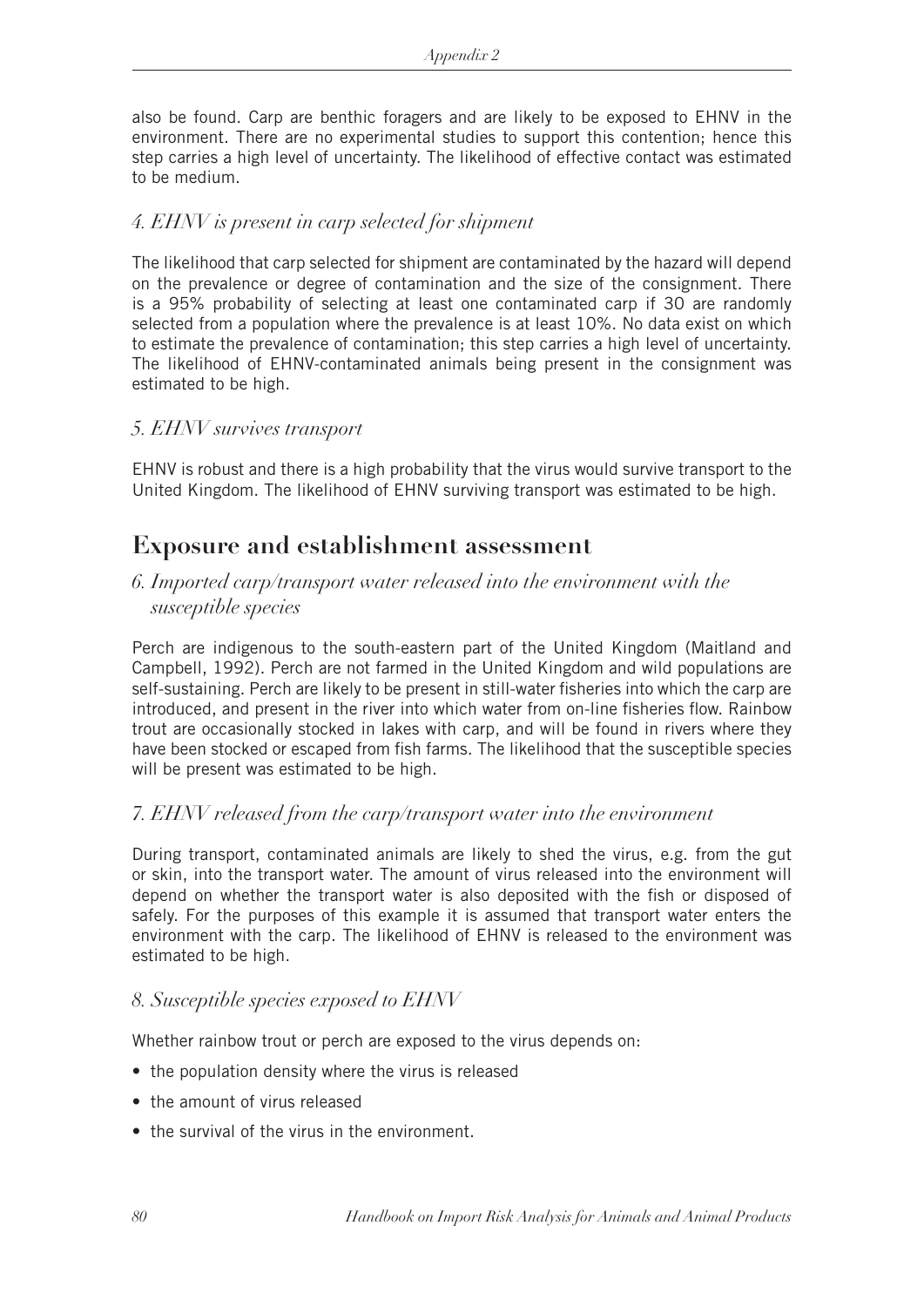also be found. Carp are benthic foragers and are likely to be exposed to EHNV in the environment. There are no experimental studies to support this contention; hence this step carries a high level of uncertainty. The likelihood of effective contact was estimated to be medium.

### *4. EHNV is present in carp selected for shipment*

The likelihood that carp selected for shipment are contaminated by the hazard will depend on the prevalence or degree of contamination and the size of the consignment. There is a 95% probability of selecting at least one contaminated carp if 30 are randomly selected from a population where the prevalence is at least 10%. No data exist on which to estimate the prevalence of contamination; this step carries a high level of uncertainty. The likelihood of EHNV-contaminated animals being present in the consignment was estimated to be high.

### *5. EHNV survives transport*

EHNV is robust and there is a high probability that the virus would survive transport to the United Kingdom. The likelihood of EHNV surviving transport was estimated to be high.

## Exposure and establishment assessment

### *6. Imported carp/transport water released into the environment with the susceptible species*

Perch are indigenous to the south-eastern part of the United Kingdom (Maitland and Campbell, 1992). Perch are not farmed in the United Kingdom and wild populations are self-sustaining. Perch are likely to be present in still-water fisheries into which the carp are introduced, and present in the river into which water from on-line fisheries flow. Rainbow trout are occasionally stocked in lakes with carp, and will be found in rivers where they have been stocked or escaped from fish farms. The likelihood that the susceptible species will be present was estimated to be high.

### *7. EHNV released from the carp/transport water into the environment*

During transport, contaminated animals are likely to shed the virus, e.g. from the gut or skin, into the transport water. The amount of virus released into the environment will depend on whether the transport water is also deposited with the fish or disposed of safely. For the purposes of this example it is assumed that transport water enters the environment with the carp. The likelihood of EHNV is released to the environment was estimated to be high.

### *8. Susceptible species exposed to EHNV*

Whether rainbow trout or perch are exposed to the virus depends on:

- the population density where the virus is released
- the amount of virus released
- the survival of the virus in the environment.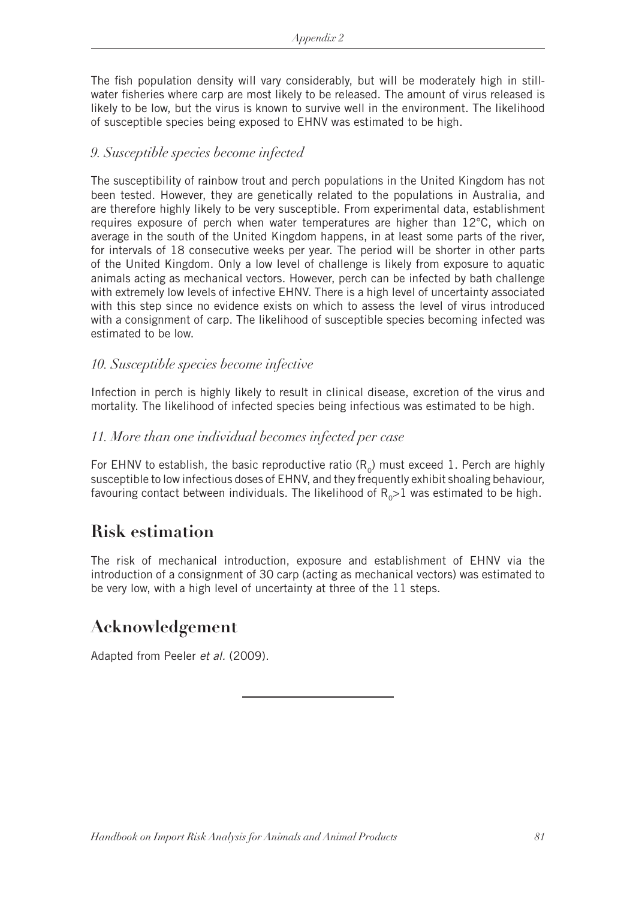The fish population density will vary considerably, but will be moderately high in still-water fisheries where carp are most likely to be released. The amount of virus released is likely to be low, but the virus is known to survive well in the environment. The likelihood of susceptible species being exposed to EHNV was estimated to be high.

### *9. Susceptible species become infected*

The susceptibility of rainbow trout and perch populations in the United Kingdom has not been tested. However, they are genetically related to the populations in Australia, and are therefore highly likely to be very susceptible. From experimental data, establishment requires exposure of perch when water temperatures are higher than 12°C, which on average in the south of the United Kingdom happens, in at least some parts of the river, for intervals of 18 consecutive weeks per year. The period will be shorter in other parts of the United Kingdom. Only a low level of challenge is likely from exposure to aquatic animals acting as mechanical vectors. However, perch can be infected by bath challenge with extremely low levels of infective EHNV. There is a high level of uncertainty associated with this step since no evidence exists on which to assess the level of virus introduced with a consignment of carp. The likelihood of susceptible species becoming infected was estimated to be low.

### *10. Susceptible species become infective*

Infection in perch is highly likely to result in clinical disease, excretion of the virus and mortality. The likelihood of infected species being infectious was estimated to be high.

### *11. More than one individual becomes infected per case*

For EHNV to establish, the basic reproductive ratio ($R_0$) must exceed 1. Perch are highly susceptible to low infectious doses of EHNV, and they frequently exhibit shoaling behaviour, favouring contact between individuals. The likelihood of $R_0>1$ was estimated to be high.

## Risk estimation

The risk of mechanical introduction, exposure and establishment of EHNV via the introduction of a consignment of 30 carp (acting as mechanical vectors) was estimated to be very low, with a high level of uncertainty at three of the 11 steps.

## Acknowledgement

Adapted from Peeler *et al.* (2009).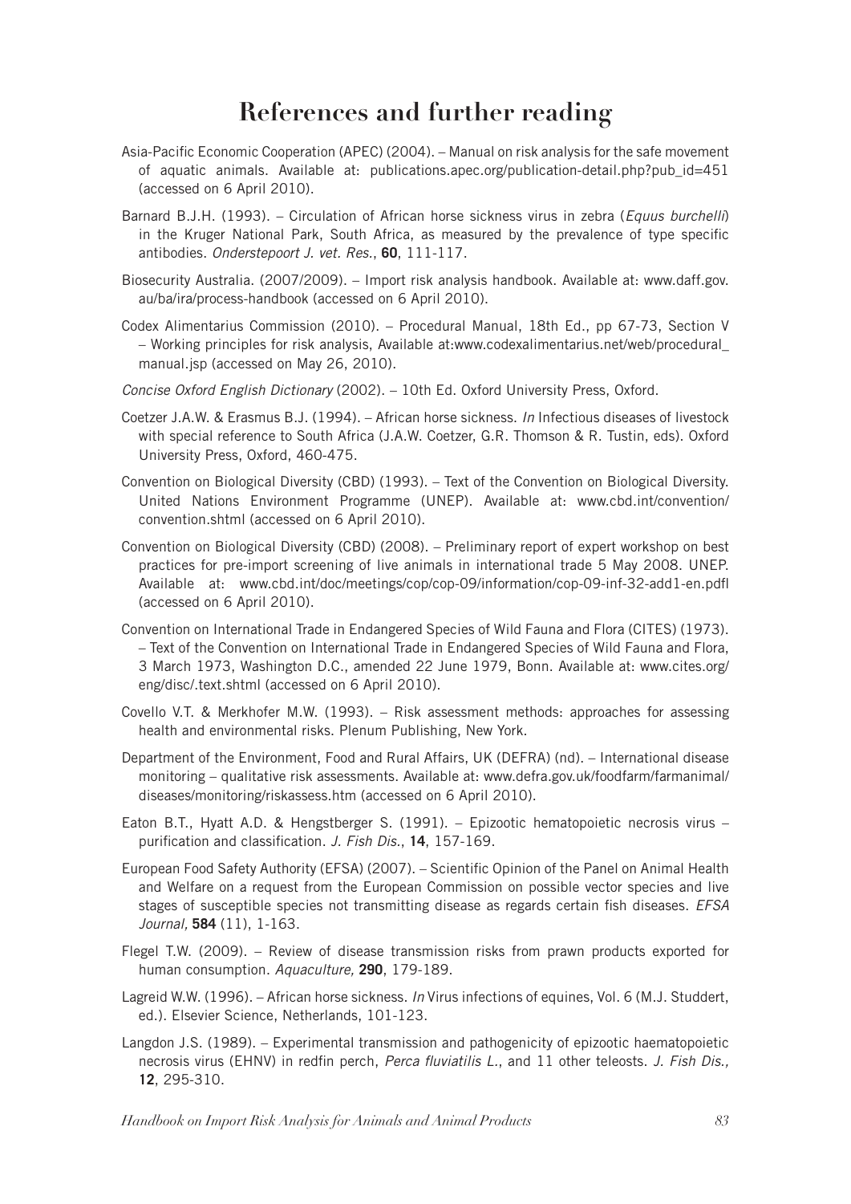# References and further reading

Asia-Pacific Economic Cooperation (APEC) (2004). – Manual on risk analysis for the safe movement of aquatic animals. Available at: publications.apec.org/publication-detail.php?pub_id=451 (accessed on 6 April 2010).

Barnard B.J.H. (1993). – Circulation of African horse sickness virus in zebra (*Equus burchelli*) in the Kruger National Park, South Africa, as measured by the prevalence of type specific antibodies. *Onderstepoort J. vet. Res.*, **60**, 111-117.

Biosecurity Australia. (2007/2009). – Import risk analysis handbook. Available at: www.daff.gov.au/ba/ira/process-handbook (accessed on 6 April 2010).

Codex Alimentarius Commission (2010). – Procedural Manual, 18th Ed., pp 67-73, Section V – Working principles for risk analysis, Available at:www.codexalimentarius.net/web/procedural_manual.jsp (accessed on May 26, 2010).

*Concise Oxford English Dictionary* (2002). – 10th Ed. Oxford University Press, Oxford.

Coetzer J.A.W. & Erasmus B.J. (1994). – African horse sickness. *In* Infectious diseases of livestock with special reference to South Africa (J.A.W. Coetzer, G.R. Thomson & R. Tustin, eds). Oxford University Press, Oxford, 460-475.

Convention on Biological Diversity (CBD) (1993). – Text of the Convention on Biological Diversity. United Nations Environment Programme (UNEP). Available at: www.cbd.int/convention/convention.shtml (accessed on 6 April 2010).

Convention on Biological Diversity (CBD) (2008). – Preliminary report of expert workshop on best practices for pre-import screening of live animals in international trade 5 May 2008. UNEP. Available at: www.cbd.int/doc/meetings/cop/cop-09/information/cop-09-inf-32-add1-en.pdfl (accessed on 6 April 2010).

Convention on International Trade in Endangered Species of Wild Fauna and Flora (CITES) (1973). – Text of the Convention on International Trade in Endangered Species of Wild Fauna and Flora, 3 March 1973, Washington D.C., amended 22 June 1979, Bonn. Available at: www.cites.org/eng/disc/.text.shtml (accessed on 6 April 2010).

Covello V.T. & Merkhofer M.W. (1993). – Risk assessment methods: approaches for assessing health and environmental risks. Plenum Publishing, New York.

Department of the Environment, Food and Rural Affairs, UK (DEFRA) (nd). – International disease monitoring – qualitative risk assessments. Available at: www.defra.gov.uk/foodfarm/farmanimal/diseases/monitoring/riskassess.htm (accessed on 6 April 2010).

Eaton B.T., Hyatt A.D. & Hengstberger S. (1991). – Epizootic hematopoietic necrosis virus – purification and classification. *J. Fish Dis.*, **14**, 157-169.

European Food Safety Authority (EFSA) (2007). – Scientific Opinion of the Panel on Animal Health and Welfare on a request from the European Commission on possible vector species and live stages of susceptible species not transmitting disease as regards certain fish diseases. *EFSA Journal,* **584** (11), 1-163.

Flegel T.W. (2009). – Review of disease transmission risks from prawn products exported for human consumption. *Aquaculture,* **290**, 179-189.

Lagreid W.W. (1996). – African horse sickness. *In* Virus infections of equines, Vol. 6 (M.J. Studdert, ed.). Elsevier Science, Netherlands, 101-123.

Langdon J.S. (1989). – Experimental transmission and pathogenicity of epizootic haematopoietic necrosis virus (EHNV) in redfin perch, *Perca fluviatilis L.*, and 11 other teleosts. *J. Fish Dis.,* **12**, 295-310.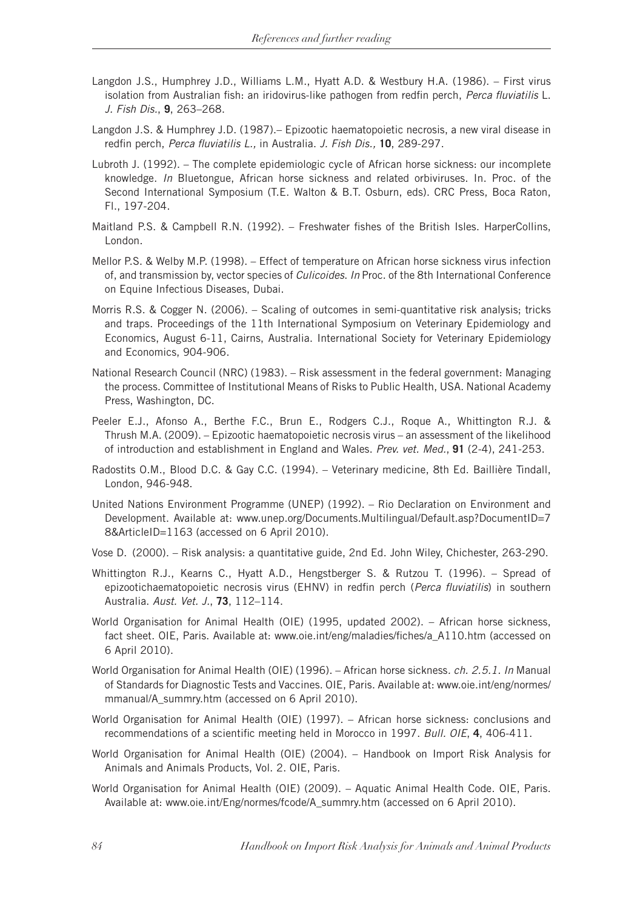Langdon J.S., Humphrey J.D., Williams L.M., Hyatt A.D. & Westbury H.A. (1986). – First virus isolation from Australian fish: an iridovirus-like pathogen from redfin perch, *Perca fluviatilis* L. *J. Fish Dis.*, **9**, 263–268.

Langdon J.S. & Humphrey J.D. (1987).– Epizootic haematopoietic necrosis, a new viral disease in redfin perch, *Perca fluviatilis L.,* in Australia. *J. Fish Dis.,* **10**, 289-297.

Lubroth J. (1992). – The complete epidemiologic cycle of African horse sickness: our incomplete knowledge. *In* Bluetongue, African horse sickness and related orbiviruses. In. Proc. of the Second International Symposium (T.E. Walton & B.T. Osburn, eds). CRC Press, Boca Raton, Fl., 197-204.

Maitland P.S. & Campbell R.N. (1992). – Freshwater fishes of the British Isles. HarperCollins, London.

Mellor P.S. & Welby M.P. (1998). – Effect of temperature on African horse sickness virus infection of, and transmission by, vector species of *Culicoides. In* Proc. of the 8th International Conference on Equine Infectious Diseases, Dubai.

Morris R.S. & Cogger N. (2006). – Scaling of outcomes in semi-quantitative risk analysis; tricks and traps. Proceedings of the 11th International Symposium on Veterinary Epidemiology and Economics, August 6-11, Cairns, Australia. International Society for Veterinary Epidemiology and Economics, 904-906.

National Research Council (NRC) (1983). – Risk assessment in the federal government: Managing the process. Committee of Institutional Means of Risks to Public Health, USA. National Academy Press, Washington, DC.

Peeler E.J., Afonso A., Berthe F.C., Brun E., Rodgers C.J., Roque A., Whittington R.J. & Thrush M.A. (2009). – Epizootic haematopoietic necrosis virus – an assessment of the likelihood of introduction and establishment in England and Wales. *Prev. vet. Med.*, **91** (2-4), 241-253.

Radostits O.M., Blood D.C. & Gay C.C. (1994). – Veterinary medicine, 8th Ed. Baillière Tindall, London, 946-948.

United Nations Environment Programme (UNEP) (1992). – Rio Declaration on Environment and Development. Available at: www.unep.org/Documents.Multilingual/Default.asp?DocumentID=78&ArticleID=1163 (accessed on 6 April 2010).

Vose D. (2000). – Risk analysis: a quantitative guide, 2nd Ed. John Wiley, Chichester, 263-290.

Whittington R.J., Kearns C., Hyatt A.D., Hengstberger S. & Rutzou T. (1996). – Spread of epizootichaematopoietic necrosis virus (EHNV) in redfin perch (*Perca fluviatilis*) in southern Australia. *Aust. Vet. J.*, **73**, 112–114.

World Organisation for Animal Health (OIE) (1995, updated 2002). – African horse sickness, fact sheet. OIE, Paris. Available at: www.oie.int/eng/maladies/fiches/a_A110.htm (accessed on 6 April 2010).

World Organisation for Animal Health (OIE) (1996). – African horse sickness. *ch. 2.5.1. In* Manual of Standards for Diagnostic Tests and Vaccines. OIE, Paris. Available at: www.oie.int/eng/normes/mmanual/A_summry.htm (accessed on 6 April 2010).

World Organisation for Animal Health (OIE) (1997). – African horse sickness: conclusions and recommendations of a scientific meeting held in Morocco in 1997. *Bull. OIE*, **4**, 406-411.

World Organisation for Animal Health (OIE) (2004). – Handbook on Import Risk Analysis for Animals and Animals Products, Vol. 2. OIE, Paris.

World Organisation for Animal Health (OIE) (2009). – Aquatic Animal Health Code. OIE, Paris. Available at: www.oie.int/Eng/normes/fcode/A_summry.htm (accessed on 6 April 2010).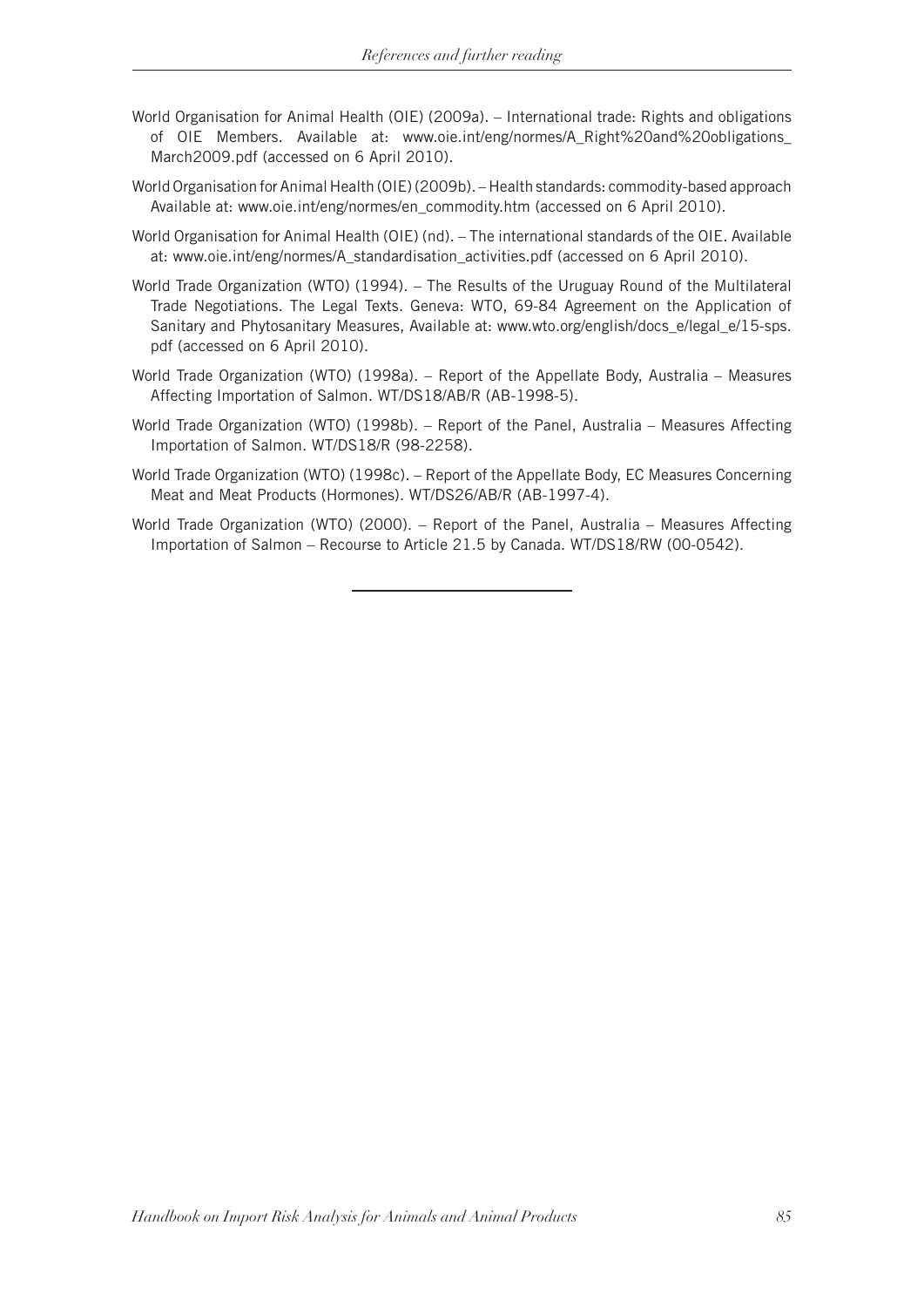World Organisation for Animal Health (OIE) (2009a). – International trade: Rights and obligations of OIE Members. Available at: www.oie.int/eng/normes/A_Right%20and%20obligations_March2009.pdf (accessed on 6 April 2010).

World Organisation for Animal Health (OIE) (2009b). – Health standards: commodity-based approach Available at: www.oie.int/eng/normes/en_commodity.htm (accessed on 6 April 2010).

World Organisation for Animal Health (OIE) (nd). – The international standards of the OIE. Available at: www.oie.int/eng/normes/A_standardisation_activities.pdf (accessed on 6 April 2010).

World Trade Organization (WTO) (1994). – The Results of the Uruguay Round of the Multilateral Trade Negotiations. The Legal Texts. Geneva: WTO, 69-84 Agreement on the Application of Sanitary and Phytosanitary Measures, Available at: www.wto.org/english/docs_e/legal_e/15-sps.pdf (accessed on 6 April 2010).

World Trade Organization (WTO) (1998a). – Report of the Appellate Body, Australia – Measures Affecting Importation of Salmon. WT/DS18/AB/R (AB-1998-5).

World Trade Organization (WTO) (1998b). – Report of the Panel, Australia – Measures Affecting Importation of Salmon. WT/DS18/R (98-2258).

World Trade Organization (WTO) (1998c). – Report of the Appellate Body, EC Measures Concerning Meat and Meat Products (Hormones). WT/DS26/AB/R (AB-1997-4).

World Trade Organization (WTO) (2000). – Report of the Panel, Australia – Measures Affecting Importation of Salmon – Recourse to Article 21.5 by Canada. WT/DS18/RW (00-0542).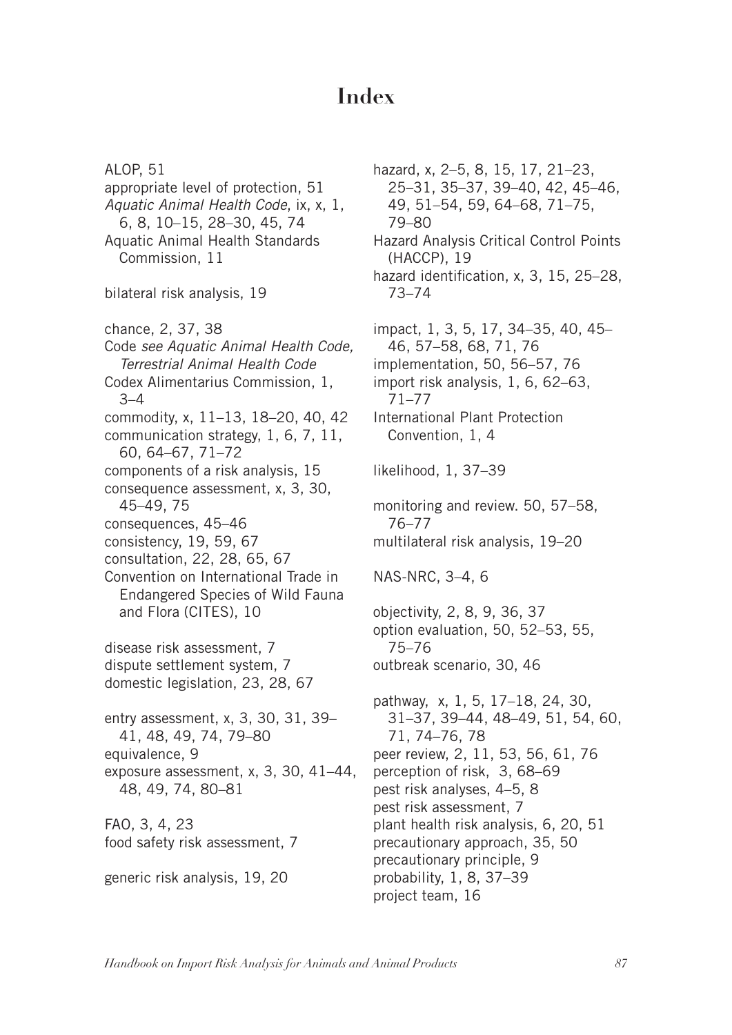# Index

ALOP, 51
appropriate level of protection, 51
*Aquatic Animal Health Code*, ix, x, 1, 6, 8, 10–15, 28–30, 45, 74
Aquatic Animal Health Standards Commission, 11

bilateral risk analysis, 19

chance, 2, 37, 38
Code *see Aquatic Animal Health Code, Terrestrial Animal Health Code*
Codex Alimentarius Commission, 1, 3–4
commodity, x, 11–13, 18–20, 40, 42
communication strategy, 1, 6, 7, 11, 60, 64–67, 71–72
components of a risk analysis, 15
consequence assessment, x, 3, 30, 45–49, 75
consequences, 45–46
consistency, 19, 59, 67
consultation, 22, 28, 65, 67
Convention on International Trade in Endangered Species of Wild Fauna and Flora (CITES), 10

disease risk assessment, 7
dispute settlement system, 7
domestic legislation, 23, 28, 67

entry assessment, x, 3, 30, 31, 39–41, 48, 49, 74, 79–80
equivalence, 9
exposure assessment, x, 3, 30, 41–44, 48, 49, 74, 80–81

FAO, 3, 4, 23
food safety risk assessment, 7

generic risk analysis, 19, 20

hazard, x, 2–5, 8, 15, 17, 21–23, 25–31, 35–37, 39–40, 42, 45–46, 49, 51–54, 59, 64–68, 71–75, 79–80
Hazard Analysis Critical Control Points (HACCP), 19
hazard identification, x, 3, 15, 25–28, 73–74

impact, 1, 3, 5, 17, 34–35, 40, 45–46, 57–58, 68, 71, 76
implementation, 50, 56–57, 76
import risk analysis, 1, 6, 62–63, 71–77
International Plant Protection Convention, 1, 4

likelihood, 1, 37–39

monitoring and review. 50, 57–58, 76–77
multilateral risk analysis, 19–20

NAS-NRC, 3–4, 6

objectivity, 2, 8, 9, 36, 37
option evaluation, 50, 52–53, 55, 75–76
outbreak scenario, 30, 46

pathway, x, 1, 5, 17–18, 24, 30, 31–37, 39–44, 48–49, 51, 54, 60, 71, 74–76, 78
peer review, 2, 11, 53, 56, 61, 76
perception of risk, 3, 68–69
pest risk analyses, 4–5, 8
pest risk assessment, 7
plant health risk analysis, 6, 20, 51
precautionary approach, 35, 50
precautionary principle, 9
probability, 1, 8, 37–39
project team, 16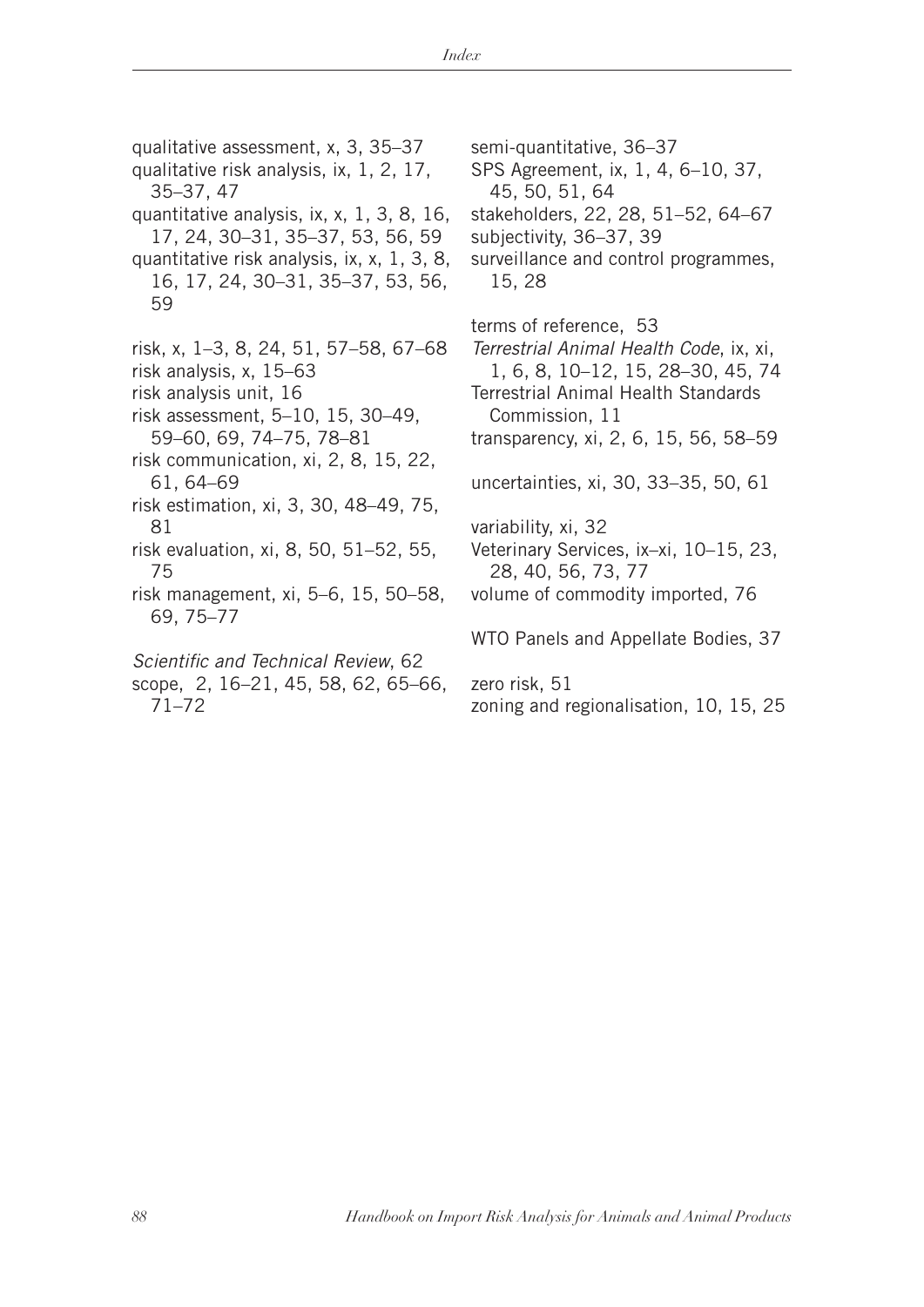qualitative assessment, x, 3, 35–37
qualitative risk analysis, ix, 1, 2, 17, 35–37, 47
quantitative analysis, ix, x, 1, 3, 8, 16, 17, 24, 30–31, 35–37, 53, 56, 59
quantitative risk analysis, ix, x, 1, 3, 8, 16, 17, 24, 30–31, 35–37, 53, 56, 59

risk, x, 1–3, 8, 24, 51, 57–58, 67–68
risk analysis, x, 15–63
risk analysis unit, 16
risk assessment, 5–10, 15, 30–49, 59–60, 69, 74–75, 78–81
risk communication, xi, 2, 8, 15, 22, 61, 64–69
risk estimation, xi, 3, 30, 48–49, 75, 81
risk evaluation, xi, 8, 50, 51–52, 55, 75
risk management, xi, 5–6, 15, 50–58, 69, 75–77

*Scientific and Technical Review*, 62
scope, 2, 16–21, 45, 58, 62, 65–66, 71–72
semi-quantitative, 36–37
SPS Agreement, ix, 1, 4, 6–10, 37, 45, 50, 51, 64
stakeholders, 22, 28, 51–52, 64–67
subjectivity, 36–37, 39
surveillance and control programmes, 15, 28

terms of reference, 53
*Terrestrial Animal Health Code*, ix, xi, 1, 6, 8, 10–12, 15, 28–30, 45, 74
Terrestrial Animal Health Standards Commission, 11
transparency, xi, 2, 6, 15, 56, 58–59

uncertainties, xi, 30, 33–35, 50, 61

variability, xi, 32
Veterinary Services, ix–xi, 10–15, 23, 28, 40, 56, 73, 77
volume of commodity imported, 76

WTO Panels and Appellate Bodies, 37

zero risk, 51
zoning and regionalisation, 10, 15, 25